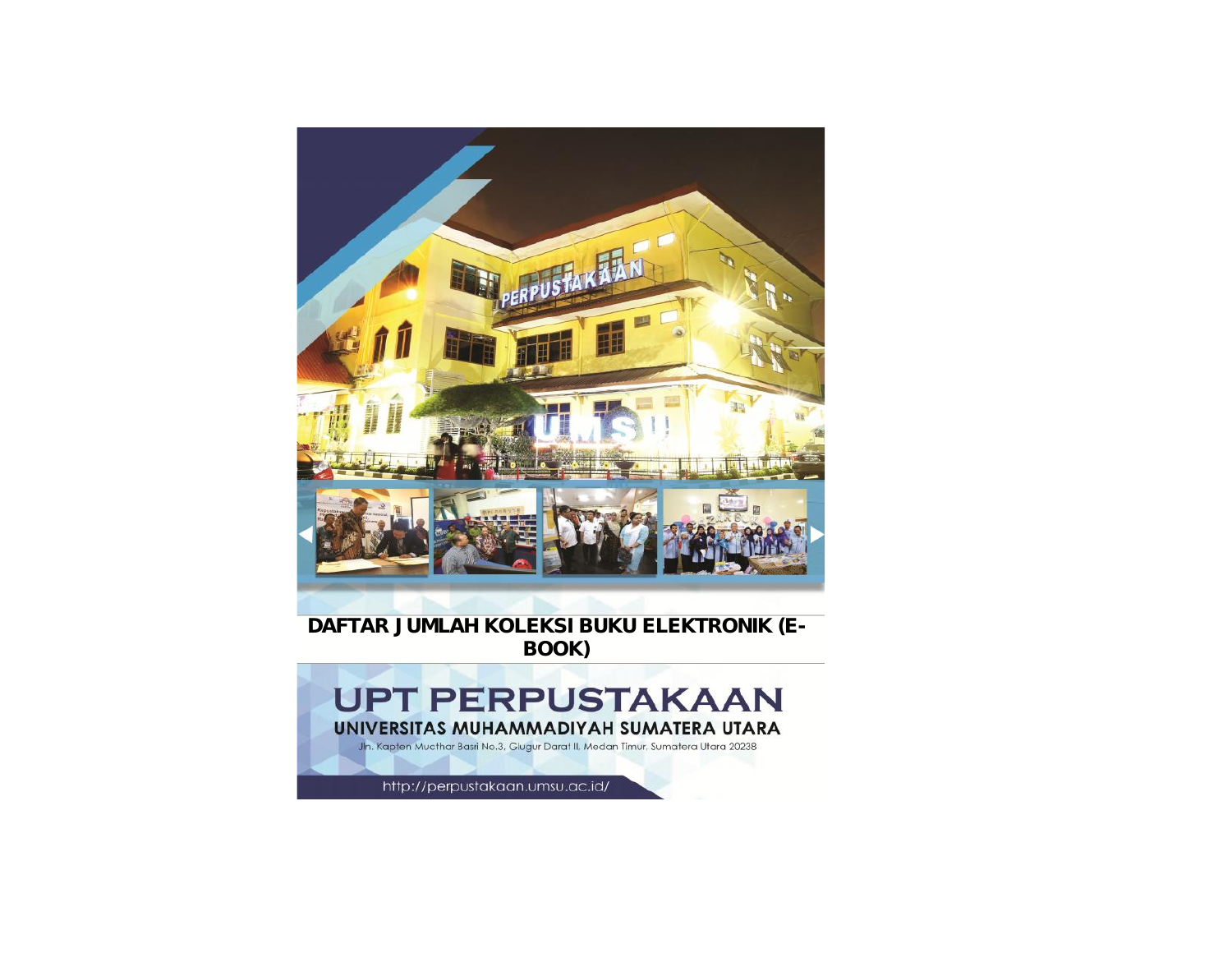# DAFTAR JUMLAH KOLEKSI BUKU ELEKTRONIK (E-BOOK)

## UPT PERPUSTAKAAN

### UNIVERSITAS MUHAMMADIYAH SUMATERA UTARA

Jln. Kapten Mucthar Basri No.3, Glugur Darat II, Medan Timur, Sumatera Utara 20238

http://perpustakaan.umsu.ac.id/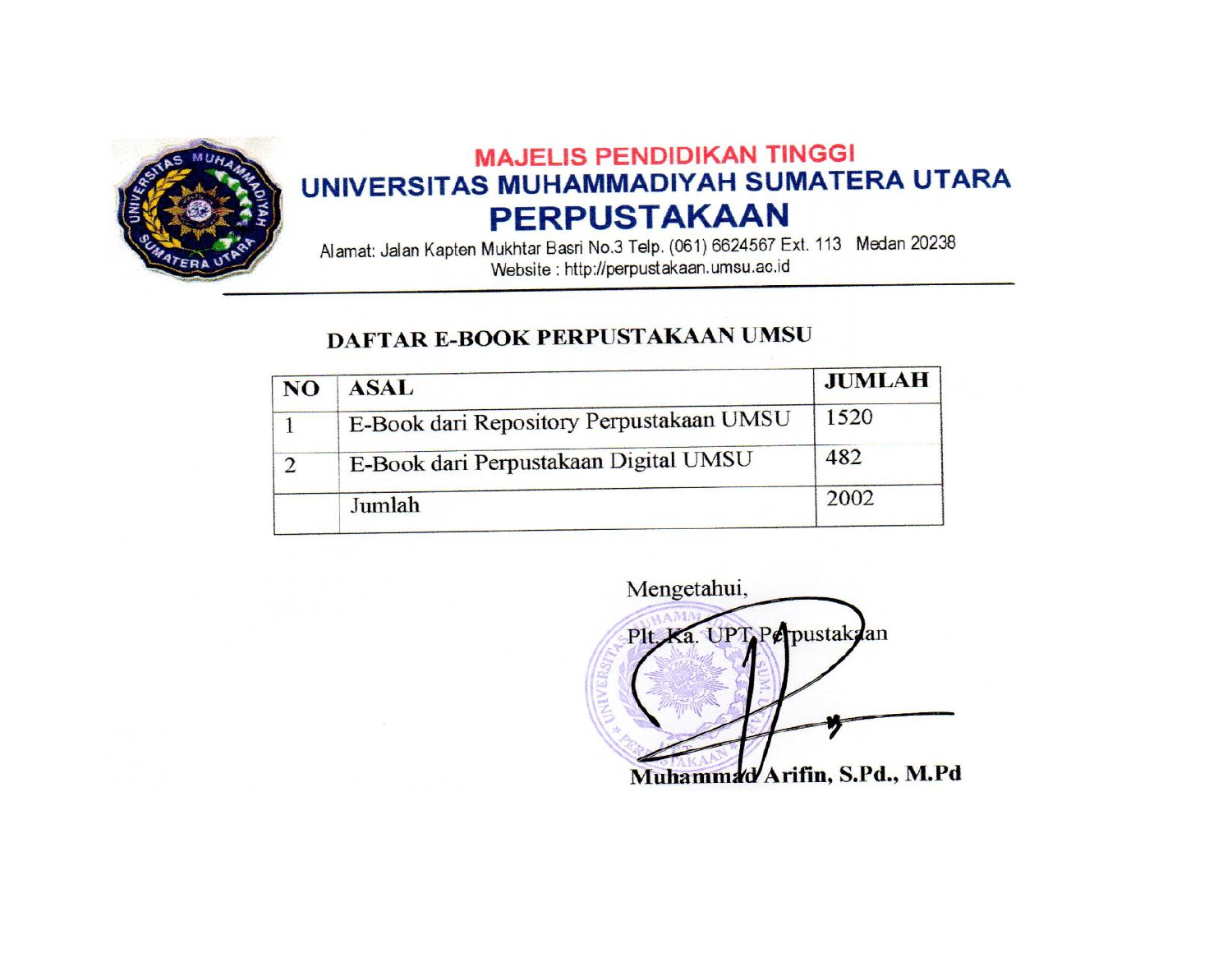**MAJELIS PENDIDIKAN TINGGI**

**UNIVERSITAS MUHAMMADIYAH SUMATERA UTARA**

# PERPUSTAKAAN

Alamat: Jalan Kapten Mukhtar Basri No.3 Telp. (061) 6624567 Ext. 113 Medan 20238

Website : http://perpustakaan.umsu.ac.id

## DAFTAR E-BOOK PERPUSTAKAAN UMSU

| NO | ASAL | JUMLAH |
|---|---|---|
| 1 | E-Book dari Repository Perpustakaan UMSU | 1520 |
| 2 | E-Book dari Perpustakaan Digital UMSU | 482 |
| | Jumlah | 2002 |

Mengetahui,

Plt. Ka. UPT Perpustakaan

**Muhammad Arifin, S.Pd., M.Pd**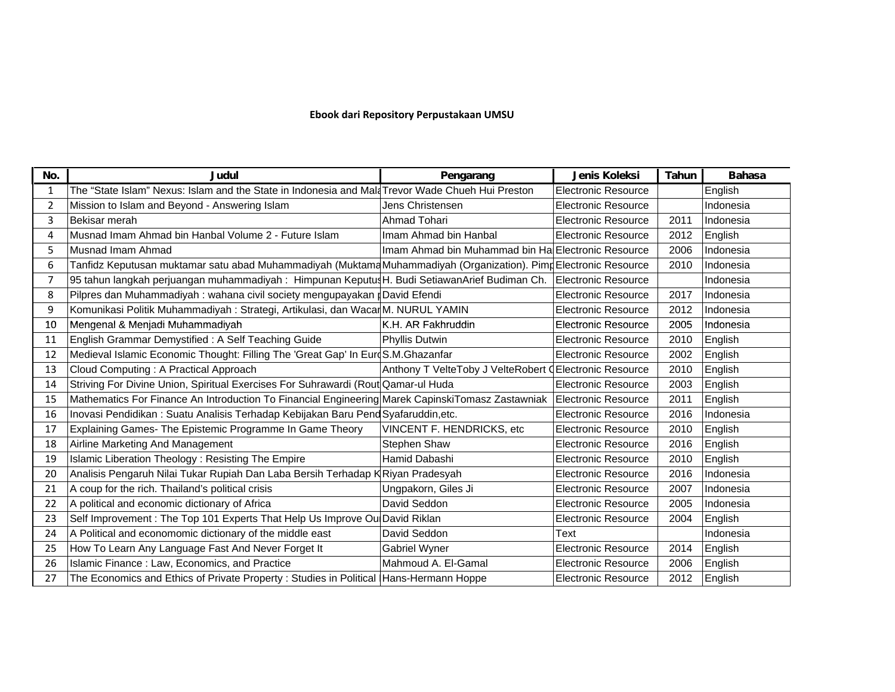**Ebook dari Repository Perpustakaan UMSU**

| No. | Judul | Pengarang | Jenis Koleksi | Tahun | Bahasa |
|---|---|---|---|---|---|
| 1 | The “State Islam” Nexus: Islam and the State in Indonesia and Mala | Trevor Wade Chueh Hui Preston | Electronic Resource | | English |
| 2 | Mission to Islam and Beyond - Answering Islam | Jens Christensen | Electronic Resource | | Indonesia |
| 3 | Bekisar merah | Ahmad Tohari | Electronic Resource | 2011 | Indonesia |
| 4 | Musnad Imam Ahmad bin Hanbal Volume 2 - Future Islam | Imam Ahmad bin Hanbal | Electronic Resource | 2012 | English |
| 5 | Musnad Imam Ahmad | Imam Ahmad bin Muhammad bin Ha | Electronic Resource | 2006 | Indonesia |
| 6 | Tanfidz Keputusan muktamar satu abad Muhammadiyah (Muktama | Muhammadiyah (Organization). Pimp | Electronic Resource | 2010 | Indonesia |
| 7 | 95 tahun langkah perjuangan muhammadiyah : Himpunan Keputus | H. Budi SetiawanArief Budiman Ch. | Electronic Resource | | Indonesia |
| 8 | Pilpres dan Muhammadiyah : wahana civil society mengupayakan | David Efendi | Electronic Resource | 2017 | Indonesia |
| 9 | Komunikasi Politik Muhammadiyah : Strategi, Artikulasi, dan Wacar | M. NURUL YAMIN | Electronic Resource | 2012 | Indonesia |
| 10 | Mengenal & Menjadi Muhammadiyah | K.H. AR Fakhruddin | Electronic Resource | 2005 | Indonesia |
| 11 | English Grammar Demystified : A Self Teaching Guide | Phyllis Dutwin | Electronic Resource | 2010 | English |
| 12 | Medieval Islamic Economic Thought: Filling The 'Great Gap' In Eur | S.M.Ghazanfar | Electronic Resource | 2002 | English |
| 13 | Cloud Computing : A Practical Approach | Anthony T VelteToby J VelteRobert C | Electronic Resource | 2010 | English |
| 14 | Striving For Divine Union, Spiritual Exercises For Suhrawardi (Rout | Qamar-ul Huda | Electronic Resource | 2003 | English |
| 15 | Mathematics For Finance An Introduction To Financial Engineering | Marek CapinskiTomasz Zastawniak | Electronic Resource | 2011 | English |
| 16 | Inovasi Pendidikan : Suatu Analisis Terhadap Kebijakan Baru Pend | Syafaruddin,etc. | Electronic Resource | 2016 | Indonesia |
| 17 | Explaining Games- The Epistemic Programme In Game Theory | VINCENT F. HENDRICKS, etc | Electronic Resource | 2010 | English |
| 18 | Airline Marketing And Management | Stephen Shaw | Electronic Resource | 2016 | English |
| 19 | Islamic Liberation Theology : Resisting The Empire | Hamid Dabashi | Electronic Resource | 2010 | English |
| 20 | Analisis Pengaruh Nilai Tukar Rupiah Dan Laba Bersih Terhadap K | Riyan Pradesyah | Electronic Resource | 2016 | Indonesia |
| 21 | A coup for the rich. Thailand's political crisis | Ungpakorn, Giles Ji | Electronic Resource | 2007 | Indonesia |
| 22 | A political and economic dictionary of Africa | David Seddon | Electronic Resource | 2005 | Indonesia |
| 23 | Self Improvement : The Top 101 Experts That Help Us Improve Ou | David Riklan | Electronic Resource | 2004 | English |
| 24 | A Political and economomic dictionary of the middle east | David Seddon | Text | | Indonesia |
| 25 | How To Learn Any Language Fast And Never Forget It | Gabriel Wyner | Electronic Resource | 2014 | English |
| 26 | Islamic Finance : Law, Economics, and Practice | Mahmoud A. El-Gamal | Electronic Resource | 2006 | English |
| 27 | The Economics and Ethics of Private Property : Studies in Political | Hans-Hermann Hoppe | Electronic Resource | 2012 | English |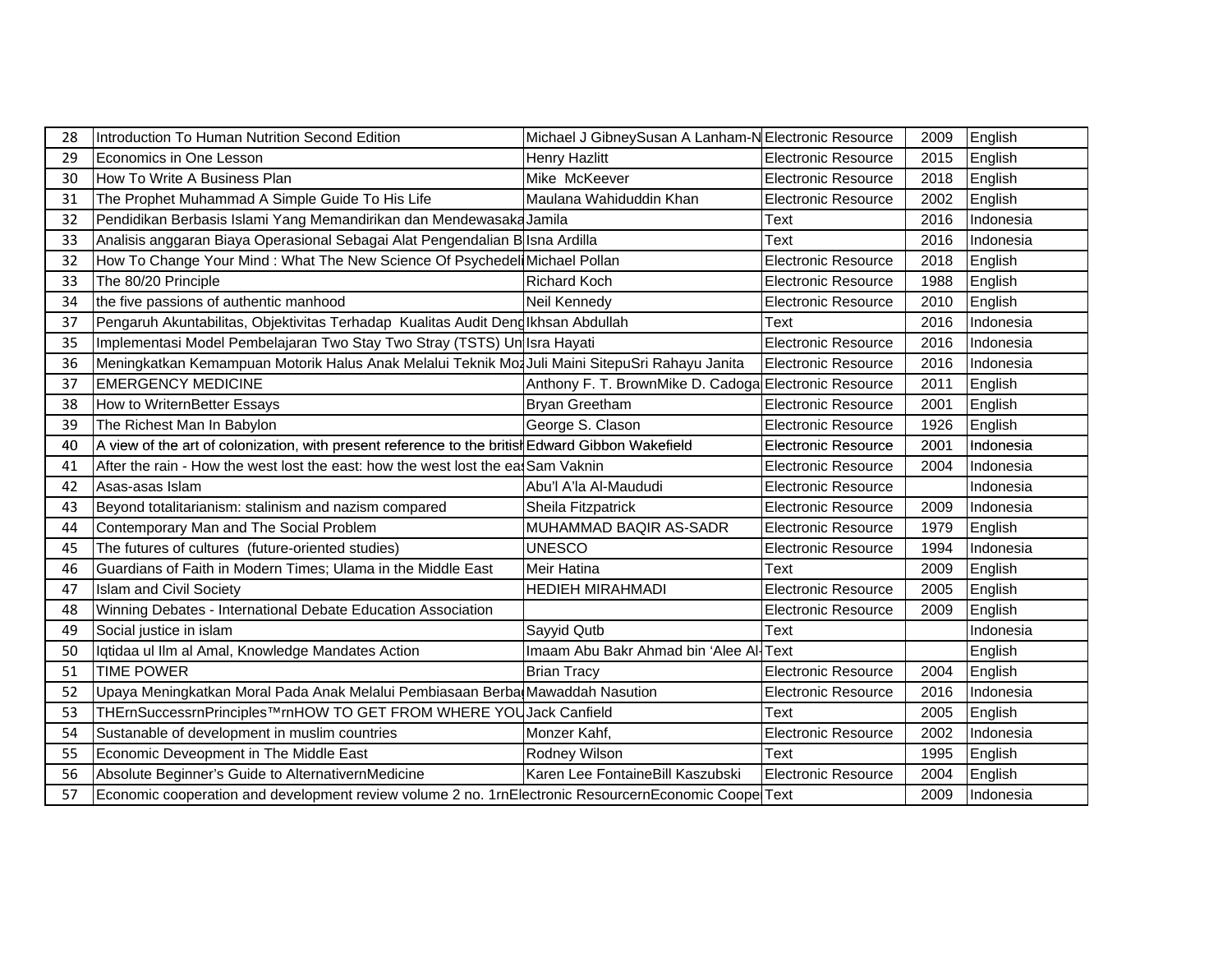| 28 | Introduction To Human Nutrition Second Edition | Michael J GibneySusan A Lanham-N | Electronic Resource | 2009 | English |
|---|---|---|---|---|---|
| 29 | Economics in One Lesson | Henry Hazlitt | Electronic Resource | 2015 | English |
| 30 | How To Write A Business Plan | Mike McKeever | Electronic Resource | 2018 | English |
| 31 | The Prophet Muhammad A Simple Guide To His Life | Maulana Wahiduddin Khan | Electronic Resource | 2002 | English |
| 32 | Pendidikan Berbasis Islami Yang Memandirikan dan Mendewasaka | Jamila | Text | 2016 | Indonesia |
| 33 | Analisis anggaran Biaya Operasional Sebagai Alat Pengendalian B | Isna Ardilla | Text | 2016 | Indonesia |
| 32 | How To Change Your Mind : What The New Science Of Psychedeli | Michael Pollan | Electronic Resource | 2018 | English |
| 33 | The 80/20 Principle | Richard Koch | Electronic Resource | 1988 | English |
| 34 | the five passions of authentic manhood | Neil Kennedy | Electronic Resource | 2010 | English |
| 37 | Pengaruh Akuntabilitas, Objektivitas Terhadap Kualitas Audit Deng | Ikhsan Abdullah | Text | 2016 | Indonesia |
| 35 | Implementasi Model Pembelajaran Two Stay Two Stray (TSTS) Un | Isra Hayati | Electronic Resource | 2016 | Indonesia |
| 36 | Meningkatkan Kemampuan Motorik Halus Anak Melalui Teknik Moz | Juli Maini SitepuSri Rahayu Janita | Electronic Resource | 2016 | Indonesia |
| 37 | EMERGENCY MEDICINE | Anthony F. T. BrownMike D. Cadoga | Electronic Resource | 2011 | English |
| 38 | How to WriternBetter Essays | Bryan Greetham | Electronic Resource | 2001 | English |
| 39 | The Richest Man In Babylon | George S. Clason | Electronic Resource | 1926 | English |
| 40 | A view of the art of colonization, with present reference to the britisl | Edward Gibbon Wakefield | Electronic Resource | 2001 | Indonesia |
| 41 | After the rain - How the west lost the east: how the west lost the ea | Sam Vaknin | Electronic Resource | 2004 | Indonesia |
| 42 | Asas-asas Islam | Abu'l A'la Al-Maududi | Electronic Resource | | Indonesia |
| 43 | Beyond totalitarianism: stalinism and nazism compared | Sheila Fitzpatrick | Electronic Resource | 2009 | Indonesia |
| 44 | Contemporary Man and The Social Problem | MUHAMMAD BAQIR AS-SADR | Electronic Resource | 1979 | English |
| 45 | The futures of cultures (future-oriented studies) | UNESCO | Electronic Resource | 1994 | Indonesia |
| 46 | Guardians of Faith in Modern Times; Ulama in the Middle East | Meir Hatina | Text | 2009 | English |
| 47 | Islam and Civil Society | HEDIEH MIRAHMADI | Electronic Resource | 2005 | English |
| 48 | Winning Debates - International Debate Education Association | | Electronic Resource | 2009 | English |
| 49 | Social justice in islam | Sayyid Qutb | Text | | Indonesia |
| 50 | Iqtidaa ul Ilm al Amal, Knowledge Mandates Action | Imaam Abu Bakr Ahmad bin 'Alee Al- | Text | | English |
| 51 | TIME POWER | Brian Tracy | Electronic Resource | 2004 | English |
| 52 | Upaya Meningkatkan Moral Pada Anak Melalui Pembiasaan Berba | Mawaddah Nasution | Electronic Resource | 2016 | Indonesia |
| 53 | THErnSuccessrnPrinciples™rnHOW TO GET FROM WHERE YOU | Jack Canfield | Text | 2005 | English |
| 54 | Sustanable of development in muslim countries | Monzer Kahf, | Electronic Resource | 2002 | Indonesia |
| 55 | Economic Deveopment in The Middle East | Rodney Wilson | Text | 1995 | English |
| 56 | Absolute Beginner's Guide to AlternativernMedicine | Karen Lee FontaineBill Kaszubski | Electronic Resource | 2004 | English |
| 57 | Economic cooperation and development review volume 2 no. 1rnElectronic ResourcernEconomic Coope | | Text | 2009 | Indonesia |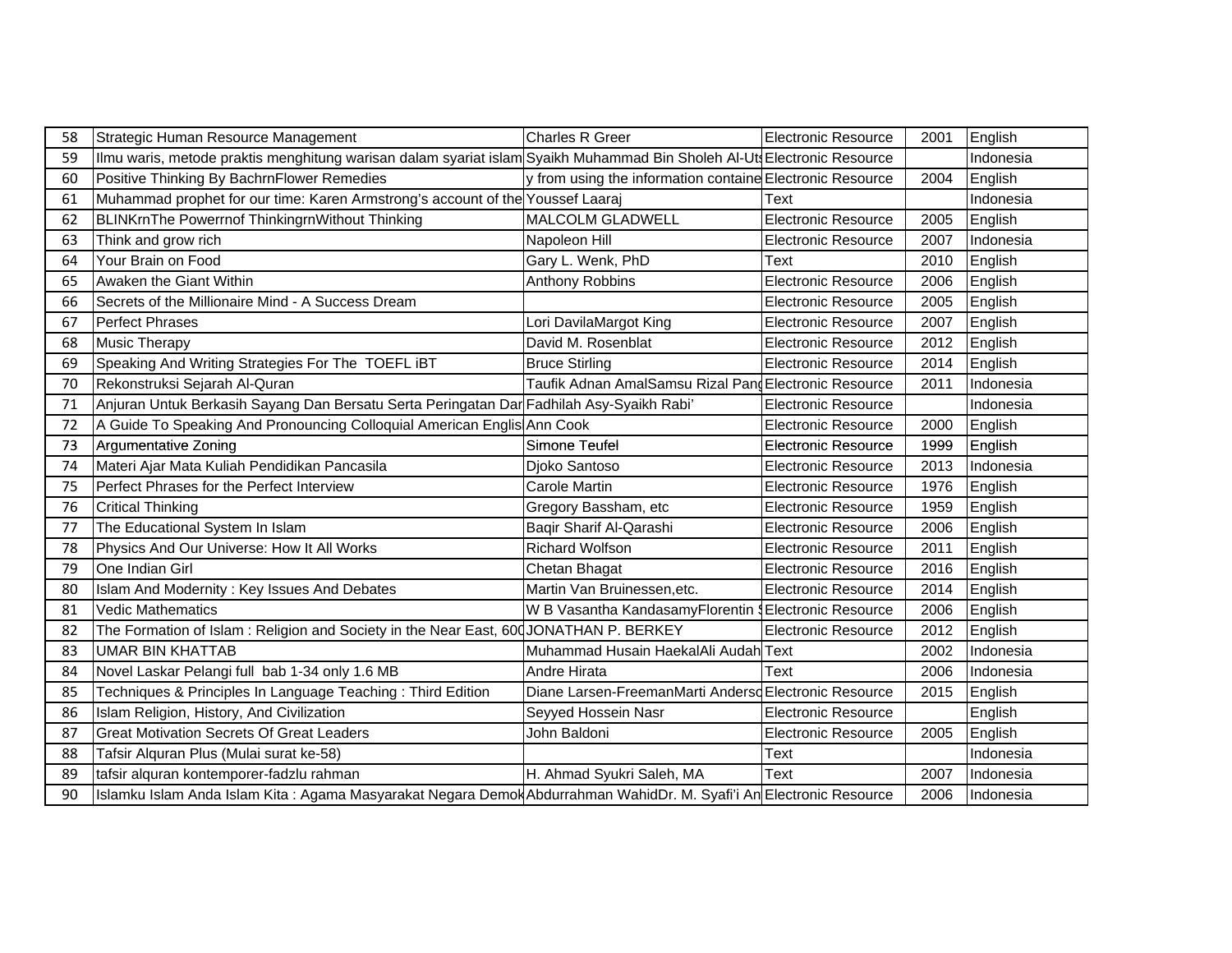| 58 | Strategic Human Resource Management | Charles R Greer | Electronic Resource | 2001 | English |
|---|---|---|---|---|---|
| 59 | Ilmu waris, metode praktis menghitung warisan dalam syariat islam | Syaikh Muhammad Bin Sholeh Al-Uts | Electronic Resource | | Indonesia |
| 60 | Positive Thinking By BachrnFlower Remedies | y from using the information containe | Electronic Resource | 2004 | English |
| 61 | Muhammad prophet for our time: Karen Armstrong's account of the | Youssef Laaraj | Text | | Indonesia |
| 62 | BLINKrnThe PowerrnOf ThinkingrnWithout Thinking | MALCOLM GLADWELL | Electronic Resource | 2005 | English |
| 63 | Think and grow rich | Napoleon Hill | Electronic Resource | 2007 | Indonesia |
| 64 | Your Brain on Food | Gary L. Wenk, PhD | Text | 2010 | English |
| 65 | Awaken the Giant Within | Anthony Robbins | Electronic Resource | 2006 | English |
| 66 | Secrets of the Millionaire Mind - A Success Dream | | Electronic Resource | 2005 | English |
| 67 | Perfect Phrases | Lori DavilaMargot King | Electronic Resource | 2007 | English |
| 68 | Music Therapy | David M. Rosenblat | Electronic Resource | 2012 | English |
| 69 | Speaking And Writing Strategies For The TOEFL iBT | Bruce Stirling | Electronic Resource | 2014 | English |
| 70 | Rekonstruksi Sejarah Al-Quran | Taufik Adnan AmalSamsu Rizal Pang | Electronic Resource | 2011 | Indonesia |
| 71 | Anjuran Untuk Berkasih Sayang Dan Bersatu Serta Peringatan Dar | Fadhilah Asy-Syaikh Rabi' | Electronic Resource | | Indonesia |
| 72 | A Guide To Speaking And Pronouncing Colloquial American Englis | Ann Cook | Electronic Resource | 2000 | English |
| 73 | Argumentative Zoning | Simone Teufel | Electronic Resource | 1999 | English |
| 74 | Materi Ajar Mata Kuliah Pendidikan Pancasila | Djoko Santoso | Electronic Resource | 2013 | Indonesia |
| 75 | Perfect Phrases for the Perfect Interview | Carole Martin | Electronic Resource | 1976 | English |
| 76 | Critical Thinking | Gregory Bassham, etc | Electronic Resource | 1959 | English |
| 77 | The Educational System In Islam | Baqir Sharif Al-Qarashi | Electronic Resource | 2006 | English |
| 78 | Physics And Our Universe: How It All Works | Richard Wolfson | Electronic Resource | 2011 | English |
| 79 | One Indian Girl | Chetan Bhagat | Electronic Resource | 2016 | English |
| 80 | Islam And Modernity : Key Issues And Debates | Martin Van Bruinessen,etc. | Electronic Resource | 2014 | English |
| 81 | Vedic Mathematics | W B Vasantha KandasamyFlorentin S | Electronic Resource | 2006 | English |
| 82 | The Formation of Islam : Religion and Society in the Near East, 600 | JONATHAN P. BERKEY | Electronic Resource | 2012 | English |
| 83 | UMAR BIN KHATTAB | Muhammad Husain HaekalAli Audah | Text | 2002 | Indonesia |
| 84 | Novel Laskar Pelangi full bab 1-34 only 1.6 MB | Andre Hirata | Text | 2006 | Indonesia |
| 85 | Techniques & Principles In Language Teaching : Third Edition | Diane Larsen-FreemanMarti Anderso | Electronic Resource | 2015 | English |
| 86 | Islam Religion, History, And Civilization | Seyyed Hossein Nasr | Electronic Resource | | English |
| 87 | Great Motivation Secrets Of Great Leaders | John Baldoni | Electronic Resource | 2005 | English |
| 88 | Tafsir Alquran Plus (Mulai surat ke-58) | | Text | | Indonesia |
| 89 | tafsir alquran kontemporer-fadzlu rahman | H. Ahmad Syukri Saleh, MA | Text | 2007 | Indonesia |
| 90 | Islamku Islam Anda Islam Kita : Agama Masyarakat Negara Demok | Abdurrahman WahidDr. M. Syafi'i An | Electronic Resource | 2006 | Indonesia |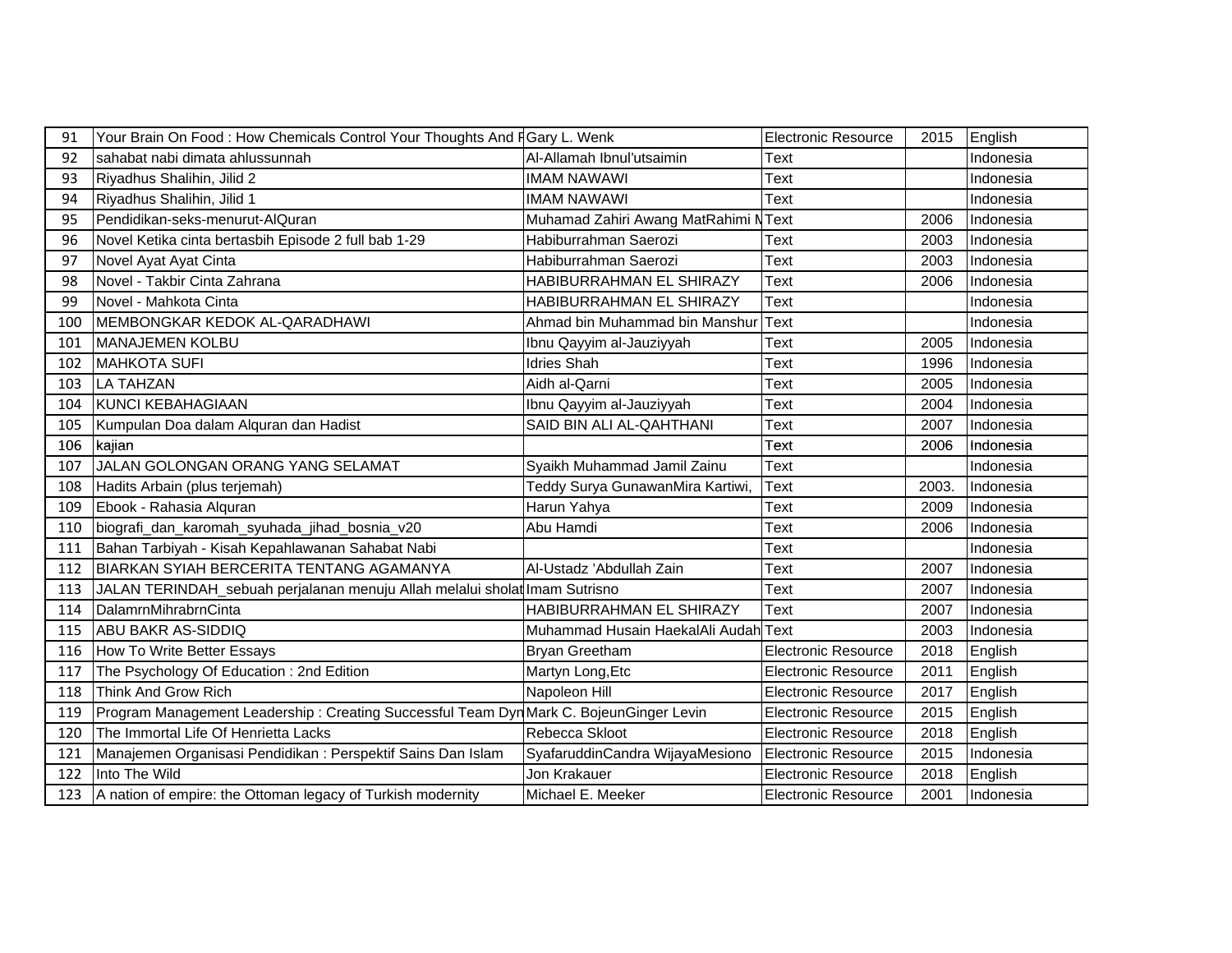| 91 | Your Brain On Food : How Chemicals Control Your Thoughts And F | Gary L. Wenk | Electronic Resource | 2015 | English |
|---|---|---|---|---|---|
| 92 | sahabat nabi dimata ahlussunnah | Al-Allamah Ibnul'utsaimin | Text | | Indonesia |
| 93 | Riyadhus Shalihin, Jilid 2 | IMAM NAWAWI | Text | | Indonesia |
| 94 | Riyadhus Shalihin, Jilid 1 | IMAM NAWAWI | Text | | Indonesia |
| 95 | Pendidikan-seks-menurut-AlQuran | Muhamad Zahiri Awang MatRahimi M | Text | 2006 | Indonesia |
| 96 | Novel Ketika cinta bertasbih Episode 2 full bab 1-29 | Habiburrahman Saerozi | Text | 2003 | Indonesia |
| 97 | Novel Ayat Ayat Cinta | Habiburrahman Saerozi | Text | 2003 | Indonesia |
| 98 | Novel - Takbir Cinta Zahrana | HABIBURRAHMAN EL SHIRAZY | Text | 2006 | Indonesia |
| 99 | Novel - Mahkota Cinta | HABIBURRAHMAN EL SHIRAZY | Text | | Indonesia |
| 100 | MEMBONGKAR KEDOK AL-QARADHAWI | Ahmad bin Muhammad bin Manshur | Text | | Indonesia |
| 101 | MANAJEMEN KOLBU | Ibnu Qayyim al-Jauziyyah | Text | 2005 | Indonesia |
| 102 | MAHKOTA SUFI | Idries Shah | Text | 1996 | Indonesia |
| 103 | LA TAHZAN | Aidh al-Qarni | Text | 2005 | Indonesia |
| 104 | KUNCI KEBAHAGIAAN | Ibnu Qayyim al-Jauziyyah | Text | 2004 | Indonesia |
| 105 | Kumpulan Doa dalam Alquran dan Hadist | SAID BIN ALI AL-QAHTHANI | Text | 2007 | Indonesia |
| 106 | kajian | | Text | 2006 | Indonesia |
| 107 | JALAN GOLONGAN ORANG YANG SELAMAT | Syaikh Muhammad Jamil Zainu | Text | | Indonesia |
| 108 | Hadits Arbain (plus terjemah) | Teddy Surya GunawanMira Kartiwi, | Text | 2003. | Indonesia |
| 109 | Ebook - Rahasia Alquran | Harun Yahya | Text | 2009 | Indonesia |
| 110 | biografi_dan_karomah_syuhada_jihad_bosnia_v20 | Abu Hamdi | Text | 2006 | Indonesia |
| 111 | Bahan Tarbiyah - Kisah Kepahlawanan Sahabat Nabi | | Text | | Indonesia |
| 112 | BIARKAN SYIAH BERCERITA TENTANG AGAMANYA | Al-Ustadz 'Abdullah Zain | Text | 2007 | Indonesia |
| 113 | JALAN TERINDAH_sebuah perjalanan menuju Allah melalui sholat | Imam Sutrisno | Text | 2007 | Indonesia |
| 114 | DalamrnMihrabrnCinta | HABIBURRAHMAN EL SHIRAZY | Text | 2007 | Indonesia |
| 115 | ABU BAKR AS-SIDDIQ | Muhammad Husain HaekalAli Audah | Text | 2003 | Indonesia |
| 116 | How To Write Better Essays | Bryan Greetham | Electronic Resource | 2018 | English |
| 117 | The Psychology Of Education : 2nd Edition | Martyn Long,Etc | Electronic Resource | 2011 | English |
| 118 | Think And Grow Rich | Napoleon Hill | Electronic Resource | 2017 | English |
| 119 | Program Management Leadership : Creating Successful Team Dyn | Mark C. BojeunGinger Levin | Electronic Resource | 2015 | English |
| 120 | The Immortal Life Of Henrietta Lacks | Rebecca Skloot | Electronic Resource | 2018 | English |
| 121 | Manajemen Organisasi Pendidikan : Perspektif Sains Dan Islam | SyafaruddinCandra WijayaMesiono | Electronic Resource | 2015 | Indonesia |
| 122 | Into The Wild | Jon Krakauer | Electronic Resource | 2018 | English |
| 123 | A nation of empire: the Ottoman legacy of Turkish modernity | Michael E. Meeker | Electronic Resource | 2001 | Indonesia |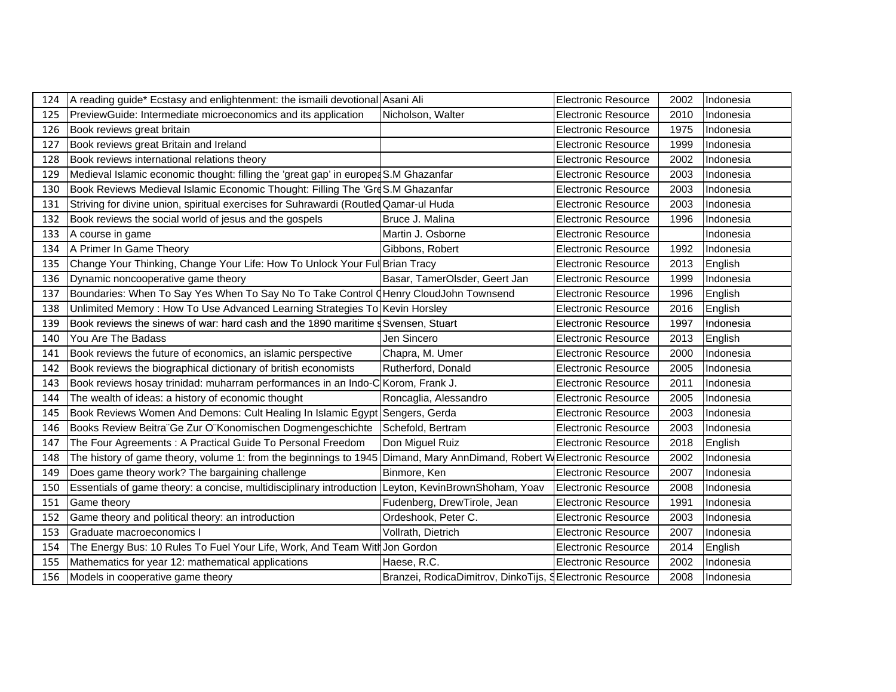| 124 | A reading guide* Ecstasy and enlightenment: the ismaili devotional | Asani Ali | Electronic Resource | 2002 | Indonesia |
|---|---|---|---|---|---|
| 125 | PreviewGuide: Intermediate microeconomics and its application | Nicholson, Walter | Electronic Resource | 2010 | Indonesia |
| 126 | Book reviews great britain | | Electronic Resource | 1975 | Indonesia |
| 127 | Book reviews great Britain and Ireland | | Electronic Resource | 1999 | Indonesia |
| 128 | Book reviews international relations theory | | Electronic Resource | 2002 | Indonesia |
| 129 | Medieval Islamic economic thought: filling the 'great gap' in europea | S.M Ghazanfar | Electronic Resource | 2003 | Indonesia |
| 130 | Book Reviews Medieval Islamic Economic Thought: Filling The 'Gre | S.M Ghazanfar | Electronic Resource | 2003 | Indonesia |
| 131 | Striving for divine union, spiritual exercises for Suhrawardi (Routled | Qamar-ul Huda | Electronic Resource | 2003 | Indonesia |
| 132 | Book reviews the social world of jesus and the gospels | Bruce J. Malina | Electronic Resource | 1996 | Indonesia |
| 133 | A course in game | Martin J. Osborne | Electronic Resource | | Indonesia |
| 134 | A Primer In Game Theory | Gibbons, Robert | Electronic Resource | 1992 | Indonesia |
| 135 | Change Your Thinking, Change Your Life: How To Unlock Your Ful | Brian Tracy | Electronic Resource | 2013 | English |
| 136 | Dynamic noncooperative game theory | Basar, TamerOlsder, Geert Jan | Electronic Resource | 1999 | Indonesia |
| 137 | Boundaries: When To Say Yes When To Say No To Take Control C | Henry CloudJohn Townsend | Electronic Resource | 1996 | English |
| 138 | Unlimited Memory : How To Use Advanced Learning Strategies To | Kevin Horsley | Electronic Resource | 2016 | English |
| 139 | Book reviews the sinews of war: hard cash and the 1890 maritime s | Svensen, Stuart | Electronic Resource | 1997 | Indonesia |
| 140 | You Are The Badass | Jen Sincero | Electronic Resource | 2013 | English |
| 141 | Book reviews the future of economics, an islamic perspective | Chapra, M. Umer | Electronic Resource | 2000 | Indonesia |
| 142 | Book reviews the biographical dictionary of british economists | Rutherford, Donald | Electronic Resource | 2005 | Indonesia |
| 143 | Book reviews hosay trinidad: muharram performances in an Indo-C | Korom, Frank J. | Electronic Resource | 2011 | Indonesia |
| 144 | The wealth of ideas: a history of economic thought | Roncaglia, Alessandro | Electronic Resource | 2005 | Indonesia |
| 145 | Book Reviews Women And Demons: Cult Healing In Islamic Egypt | Sengers, Gerda | Electronic Resource | 2003 | Indonesia |
| 146 | Books Review Beitra¨Ge Zur O¨Konomischen Dogmengeschichte | Schefold, Bertram | Electronic Resource | 2003 | Indonesia |
| 147 | The Four Agreements : A Practical Guide To Personal Freedom | Don Miguel Ruiz | Electronic Resource | 2018 | English |
| 148 | The history of game theory, volume 1: from the beginnings to 1945 | Dimand, Mary AnnDimand, Robert W | Electronic Resource | 2002 | Indonesia |
| 149 | Does game theory work? The bargaining challenge | Binmore, Ken | Electronic Resource | 2007 | Indonesia |
| 150 | Essentials of game theory: a concise, multidisciplinary introduction | Leyton, KevinBrownShoham, Yoav | Electronic Resource | 2008 | Indonesia |
| 151 | Game theory | Fudenberg, DrewTirole, Jean | Electronic Resource | 1991 | Indonesia |
| 152 | Game theory and political theory: an introduction | Ordeshook, Peter C. | Electronic Resource | 2003 | Indonesia |
| 153 | Graduate macroeconomics I | Vollrath, Dietrich | Electronic Resource | 2007 | Indonesia |
| 154 | The Energy Bus: 10 Rules To Fuel Your Life, Work, And Team With | Jon Gordon | Electronic Resource | 2014 | English |
| 155 | Mathematics for year 12: mathematical applications | Haese, R.C. | Electronic Resource | 2002 | Indonesia |
| 156 | Models in cooperative game theory | Branzei, RodicaDimitrov, DinkoTijs, S | Electronic Resource | 2008 | Indonesia |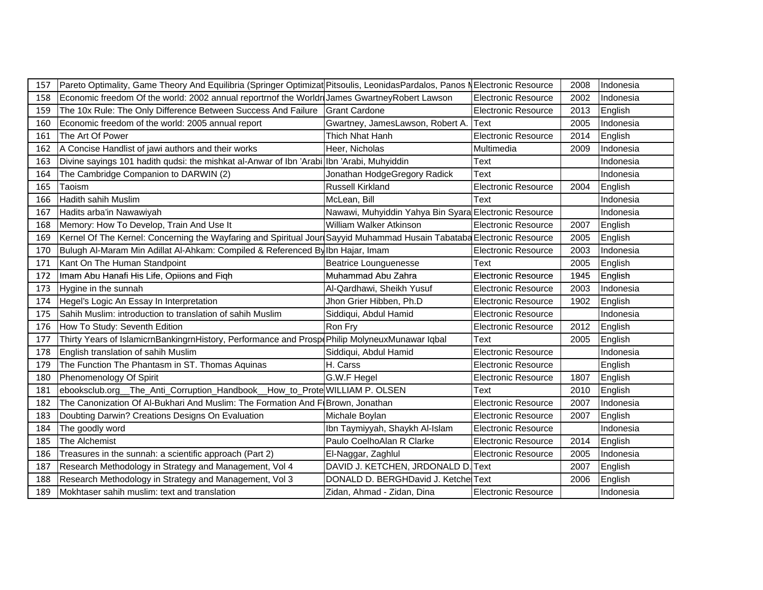| 157 | Pareto Optimality, Game Theory And Equilibria (Springer Optimizat | Pitsoulis, LeonidasPardalos, Panos M | Electronic Resource | 2008 | Indonesia |
|---|---|---|---|---|---|
| 158 | Economic freedom Of the world: 2002 annual reportrnof the Worldr | James GwartneyRobert Lawson | Electronic Resource | 2002 | Indonesia |
| 159 | The 10x Rule: The Only Difference Between Success And Failure | Grant Cardone | Electronic Resource | 2013 | English |
| 160 | Economic freedom of the world: 2005 annual report | Gwartney, JamesLawson, Robert A. | Text | 2005 | Indonesia |
| 161 | The Art Of Power | Thich Nhat Hanh | Electronic Resource | 2014 | English |
| 162 | A Concise Handlist of jawi authors and their works | Heer, Nicholas | Multimedia | 2009 | Indonesia |
| 163 | Divine sayings 101 hadith qudsi: the mishkat al-Anwar of Ibn 'Arabi | Ibn 'Arabi, Muhyiddin | Text | | Indonesia |
| 164 | The Cambridge Companion to DARWIN (2) | Jonathan HodgeGregory Radick | Text | | Indonesia |
| 165 | Taoism | Russell Kirkland | Electronic Resource | 2004 | English |
| 166 | Hadith sahih Muslim | McLean, Bill | Text | | Indonesia |
| 167 | Hadits arba'in Nawawiyah | Nawawi, Muhyiddin Yahya Bin Syara | Electronic Resource | | Indonesia |
| 168 | Memory: How To Develop, Train And Use It | William Walker Atkinson | Electronic Resource | 2007 | English |
| 169 | Kernel Of The Kernel: Concerning the Wayfaring and Spiritual Jour | Sayyid Muhammad Husain Tabataba | Electronic Resource | 2005 | English |
| 170 | Bulugh Al-Maram Min Adillat Al-Ahkam: Compiled & Referenced By | Ibn Hajar, Imam | Electronic Resource | 2003 | Indonesia |
| 171 | Kant On The Human Standpoint | Beatrice Lounguenesse | Text | 2005 | English |
| 172 | Imam Abu Hanafi His Life, Opiions and Fiqh | Muhammad Abu Zahra | Electronic Resource | 1945 | English |
| 173 | Hygine in the sunnah | Al-Qardhawi, Sheikh Yusuf | Electronic Resource | 2003 | Indonesia |
| 174 | Hegel's Logic An Essay In Interpretation | Jhon Grier Hibben, Ph.D | Electronic Resource | 1902 | English |
| 175 | Sahih Muslim: introduction to translation of sahih Muslim | Siddiqui, Abdul Hamid | Electronic Resource | | Indonesia |
| 176 | How To Study: Seventh Edition | Ron Fry | Electronic Resource | 2012 | English |
| 177 | Thirty Years of IslamicrnBankingrnHistory, Performance and Prosp | Philip MolyneuxMunawar Iqbal | Text | 2005 | English |
| 178 | English translation of sahih Muslim | Siddiqui, Abdul Hamid | Electronic Resource | | Indonesia |
| 179 | The Function The Phantasm in ST. Thomas Aquinas | H. Carss | Electronic Resource | | English |
| 180 | Phenomenology Of Spirit | G.W.F Hegel | Electronic Resource | 1807 | English |
| 181 | ebooksclub.org__The_Anti_Corruption_Handbook__How_to_Prote | WILLIAM P. OLSEN | Text | 2010 | English |
| 182 | The Canonization Of Al-Bukhari And Muslim: The Formation And F | Brown, Jonathan | Electronic Resource | 2007 | Indonesia |
| 183 | Doubting Darwin? Creations Designs On Evaluation | Michale Boylan | Electronic Resource | 2007 | English |
| 184 | The goodly word | Ibn Taymiyyah, Shaykh Al-Islam | Electronic Resource | | Indonesia |
| 185 | The Alchemist | Paulo CoelhoAlan R Clarke | Electronic Resource | 2014 | English |
| 186 | Treasures in the sunnah: a scientific approach (Part 2) | El-Naggar, Zaghlul | Electronic Resource | 2005 | Indonesia |
| 187 | Research Methodology in Strategy and Management, Vol 4 | DAVID J. KETCHEN, JRDONALD D. | Text | 2007 | English |
| 188 | Research Methodology in Strategy and Management, Vol 3 | DONALD D. BERGHDavid J. Ketche | Text | 2006 | English |
| 189 | Mokhtaser sahih muslim: text and translation | Zidan, Ahmad - Zidan, Dina | Electronic Resource | | Indonesia |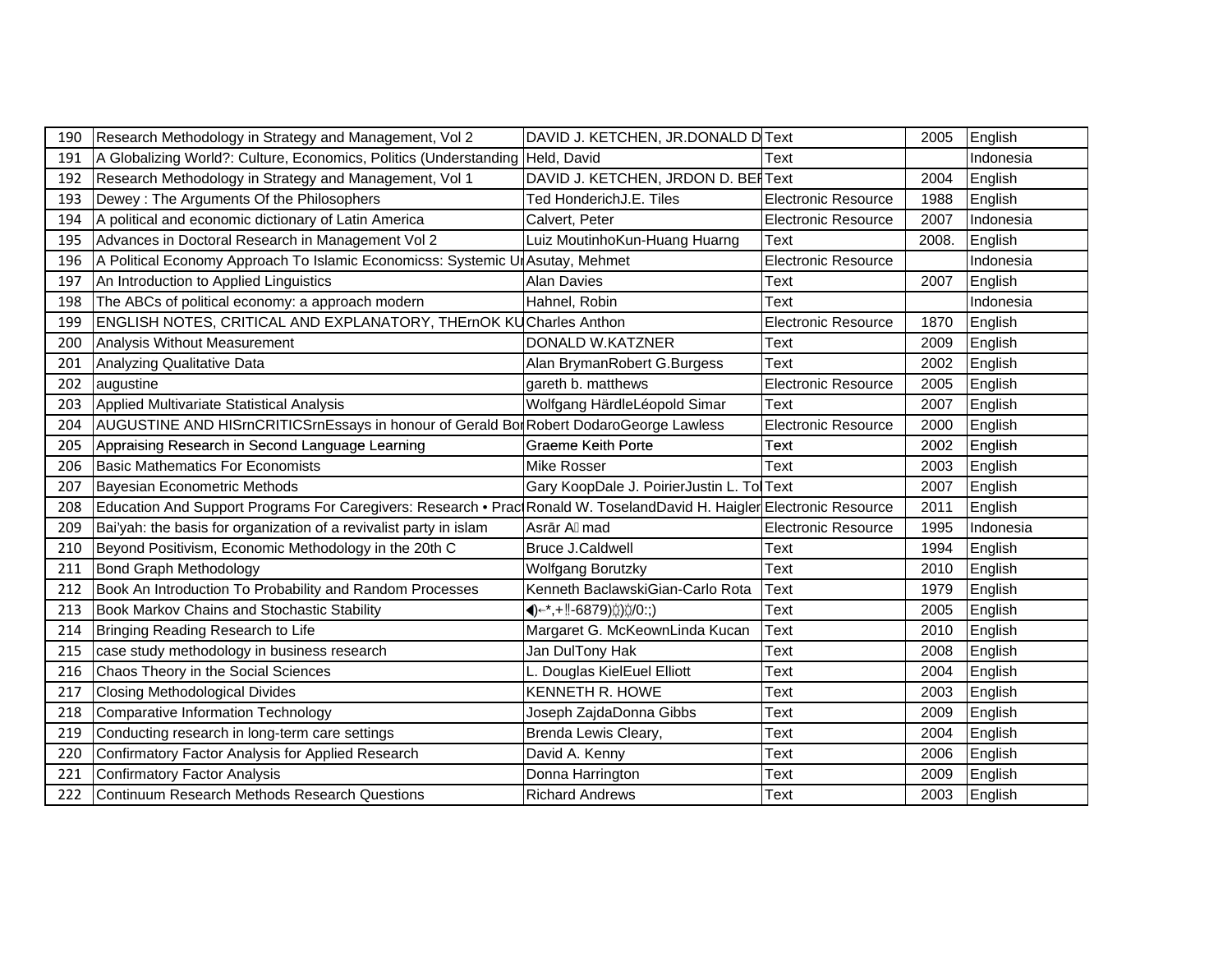| 190 | Research Methodology in Strategy and Management, Vol 2 | DAVID J. KETCHEN, JR.DONALD D | Text | 2005 | English |
|---|---|---|---|---|---|
| 191 | A Globalizing World?: Culture, Economics, Politics (Understanding | Held, David | Text | | Indonesia |
| 192 | Research Methodology in Strategy and Management, Vol 1 | DAVID J. KETCHEN, JRDON D. BEI | Text | 2004 | English |
| 193 | Dewey : The Arguments Of the Philosophers | Ted HonderichJ.E. Tiles | Electronic Resource | 1988 | English |
| 194 | A political and economic dictionary of Latin America | Calvert, Peter | Electronic Resource | 2007 | Indonesia |
| 195 | Advances in Doctoral Research in Management Vol 2 | Luiz MoutinhoKun-Huang Huarng | Text | 2008. | English |
| 196 | A Political Economy Approach To Islamic Economicss: Systemic U | Asutay, Mehmet | Electronic Resource | | Indonesia |
| 197 | An Introduction to Applied Linguistics | Alan Davies | Text | 2007 | English |
| 198 | The ABCs of political economy: a approach modern | Hahnel, Robin | Text | | Indonesia |
| 199 | ENGLISH NOTES, CRITICAL AND EXPLANATORY, THErnOK KU | Charles Anthon | Electronic Resource | 1870 | English |
| 200 | Analysis Without Measurement | DONALD W.KATZNER | Text | 2009 | English |
| 201 | Analyzing Qualitative Data | Alan BrymanRobert G.Burgess | Text | 2002 | English |
| 202 | augustine | gareth b. matthews | Electronic Resource | 2005 | English |
| 203 | Applied Multivariate Statistical Analysis | Wolfgang HärdleLéopold Simar | Text | 2007 | English |
| 204 | AUGUSTINE AND HISrnCRITICSrnEssays in honour of Gerald Bo | Robert DodaroGeorge Lawless | Electronic Resource | 2000 | English |
| 205 | Appraising Research in Second Language Learning | Graeme Keith Porte | Text | 2002 | English |
| 206 | Basic Mathematics For Economists | Mike Rosser | Text | 2003 | English |
| 207 | Bayesian Econometric Methods | Gary KoopDale J. PoirierJustin L. To | Text | 2007 | English |
| 208 | Education And Support Programs For Caregivers: Research • Prac | Ronald W. TroselandDavid H. Haigler | Electronic Resource | 2011 | English |
| 209 | Bai'yah: the basis for organization of a revivalist party in islam | Asrār A mad | Electronic Resource | 1995 | Indonesia |
| 210 | Beyond Positivism, Economic Methodology in the 20th C | Bruce J.Caldwell | Text | 1994 | English |
| 211 | Bond Graph Methodology | Wolfgang Borutzky | Text | 2010 | English |
| 212 | Book An Introduction To Probability and Random Processes | Kenneth BaclawskiGian-Carlo Rota | Text | 1979 | English |
| 213 | Book Markov Chains and Stochastic Stability | ◀)←*,+‼-6879)()(/0:;) | Text | 2005 | English |
| 214 | Bringing Reading Research to Life | Margaret G. McKeownLinda Kucan | Text | 2010 | English |
| 215 | case study methodology in business research | Jan DulTony Hak | Text | 2008 | English |
| 216 | Chaos Theory in the Social Sciences | L. Douglas KielEuel Elliott | Text | 2004 | English |
| 217 | Closing Methodological Divides | KENNETH R. HOWE | Text | 2003 | English |
| 218 | Comparative Information Technology | Joseph ZajdaDonna Gibbs | Text | 2009 | English |
| 219 | Conducting research in long-term care settings | Brenda Lewis Cleary, | Text | 2004 | English |
| 220 | Confirmatory Factor Analysis for Applied Research | David A. Kenny | Text | 2006 | English |
| 221 | Confirmatory Factor Analysis | Donna Harrington | Text | 2009 | English |
| 222 | Continuum Research Methods Research Questions | Richard Andrews | Text | 2003 | English |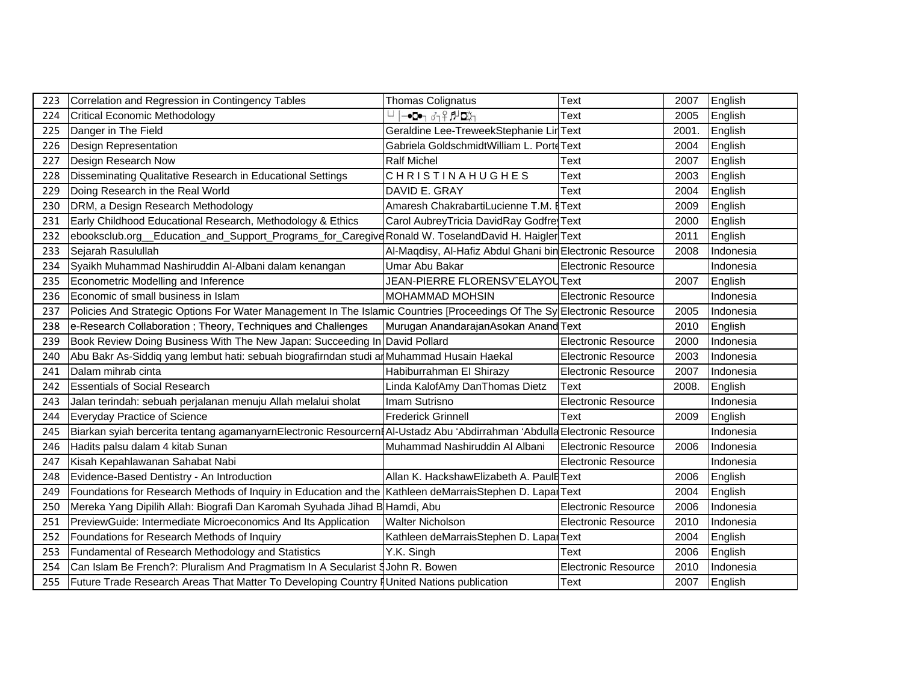| 223 | Correlation and Regression in Contingency Tables | Thomas Colignatus | Text | 2007 | English |
|---|---|---|---|---|---|
| 224 | Critical Economic Methodology | └ │─●◘● ♂┐♀♬◘☼┐ | Text | 2005 | English |
| 225 | Danger in The Field | Geraldine Lee-TreweekStephanie Lir | Text | 2001. | English |
| 226 | Design Representation | Gabriela GoldschmidtWilliam L. Porte | Text | 2004 | English |
| 227 | Design Research Now | Ralf Michel | Text | 2007 | English |
| 228 | Disseminating Qualitative Research in Educational Settings | C H R I S T I N A H U G H E S | Text | 2003 | English |
| 229 | Doing Research in the Real World | DAVID E. GRAY | Text | 2004 | English |
| 230 | DRM, a Design Research Methodology | Amaresh ChakrabartiLucienne T.M. E | Text | 2009 | English |
| 231 | Early Childhood Educational Research, Methodology & Ethics | Carol AubreyTricia DavidRay Godfrey | Text | 2000 | English |
| 232 | ebooksclub.org__Education_and_Support_Programs_for_Caregive | Ronald W. TooselandDavid H. Haigler | Text | 2011 | English |
| 233 | Sejarah Rasulullah | Al-Maqdisy, Al-Hafiz Abdul Ghani bin | Electronic Resource | 2008 | Indonesia |
| 234 | Syaikh Muhammad Nashiruddin Al-Albani dalam kenangan | Umar Abu Bakar | Electronic Resource | | Indonesia |
| 235 | Econometric Modelling and Inference | JEAN-PIERRE FLORENSVˆELAYOU | Text | 2007 | English |
| 236 | Economic of small business in Islam | MOHAMMAD MOHSIN | Electronic Resource | | Indonesia |
| 237 | Policies And Strategic Options For Water Management In The Islamic Countries [Proceedings Of The Sy | | Electronic Resource | 2005 | Indonesia |
| 238 | e-Research Collaboration ; Theory, Techniques and Challenges | Murugan AnandarajanAsokan Anand | Text | 2010 | English |
| 239 | Book Review Doing Business With The New Japan: Succeeding In | David Pollard | Electronic Resource | 2000 | Indonesia |
| 240 | Abu Bakr As-Siddiq yang lembut hati: sebuah biografirndan studi ar | Muhammad Husain Haekal | Electronic Resource | 2003 | Indonesia |
| 241 | Dalam mihrab cinta | Habiburrahman El Shirazy | Electronic Resource | 2007 | Indonesia |
| 242 | Essentials of Social Research | Linda KalofAmy DanThomas Dietz | Text | 2008. | English |
| 243 | Jalan terindah: sebuah perjalanan menuju Allah melalui sholat | Imam Sutrisno | Electronic Resource | | Indonesia |
| 244 | Everyday Practice of Science | Frederick Grinnell | Text | 2009 | English |
| 245 | Biarkan syiah bercerita tentang agamanyarnElectronic Resourcernl | Al-Ustadz Abu 'Abdirrahman 'Abdulla | Electronic Resource | | Indonesia |
| 246 | Hadits palsu dalam 4 kitab Sunan | Muhammad Nashiruddin Al Albani | Electronic Resource | 2006 | Indonesia |
| 247 | Kisah Kepahlawanan Sahabat Nabi | | Electronic Resource | | Indonesia |
| 248 | Evidence-Based Dentistry - An Introduction | Allan K. HackshawElizabeth A. PaulE | Text | 2006 | English |
| 249 | Foundations for Research Methods of Inquiry in Education and the | Kathleen deMarraisStephen D. Lapar | Text | 2004 | English |
| 250 | Mereka Yang Dipilih Allah: Biografi Dan Karomah Syuhada Jihad B | Hamdi, Abu | Electronic Resource | 2006 | Indonesia |
| 251 | PreviewGuide: Intermediate Microeconomics And Its Application | Walter Nicholson | Electronic Resource | 2010 | Indonesia |
| 252 | Foundations for Research Methods of Inquiry | Kathleen deMarraisStephen D. Lapar | Text | 2004 | English |
| 253 | Fundamental of Research Methodology and Statistics | Y.K. Singh | Text | 2006 | English |
| 254 | Can Islam Be French?: Pluralism And Pragmatism In A Secularist S | John R. Bowen | Electronic Resource | 2010 | Indonesia |
| 255 | Future Trade Research Areas That Matter To Developing Country F | United Nations publication | Text | 2007 | English |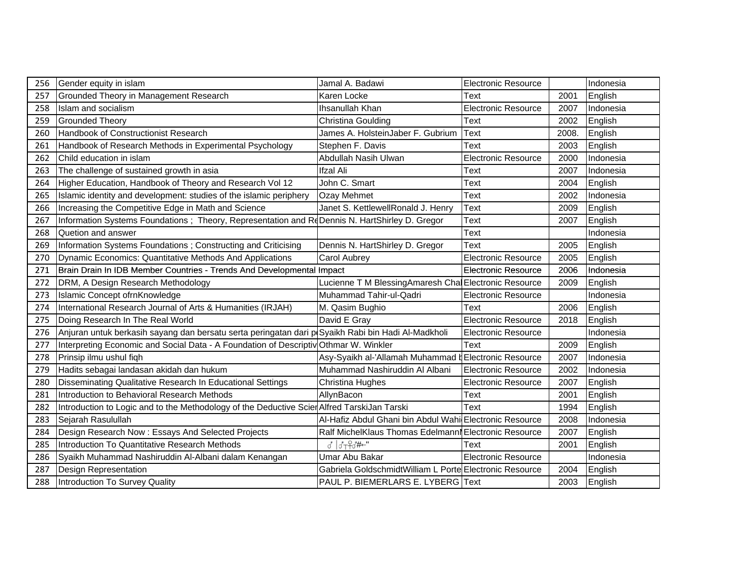| 256 | Gender equity in islam | Jamal A. Badawi | Electronic Resource | | Indonesia |
|---|---|---|---|---|---|
| 257 | Grounded Theory in Management Research | Karen Locke | Text | 2001 | English |
| 258 | Islam and socialism | Ihsanullah Khan | Electronic Resource | 2007 | Indonesia |
| 259 | Grounded Theory | Christina Goulding | Text | 2002 | English |
| 260 | Handbook of Constructionist Research | James A. HolsteinJaber F. Gubrium | Text | 2008. | English |
| 261 | Handbook of Research Methods in Experimental Psychology | Stephen F. Davis | Text | 2003 | English |
| 262 | Child education in islam | Abdullah Nasih Ulwan | Electronic Resource | 2000 | Indonesia |
| 263 | The challenge of sustained growth in asia | Ifzal Ali | Text | 2007 | Indonesia |
| 264 | Higher Education, Handbook of Theory and Research Vol 12 | John C. Smart | Text | 2004 | English |
| 265 | Islamic identity and development: studies of the islamic periphery | Ozay Mehmet | Text | 2002 | Indonesia |
| 266 | Increasing the Competitive Edge in Math and Science | Janet S. KettlewellRonald J. Henry | Text | 2009 | English |
| 267 | Information Systems Foundations ; Theory, Representation and Re | Dennis N. HartShirley D. Gregor | Text | 2007 | English |
| 268 | Quetion and answer | | Text | | Indonesia |
| 269 | Information Systems Foundations ; Constructing and Criticising | Dennis N. HartShirley D. Gregor | Text | 2005 | English |
| 270 | Dynamic Economics: Quantitative Methods And Applications | Carol Aubrey | Electronic Resource | 2005 | English |
| 271 | Brain Drain In IDB Member Countries - Trends And Developmental Impact | | Electronic Resource | 2006 | Indonesia |
| 272 | DRM, A Design Research Methodology | Lucienne T M BlessingAmaresh Cha | Electronic Resource | 2009 | English |
| 273 | Islamic Concept ofrnKnowledge | Muhammad Tahir-ul-Qadri | Electronic Resource | | Indonesia |
| 274 | International Research Journal of Arts & Humanities (IRJAH) | M. Qasim Bughio | Text | 2006 | English |
| 275 | Doing Research In The Real World | David E Gray | Electronic Resource | 2018 | English |
| 276 | Anjuran untuk berkasih sayang dan bersatu serta peringatan dari p | Syaikh Rabi bin Hadi Al-Madkholi | Electronic Resource | | Indonesia |
| 277 | Interpreting Economic and Social Data - A Foundation of Descriptiv | Othmar W. Winkler | Text | 2009 | English |
| 278 | Prinsip ilmu ushul fiqh | Asy-Syaikh al-'Allamah Muhammad b | Electronic Resource | 2007 | Indonesia |
| 279 | Hadits sebagai landasan akidah dan hukum | Muhammad Nashiruddin Al Albani | Electronic Resource | 2002 | Indonesia |
| 280 | Disseminating Qualitative Research In Educational Settings | Christina Hughes | Electronic Resource | 2007 | English |
| 281 | Introduction to Behavioral Research Methods | AllynBacon | Text | 2001 | English |
| 282 | Introduction to Logic and to the Methodology of the Deductive Scie | Alfred TarskiJan Tarski | Text | 1994 | English |
| 283 | Sejarah Rasulullah | Al-Hafiz Abdul Ghani bin Abdul Wahi | Electronic Resource | 2008 | Indonesia |
| 284 | Design Research Now : Essays And Selected Projects | Ralf MichelKlaus Thomas Edelmann | Electronic Resource | 2007 | English |
| 285 | Introduction To Quantitative Research Methods | ♂ \|♂┬♀♂#←" | Text | 2001 | English |
| 286 | Syaikh Muhammad Nashiruddin Al-Albani dalam Kenangan | Umar Abu Bakar | Electronic Resource | | Indonesia |
| 287 | Design Representation | Gabriela GoldschmidtWilliam L Porte | Electronic Resource | 2004 | English |
| 288 | Introduction To Survey Quality | PAUL P. BIEMERLARS E. LYBERG | Text | 2003 | English |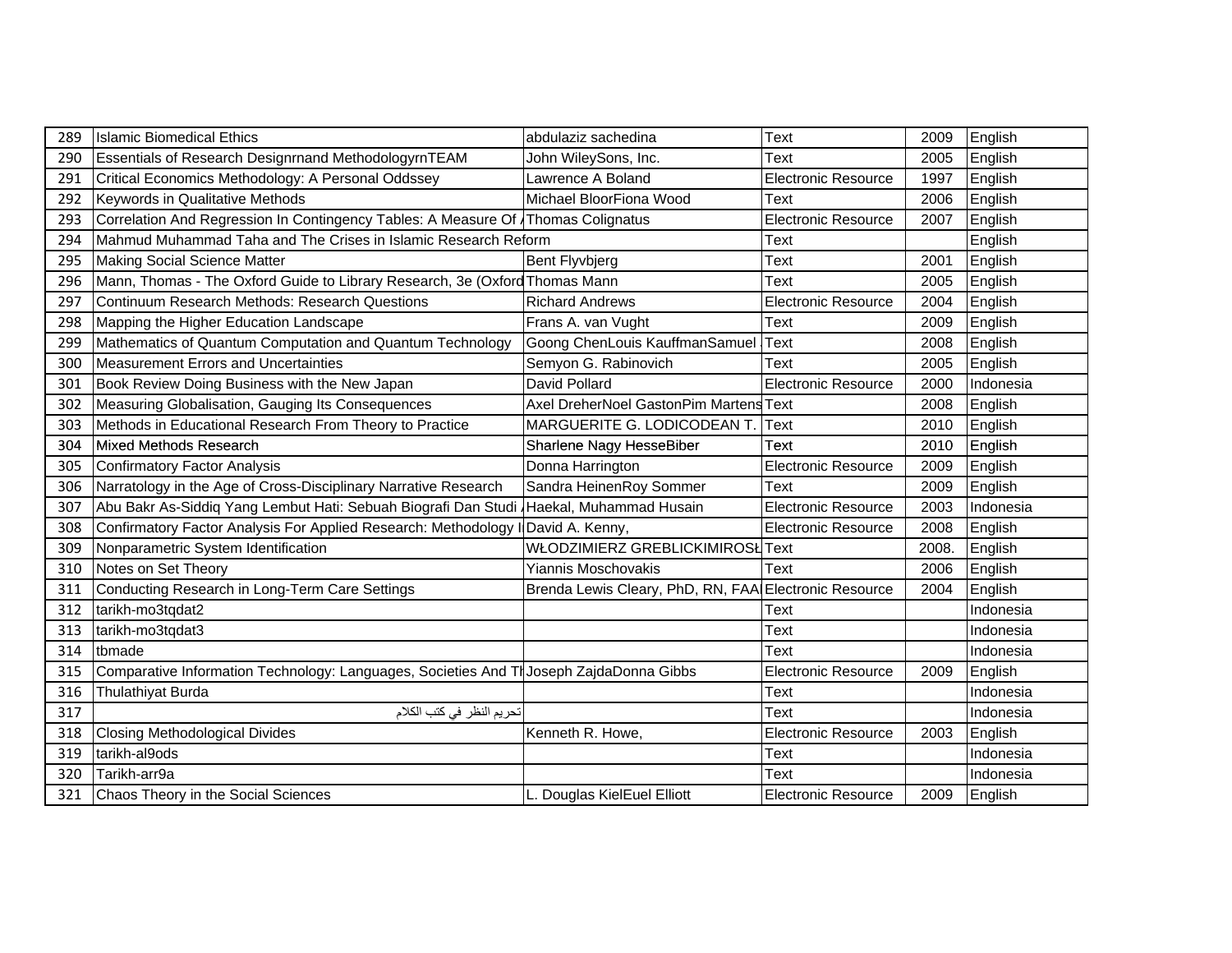| 289 | Islamic Biomedical Ethics | abdulaziz sachedina | Text | 2009 | English |
|---|---|---|---|---|---|
| 290 | Essentials of Research Designrnand MethodologyrnTEAM | John WileySons, Inc. | Text | 2005 | English |
| 291 | Critical Economics Methodology: A Personal Oddssey | Lawrence A Boland | Electronic Resource | 1997 | English |
| 292 | Keywords in Qualitative Methods | Michael BloorFiona Wood | Text | 2006 | English |
| 293 | Correlation And Regression In Contingency Tables: A Measure Of / | Thomas Colignatus | Electronic Resource | 2007 | English |
| 294 | Mahmud Muhammad Taha and The Crises in Islamic Research Reform | | Text | | English |
| 295 | Making Social Science Matter | Bent Flyvbjerg | Text | 2001 | English |
| 296 | Mann, Thomas - The Oxford Guide to Library Research, 3e (Oxford | Thomas Mann | Text | 2005 | English |
| 297 | Continuum Research Methods: Research Questions | Richard Andrews | Electronic Resource | 2004 | English |
| 298 | Mapping the Higher Education Landscape | Frans A. van Vught | Text | 2009 | English |
| 299 | Mathematics of Quantum Computation and Quantum Technology | Goong ChenLouis KauffmanSamuel | Text | 2008 | English |
| 300 | Measurement Errors and Uncertainties | Semyon G. Rabinovich | Text | 2005 | English |
| 301 | Book Review Doing Business with the New Japan | David Pollard | Electronic Resource | 2000 | Indonesia |
| 302 | Measuring Globalisation, Gauging Its Consequences | Axel DreherNoel GastonPim Martens | Text | 2008 | English |
| 303 | Methods in Educational Research From Theory to Practice | MARGUERITE G. LODICODEAN T. | Text | 2010 | English |
| 304 | Mixed Methods Research | Sharlene Nagy HesseBiber | Text | 2010 | English |
| 305 | Confirmatory Factor Analysis | Donna Harrington | Electronic Resource | 2009 | English |
| 306 | Narratology in the Age of Cross-Disciplinary Narrative Research | Sandra HeinenRoy Sommer | Text | 2009 | English |
| 307 | Abu Bakr As-Siddiq Yang Lembut Hati: Sebuah Biografi Dan Studi / | Haekal, Muhammad Husain | Electronic Resource | 2003 | Indonesia |
| 308 | Confirmatory Factor Analysis For Applied Research: Methodology I | David A. Kenny, | Electronic Resource | 2008 | English |
| 309 | Nonparametric System Identification | WŁODZIMIERZ GREBLICKIMIROSŁ | Text | 2008. | English |
| 310 | Notes on Set Theory | Yiannis Moschovakis | Text | 2006 | English |
| 311 | Conducting Research in Long-Term Care Settings | Brenda Lewis Cleary, PhD, RN, FAA | Electronic Resource | 2004 | English |
| 312 | tarikh-mo3tqdat2 | | Text | | Indonesia |
| 313 | tarikh-mo3tqdat3 | | Text | | Indonesia |
| 314 | tbmade | | Text | | Indonesia |
| 315 | Comparative Information Technology: Languages, Societies And Th | Joseph ZajdaDonna Gibbs | Electronic Resource | 2009 | English |
| 316 | Thulathiyat Burda | | Text | | Indonesia |
| 317 | تحريم النظر في كتب الكلام | | Text | | Indonesia |
| 318 | Closing Methodological Divides | Kenneth R. Howe, | Electronic Resource | 2003 | English |
| 319 | tarikh-al9ods | | Text | | Indonesia |
| 320 | Tarikh-arr9a | | Text | | Indonesia |
| 321 | Chaos Theory in the Social Sciences | L. Douglas KielEuel Elliott | Electronic Resource | 2009 | English |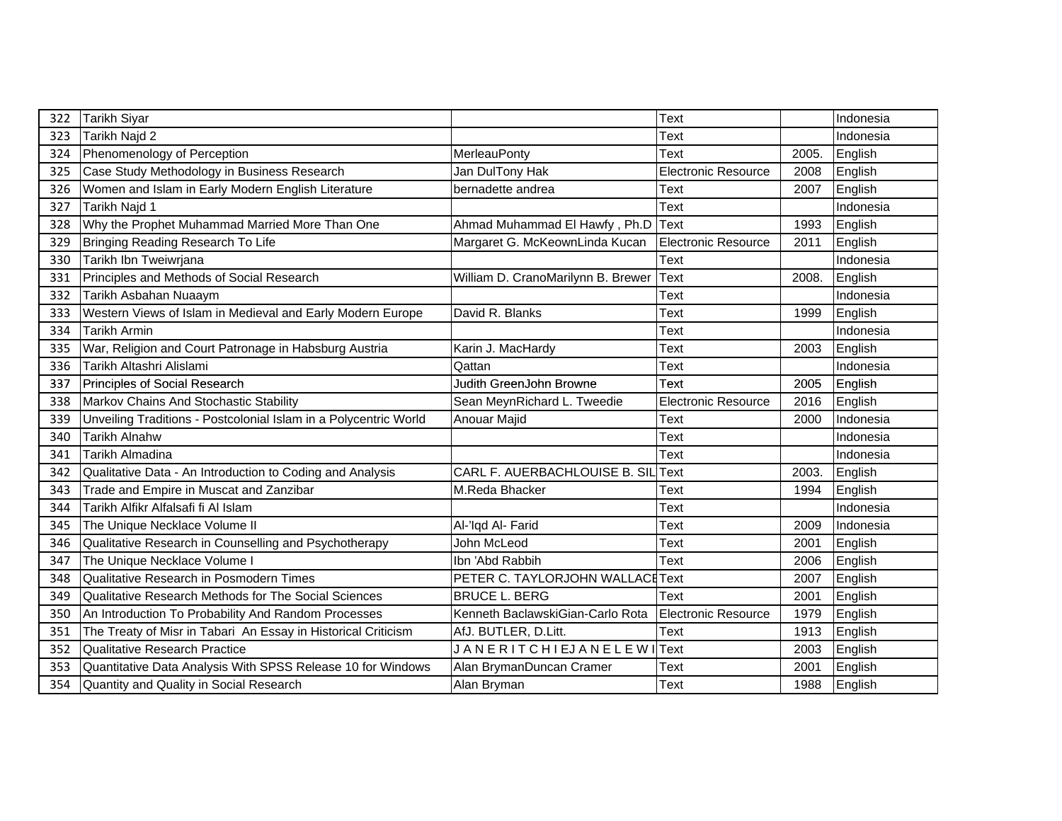| 322 | Tarikh Siyar | | Text | | Indonesia |
|---|---|---|---|---|---|
| 323 | Tarikh Najd 2 | | Text | | Indonesia |
| 324 | Phenomenology of Perception | MerleauPonty | Text | 2005. | English |
| 325 | Case Study Methodology in Business Research | Jan DulTony Hak | Electronic Resource | 2008 | English |
| 326 | Women and Islam in Early Modern English Literature | bernadette andrea | Text | 2007 | English |
| 327 | Tarikh Najd 1 | | Text | | Indonesia |
| 328 | Why the Prophet Muhammad Married More Than One | Ahmad Muhammad El Hawfy , Ph.D | Text | 1993 | English |
| 329 | Bringing Reading Research To Life | Margaret G. McKeownLinda Kucan | Electronic Resource | 2011 | English |
| 330 | Tarikh Ibn Tweiwrjana | | Text | | Indonesia |
| 331 | Principles and Methods of Social Research | William D. CranoMarilynn B. Brewer | Text | 2008. | English |
| 332 | Tarikh Asbahan Nuaaym | | Text | | Indonesia |
| 333 | Western Views of Islam in Medieval and Early Modern Europe | David R. Blanks | Text | 1999 | English |
| 334 | Tarikh Armin | | Text | | Indonesia |
| 335 | War, Religion and Court Patronage in Habsburg Austria | Karin J. MacHardy | Text | 2003 | English |
| 336 | Tarikh Altashri Alislami | Qattan | Text | | Indonesia |
| 337 | Principles of Social Research | Judith GreenJohn Browne | Text | 2005 | English |
| 338 | Markov Chains And Stochastic Stability | Sean MeynRichard L. Tweedie | Electronic Resource | 2016 | English |
| 339 | Unveiling Traditions - Postcolonial Islam in a Polycentric World | Anouar Majid | Text | 2000 | Indonesia |
| 340 | Tarikh Alnahw | | Text | | Indonesia |
| 341 | Tarikh Almadina | | Text | | Indonesia |
| 342 | Qualitative Data - An Introduction to Coding and Analysis | CARL F. AUERBACHLOUISE B. SIL | Text | 2003. | English |
| 343 | Trade and Empire in Muscat and Zanzibar | M.Reda Bhacker | Text | 1994 | English |
| 344 | Tarikh Alfikr Alfalsafi fi Al Islam | | Text | | Indonesia |
| 345 | The Unique Necklace Volume II | Al-'Iqd Al- Farid | Text | 2009 | Indonesia |
| 346 | Qualitative Research in Counselling and Psychotherapy | John McLeod | Text | 2001 | English |
| 347 | The Unique Necklace Volume I | Ibn 'Abd Rabbih | Text | 2006 | English |
| 348 | Qualitative Research in Posmodern Times | PETER C. TAYLORJOHN WALLACE | Text | 2007 | English |
| 349 | Qualitative Research Methods for The Social Sciences | BRUCE L. BERG | Text | 2001 | English |
| 350 | An Introduction To Probability And Random Processes | Kenneth BaclawskiGian-Carlo Rota | Electronic Resource | 1979 | English |
| 351 | The Treaty of Misr in Tabari An Essay in Historical Criticism | AfJ. BUTLER, D.Litt. | Text | 1913 | English |
| 352 | Qualitative Research Practice | J A N E R I T C H I EJ A N E L E W I | Text | 2003 | English |
| 353 | Quantitative Data Analysis With SPSS Release 10 for Windows | Alan BrymanDuncan Cramer | Text | 2001 | English |
| 354 | Quantity and Quality in Social Research | Alan Bryman | Text | 1988 | English |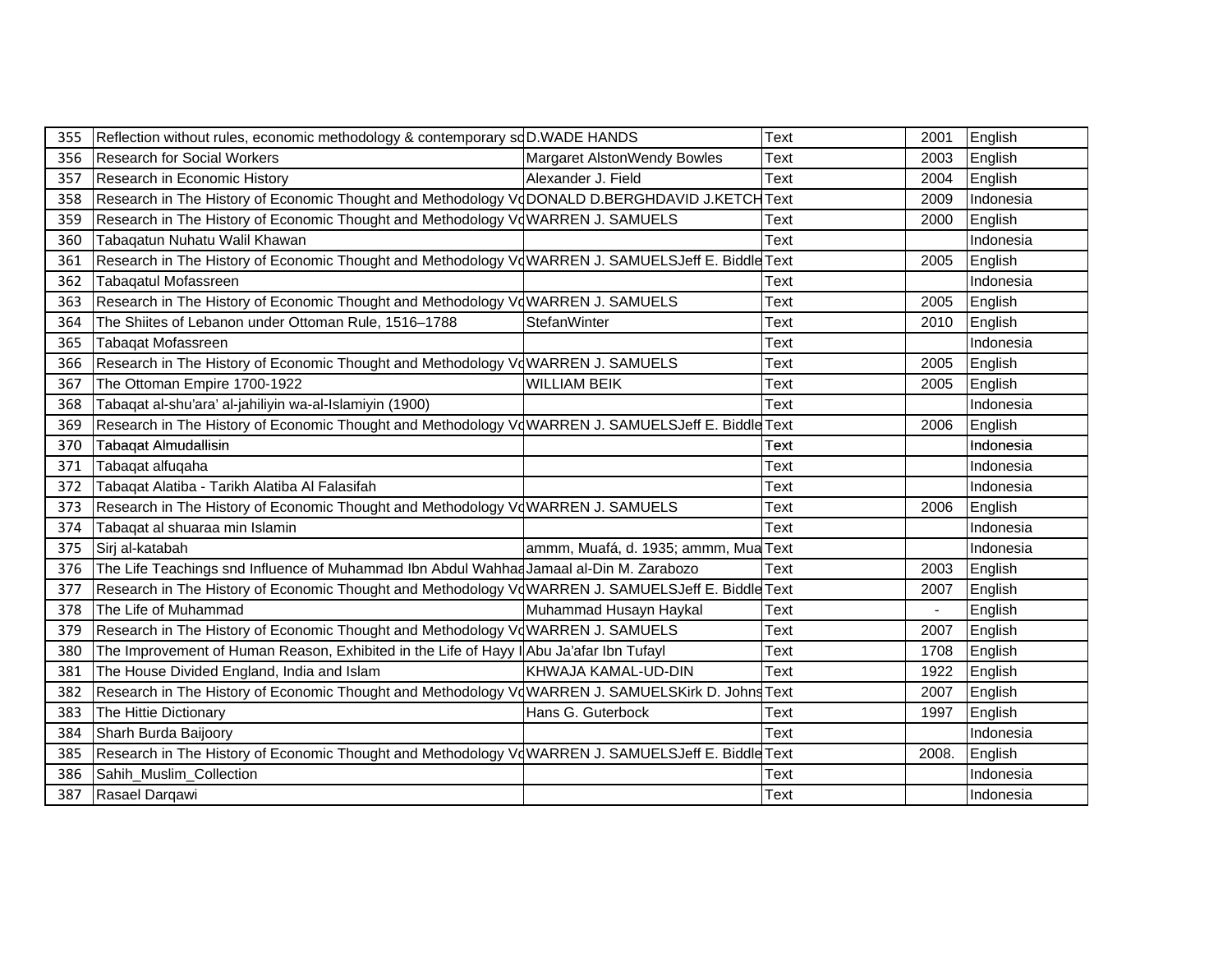| | | | | | |
|---|---|---|---|---|---|
| 355 | Reflection without rules, economic methodology & contemporary sc | D.WADE HANDS | Text | 2001 | English |
| 356 | Research for Social Workers | Margaret AlstonWendy Bowles | Text | 2003 | English |
| 357 | Research in Economic History | Alexander J. Field | Text | 2004 | English |
| 358 | Research in The History of Economic Thought and Methodology Vo | DONALD D.BERGHDAVID J.KETCH | Text | 2009 | Indonesia |
| 359 | Research in The History of Economic Thought and Methodology Vo | WARREN J. SAMUELS | Text | 2000 | English |
| 360 | Tabaqatun Nuhatu Walil Khawan | | Text | | Indonesia |
| 361 | Research in The History of Economic Thought and Methodology Vo | WARREN J. SAMUELSJeff E. Biddle | Text | 2005 | English |
| 362 | Tabaqatul Mofassreen | | Text | | Indonesia |
| 363 | Research in The History of Economic Thought and Methodology Vo | WARREN J. SAMUELS | Text | 2005 | English |
| 364 | The Shiites of Lebanon under Ottoman Rule, 1516–1788 | StefanWinter | Text | 2010 | English |
| 365 | Tabaqat Mofassreen | | Text | | Indonesia |
| 366 | Research in The History of Economic Thought and Methodology Vo | WARREN J. SAMUELS | Text | 2005 | English |
| 367 | The Ottoman Empire 1700-1922 | WILLIAM BEIK | Text | 2005 | English |
| 368 | Tabaqat al-shu'ara' al-jahiliyin wa-al-Islamiyin (1900) | | Text | | Indonesia |
| 369 | Research in The History of Economic Thought and Methodology Vo | WARREN J. SAMUELSJeff E. Biddle | Text | 2006 | English |
| 370 | Tabaqat Almudallisin | | Text | | Indonesia |
| 371 | Tabaqat alfuqaha | | Text | | Indonesia |
| 372 | Tabaqat Alatiba - Tarikh Alatiba Al Falasifah | | Text | | Indonesia |
| 373 | Research in The History of Economic Thought and Methodology Vo | WARREN J. SAMUELS | Text | 2006 | English |
| 374 | Tabaqat al shuaraa min Islamin | | Text | | Indonesia |
| 375 | Sirj al-katabah | ammm, Muafá, d. 1935; ammm, Mua | Text | | Indonesia |
| 376 | The Life Teachings snd Influence of Muhammad Ibn Abdul Wahhab | Jamaal al-Din M. Zarabozo | Text | 2003 | English |
| 377 | Research in The History of Economic Thought and Methodology Vo | WARREN J. SAMUELSJeff E. Biddle | Text | 2007 | English |
| 378 | The Life of Muhammad | Muhammad Husayn Haykal | Text | - | English |
| 379 | Research in The History of Economic Thought and Methodology Vo | WARREN J. SAMUELS | Text | 2007 | English |
| 380 | The Improvement of Human Reason, Exhibited in the Life of Hayy I | Abu Ja'afar Ibn Tufayl | Text | 1708 | English |
| 381 | The House Divided England, India and Islam | KHWAJA KAMAL-UD-DIN | Text | 1922 | English |
| 382 | Research in The History of Economic Thought and Methodology Vo | WARREN J. SAMUELSKirk D. Johns | Text | 2007 | English |
| 383 | The Hittie Dictionary | Hans G. Guterbock | Text | 1997 | English |
| 384 | Sharh Burda Baijoory | | Text | | Indonesia |
| 385 | Research in The History of Economic Thought and Methodology Vo | WARREN J. SAMUELSJeff E. Biddle | Text | 2008. | English |
| 386 | Sahih_Muslim_Collection | | Text | | Indonesia |
| 387 | Rasael Darqawi | | Text | | Indonesia |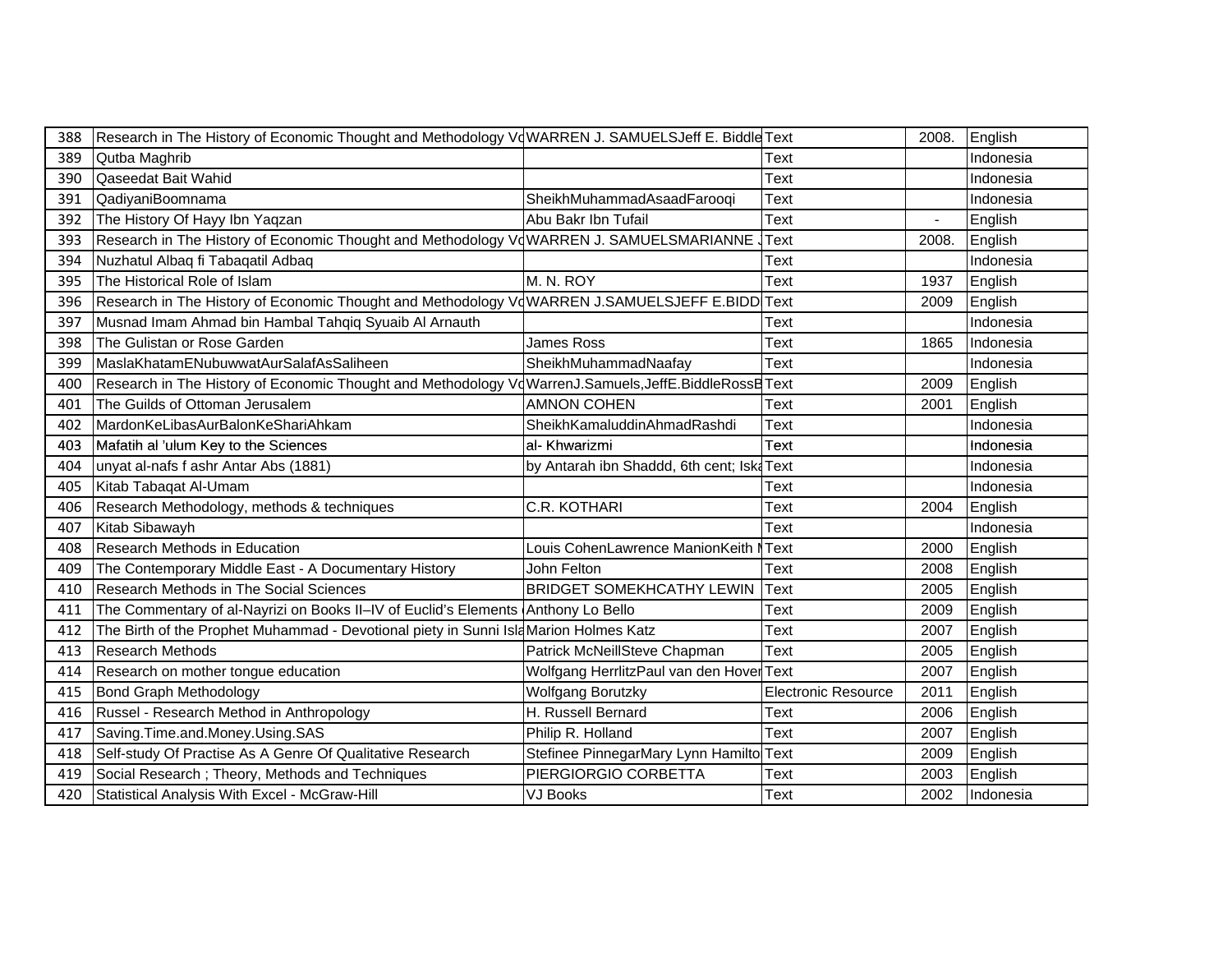| 388 | Research in The History of Economic Thought and Methodology Vo | WARREN J. SAMUELSJeff E. Biddle | Text | 2008. | English |
|---|---|---|---|---|---|
| 389 | Qutba Maghrib | | Text | | Indonesia |
| 390 | Qaseedat Bait Wahid | | Text | | Indonesia |
| 391 | QadiyaniBoomnama | SheikhMuhammadAsaadFarooqi | Text | | Indonesia |
| 392 | The History Of Hayy Ibn Yaqzan | Abu Bakr Ibn Tufail | Text | - | English |
| 393 | Research in The History of Economic Thought and Methodology Vo | WARREN J. SAMUELSMARIANNE J | Text | 2008. | English |
| 394 | Nuzhatul Albaq fi Tabaqatil Adbaq | | Text | | Indonesia |
| 395 | The Historical Role of Islam | M. N. ROY | Text | 1937 | English |
| 396 | Research in The History of Economic Thought and Methodology Vo | WARREN J.SAMUELSJEFF E.BIDD | Text | 2009 | English |
| 397 | Musnad Imam Ahmad bin Hambal Tahqiq Syuaib Al Arnauth | | Text | | Indonesia |
| 398 | The Gulistan or Rose Garden | James Ross | Text | 1865 | Indonesia |
| 399 | MaslaKhatamENubuwwatAurSalafAsSaliheen | SheikhMuhammadNaafay | Text | | Indonesia |
| 400 | Research in The History of Economic Thought and Methodology Vo | WarrenJ.Samuels,JeffE.BiddleRossB | Text | 2009 | English |
| 401 | The Guilds of Ottoman Jerusalem | AMNON COHEN | Text | 2001 | English |
| 402 | MardonKeLibasAurBalonKeShariAhkam | SheikhKamaluddinAhmadRashdi | Text | | Indonesia |
| 403 | Mafatih al 'ulum Key to the Sciences | al- Khwarizmi | Text | | Indonesia |
| 404 | unyat al-nafs f ashr Antar Abs (1881) | by Antarah ibn Shaddd, 6th cent; Iska | Text | | Indonesia |
| 405 | Kitab Tabaqat Al-Umam | | Text | | Indonesia |
| 406 | Research Methodology, methods & techniques | C.R. KOTHARI | Text | 2004 | English |
| 407 | Kitab Sibawayh | | Text | | Indonesia |
| 408 | Research Methods in Education | Louis CohenLawrence ManionKeith M | Text | 2000 | English |
| 409 | The Contemporary Middle East - A Documentary History | John Felton | Text | 2008 | English |
| 410 | Research Methods in The Social Sciences | BRIDGET SOMEKHCATHY LEWIN | Text | 2005 | English |
| 411 | The Commentary of al-Nayrizi on Books II–IV of Euclid's Elements ( | Anthony Lo Bello | Text | 2009 | English |
| 412 | The Birth of the Prophet Muhammad - Devotional piety in Sunni Isla | Marion Holmes Katz | Text | 2007 | English |
| 413 | Research Methods | Patrick McNeillSteve Chapman | Text | 2005 | English |
| 414 | Research on mother tongue education | Wolfgang HerrlitzPaul van den Hover | Text | 2007 | English |
| 415 | Bond Graph Methodology | Wolfgang Borutzky | Electronic Resource | 2011 | English |
| 416 | Russel - Research Method in Anthropology | H. Russell Bernard | Text | 2006 | English |
| 417 | Saving.Time.and.Money.Using.SAS | Philip R. Holland | Text | 2007 | English |
| 418 | Self-study Of Practise As A Genre Of Qualitative Research | Stefinee PinnegarMary Lynn Hamilto | Text | 2009 | English |
| 419 | Social Research ; Theory, Methods and Techniques | PIERGIORGIO CORBETTA | Text | 2003 | English |
| 420 | Statistical Analysis With Excel - McGraw-Hill | VJ Books | Text | 2002 | Indonesia |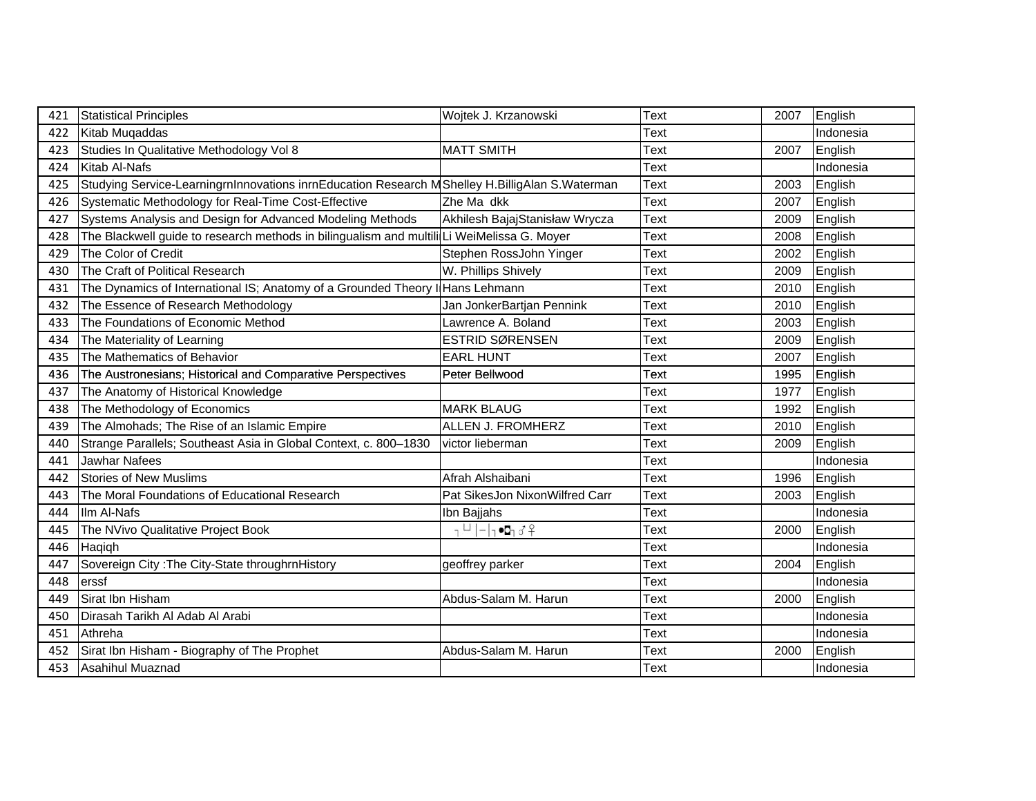| 421 | Statistical Principles | Wojtek J. Krzanowski | Text | 2007 | English |
|---|---|---|---|---|---|
| 422 | Kitab Muqaddas | | Text | | Indonesia |
| 423 | Studies In Qualitative Methodology Vol 8 | MATT SMITH | Text | 2007 | English |
| 424 | Kitab Al-Nafs | | Text | | Indonesia |
| 425 | Studying Service-LearningrnInnovations inrnEducation Research M | Shelley H.BilligAlan S.Waterman | Text | 2003 | English |
| 426 | Systematic Methodology for Real-Time Cost-Effective | Zhe Ma dkk | Text | 2007 | English |
| 427 | Systems Analysis and Design for Advanced Modeling Methods | Akhilesh BajajStanisław Wrycza | Text | 2009 | English |
| 428 | The Blackwell guide to research methods in bilingualism and multili | Li WeiMelissa G. Moyer | Text | 2008 | English |
| 429 | The Color of Credit | Stephen RossJohn Yinger | Text | 2002 | English |
| 430 | The Craft of Political Research | W. Phillips Shively | Text | 2009 | English |
| 431 | The Dynamics of International IS; Anatomy of a Grounded Theory I | Hans Lehmann | Text | 2010 | English |
| 432 | The Essence of Research Methodology | Jan JonkerBartjan Pennink | Text | 2010 | English |
| 433 | The Foundations of Economic Method | Lawrence A. Boland | Text | 2003 | English |
| 434 | The Materiality of Learning | ESTRID SØRENSEN | Text | 2009 | English |
| 435 | The Mathematics of Behavior | EARL HUNT | Text | 2007 | English |
| 436 | The Austronesians; Historical and Comparative Perspectives | Peter Bellwood | Text | 1995 | English |
| 437 | The Anatomy of Historical Knowledge | | Text | 1977 | English |
| 438 | The Methodology of Economics | MARK BLAUG | Text | 1992 | English |
| 439 | The Almohads; The Rise of an Islamic Empire | ALLEN J. FROMHERZ | Text | 2010 | English |
| 440 | Strange Parallels; Southeast Asia in Global Context, c. 800–1830 | victor lieberman | Text | 2009 | English |
| 441 | Jawhar Nafees | | Text | | Indonesia |
| 442 | Stories of New Muslims | Afrah Alshaibani | Text | 1996 | English |
| 443 | The Moral Foundations of Educational Research | Pat SikesJon NixonWilfred Carr | Text | 2003 | English |
| 444 | Ilm Al-Nafs | Ibn Bajjahs | Text | | Indonesia |
| 445 | The NVivo Qualitative Project Book | ┐└┘│─│┐•◘┐♂♀ | Text | 2000 | English |
| 446 | Haqiqh | | Text | | Indonesia |
| 447 | Sovereign City :The City-State throughrnHistory | geoffrey parker | Text | 2004 | English |
| 448 | erssf | | Text | | Indonesia |
| 449 | Sirat Ibn Hisham | Abdus-Salam M. Harun | Text | 2000 | English |
| 450 | Dirasah Tarikh Al Adab Al Arabi | | Text | | Indonesia |
| 451 | Athreha | | Text | | Indonesia |
| 452 | Sirat Ibn Hisham - Biography of The Prophet | Abdus-Salam M. Harun | Text | 2000 | English |
| 453 | Asahihul Muaznad | | Text | | Indonesia |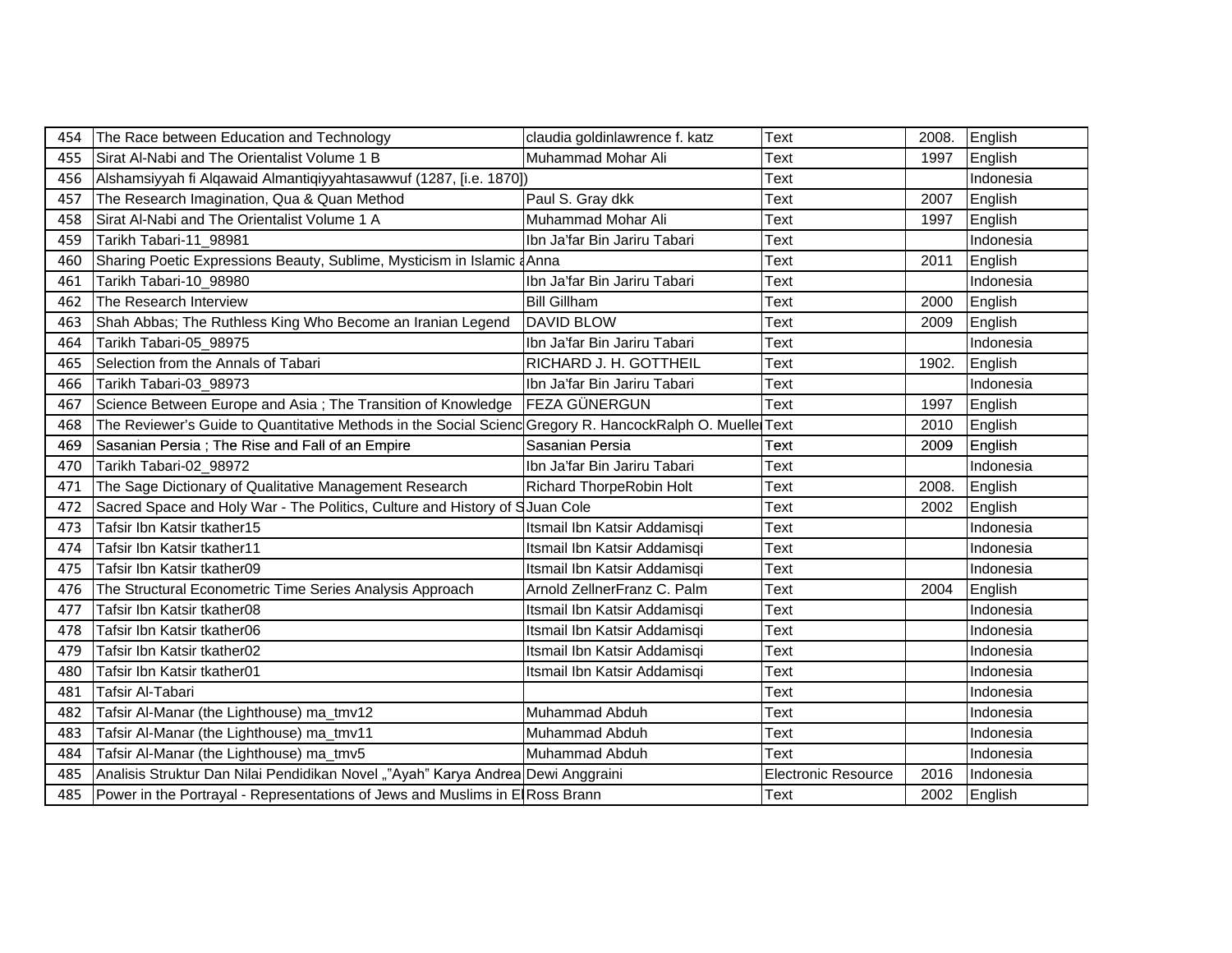| 454 | The Race between Education and Technology | claudia goldinlawrence f. katz | Text | 2008. | English |
|---|---|---|---|---|---|
| 455 | Sirat Al-Nabi and The Orientalist Volume 1 B | Muhammad Mohar Ali | Text | 1997 | English |
| 456 | Alshamsiyyah fi Alqawaid Almantiqiyyahtasawwuf (1287, [i.e. 1870]) | | Text | | Indonesia |
| 457 | The Research Imagination, Qua & Quan Method | Paul S. Gray dkk | Text | 2007 | English |
| 458 | Sirat Al-Nabi and The Orientalist Volume 1 A | Muhammad Mohar Ali | Text | 1997 | English |
| 459 | Tarikh Tabari-11_98981 | Ibn Ja'far Bin Jariru Tabari | Text | | Indonesia |
| 460 | Sharing Poetic Expressions Beauty, Sublime, Mysticism in Islamic a | Anna | Text | 2011 | English |
| 461 | Tarikh Tabari-10_98980 | Ibn Ja'far Bin Jariru Tabari | Text | | Indonesia |
| 462 | The Research Interview | Bill Gillham | Text | 2000 | English |
| 463 | Shah Abbas; The Ruthless King Who Become an Iranian Legend | DAVID BLOW | Text | 2009 | English |
| 464 | Tarikh Tabari-05_98975 | Ibn Ja'far Bin Jariru Tabari | Text | | Indonesia |
| 465 | Selection from the Annals of Tabari | RICHARD J. H. GOTTHEIL | Text | 1902. | English |
| 466 | Tarikh Tabari-03_98973 | Ibn Ja'far Bin Jariru Tabari | Text | | Indonesia |
| 467 | Science Between Europe and Asia ; The Transition of Knowledge | FEZA GÜNERGUN | Text | 1997 | English |
| 468 | The Reviewer's Guide to Quantitative Methods in the Social Scienc | Gregory R. HancockRalph O. Mueller | Text | 2010 | English |
| 469 | Sasanian Persia ; The Rise and Fall of an Empire | Sasanian Persia | Text | 2009 | English |
| 470 | Tarikh Tabari-02_98972 | Ibn Ja'far Bin Jariru Tabari | Text | | Indonesia |
| 471 | The Sage Dictionary of Qualitative Management Research | Richard ThorpeRobin Holt | Text | 2008. | English |
| 472 | Sacred Space and Holy War - The Politics, Culture and History of S | Juan Cole | Text | 2002 | English |
| 473 | Tafsir Ibn Katsir tkather15 | Itsmail Ibn Katsir Addamisqi | Text | | Indonesia |
| 474 | Tafsir Ibn Katsir tkather11 | Itsmail Ibn Katsir Addamisqi | Text | | Indonesia |
| 475 | Tafsir Ibn Katsir tkather09 | Itsmail Ibn Katsir Addamisqi | Text | | Indonesia |
| 476 | The Structural Econometric Time Series Analysis Approach | Arnold ZellnerFranz C. Palm | Text | 2004 | English |
| 477 | Tafsir Ibn Katsir tkather08 | Itsmail Ibn Katsir Addamisqi | Text | | Indonesia |
| 478 | Tafsir Ibn Katsir tkather06 | Itsmail Ibn Katsir Addamisqi | Text | | Indonesia |
| 479 | Tafsir Ibn Katsir tkather02 | Itsmail Ibn Katsir Addamisqi | Text | | Indonesia |
| 480 | Tafsir Ibn Katsir tkather01 | Itsmail Ibn Katsir Addamisqi | Text | | Indonesia |
| 481 | Tafsir Al-Tabari | | Text | | Indonesia |
| 482 | Tafsir Al-Manar (the Lighthouse) ma_tmv12 | Muhammad Abduh | Text | | Indonesia |
| 483 | Tafsir Al-Manar (the Lighthouse) ma_tmv11 | Muhammad Abduh | Text | | Indonesia |
| 484 | Tafsir Al-Manar (the Lighthouse) ma_tmv5 | Muhammad Abduh | Text | | Indonesia |
| 485 | Analisis Struktur Dan Nilai Pendidikan Novel „"Ayah" Karya Andrea | Dewi Anggraini | Electronic Resource | 2016 | Indonesia |
| 485 | Power in the Portrayal - Representations of Jews and Muslims in El | Ross Brann | Text | 2002 | English |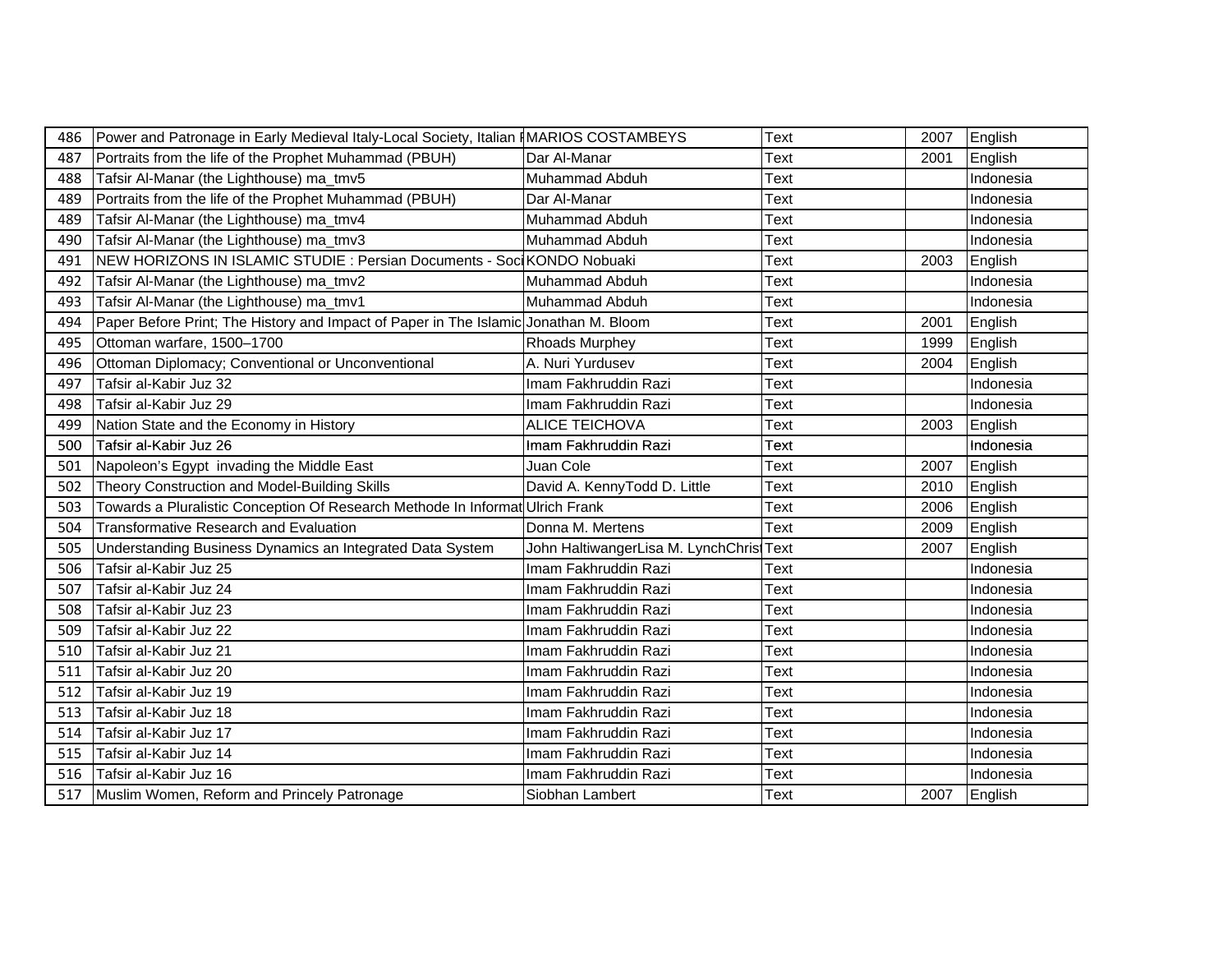| | | | | | |
|---|---|---|---|---|---|
| 486 | Power and Patronage in Early Medieval Italy-Local Society, Italian P | MARIOS COSTAMBEYS | Text | 2007 | English |
| 487 | Portraits from the life of the Prophet Muhammad (PBUH) | Dar Al-Manar | Text | 2001 | English |
| 488 | Tafsir Al-Manar (the Lighthouse) ma_tmv5 | Muhammad Abduh | Text | | Indonesia |
| 489 | Portraits from the life of the Prophet Muhammad (PBUH) | Dar Al-Manar | Text | | Indonesia |
| 489 | Tafsir Al-Manar (the Lighthouse) ma_tmv4 | Muhammad Abduh | Text | | Indonesia |
| 490 | Tafsir Al-Manar (the Lighthouse) ma_tmv3 | Muhammad Abduh | Text | | Indonesia |
| 491 | NEW HORIZONS IN ISLAMIC STUDIE : Persian Documents - Soci | KONDO Nobuaki | Text | 2003 | English |
| 492 | Tafsir Al-Manar (the Lighthouse) ma_tmv2 | Muhammad Abduh | Text | | Indonesia |
| 493 | Tafsir Al-Manar (the Lighthouse) ma_tmv1 | Muhammad Abduh | Text | | Indonesia |
| 494 | Paper Before Print; The History and Impact of Paper in The Islamic | Jonathan M. Bloom | Text | 2001 | English |
| 495 | Ottoman warfare, 1500–1700 | Rhoads Murphey | Text | 1999 | English |
| 496 | Ottoman Diplomacy; Conventional or Unconventional | A. Nuri Yurdusev | Text | 2004 | English |
| 497 | Tafsir al-Kabir Juz 32 | Imam Fakhruddin Razi | Text | | Indonesia |
| 498 | Tafsir al-Kabir Juz 29 | Imam Fakhruddin Razi | Text | | Indonesia |
| 499 | Nation State and the Economy in History | ALICE TEICHOVA | Text | 2003 | English |
| 500 | Tafsir al-Kabir Juz 26 | Imam Fakhruddin Razi | Text | | Indonesia |
| 501 | Napoleon's Egypt invading the Middle East | Juan Cole | Text | 2007 | English |
| 502 | Theory Construction and Model-Building Skills | David A. KennyTodd D. Little | Text | 2010 | English |
| 503 | Towards a Pluralistic Conception Of Research Methode In Informat | Ulrich Frank | Text | 2006 | English |
| 504 | Transformative Research and Evaluation | Donna M. Mertens | Text | 2009 | English |
| 505 | Understanding Business Dynamics an Integrated Data System | John HaltiwangerLisa M. LynchChris | Text | 2007 | English |
| 506 | Tafsir al-Kabir Juz 25 | Imam Fakhruddin Razi | Text | | Indonesia |
| 507 | Tafsir al-Kabir Juz 24 | Imam Fakhruddin Razi | Text | | Indonesia |
| 508 | Tafsir al-Kabir Juz 23 | Imam Fakhruddin Razi | Text | | Indonesia |
| 509 | Tafsir al-Kabir Juz 22 | Imam Fakhruddin Razi | Text | | Indonesia |
| 510 | Tafsir al-Kabir Juz 21 | Imam Fakhruddin Razi | Text | | Indonesia |
| 511 | Tafsir al-Kabir Juz 20 | Imam Fakhruddin Razi | Text | | Indonesia |
| 512 | Tafsir al-Kabir Juz 19 | Imam Fakhruddin Razi | Text | | Indonesia |
| 513 | Tafsir al-Kabir Juz 18 | Imam Fakhruddin Razi | Text | | Indonesia |
| 514 | Tafsir al-Kabir Juz 17 | Imam Fakhruddin Razi | Text | | Indonesia |
| 515 | Tafsir al-Kabir Juz 14 | Imam Fakhruddin Razi | Text | | Indonesia |
| 516 | Tafsir al-Kabir Juz 16 | Imam Fakhruddin Razi | Text | | Indonesia |
| 517 | Muslim Women, Reform and Princely Patronage | Siobhan Lambert | Text | 2007 | English |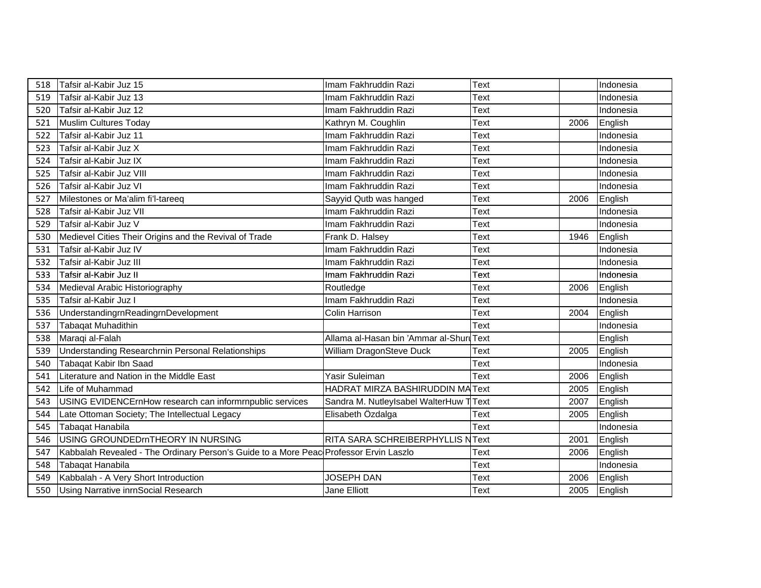| 518 | Tafsir al-Kabir Juz 15 | Imam Fakhruddin Razi | Text | | Indonesia |
|---|---|---|---|---|---|
| 519 | Tafsir al-Kabir Juz 13 | Imam Fakhruddin Razi | Text | | Indonesia |
| 520 | Tafsir al-Kabir Juz 12 | Imam Fakhruddin Razi | Text | | Indonesia |
| 521 | Muslim Cultures Today | Kathryn M. Coughlin | Text | 2006 | English |
| 522 | Tafsir al-Kabir Juz 11 | Imam Fakhruddin Razi | Text | | Indonesia |
| 523 | Tafsir al-Kabir Juz X | Imam Fakhruddin Razi | Text | | Indonesia |
| 524 | Tafsir al-Kabir Juz IX | Imam Fakhruddin Razi | Text | | Indonesia |
| 525 | Tafsir al-Kabir Juz VIII | Imam Fakhruddin Razi | Text | | Indonesia |
| 526 | Tafsir al-Kabir Juz VI | Imam Fakhruddin Razi | Text | | Indonesia |
| 527 | Milestones or Ma'alim fi'l-tareeq | Sayyid Qutb was hanged | Text | 2006 | English |
| 528 | Tafsir al-Kabir Juz VII | Imam Fakhruddin Razi | Text | | Indonesia |
| 529 | Tafsir al-Kabir Juz V | Imam Fakhruddin Razi | Text | | Indonesia |
| 530 | Medievel Cities Their Origins and the Revival of Trade | Frank D. Halsey | Text | 1946 | English |
| 531 | Tafsir al-Kabir Juz IV | Imam Fakhruddin Razi | Text | | Indonesia |
| 532 | Tafsir al-Kabir Juz III | Imam Fakhruddin Razi | Text | | Indonesia |
| 533 | Tafsir al-Kabir Juz II | Imam Fakhruddin Razi | Text | | Indonesia |
| 534 | Medieval Arabic Historiography | Routledge | Text | 2006 | English |
| 535 | Tafsir al-Kabir Juz I | Imam Fakhruddin Razi | Text | | Indonesia |
| 536 | UnderstandingrnReadingrnDevelopment | Colin Harrison | Text | 2004 | English |
| 537 | Tabaqat Muhadithin | | Text | | Indonesia |
| 538 | Maraqi al-Falah | Allama al-Hasan bin 'Ammar al-Shuru | Text | | English |
| 539 | Understanding Researchrnin Personal Relationships | William DragonSteve Duck | Text | 2005 | English |
| 540 | Tabaqat Kabir Ibn Saad | | Text | | Indonesia |
| 541 | Literature and Nation in the Middle East | Yasir Suleiman | Text | 2006 | English |
| 542 | Life of Muhammad | HADRAT MIRZA BASHIRUDDIN MA | Text | 2005 | English |
| 543 | USING EVIDENCErnHow research can informrnpublic services | Sandra M. NutleyIsabel WalterHuw T | Text | 2007 | English |
| 544 | Late Ottoman Society; The Intellectual Legacy | Elisabeth Özdalga | Text | 2005 | English |
| 545 | Tabaqat Hanabila | | Text | | Indonesia |
| 546 | USING GROUNDEDrnTHEORY IN NURSING | RITA SARA SCHREIBERPHYLLIS N | Text | 2001 | English |
| 547 | Kabbalah Revealed - The Ordinary Person's Guide to a More Peac | Professor Ervin Laszlo | Text | 2006 | English |
| 548 | Tabaqat Hanabila | | Text | | Indonesia |
| 549 | Kabbalah - A Very Short Introduction | JOSEPH DAN | Text | 2006 | English |
| 550 | Using Narrative inrnSocial Research | Jane Elliott | Text | 2005 | English |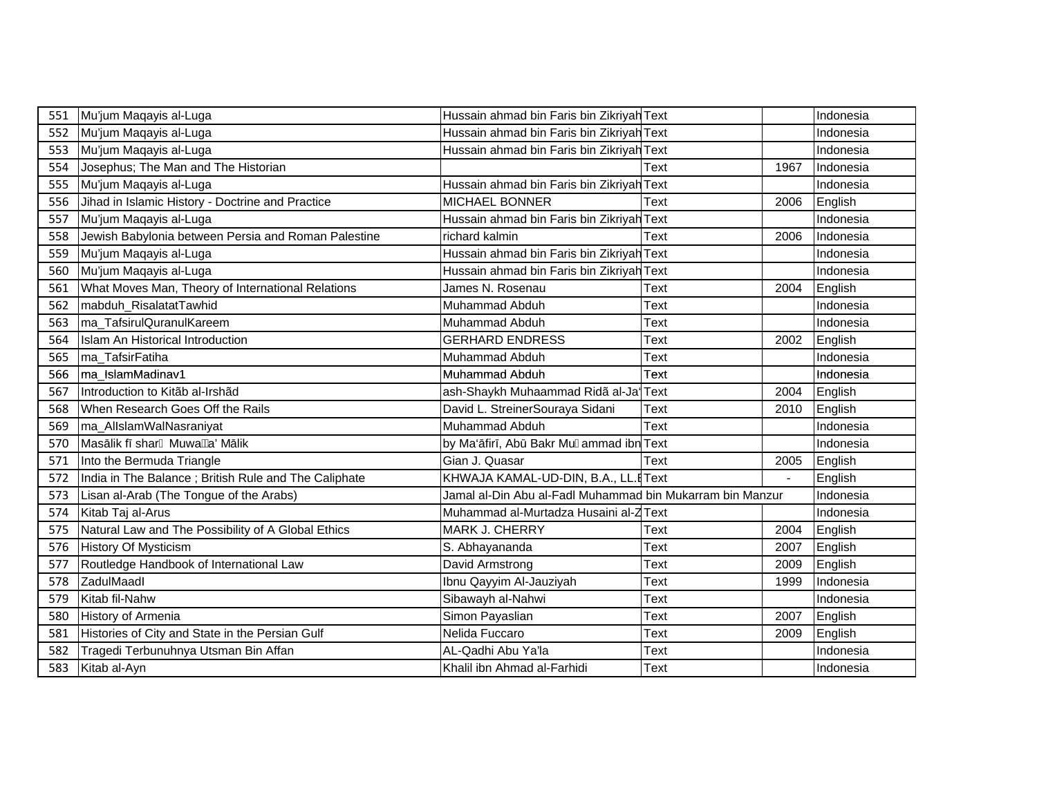| | | | | | |
|---|---|---|---|---|---|
| 551 | Mu'jum Maqayis al-Luga | Hussain ahmad bin Faris bin Zikriyah | Text | | Indonesia |
| 552 | Mu'jum Maqayis al-Luga | Hussain ahmad bin Faris bin Zikriyah | Text | | Indonesia |
| 553 | Mu'jum Maqayis al-Luga | Hussain ahmad bin Faris bin Zikriyah | Text | | Indonesia |
| 554 | Josephus; The Man and The Historian | | Text | 1967 | Indonesia |
| 555 | Mu'jum Maqayis al-Luga | Hussain ahmad bin Faris bin Zikriyah | Text | | Indonesia |
| 556 | Jihad in Islamic History - Doctrine and Practice | MICHAEL BONNER | Text | 2006 | English |
| 557 | Mu'jum Maqayis al-Luga | Hussain ahmad bin Faris bin Zikriyah | Text | | Indonesia |
| 558 | Jewish Babylonia between Persia and Roman Palestine | richard kalmin | Text | 2006 | Indonesia |
| 559 | Mu'jum Maqayis al-Luga | Hussain ahmad bin Faris bin Zikriyah | Text | | Indonesia |
| 560 | Mu'jum Maqayis al-Luga | Hussain ahmad bin Faris bin Zikriyah | Text | | Indonesia |
| 561 | What Moves Man, Theory of International Relations | James N. Rosenau | Text | 2004 | English |
| 562 | mabduh_RisalatatTawhid | Muhammad Abduh | Text | | Indonesia |
| 563 | ma_TafsirulQuranulKareem | Muhammad Abduh | Text | | Indonesia |
| 564 | Islam An Historical Introduction | GERHARD ENDRESS | Text | 2002 | English |
| 565 | ma_TafsirFatiha | Muhammad Abduh | Text | | Indonesia |
| 566 | ma_IslamMadinav1 | Muhammad Abduh | Text | | Indonesia |
| 567 | Introduction to Kitãb al-Irshãd | ash-Shaykh Muhaammad Ridã al-Ja' | Text | 2004 | English |
| 568 | When Research Goes Off the Rails | David L. StreinerSouraya Sidani | Text | 2010 | English |
| 569 | ma_AlIslamWalNasraniyat | Muhammad Abduh | Text | | Indonesia |
| 570 | Masālik fī shar Muwaa' Mālik | by Ma'āfirī, Abū Bakr Muammad ibn | Text | | Indonesia |
| 571 | Into the Bermuda Triangle | Gian J. Quasar | Text | 2005 | English |
| 572 | India in The Balance ; British Rule and The Caliphate | KHWAJA KAMAL-UD-DIN, B.A., LL.B | Text | - | English |
| 573 | Lisan al-Arab (The Tongue of the Arabs) | Jamal al-Din Abu al-Fadl Muhammad bin Mukarram bin Manzur | | | Indonesia |
| 574 | Kitab Taj al-Arus | Muhammad al-Murtadza Husaini al-Z | Text | | Indonesia |
| 575 | Natural Law and The Possibility of A Global Ethics | MARK J. CHERRY | Text | 2004 | English |
| 576 | History Of Mysticism | S. Abhayananda | Text | 2007 | English |
| 577 | Routledge Handbook of International Law | David Armstrong | Text | 2009 | English |
| 578 | ZadulMaadI | Ibnu Qayyim Al-Jauziyah | Text | 1999 | Indonesia |
| 579 | Kitab fil-Nahw | Sibawayh al-Nahwi | Text | | Indonesia |
| 580 | History of Armenia | Simon Payaslian | Text | 2007 | English |
| 581 | Histories of City and State in the Persian Gulf | Nelida Fuccaro | Text | 2009 | English |
| 582 | Tragedi Terbunuhnya Utsman Bin Affan | AL-Qadhi Abu Ya'la | Text | | Indonesia |
| 583 | Kitab al-Ayn | Khalil ibn Ahmad al-Farhidi | Text | | Indonesia |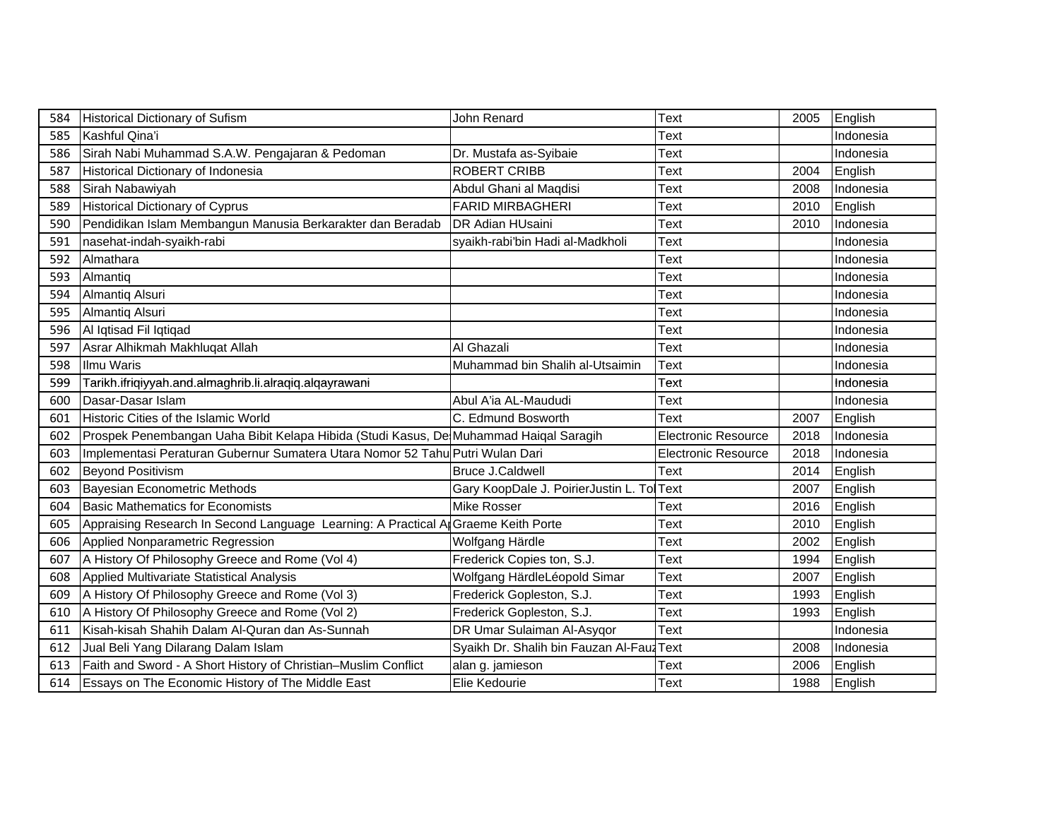| 584 | Historical Dictionary of Sufism | John Renard | Text | 2005 | English |
|---|---|---|---|---|---|
| 585 | Kashful Qina'i | | Text | | Indonesia |
| 586 | Sirah Nabi Muhammad S.A.W. Pengajaran & Pedoman | Dr. Mustafa as-Syibaie | Text | | Indonesia |
| 587 | Historical Dictionary of Indonesia | ROBERT CRIBB | Text | 2004 | English |
| 588 | Sirah Nabawiyah | Abdul Ghani al Maqdisi | Text | 2008 | Indonesia |
| 589 | Historical Dictionary of Cyprus | FARID MIRBAGHERI | Text | 2010 | English |
| 590 | Pendidikan Islam Membangun Manusia Berkarakter dan Beradab | DR Adian HUsaini | Text | 2010 | Indonesia |
| 591 | nasehat-indah-syaikh-rabi | syaikh-rabi'bin Hadi al-Madkholi | Text | | Indonesia |
| 592 | Almathara | | Text | | Indonesia |
| 593 | Almantiq | | Text | | Indonesia |
| 594 | Almantiq Alsuri | | Text | | Indonesia |
| 595 | Almantiq Alsuri | | Text | | Indonesia |
| 596 | Al Iqtisad Fil Iqtiqad | | Text | | Indonesia |
| 597 | Asrar Alhikmah Makhluqat Allah | Al Ghazali | Text | | Indonesia |
| 598 | Ilmu Waris | Muhammad bin Shalih al-Utsaimin | Text | | Indonesia |
| 599 | Tarikh.ifriqiyyah.and.almaghrib.li.alraqiq.alqayrawani | | Text | | Indonesia |
| 600 | Dasar-Dasar Islam | Abul A'ia AL-Maududi | Text | | Indonesia |
| 601 | Historic Cities of the Islamic World | C. Edmund Bosworth | Text | 2007 | English |
| 602 | Prospek Penembangan Uaha Bibit Kelapa Hibida (Studi Kasus, De | Muhammad Haiqal Saragih | Electronic Resource | 2018 | Indonesia |
| 603 | Implementasi Peraturan Gubernur Sumatera Utara Nomor 52 Tahu | Putri Wulan Dari | Electronic Resource | 2018 | Indonesia |
| 602 | Beyond Positivism | Bruce J.Caldwell | Text | 2014 | English |
| 603 | Bayesian Econometric Methods | Gary KoopDale J. PoirierJustin L. To | Text | 2007 | English |
| 604 | Basic Mathematics for Economists | Mike Rosser | Text | 2016 | English |
| 605 | Appraising Research In Second Language Learning: A Practical A | Graeme Keith Porte | Text | 2010 | English |
| 606 | Applied Nonparametric Regression | Wolfgang Härdle | Text | 2002 | English |
| 607 | A History Of Philosophy Greece and Rome (Vol 4) | Frederick Copies ton, S.J. | Text | 1994 | English |
| 608 | Applied Multivariate Statistical Analysis | Wolfgang HärdleLéopold Simar | Text | 2007 | English |
| 609 | A History Of Philosophy Greece and Rome (Vol 3) | Frederick Gopleston, S.J. | Text | 1993 | English |
| 610 | A History Of Philosophy Greece and Rome (Vol 2) | Frederick Gopleston, S.J. | Text | 1993 | English |
| 611 | Kisah-kisah Shahih Dalam Al-Quran dan As-Sunnah | DR Umar Sulaiman Al-Asyqor | Text | | Indonesia |
| 612 | Jual Beli Yang Dilarang Dalam Islam | Syaikh Dr. Shalih bin Fauzan Al-Fauz | Text | 2008 | Indonesia |
| 613 | Faith and Sword - A Short History of Christian–Muslim Conflict | alan g. jamieson | Text | 2006 | English |
| 614 | Essays on The Economic History of The Middle East | Elie Kedourie | Text | 1988 | English |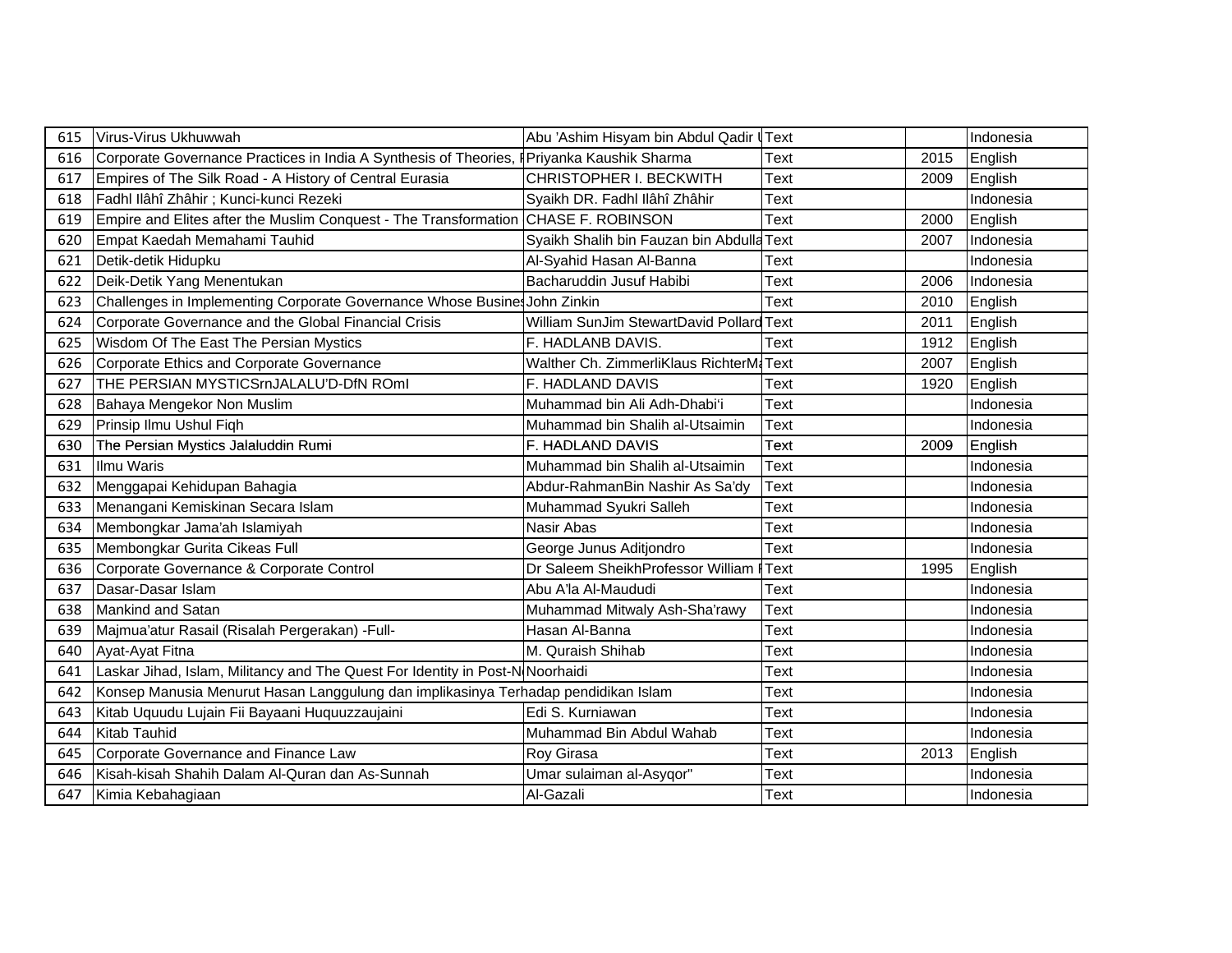| 615 | Virus-Virus Ukhuwwah | Abu 'Ashim Hisyam bin Abdul Qadir U | Text | | Indonesia |
|---|---|---|---|---|---|
| 616 | Corporate Governance Practices in India A Synthesis of Theories, F | Priyanka Kaushik Sharma | Text | 2015 | English |
| 617 | Empires of The Silk Road - A History of Central Eurasia | CHRISTOPHER I. BECKWITH | Text | 2009 | English |
| 618 | Fadhl Ilâhî Zhâhir ; Kunci-kunci Rezeki | Syaikh DR. Fadhl Ilâhî Zhâhir | Text | | Indonesia |
| 619 | Empire and Elites after the Muslim Conquest - The Transformation | CHASE F. ROBINSON | Text | 2000 | English |
| 620 | Empat Kaedah Memahami Tauhid | Syaikh Shalih bin Fauzan bin Abdulla | Text | 2007 | Indonesia |
| 621 | Detik-detik Hidupku | Al-Syahid Hasan Al-Banna | Text | | Indonesia |
| 622 | Deik-Detik Yang Menentukan | Bacharuddin Jusuf Habibi | Text | 2006 | Indonesia |
| 623 | Challenges in Implementing Corporate Governance Whose Busines | John Zinkin | Text | 2010 | English |
| 624 | Corporate Governance and the Global Financial Crisis | William SunJim StewartDavid Pollard | Text | 2011 | English |
| 625 | Wisdom Of The East The Persian Mystics | F. HADLANB DAVIS. | Text | 1912 | English |
| 626 | Corporate Ethics and Corporate Governance | Walther Ch. ZimmerliKlaus RichterMa | Text | 2007 | English |
| 627 | THE PERSIAN MYSTICSrnJALALU'D-DfN ROmI | F. HADLAND DAVIS | Text | 1920 | English |
| 628 | Bahaya Mengekor Non Muslim | Muhammad bin Ali Adh-Dhabi'i | Text | | Indonesia |
| 629 | Prinsip Ilmu Ushul Fiqh | Muhammad bin Shalih al-Utsaimin | Text | | Indonesia |
| 630 | The Persian Mystics Jalaluddin Rumi | F. HADLAND DAVIS | Text | 2009 | English |
| 631 | Ilmu Waris | Muhammad bin Shalih al-Utsaimin | Text | | Indonesia |
| 632 | Menggapai Kehidupan Bahagia | Abdur-RahmanBin Nashir As Sa'dy | Text | | Indonesia |
| 633 | Menangani Kemiskinan Secara Islam | Muhammad Syukri Salleh | Text | | Indonesia |
| 634 | Membongkar Jama'ah Islamiyah | Nasir Abas | Text | | Indonesia |
| 635 | Membongkar Gurita Cikeas Full | George Junus Aditjondro | Text | | Indonesia |
| 636 | Corporate Governance & Corporate Control | Dr Saleem SheikhProfessor William F | Text | 1995 | English |
| 637 | Dasar-Dasar Islam | Abu A'la Al-Maududi | Text | | Indonesia |
| 638 | Mankind and Satan | Muhammad Mitwaly Ash-Sha'rawy | Text | | Indonesia |
| 639 | Majmua'atur Rasail (Risalah Pergerakan) -Full- | Hasan Al-Banna | Text | | Indonesia |
| 640 | Ayat-Ayat Fitna | M. Quraish Shihab | Text | | Indonesia |
| 641 | Laskar Jihad, Islam, Militancy and The Quest For Identity in Post-N | Noorhaidi | Text | | Indonesia |
| 642 | Konsep Manusia Menurut Hasan Langgulung dan implikasinya Terhadap pendidikan Islam | | Text | | Indonesia |
| 643 | Kitab Uquudu Lujain Fii Bayaani Huquuzzaujaini | Edi S. Kurniawan | Text | | Indonesia |
| 644 | Kitab Tauhid | Muhammad Bin Abdul Wahab | Text | | Indonesia |
| 645 | Corporate Governance and Finance Law | Roy Girasa | Text | 2013 | English |
| 646 | Kisah-kisah Shahih Dalam Al-Quran dan As-Sunnah | Umar sulaiman al-Asyqor" | Text | | Indonesia |
| 647 | Kimia Kebahagiaan | Al-Gazali | Text | | Indonesia |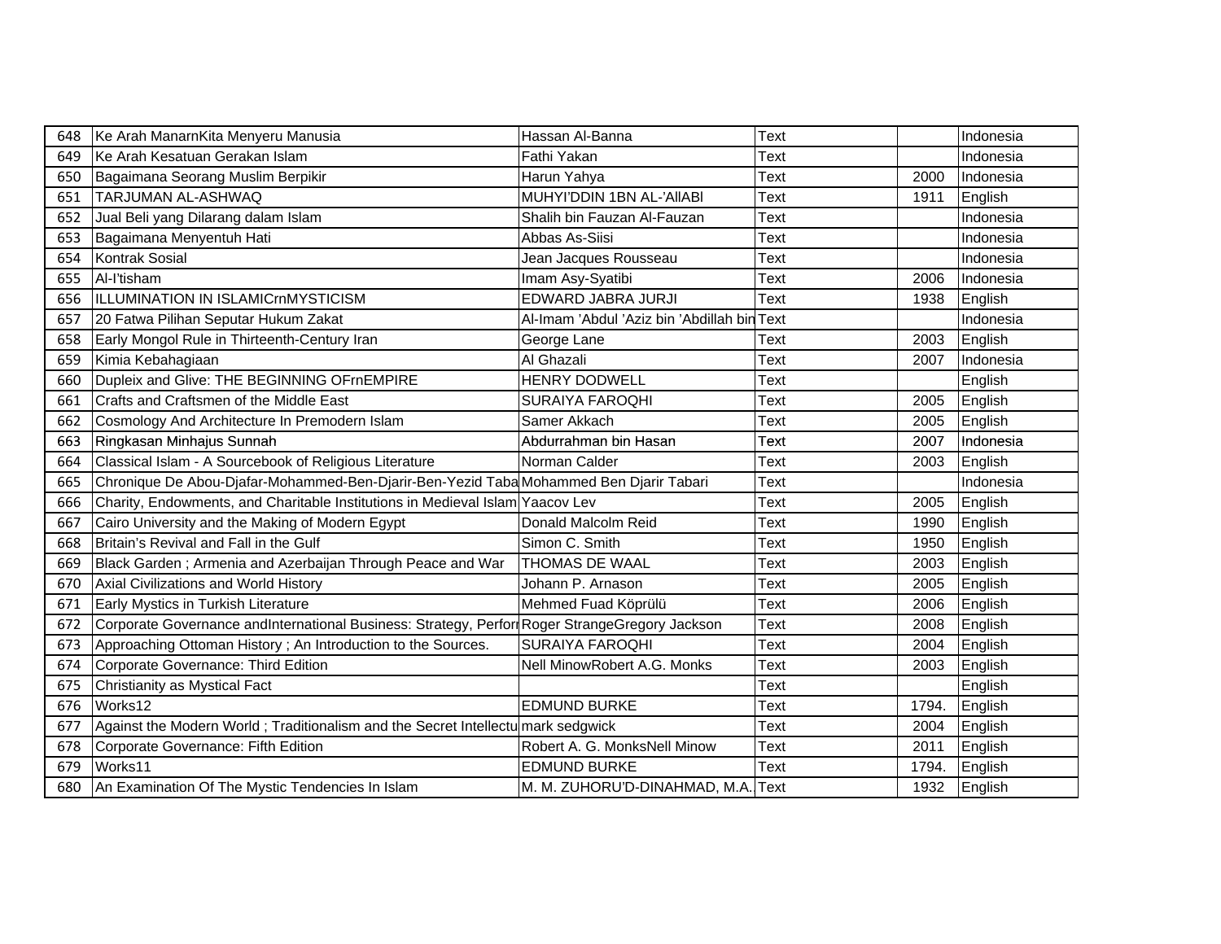| 648 | Ke Arah ManarnKita Menyeru Manusia | Hassan Al-Banna | Text | | Indonesia |
|---|---|---|---|---|---|
| 649 | Ke Arah Kesatuan Gerakan Islam | Fathi Yakan | Text | | Indonesia |
| 650 | Bagaimana Seorang Muslim Berpikir | Harun Yahya | Text | 2000 | Indonesia |
| 651 | TARJUMAN AL-ASHWAQ | MUHYI'DDIN 1BN AL-'AllABl | Text | 1911 | English |
| 652 | Jual Beli yang Dilarang dalam Islam | Shalih bin Fauzan Al-Fauzan | Text | | Indonesia |
| 653 | Bagaimana Menyentuh Hati | Abbas As-Siisi | Text | | Indonesia |
| 654 | Kontrak Sosial | Jean Jacques Rousseau | Text | | Indonesia |
| 655 | Al-I'tisham | Imam Asy-Syatibi | Text | 2006 | Indonesia |
| 656 | ILLUMINATION IN ISLAMICrnMYSTICISM | EDWARD JABRA JURJI | Text | 1938 | English |
| 657 | 20 Fatwa Pilihan Seputar Hukum Zakat | Al-Imam 'Abdul 'Aziz bin 'Abdillah bin | Text | | Indonesia |
| 658 | Early Mongol Rule in Thirteenth-Century Iran | George Lane | Text | 2003 | English |
| 659 | Kimia Kebahagiaan | Al Ghazali | Text | 2007 | Indonesia |
| 660 | Dupleix and Glive: THE BEGINNING OFrnEMPIRE | HENRY DODWELL | Text | | English |
| 661 | Crafts and Craftsmen of the Middle East | SURAIYA FAROQHI | Text | 2005 | English |
| 662 | Cosmology And Architecture In Premodern Islam | Samer Akkach | Text | 2005 | English |
| 663 | Ringkasan Minhajus Sunnah | Abdurrahman bin Hasan | Text | 2007 | Indonesia |
| 664 | Classical Islam - A Sourcebook of Religious Literature | Norman Calder | Text | 2003 | English |
| 665 | Chronique De Abou-Djafar-Mohammed-Ben-Djarir-Ben-Yezid Taba | Mohammed Ben Djarir Tabari | Text | | Indonesia |
| 666 | Charity, Endowments, and Charitable Institutions in Medieval Islam | Yaacov Lev | Text | 2005 | English |
| 667 | Cairo University and the Making of Modern Egypt | Donald Malcolm Reid | Text | 1990 | English |
| 668 | Britain's Revival and Fall in the Gulf | Simon C. Smith | Text | 1950 | English |
| 669 | Black Garden ; Armenia and Azerbaijan Through Peace and War | THOMAS DE WAAL | Text | 2003 | English |
| 670 | Axial Civilizations and World History | Johann P. Arnason | Text | 2005 | English |
| 671 | Early Mystics in Turkish Literature | Mehmed Fuad Köprülü | Text | 2006 | English |
| 672 | Corporate Governance andInternational Business: Strategy, Perfor | Roger StrangeGregory Jackson | Text | 2008 | English |
| 673 | Approaching Ottoman History ; An Introduction to the Sources. | SURAIYA FAROQHI | Text | 2004 | English |
| 674 | Corporate Governance: Third Edition | Nell MinowRobert A.G. Monks | Text | 2003 | English |
| 675 | Christianity as Mystical Fact | | Text | | English |
| 676 | Works12 | EDMUND BURKE | Text | 1794. | English |
| 677 | Against the Modern World ; Traditionalism and the Secret Intellectu | mark sedgwick | Text | 2004 | English |
| 678 | Corporate Governance: Fifth Edition | Robert A. G. MonksNell Minow | Text | 2011 | English |
| 679 | Works11 | EDMUND BURKE | Text | 1794. | English |
| 680 | An Examination Of The Mystic Tendencies In Islam | M. M. ZUHORU'D-DINAHMAD, M.A. | Text | 1932 | English |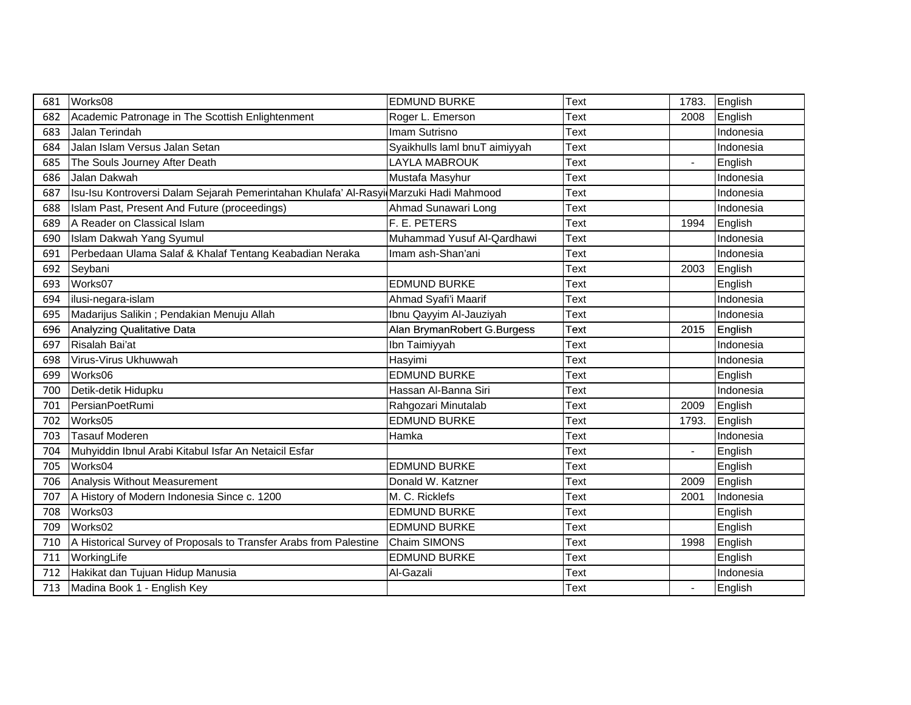| 681 | Works08 | EDMUND BURKE | Text | 1783. | English |
|---|---|---|---|---|---|
| 682 | Academic Patronage in The Scottish Enlightenment | Roger L. Emerson | Text | 2008 | English |
| 683 | Jalan Terindah | Imam Sutrisno | Text | | Indonesia |
| 684 | Jalan Islam Versus Jalan Setan | Syaikhulls laml bnuT aimiyyah | Text | | Indonesia |
| 685 | The Souls Journey After Death | LAYLA MABROUK | Text | - | English |
| 686 | Jalan Dakwah | Mustafa Masyhur | Text | | Indonesia |
| 687 | Isu-Isu Kontroversi Dalam Sejarah Pemerintahan Khulafa' Al-Rasyi | Marzuki Hadi Mahmood | Text | | Indonesia |
| 688 | Islam Past, Present And Future (proceedings) | Ahmad Sunawari Long | Text | | Indonesia |
| 689 | A Reader on Classical Islam | F. E. PETERS | Text | 1994 | English |
| 690 | Islam Dakwah Yang Syumul | Muhammad Yusuf Al-Qardhawi | Text | | Indonesia |
| 691 | Perbedaan Ulama Salaf & Khalaf Tentang Keabadian Neraka | Imam ash-Shan'ani | Text | | Indonesia |
| 692 | Seybani | | Text | 2003 | English |
| 693 | Works07 | EDMUND BURKE | Text | | English |
| 694 | ilusi-negara-islam | Ahmad Syafi'i Maarif | Text | | Indonesia |
| 695 | Madarijus Salikin ; Pendakian Menuju Allah | Ibnu Qayyim Al-Jauziyah | Text | | Indonesia |
| 696 | Analyzing Qualitative Data | Alan BrymanRobert G.Burgess | Text | 2015 | English |
| 697 | Risalah Bai'at | Ibn Taimiyyah | Text | | Indonesia |
| 698 | Virus-Virus Ukhuwwah | Hasyimi | Text | | Indonesia |
| 699 | Works06 | EDMUND BURKE | Text | | English |
| 700 | Detik-detik Hidupku | Hassan Al-Banna Siri | Text | | Indonesia |
| 701 | PersianPoetRumi | Rahgozari Minutalab | Text | 2009 | English |
| 702 | Works05 | EDMUND BURKE | Text | 1793. | English |
| 703 | Tasauf Moderen | Hamka | Text | | Indonesia |
| 704 | Muhyiddin Ibnul Arabi Kitabul Isfar An Netaicil Esfar | | Text | - | English |
| 705 | Works04 | EDMUND BURKE | Text | | English |
| 706 | Analysis Without Measurement | Donald W. Katzner | Text | 2009 | English |
| 707 | A History of Modern Indonesia Since c. 1200 | M. C. Ricklefs | Text | 2001 | Indonesia |
| 708 | Works03 | EDMUND BURKE | Text | | English |
| 709 | Works02 | EDMUND BURKE | Text | | English |
| 710 | A Historical Survey of Proposals to Transfer Arabs from Palestine | Chaim SIMONS | Text | 1998 | English |
| 711 | WorkingLife | EDMUND BURKE | Text | | English |
| 712 | Hakikat dan Tujuan Hidup Manusia | Al-Gazali | Text | | Indonesia |
| 713 | Madina Book 1 - English Key | | Text | - | English |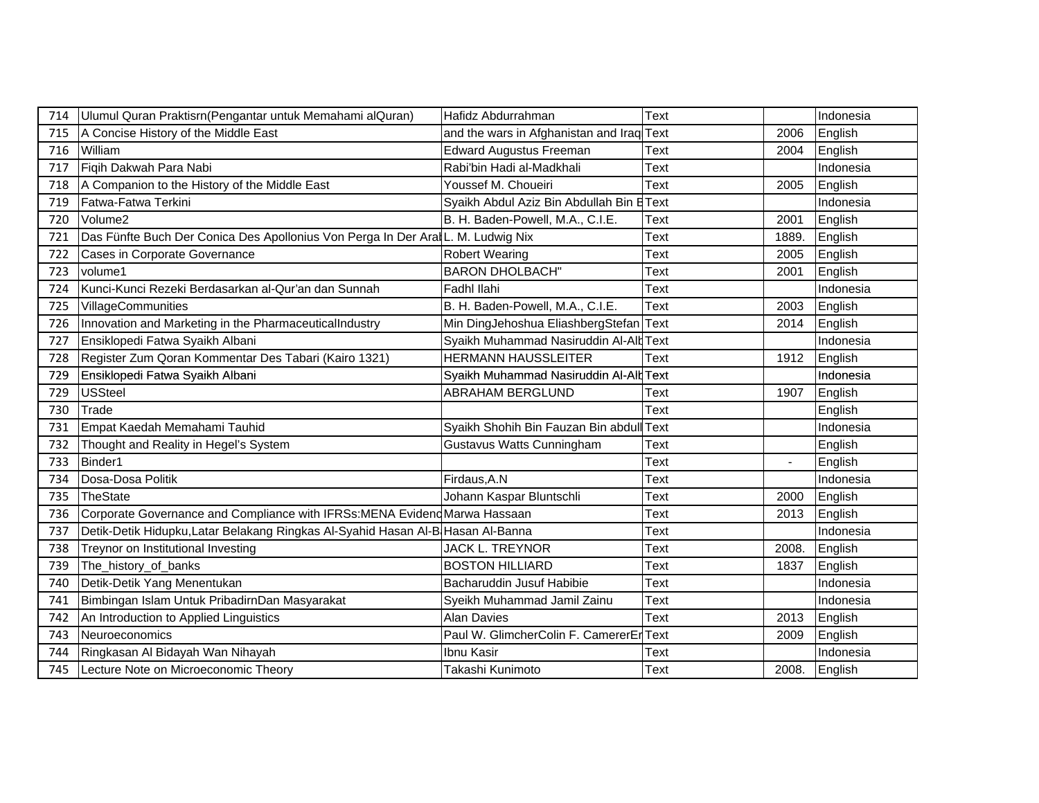| 714 | Ulumul Quran Praktisrn(Pengantar untuk Memahami alQuran) | Hafidz Abdurrahman | Text | | Indonesia |
|---|---|---|---|---|---|
| 715 | A Concise History of the Middle East | and the wars in Afghanistan and Iraq | Text | 2006 | English |
| 716 | William | Edward Augustus Freeman | Text | 2004 | English |
| 717 | Fiqih Dakwah Para Nabi | Rabi'bin Hadi al-Madkhali | Text | | Indonesia |
| 718 | A Companion to the History of the Middle East | Youssef M. Choueiri | Text | 2005 | English |
| 719 | Fatwa-Fatwa Terkini | Syaikh Abdul Aziz Bin Abdullah Bin B | Text | | Indonesia |
| 720 | Volume2 | B. H. Baden-Powell, M.A., C.I.E. | Text | 2001 | English |
| 721 | Das Fünfte Buch Der Conica Des Apollonius Von Perga In Der Aral | L. M. Ludwig Nix | Text | 1889. | English |
| 722 | Cases in Corporate Governance | Robert Wearing | Text | 2005 | English |
| 723 | volume1 | BARON DHOLBACH" | Text | 2001 | English |
| 724 | Kunci-Kunci Rezeki Berdasarkan al-Qur'an dan Sunnah | Fadhl Ilahi | Text | | Indonesia |
| 725 | VillageCommunities | B. H. Baden-Powell, M.A., C.I.E. | Text | 2003 | English |
| 726 | Innovation and Marketing in the PharmaceuticalIndustry | Min DingJehoshua EliashbergStefan | Text | 2014 | English |
| 727 | Ensiklopedi Fatwa Syaikh Albani | Syaikh Muhammad Nasiruddin Al-Alb | Text | | Indonesia |
| 728 | Register Zum Qoran Kommentar Des Tabari (Kairo 1321) | HERMANN HAUSSLEITER | Text | 1912 | English |
| 729 | Ensiklopedi Fatwa Syaikh Albani | Syaikh Muhammad Nasiruddin Al-Alb | Text | | Indonesia |
| 729 | USSteel | ABRAHAM BERGLUND | Text | 1907 | English |
| 730 | Trade | | Text | | English |
| 731 | Empat Kaedah Memahami Tauhid | Syaikh Shohih Bin Fauzan Bin abdull | Text | | Indonesia |
| 732 | Thought and Reality in Hegel's System | Gustavus Watts Cunningham | Text | | English |
| 733 | Binder1 | | Text | - | English |
| 734 | Dosa-Dosa Politik | Firdaus,A.N | Text | | Indonesia |
| 735 | TheState | Johann Kaspar Bluntschli | Text | 2000 | English |
| 736 | Corporate Governance and Compliance with IFRSs:MENA Evidenc | Marwa Hassaan | Text | 2013 | English |
| 737 | Detik-Detik Hidupku,Latar Belakang Ringkas Al-Syahid Hasan Al-B | Hasan Al-Banna | Text | | Indonesia |
| 738 | Treynor on Institutional Investing | JACK L. TREYNOR | Text | 2008. | English |
| 739 | The_history_of_banks | BOSTON HILLIARD | Text | 1837 | English |
| 740 | Detik-Detik Yang Menentukan | Bacharuddin Jusuf Habibie | Text | | Indonesia |
| 741 | Bimbingan Islam Untuk PribadirnDan Masyarakat | Syeikh Muhammad Jamil Zainu | Text | | Indonesia |
| 742 | An Introduction to Applied Linguistics | Alan Davies | Text | 2013 | English |
| 743 | Neuroeconomics | Paul W. GlimcherColin F. CamererEr | Text | 2009 | English |
| 744 | Ringkasan Al Bidayah Wan Nihayah | Ibnu Kasir | Text | | Indonesia |
| 745 | Lecture Note on Microeconomic Theory | Takashi Kunimoto | Text | 2008. | English |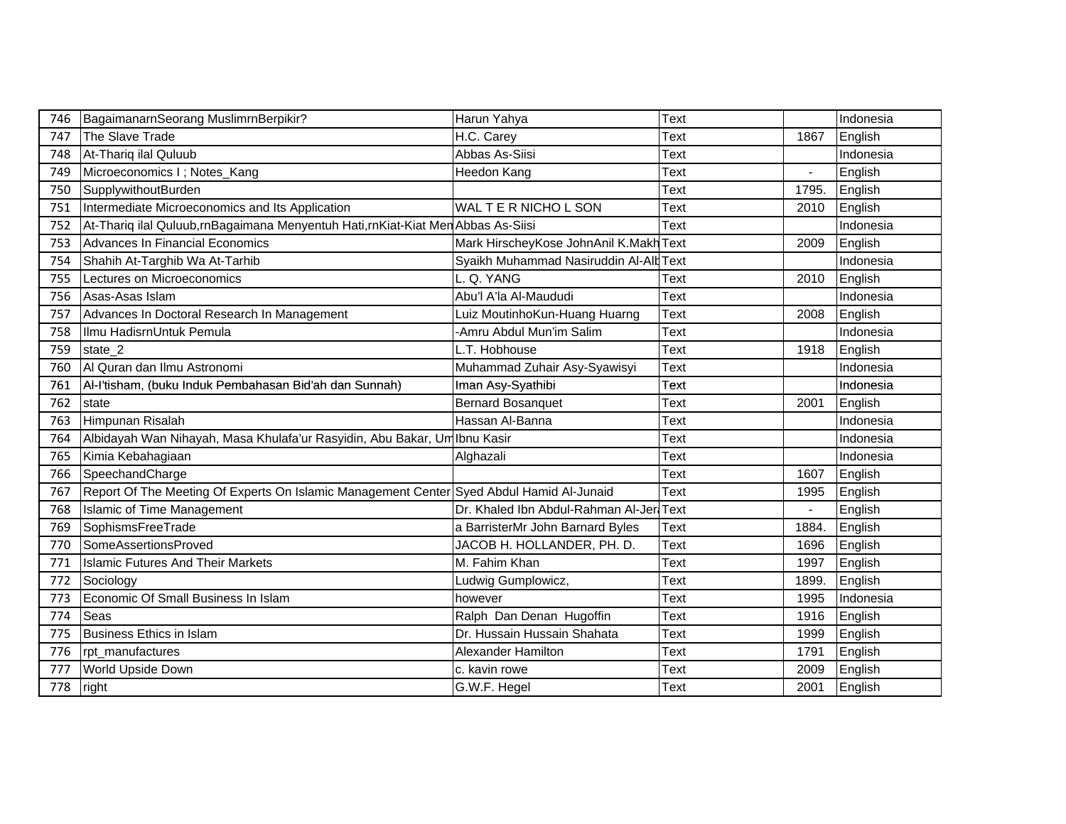| 746 | BagaimanarnSeorang MuslimrnBerpikir? | Harun Yahya | Text | | Indonesia |
|---|---|---|---|---|---|
| 747 | The Slave Trade | H.C. Carey | Text | 1867 | English |
| 748 | At-Thariq ilal Quluub | Abbas As-Siisi | Text | | Indonesia |
| 749 | Microeconomics I ; Notes_Kang | Heedon Kang | Text | - | English |
| 750 | SupplywithoutBurden | | Text | 1795. | English |
| 751 | Intermediate Microeconomics and Its Application | WAL T E R NICHO L SON | Text | 2010 | English |
| 752 | At-Thariq ilal Quluub,rnBagaimana Menyentuh Hati,rnKiat-Kiat Men | Abbas As-Siisi | Text | | Indonesia |
| 753 | Advances In Financial Economics | Mark HirscheyKose JohnAnil K.Makh | Text | 2009 | English |
| 754 | Shahih At-Targhib Wa At-Tarhib | Syaikh Muhammad Nasiruddin Al-Alb | Text | | Indonesia |
| 755 | Lectures on Microeconomics | L. Q. YANG | Text | 2010 | English |
| 756 | Asas-Asas Islam | Abu'l A'la Al-Maududi | Text | | Indonesia |
| 757 | Advances In Doctoral Research In Management | Luiz MoutinhoKun-Huang Huarng | Text | 2008 | English |
| 758 | Ilmu HadisrnUntuk Pemula | -Amru Abdul Mun'im Salim | Text | | Indonesia |
| 759 | state_2 | L.T. Hobhouse | Text | 1918 | English |
| 760 | Al Quran dan Ilmu Astronomi | Muhammad Zuhair Asy-Syawisyi | Text | | Indonesia |
| 761 | Al-I'tisham, (buku Induk Pembahasan Bid'ah dan Sunnah) | Iman Asy-Syathibi | Text | | Indonesia |
| 762 | state | Bernard Bosanquet | Text | 2001 | English |
| 763 | Himpunan Risalah | Hassan Al-Banna | Text | | Indonesia |
| 764 | Albidayah Wan Nihayah, Masa Khulafa'ur Rasyidin, Abu Bakar, Um | Ibnu Kasir | Text | | Indonesia |
| 765 | Kimia Kebahagiaan | Alghazali | Text | | Indonesia |
| 766 | SpeechandCharge | | Text | 1607 | English |
| 767 | Report Of The Meeting Of Experts On Islamic Management Center | Syed Abdul Hamid Al-Junaid | Text | 1995 | English |
| 768 | Islamic of Time Management | Dr. Khaled Ibn Abdul-Rahman Al-Jer | Text | - | English |
| 769 | SophismsFreeTrade | a BarristerMr John Barnard Byles | Text | 1884. | English |
| 770 | SomeAssertionsProved | JACOB H. HOLLANDER, PH. D. | Text | 1696 | English |
| 771 | Islamic Futures And Their Markets | M. Fahim Khan | Text | 1997 | English |
| 772 | Sociology | Ludwig Gumplowicz, | Text | 1899. | English |
| 773 | Economic Of Small Business In Islam | however | Text | 1995 | Indonesia |
| 774 | Seas | Ralph Dan Denan Hugoffin | Text | 1916 | English |
| 775 | Business Ethics in Islam | Dr. Hussain Hussain Shahata | Text | 1999 | English |
| 776 | rpt_manufactures | Alexander Hamilton | Text | 1791 | English |
| 777 | World Upside Down | c. kavin rowe | Text | 2009 | English |
| 778 | right | G.W.F. Hegel | Text | 2001 | English |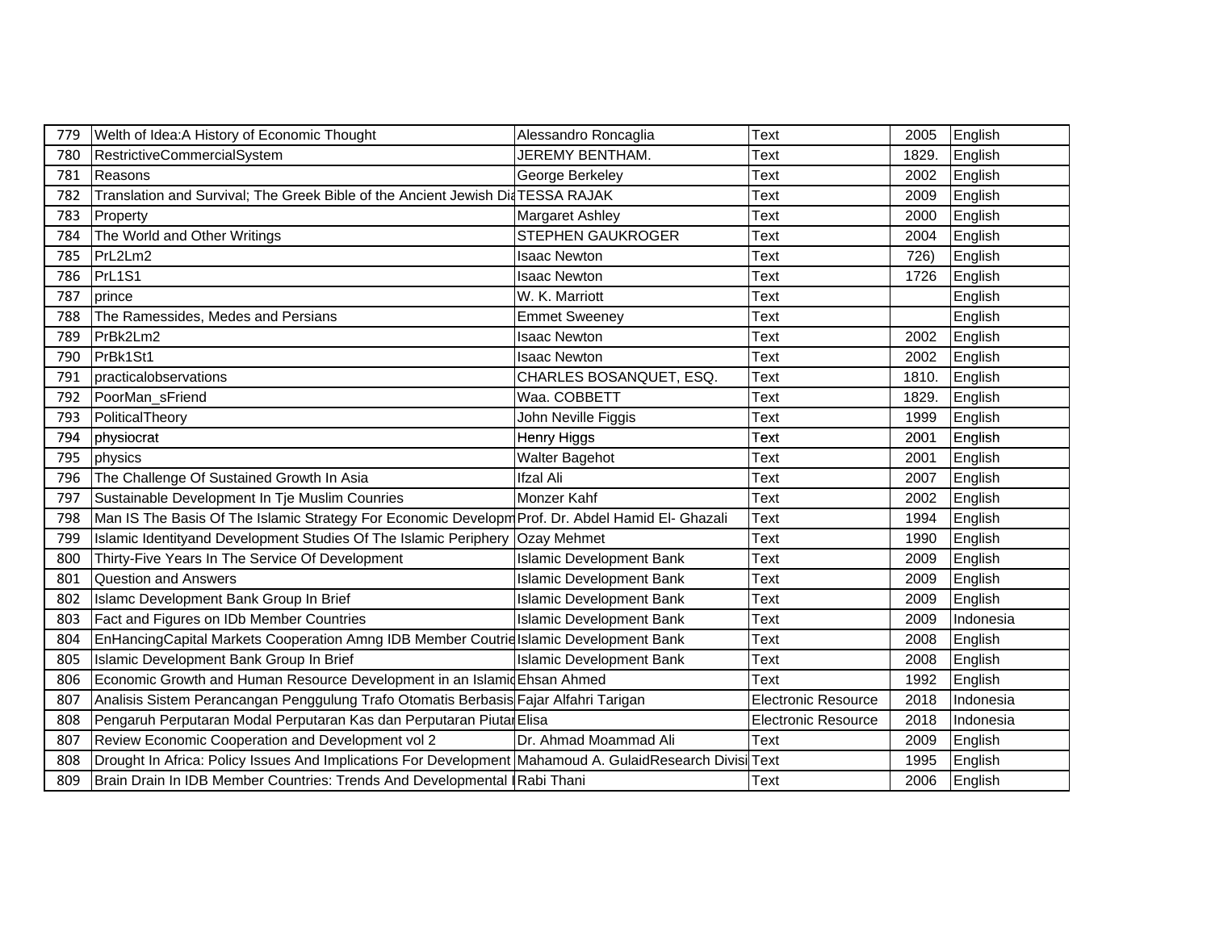| 779 | Welth of Idea:A History of Economic Thought | Alessandro Roncaglia | Text | 2005 | English |
|---|---|---|---|---|---|
| 780 | RestrictiveCommercialSystem | JEREMY BENTHAM. | Text | 1829. | English |
| 781 | Reasons | George Berkeley | Text | 2002 | English |
| 782 | Translation and Survival; The Greek Bible of the Ancient Jewish Dia | TESSA RAJAK | Text | 2009 | English |
| 783 | Property | Margaret Ashley | Text | 2000 | English |
| 784 | The World and Other Writings | STEPHEN GAUKROGER | Text | 2004 | English |
| 785 | PrL2Lm2 | Isaac Newton | Text | 726) | English |
| 786 | PrL1S1 | Isaac Newton | Text | 1726 | English |
| 787 | prince | W. K. Marriott | Text | | English |
| 788 | The Ramessides, Medes and Persians | Emmet Sweeney | Text | | English |
| 789 | PrBk2Lm2 | Isaac Newton | Text | 2002 | English |
| 790 | PrBk1St1 | Isaac Newton | Text | 2002 | English |
| 791 | practicalobservations | CHARLES BOSANQUET, ESQ. | Text | 1810. | English |
| 792 | PoorMan_sFriend | Waa. COBBETT | Text | 1829. | English |
| 793 | PoliticalTheory | John Neville Figgis | Text | 1999 | English |
| 794 | physiocrat | Henry Higgs | Text | 2001 | English |
| 795 | physics | Walter Bagehot | Text | 2001 | English |
| 796 | The Challenge Of Sustained Growth In Asia | Ifzal Ali | Text | 2007 | English |
| 797 | Sustainable Development In Tje Muslim Counries | Monzer Kahf | Text | 2002 | English |
| 798 | Man IS The Basis Of The Islamic Strategy For Economic Developm | Prof. Dr. Abdel Hamid El- Ghazali | Text | 1994 | English |
| 799 | Islamic Identityand Development Studies Of The Islamic Periphery | Ozay Mehmet | Text | 1990 | English |
| 800 | Thirty-Five Years In The Service Of Development | Islamic Development Bank | Text | 2009 | English |
| 801 | Question and Answers | Islamic Development Bank | Text | 2009 | English |
| 802 | Islamc Development Bank Group In Brief | Islamic Development Bank | Text | 2009 | English |
| 803 | Fact and Figures on IDb Member Countries | Islamic Development Bank | Text | 2009 | Indonesia |
| 804 | EnHancingCapital Markets Cooperation Amng IDB Member Coutrie | Islamic Development Bank | Text | 2008 | English |
| 805 | Islamic Development Bank Group In Brief | Islamic Development Bank | Text | 2008 | English |
| 806 | Economic Growth and Human Resource Development in an Islamic | Ehsan Ahmed | Text | 1992 | English |
| 807 | Analisis Sistem Perancangan Penggulung Trafo Otomatis Berbasis | Fajar Alfahri Tarigan | Electronic Resource | 2018 | Indonesia |
| 808 | Pengaruh Perputaran Modal Perputaran Kas dan Perputaran Piutar | Elisa | Electronic Resource | 2018 | Indonesia |
| 807 | Review Economic Cooperation and Development vol 2 | Dr. Ahmad Moammad Ali | Text | 2009 | English |
| 808 | Drought In Africa: Policy Issues And Implications For Development | Mahamoud A. GulaidResearch Divisi | Text | 1995 | English |
| 809 | Brain Drain In IDB Member Countries: Trends And Developmental I | Rabi Thani | Text | 2006 | English |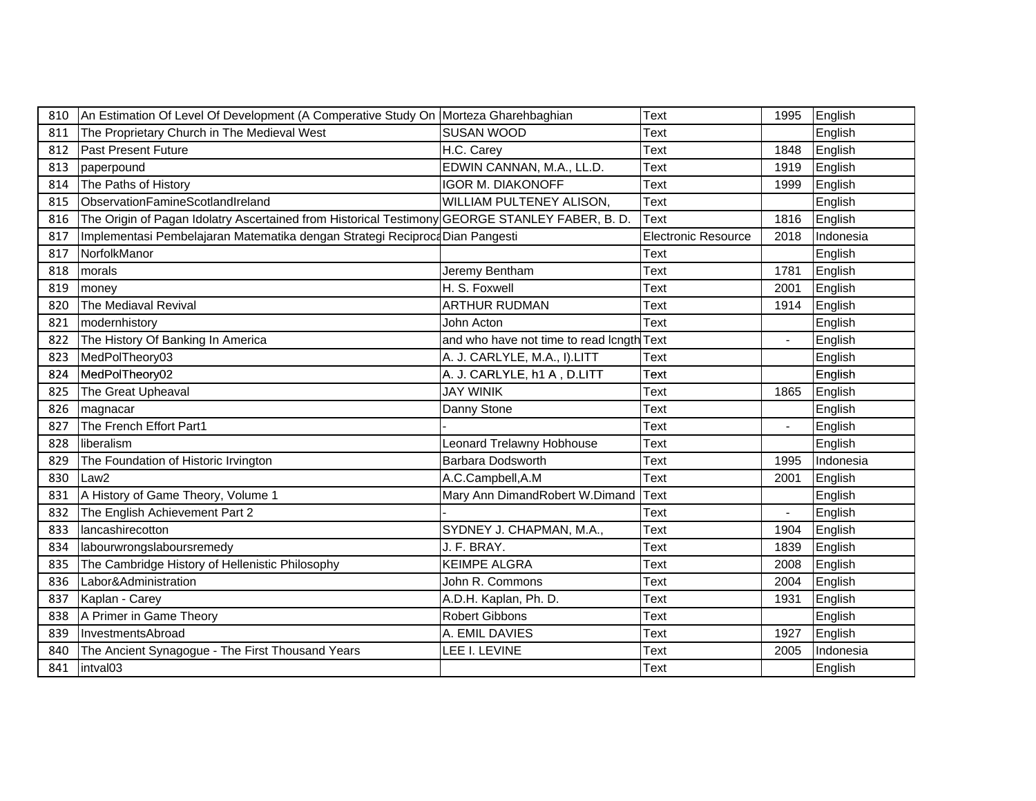| 810 | An Estimation Of Level Of Development (A Comperative Study On | Morteza Gharehbaghian | Text | 1995 | English |
|---|---|---|---|---|---|
| 811 | The Proprietary Church in The Medieval West | SUSAN WOOD | Text | | English |
| 812 | Past Present Future | H.C. Carey | Text | 1848 | English |
| 813 | paperpound | EDWIN CANNAN, M.A., LL.D. | Text | 1919 | English |
| 814 | The Paths of History | IGOR M. DIAKONOFF | Text | 1999 | English |
| 815 | ObservationFamineScotlandIreland | WILLIAM PULTENEY ALISON, | Text | | English |
| 816 | The Origin of Pagan Idolatry Ascertained from Historical Testimony | GEORGE STANLEY FABER, B. D. | Text | 1816 | English |
| 817 | Implementasi Pembelajaran Matematika dengan Strategi Reciproca | Dian Pangesti | Electronic Resource | 2018 | Indonesia |
| 817 | NorfolkManor | | Text | | English |
| 818 | morals | Jeremy Bentham | Text | 1781 | English |
| 819 | money | H. S. Foxwell | Text | 2001 | English |
| 820 | The Mediaval Revival | ARTHUR RUDMAN | Text | 1914 | English |
| 821 | modernhistory | John Acton | Text | | English |
| 822 | The History Of Banking In America | and who have not time to read lcngth | Text | - | English |
| 823 | MedPolTheory03 | A. J. CARLYLE, M.A., I).LITT | Text | | English |
| 824 | MedPolTheory02 | A. J. CARLYLE, h1 A , D.LITT | Text | | English |
| 825 | The Great Upheaval | JAY WINIK | Text | 1865 | English |
| 826 | magnacar | Danny Stone | Text | | English |
| 827 | The French Effort Part1 | - | Text | - | English |
| 828 | liberalism | Leonard Trelawny Hobhouse | Text | | English |
| 829 | The Foundation of Historic Irvington | Barbara Dodsworth | Text | 1995 | Indonesia |
| 830 | Law2 | A.C.Campbell,A.M | Text | 2001 | English |
| 831 | A History of Game Theory, Volume 1 | Mary Ann DimandRobert W.Dimand | Text | | English |
| 832 | The English Achievement Part 2 | - | Text | - | English |
| 833 | lancashirecotton | SYDNEY J. CHAPMAN, M.A., | Text | 1904 | English |
| 834 | labourwrongslaboursremedy | J. F. BRAY. | Text | 1839 | English |
| 835 | The Cambridge History of Hellenistic Philosophy | KEIMPE ALGRA | Text | 2008 | English |
| 836 | Labor&Administration | John R. Commons | Text | 2004 | English |
| 837 | Kaplan - Carey | A.D.H. Kaplan, Ph. D. | Text | 1931 | English |
| 838 | A Primer in Game Theory | Robert Gibbons | Text | | English |
| 839 | InvestmentsAbroad | A. EMIL DAVIES | Text | 1927 | English |
| 840 | The Ancient Synagogue - The First Thousand Years | LEE I. LEVINE | Text | 2005 | Indonesia |
| 841 | intval03 | | Text | | English |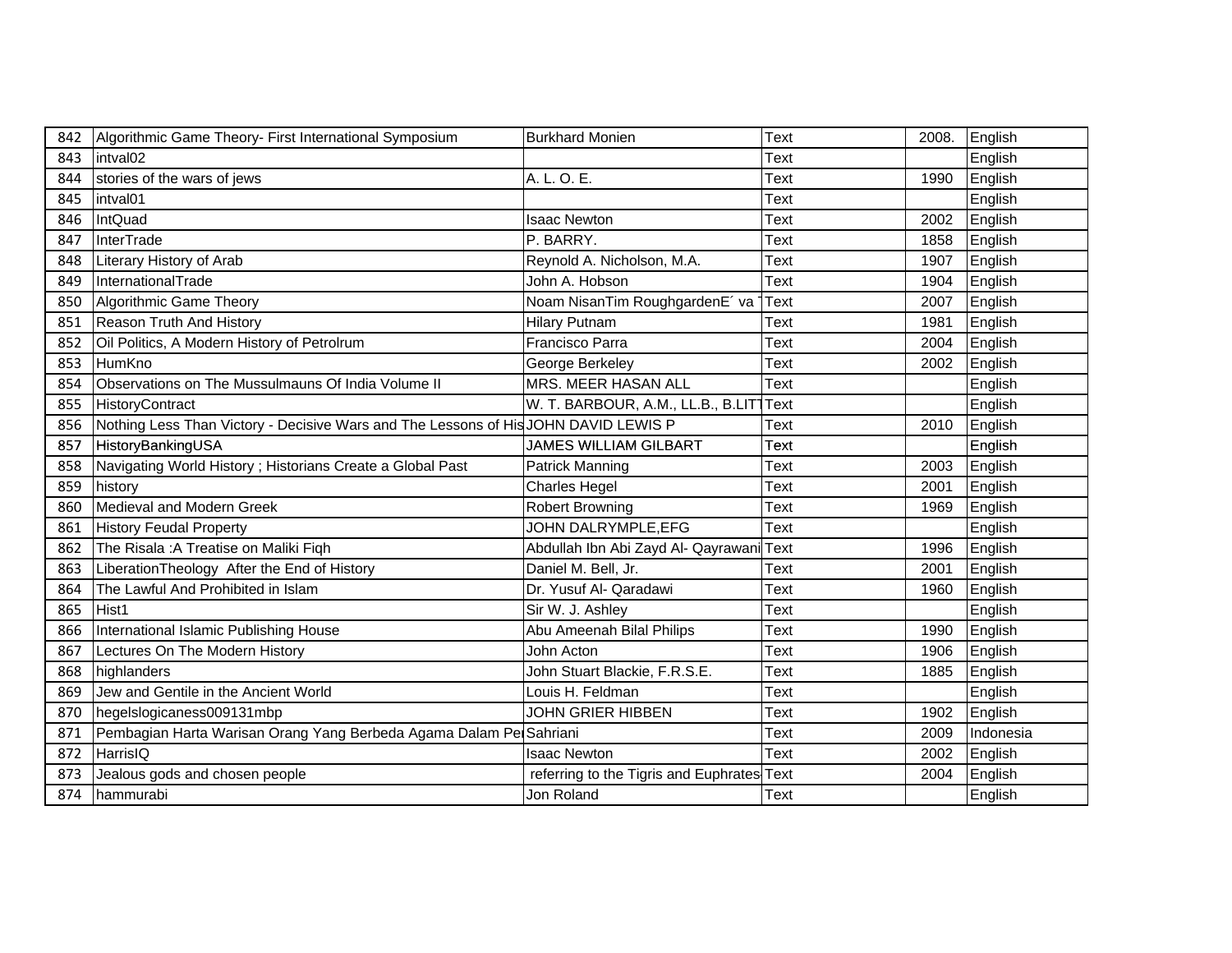| 842 | Algorithmic Game Theory- First International Symposium | Burkhard Monien | Text | 2008. | English |
|---|---|---|---|---|---|
| 843 | intval02 | | Text | | English |
| 844 | stories of the wars of jews | A. L. O. E. | Text | 1990 | English |
| 845 | intval01 | | Text | | English |
| 846 | IntQuad | Isaac Newton | Text | 2002 | English |
| 847 | InterTrade | P. BARRY. | Text | 1858 | English |
| 848 | Literary History of Arab | Reynold A. Nicholson, M.A. | Text | 1907 | English |
| 849 | InternationalTrade | John A. Hobson | Text | 1904 | English |
| 850 | Algorithmic Game Theory | Noam NisanTim RoughgardenE´ va | Text | 2007 | English |
| 851 | Reason Truth And History | Hilary Putnam | Text | 1981 | English |
| 852 | Oil Politics, A Modern History of Petrolrum | Francisco Parra | Text | 2004 | English |
| 853 | HumKno | George Berkeley | Text | 2002 | English |
| 854 | Observations on The Mussulmauns Of India Volume II | MRS. MEER HASAN ALL | Text | | English |
| 855 | HistoryContract | W. T. BARBOUR, A.M., LL.B., B.LIT | Text | | English |
| 856 | Nothing Less Than Victory - Decisive Wars and The Lessons of His | JOHN DAVID LEWIS P | Text | 2010 | English |
| 857 | HistoryBankingUSA | JAMES WILLIAM GILBART | Text | | English |
| 858 | Navigating World History ; Historians Create a Global Past | Patrick Manning | Text | 2003 | English |
| 859 | history | Charles Hegel | Text | 2001 | English |
| 860 | Medieval and Modern Greek | Robert Browning | Text | 1969 | English |
| 861 | History Feudal Property | JOHN DALRYMPLE,EFG | Text | | English |
| 862 | The Risala :A Treatise on Maliki Fiqh | Abdullah Ibn Abi Zayd Al- Qayrawani | Text | 1996 | English |
| 863 | LiberationTheology After the End of History | Daniel M. Bell, Jr. | Text | 2001 | English |
| 864 | The Lawful And Prohibited in Islam | Dr. Yusuf Al- Qaradawi | Text | 1960 | English |
| 865 | Hist1 | Sir W. J. Ashley | Text | | English |
| 866 | International Islamic Publishing House | Abu Ameenah Bilal Philips | Text | 1990 | English |
| 867 | Lectures On The Modern History | John Acton | Text | 1906 | English |
| 868 | highlanders | John Stuart Blackie, F.R.S.E. | Text | 1885 | English |
| 869 | Jew and Gentile in the Ancient World | Louis H. Feldman | Text | | English |
| 870 | hegelslogicaness009131mbp | JOHN GRIER HIBBEN | Text | 1902 | English |
| 871 | Pembagian Harta Warisan Orang Yang Berbeda Agama Dalam Pe | Sahriani | Text | 2009 | Indonesia |
| 872 | HarrisIQ | Isaac Newton | Text | 2002 | English |
| 873 | Jealous gods and chosen people | referring to the Tigris and Euphrates | Text | 2004 | English |
| 874 | hammurabi | Jon Roland | Text | | English |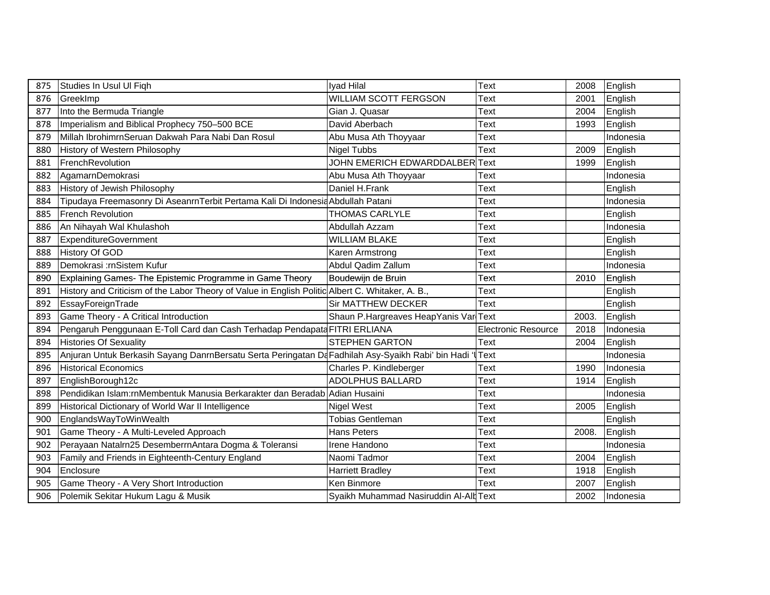| | | | | | |
|---|---|---|---|---|---|
| 875 | Studies In Usul Ul Fiqh | Iyad Hilal | Text | 2008 | English |
| 876 | GreekImp | WILLIAM SCOTT FERGSON | Text | 2001 | English |
| 877 | Into the Bermuda Triangle | Gian J. Quasar | Text | 2004 | English |
| 878 | Imperialism and Biblical Prophecy 750–500 BCE | David Aberbach | Text | 1993 | English |
| 879 | Millah IbrohimrnSeruan Dakwah Para Nabi Dan Rosul | Abu Musa Ath Thoyyaar | Text | | Indonesia |
| 880 | History of Western Philosophy | Nigel Tubbs | Text | 2009 | English |
| 881 | FrenchRevolution | JOHN EMERICH EDWARDDALBER | Text | 1999 | English |
| 882 | AgamarnDemokrasi | Abu Musa Ath Thoyyaar | Text | | Indonesia |
| 883 | History of Jewish Philosophy | Daniel H.Frank | Text | | English |
| 884 | Tipudaya Freemasonry Di AseanrnTerbit Pertama Kali Di Indonesia | Abdullah Patani | Text | | Indonesia |
| 885 | French Revolution | THOMAS CARLYLE | Text | | English |
| 886 | An Nihayah Wal Khulashoh | Abdullah Azzam | Text | | Indonesia |
| 887 | ExpenditureGovernment | WILLIAM BLAKE | Text | | English |
| 888 | History Of GOD | Karen Armstrong | Text | | English |
| 889 | Demokrasi :rnSistem Kufur | Abdul Qadim Zallum | Text | | Indonesia |
| 890 | Explaining Games- The Epistemic Programme in Game Theory | Boudewijn de Bruin | Text | 2010 | English |
| 891 | History and Criticism of the Labor Theory of Value in English Politic | Albert C. Whitaker, A. B., | Text | | English |
| 892 | EssayForeignTrade | Sir MATTHEW DECKER | Text | | English |
| 893 | Game Theory - A Critical Introduction | Shaun P.Hargreaves HeapYanis Var | Text | 2003. | English |
| 894 | Pengaruh Penggunaan E-Toll Card dan Cash Terhadap Pendapata | FITRI ERLIANA | Electronic Resource | 2018 | Indonesia |
| 894 | Histories Of Sexuality | STEPHEN GARTON | Text | 2004 | English |
| 895 | Anjuran Untuk Berkasih Sayang DanrnBersatu Serta Peringatan Da | Fadhilah Asy-Syaikh Rabi' bin Hadi 'l | Text | | Indonesia |
| 896 | Historical Economics | Charles P. Kindleberger | Text | 1990 | Indonesia |
| 897 | EnglishBorough12c | ADOLPHUS BALLARD | Text | 1914 | English |
| 898 | Pendidikan Islam:rnMembentuk Manusia Berkarakter dan Beradab | Adian Husaini | Text | | Indonesia |
| 899 | Historical Dictionary of World War II Intelligence | Nigel West | Text | 2005 | English |
| 900 | EnglandsWayToWinWealth | Tobias Gentleman | Text | | English |
| 901 | Game Theory - A Multi-Leveled Approach | Hans Peters | Text | 2008. | English |
| 902 | Perayaan Natalrn25 DesemberrnAntara Dogma & Toleransi | Irene Handono | Text | | Indonesia |
| 903 | Family and Friends in Eighteenth-Century England | Naomi Tadmor | Text | 2004 | English |
| 904 | Enclosure | Harriett Bradley | Text | 1918 | English |
| 905 | Game Theory - A Very Short Introduction | Ken Binmore | Text | 2007 | English |
| 906 | Polemik Sekitar Hukum Lagu & Musik | Syaikh Muhammad Nasiruddin Al-Alb | Text | 2002 | Indonesia |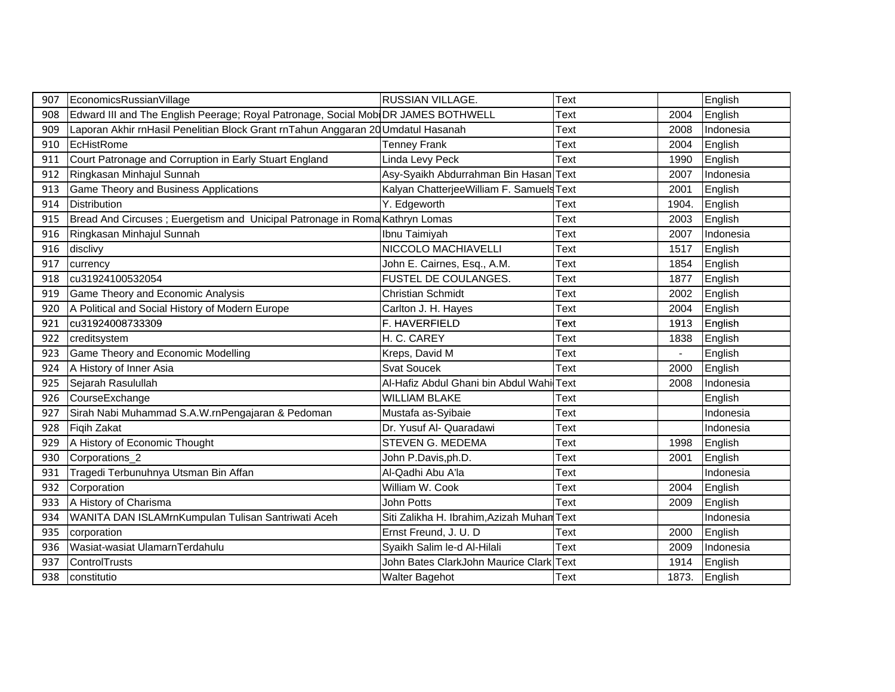| 907 | EconomicsRussianVillage | RUSSIAN VILLAGE. | Text | | English |
|---|---|---|---|---|---|
| 908 | Edward III and The English Peerage; Royal Patronage, Social Mobi | DR JAMES BOTHWELL | Text | 2004 | English |
| 909 | Laporan Akhir rnHasil Penelitian Block Grant rnTahun Anggaran 20 | Umdatul Hasanah | Text | 2008 | Indonesia |
| 910 | EcHistRome | Tenney Frank | Text | 2004 | English |
| 911 | Court Patronage and Corruption in Early Stuart England | Linda Levy Peck | Text | 1990 | English |
| 912 | Ringkasan Minhajul Sunnah | Asy-Syaikh Abdurrahman Bin Hasan | Text | 2007 | Indonesia |
| 913 | Game Theory and Business Applications | Kalyan ChatterjeeWilliam F. Samuels | Text | 2001 | English |
| 914 | Distribution | Y. Edgeworth | Text | 1904. | English |
| 915 | Bread And Circuses ; Euergetism and Unicipal Patronage in Roma | Kathryn Lomas | Text | 2003 | English |
| 916 | Ringkasan Minhajul Sunnah | Ibnu Taimiyah | Text | 2007 | Indonesia |
| 916 | disclivy | NICCOLO MACHIAVELLI | Text | 1517 | English |
| 917 | currency | John E. Cairnes, Esq., A.M. | Text | 1854 | English |
| 918 | cu31924100532054 | FUSTEL DE COULANGES. | Text | 1877 | English |
| 919 | Game Theory and Economic Analysis | Christian Schmidt | Text | 2002 | English |
| 920 | A Political and Social History of Modern Europe | Carlton J. H. Hayes | Text | 2004 | English |
| 921 | cu31924008733309 | F. HAVERFIELD | Text | 1913 | English |
| 922 | creditsystem | H. C. CAREY | Text | 1838 | English |
| 923 | Game Theory and Economic Modelling | Kreps, David M | Text | - | English |
| 924 | A History of Inner Asia | Svat Soucek | Text | 2000 | English |
| 925 | Sejarah Rasulullah | Al-Hafiz Abdul Ghani bin Abdul Wahi | Text | 2008 | Indonesia |
| 926 | CourseExchange | WILLIAM BLAKE | Text | | English |
| 927 | Sirah Nabi Muhammad S.A.W.rnPengajaran & Pedoman | Mustafa as-Syibaie | Text | | Indonesia |
| 928 | Fiqih Zakat | Dr. Yusuf Al- Quaradawi | Text | | Indonesia |
| 929 | A History of Economic Thought | STEVEN G. MEDEMA | Text | 1998 | English |
| 930 | Corporations_2 | John P.Davis,ph.D. | Text | 2001 | English |
| 931 | Tragedi Terbunuhnya Utsman Bin Affan | Al-Qadhi Abu A'la | Text | | Indonesia |
| 932 | Corporation | William W. Cook | Text | 2004 | English |
| 933 | A History of Charisma | John Potts | Text | 2009 | English |
| 934 | WANITA DAN ISLAMrnKumpulan Tulisan Santriwati Aceh | Siti Zalikha H. Ibrahim,Azizah Muhan | Text | | Indonesia |
| 935 | corporation | Ernst Freund, J. U. D | Text | 2000 | English |
| 936 | Wasiat-wasiat UlamarnTerdahulu | Syaikh Salim Ie-d Al-Hilali | Text | 2009 | Indonesia |
| 937 | ControlTrusts | John Bates ClarkJohn Maurice Clark | Text | 1914 | English |
| 938 | constitutio | Walter Bagehot | Text | 1873. | English |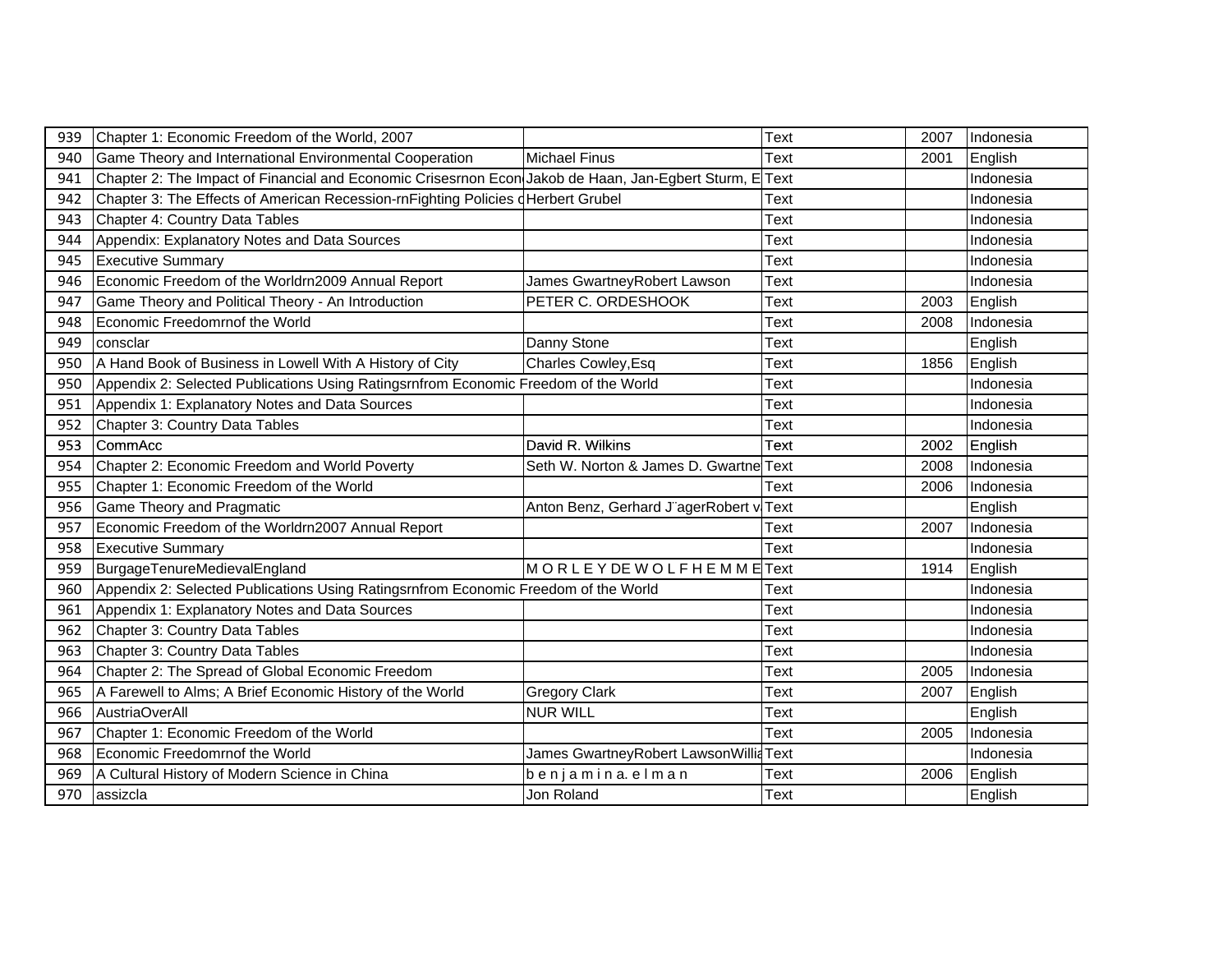| 939 | Chapter 1: Economic Freedom of the World, 2007 | | Text | 2007 | Indonesia |
|---|---|---|---|---|---|
| 940 | Game Theory and International Environmental Cooperation | Michael Finus | Text | 2001 | English |
| 941 | Chapter 2: The Impact of Financial and Economic Crisesrnon Econ | Jakob de Haan, Jan-Egbert Sturm, E | Text | | Indonesia |
| 942 | Chapter 3: The Effects of American Recession-rnFighting Policies c | Herbert Grubel | Text | | Indonesia |
| 943 | Chapter 4: Country Data Tables | | Text | | Indonesia |
| 944 | Appendix: Explanatory Notes and Data Sources | | Text | | Indonesia |
| 945 | Executive Summary | | Text | | Indonesia |
| 946 | Economic Freedom of the Worldrn2009 Annual Report | James GwartneyRobert Lawson | Text | | Indonesia |
| 947 | Game Theory and Political Theory - An Introduction | PETER C. ORDESHOOK | Text | 2003 | English |
| 948 | Economic Freedomrnof the World | | Text | 2008 | Indonesia |
| 949 | consclar | Danny Stone | Text | | English |
| 950 | A Hand Book of Business in Lowell With A History of City | Charles Cowley,Esq | Text | 1856 | English |
| 950 | Appendix 2: Selected Publications Using Ratingsrnfrom Economic Freedom of the World | | Text | | Indonesia |
| 951 | Appendix 1: Explanatory Notes and Data Sources | | Text | | Indonesia |
| 952 | Chapter 3: Country Data Tables | | Text | | Indonesia |
| 953 | CommAcc | David R. Wilkins | Text | 2002 | English |
| 954 | Chapter 2: Economic Freedom and World Poverty | Seth W. Norton & James D. Gwartne | Text | 2008 | Indonesia |
| 955 | Chapter 1: Economic Freedom of the World | | Text | 2006 | Indonesia |
| 956 | Game Theory and Pragmatic | Anton Benz, Gerhard J¨agerRobert v | Text | | English |
| 957 | Economic Freedom of the Worldrn2007 Annual Report | | Text | 2007 | Indonesia |
| 958 | Executive Summary | | Text | | Indonesia |
| 959 | BurgageTenureMedievalEngland | M O R L E Y DE W O L F H E M M E | Text | 1914 | English |
| 960 | Appendix 2: Selected Publications Using Ratingsrnfrom Economic Freedom of the World | | Text | | Indonesia |
| 961 | Appendix 1: Explanatory Notes and Data Sources | | Text | | Indonesia |
| 962 | Chapter 3: Country Data Tables | | Text | | Indonesia |
| 963 | Chapter 3: Country Data Tables | | Text | | Indonesia |
| 964 | Chapter 2: The Spread of Global Economic Freedom | | Text | 2005 | Indonesia |
| 965 | A Farewell to Alms; A Brief Economic History of the World | Gregory Clark | Text | 2007 | English |
| 966 | AustriaOverAll | NUR WILL | Text | | English |
| 967 | Chapter 1: Economic Freedom of the World | | Text | 2005 | Indonesia |
| 968 | Economic Freedomrnof the World | James GwartneyRobert LawsonWillia | Text | | Indonesia |
| 969 | A Cultural History of Modern Science in China | b e n j a m i n a. e l m a n | Text | 2006 | English |
| 970 | assizcla | Jon Roland | Text | | English |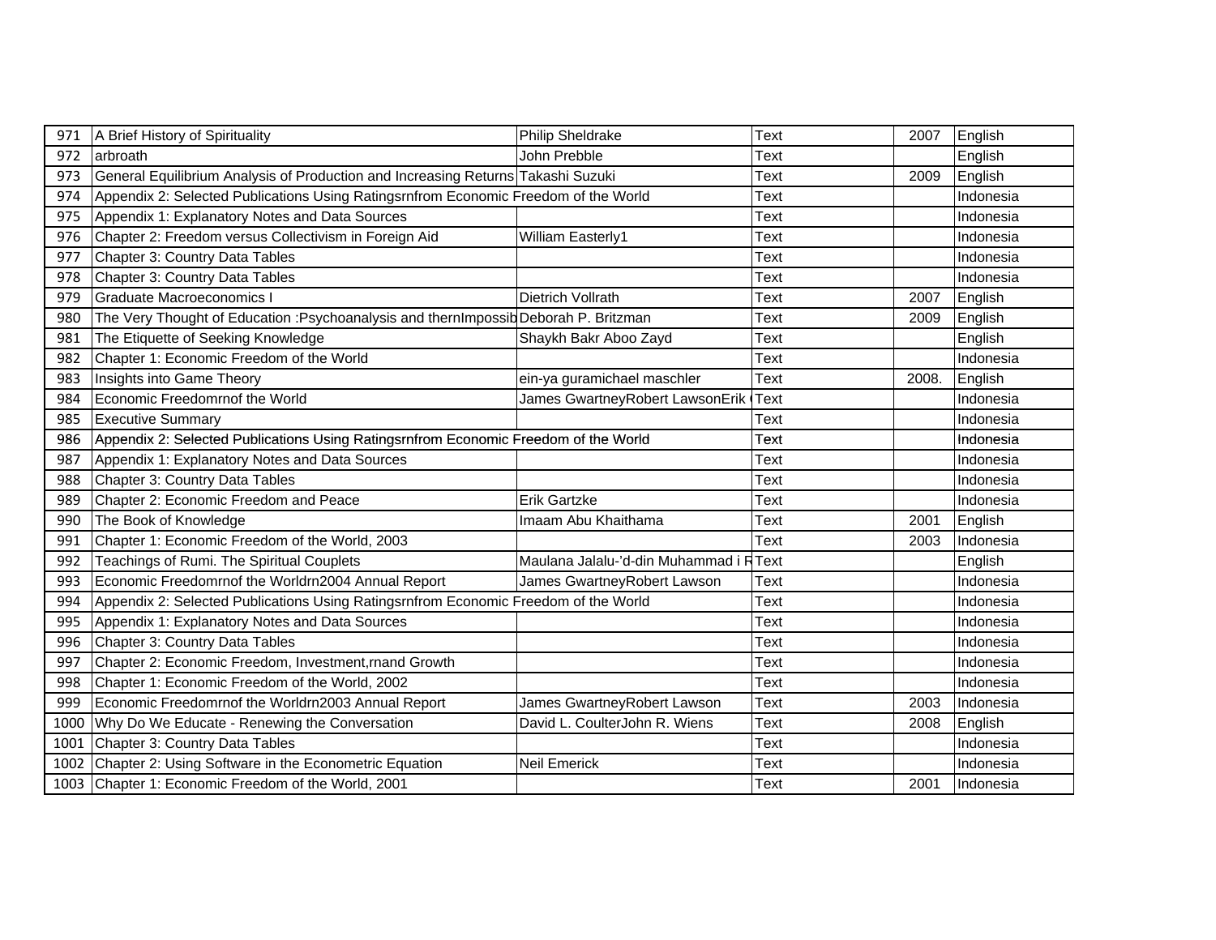| | | | | | |
|---|---|---|---|---|---|
| 971 | A Brief History of Spirituality | Philip Sheldrake | Text | 2007 | English |
| 972 | arbroath | John Prebble | Text | | English |
| 973 | General Equilibrium Analysis of Production and Increasing Returns | Takashi Suzuki | Text | 2009 | English |
| 974 | Appendix 2: Selected Publications Using Ratingsrnfrom Economic Freedom of the World | | Text | | Indonesia |
| 975 | Appendix 1: Explanatory Notes and Data Sources | | Text | | Indonesia |
| 976 | Chapter 2: Freedom versus Collectivism in Foreign Aid | William Easterly1 | Text | | Indonesia |
| 977 | Chapter 3: Country Data Tables | | Text | | Indonesia |
| 978 | Chapter 3: Country Data Tables | | Text | | Indonesia |
| 979 | Graduate Macroeconomics I | Dietrich Vollrath | Text | 2007 | English |
| 980 | The Very Thought of Education :Psychoanalysis and thernImpossib | Deborah P. Britzman | Text | 2009 | English |
| 981 | The Etiquette of Seeking Knowledge | Shaykh Bakr Aboo Zayd | Text | | English |
| 982 | Chapter 1: Economic Freedom of the World | | Text | | Indonesia |
| 983 | Insights into Game Theory | ein-ya guramichael maschler | Text | 2008. | English |
| 984 | Economic Freedomrnof the World | James GwartneyRobert LawsonErik | Text | | Indonesia |
| 985 | Executive Summary | | Text | | Indonesia |
| 986 | Appendix 2: Selected Publications Using Ratingsrnfrom Economic Freedom of the World | | Text | | Indonesia |
| 987 | Appendix 1: Explanatory Notes and Data Sources | | Text | | Indonesia |
| 988 | Chapter 3: Country Data Tables | | Text | | Indonesia |
| 989 | Chapter 2: Economic Freedom and Peace | Erik Gartzke | Text | | Indonesia |
| 990 | The Book of Knowledge | Imaam Abu Khaithama | Text | 2001 | English |
| 991 | Chapter 1: Economic Freedom of the World, 2003 | | Text | 2003 | Indonesia |
| 992 | Teachings of Rumi. The Spiritual Couplets | Maulana Jalalu-'d-din Muhammad i R | Text | | English |
| 993 | Economic Freedomrnof the Worldrn2004 Annual Report | James GwartneyRobert Lawson | Text | | Indonesia |
| 994 | Appendix 2: Selected Publications Using Ratingsrnfrom Economic Freedom of the World | | Text | | Indonesia |
| 995 | Appendix 1: Explanatory Notes and Data Sources | | Text | | Indonesia |
| 996 | Chapter 3: Country Data Tables | | Text | | Indonesia |
| 997 | Chapter 2: Economic Freedom, Investment,rnand Growth | | Text | | Indonesia |
| 998 | Chapter 1: Economic Freedom of the World, 2002 | | Text | | Indonesia |
| 999 | Economic Freedomrnof the Worldrn2003 Annual Report | James GwartneyRobert Lawson | Text | 2003 | Indonesia |
| 1000 | Why Do We Educate - Renewing the Conversation | David L. CoulterJohn R. Wiens | Text | 2008 | English |
| 1001 | Chapter 3: Country Data Tables | | Text | | Indonesia |
| 1002 | Chapter 2: Using Software in the Econometric Equation | Neil Emerick | Text | | Indonesia |
| 1003 | Chapter 1: Economic Freedom of the World, 2001 | | Text | 2001 | Indonesia |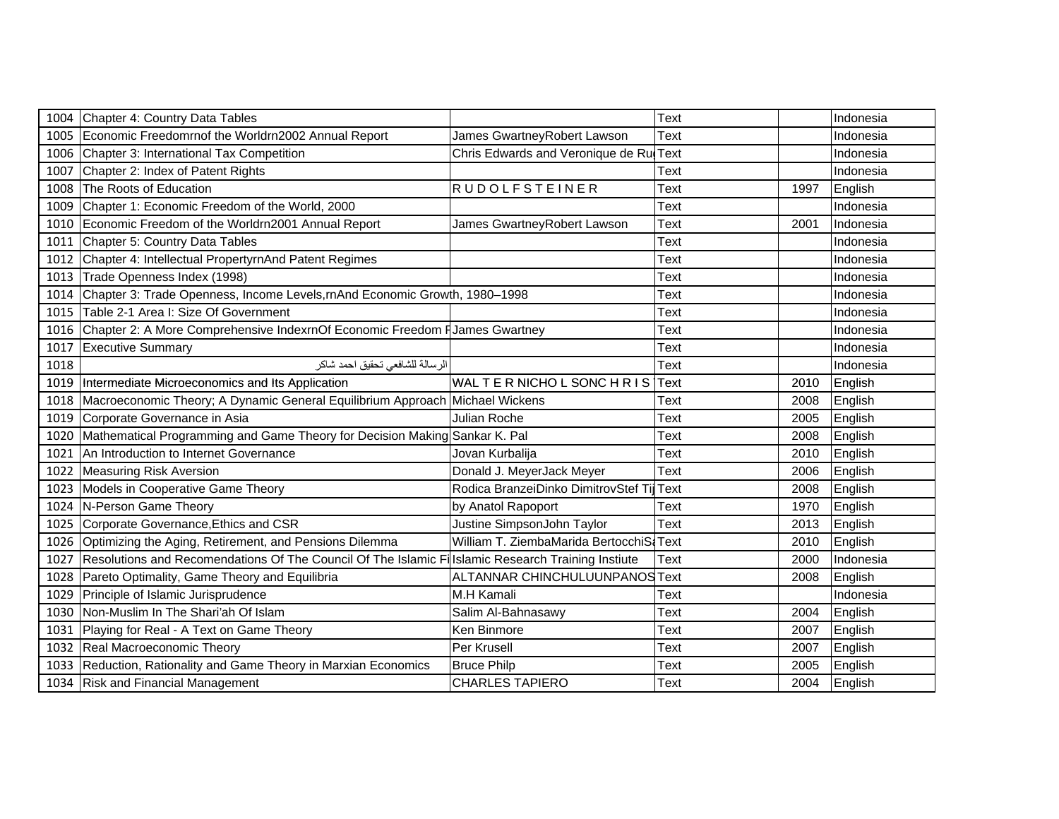| | | | | | |
|---|---|---|---|---|---|
| 1004 | Chapter 4: Country Data Tables | | Text | | Indonesia |
| 1005 | Economic Freedomrnof the Worldrn2002 Annual Report | James GwartneyRobert Lawson | Text | | Indonesia |
| 1006 | Chapter 3: International Tax Competition | Chris Edwards and Veronique de Ru | Text | | Indonesia |
| 1007 | Chapter 2: Index of Patent Rights | | Text | | Indonesia |
| 1008 | The Roots of Education | R U D O L F S T E I N E R | Text | 1997 | English |
| 1009 | Chapter 1: Economic Freedom of the World, 2000 | | Text | | Indonesia |
| 1010 | Economic Freedom of the Worldrn2001 Annual Report | James GwartneyRobert Lawson | Text | 2001 | Indonesia |
| 1011 | Chapter 5: Country Data Tables | | Text | | Indonesia |
| 1012 | Chapter 4: Intellectual PropertyrnAnd Patent Regimes | | Text | | Indonesia |
| 1013 | Trade Openness Index (1998) | | Text | | Indonesia |
| 1014 | Chapter 3: Trade Openness, Income Levels,rnAnd Economic Growth, 1980–1998 | | Text | | Indonesia |
| 1015 | Table 2-1 Area I: Size Of Government | | Text | | Indonesia |
| 1016 | Chapter 2: A More Comprehensive IndexrnOf Economic Freedom F | James Gwartney | Text | | Indonesia |
| 1017 | Executive Summary | | Text | | Indonesia |
| 1018 | الرسالة للشافعي تحقيق احمد شاكر | | Text | | Indonesia |
| 1019 | Intermediate Microeconomics and Its Application | WAL T E R NICHO L SONC H R I S | Text | 2010 | English |
| 1018 | Macroeconomic Theory; A Dynamic General Equilibrium Approach | Michael Wickens | Text | 2008 | English |
| 1019 | Corporate Governance in Asia | Julian Roche | Text | 2005 | English |
| 1020 | Mathematical Programming and Game Theory for Decision Making | Sankar K. Pal | Text | 2008 | English |
| 1021 | An Introduction to Internet Governance | Jovan Kurbalija | Text | 2010 | English |
| 1022 | Measuring Risk Aversion | Donald J. MeyerJack Meyer | Text | 2006 | English |
| 1023 | Models in Cooperative Game Theory | Rodica BranzeiDinko DimitrovStef Ti | Text | 2008 | English |
| 1024 | N-Person Game Theory | by Anatol Rapoport | Text | 1970 | English |
| 1025 | Corporate Governance,Ethics and CSR | Justine SimpsonJohn Taylor | Text | 2013 | English |
| 1026 | Optimizing the Aging, Retirement, and Pensions Dilemma | William T. ZiembaMarida BertocchiS | Text | 2010 | English |
| 1027 | Resolutions and Recomendations Of The Council Of The Islamic Fi | Islamic Research Training Instiute | Text | 2000 | Indonesia |
| 1028 | Pareto Optimality, Game Theory and Equilibria | ALTANNAR CHINCHULUUNPANOS | Text | 2008 | English |
| 1029 | Principle of Islamic Jurisprudence | M.H Kamali | Text | | Indonesia |
| 1030 | Non-Muslim In The Shari'ah Of Islam | Salim Al-Bahnasawy | Text | 2004 | English |
| 1031 | Playing for Real - A Text on Game Theory | Ken Binmore | Text | 2007 | English |
| 1032 | Real Macroeconomic Theory | Per Krusell | Text | 2007 | English |
| 1033 | Reduction, Rationality and Game Theory in Marxian Economics | Bruce Philp | Text | 2005 | English |
| 1034 | Risk and Financial Management | CHARLES TAPIERO | Text | 2004 | English |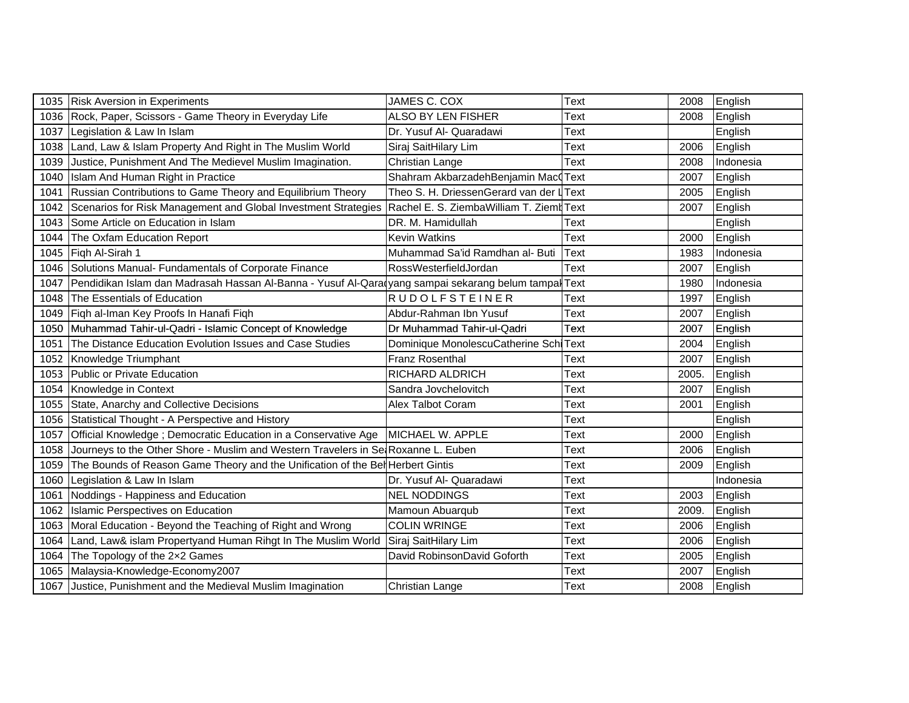| | | | | | |
|---|---|---|---|---|---|
| 1035 | Risk Aversion in Experiments | JAMES C. COX | Text | 2008 | English |
| 1036 | Rock, Paper, Scissors - Game Theory in Everyday Life | ALSO BY LEN FISHER | Text | 2008 | English |
| 1037 | Legislation & Law In Islam | Dr. Yusuf Al- Quaradawi | Text | | English |
| 1038 | Land, Law & Islam Property And Right in The Muslim World | Siraj SaitHilary Lim | Text | 2006 | English |
| 1039 | Justice, Punishment And The Medievel Muslim Imagination. | Christian Lange | Text | 2008 | Indonesia |
| 1040 | Islam And Human Right in Practice | Shahram AkbarzadehBenjamin MacQ | Text | 2007 | English |
| 1041 | Russian Contributions to Game Theory and Equilibrium Theory | Theo S. H. DriessenGerard van der L | Text | 2005 | English |
| 1042 | Scenarios for Risk Management and Global Investment Strategies | Rachel E. S. ZiembaWilliam T. Ziemb | Text | 2007 | English |
| 1043 | Some Article on Education in Islam | DR. M. Hamidullah | Text | | English |
| 1044 | The Oxfam Education Report | Kevin Watkins | Text | 2000 | English |
| 1045 | Fiqh Al-Sirah 1 | Muhammad Sa'id Ramdhan al- Buti | Text | 1983 | Indonesia |
| 1046 | Solutions Manual- Fundamentals of Corporate Finance | RossWesterfieldJordan | Text | 2007 | English |
| 1047 | Pendidikan Islam dan Madrasah Hassan Al-Banna - Yusuf Al-Qara | yang sampai sekarang belum tampak | Text | 1980 | Indonesia |
| 1048 | The Essentials of Education | R U D O L F S T E I N E R | Text | 1997 | English |
| 1049 | Fiqh al-Iman Key Proofs In Hanafi Fiqh | Abdur-Rahman Ibn Yusuf | Text | 2007 | English |
| 1050 | Muhammad Tahir-ul-Qadri - Islamic Concept of Knowledge | Dr Muhammad Tahir-ul-Qadri | Text | 2007 | English |
| 1051 | The Distance Education Evolution Issues and Case Studies | Dominique MonolescuCatherine Sch | Text | 2004 | English |
| 1052 | Knowledge Triumphant | Franz Rosenthal | Text | 2007 | English |
| 1053 | Public or Private Education | RICHARD ALDRICH | Text | 2005. | English |
| 1054 | Knowledge in Context | Sandra Jovchelovitch | Text | 2007 | English |
| 1055 | State, Anarchy and Collective Decisions | Alex Talbot Coram | Text | 2001 | English |
| 1056 | Statistical Thought - A Perspective and History | | Text | | English |
| 1057 | Official Knowledge ; Democratic Education in a Conservative Age | MICHAEL W. APPLE | Text | 2000 | English |
| 1058 | Journeys to the Other Shore - Muslim and Western Travelers in Se | Roxanne L. Euben | Text | 2006 | English |
| 1059 | The Bounds of Reason Game Theory and the Unification of the Be | Herbert Gintis | Text | 2009 | English |
| 1060 | Legislation & Law In Islam | Dr. Yusuf Al- Quaradawi | Text | | Indonesia |
| 1061 | Noddings - Happiness and Education | NEL NODDINGS | Text | 2003 | English |
| 1062 | Islamic Perspectives on Education | Mamoun Abuarqub | Text | 2009. | English |
| 1063 | Moral Education - Beyond the Teaching of Right and Wrong | COLIN WRINGE | Text | 2006 | English |
| 1064 | Land, Law& islam Propertyand Human Rihgt In The Muslim World | Siraj SaitHilary Lim | Text | 2006 | English |
| 1064 | The Topology of the 2×2 Games | David RobinsonDavid Goforth | Text | 2005 | English |
| 1065 | Malaysia-Knowledge-Economy2007 | | Text | 2007 | English |
| 1067 | Justice, Punishment and the Medieval Muslim Imagination | Christian Lange | Text | 2008 | English |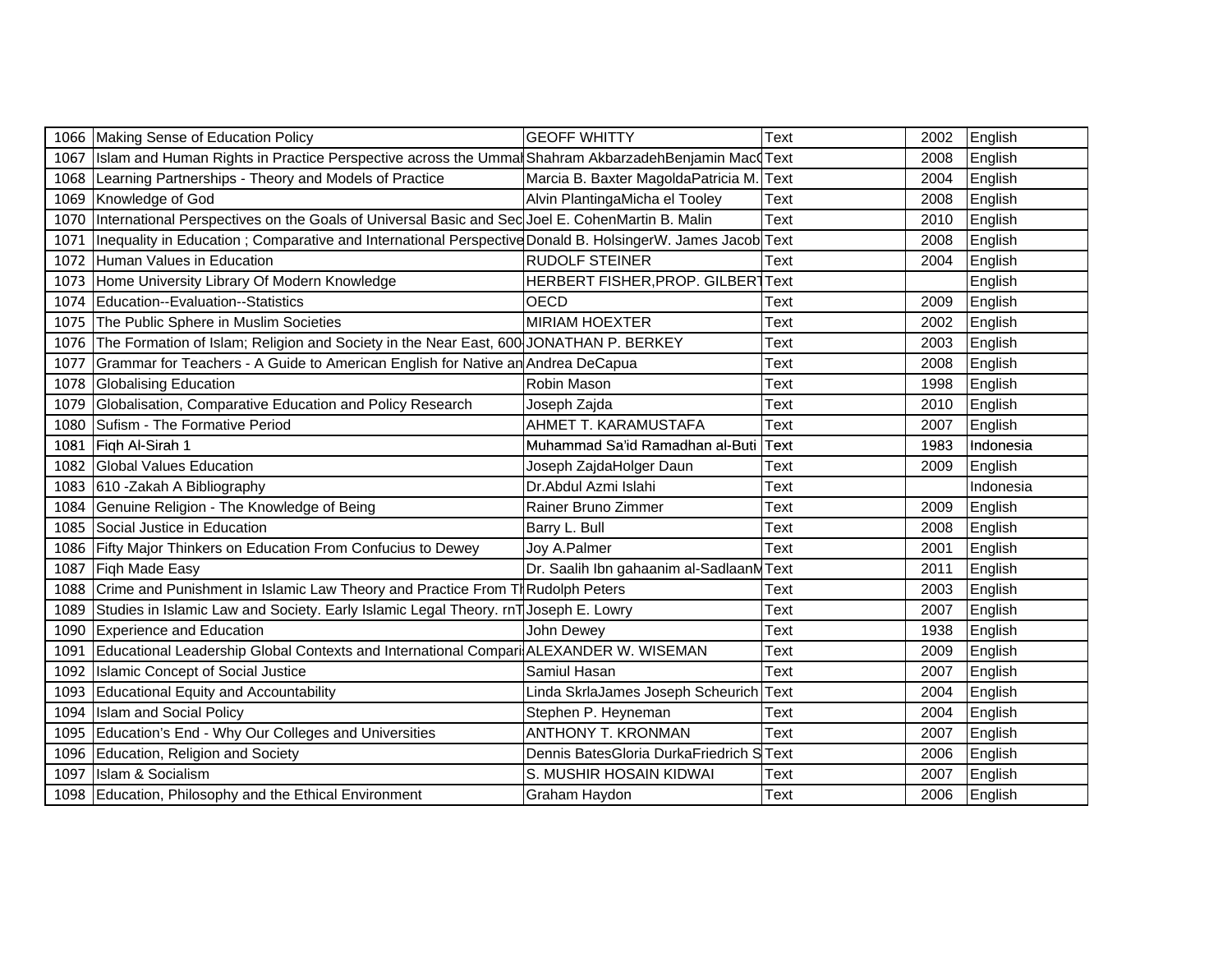| | | | | | |
|---|---|---|---|---|---|
| 1066 | Making Sense of Education Policy | GEOFF WHITTY | Text | 2002 | English |
| 1067 | Islam and Human Rights in Practice Perspective across the Ummah | Shahram AkbarzadehBenjamin MacQ | Text | 2008 | English |
| 1068 | Learning Partnerships - Theory and Models of Practice | Marcia B. Baxter MagoldaPatricia M. | Text | 2004 | English |
| 1069 | Knowledge of God | Alvin PlantingaMicha el Tooley | Text | 2008 | English |
| 1070 | International Perspectives on the Goals of Universal Basic and Sec | Joel E. CohenMartin B. Malin | Text | 2010 | English |
| 1071 | Inequality in Education ; Comparative and International Perspective | Donald B. HolsingerW. James Jacob | Text | 2008 | English |
| 1072 | Human Values in Education | RUDOLF STEINER | Text | 2004 | English |
| 1073 | Home University Library Of Modern Knowledge | HERBERT FISHER,PROP. GILBERT | Text | | English |
| 1074 | Education--Evaluation--Statistics | OECD | Text | 2009 | English |
| 1075 | The Public Sphere in Muslim Societies | MIRIAM HOEXTER | Text | 2002 | English |
| 1076 | The Formation of Islam; Religion and Society in the Near East, 600- | JONATHAN P. BERKEY | Text | 2003 | English |
| 1077 | Grammar for Teachers - A Guide to American English for Native an | Andrea DeCapua | Text | 2008 | English |
| 1078 | Globalising Education | Robin Mason | Text | 1998 | English |
| 1079 | Globalisation, Comparative Education and Policy Research | Joseph Zajda | Text | 2010 | English |
| 1080 | Sufism - The Formative Period | AHMET T. KARAMUSTAFA | Text | 2007 | English |
| 1081 | Fiqh Al-Sirah 1 | Muhammad Sa'id Ramadhan al-Buti | Text | 1983 | Indonesia |
| 1082 | Global Values Education | Joseph ZajdaHolger Daun | Text | 2009 | English |
| 1083 | 610 -Zakah A Bibliography | Dr.Abdul Azmi Islahi | Text | | Indonesia |
| 1084 | Genuine Religion - The Knowledge of Being | Rainer Bruno Zimmer | Text | 2009 | English |
| 1085 | Social Justice in Education | Barry L. Bull | Text | 2008 | English |
| 1086 | Fifty Major Thinkers on Education From Confucius to Dewey | Joy A.Palmer | Text | 2001 | English |
| 1087 | Fiqh Made Easy | Dr. Saalih Ibn gahaanim al-SadlaanM | Text | 2011 | English |
| 1088 | Crime and Punishment in Islamic Law Theory and Practice From Th | Rudolph Peters | Text | 2003 | English |
| 1089 | Studies in Islamic Law and Society. Early Islamic Legal Theory. rnT | Joseph E. Lowry | Text | 2007 | English |
| 1090 | Experience and Education | John Dewey | Text | 1938 | English |
| 1091 | Educational Leadership Global Contexts and International Compari | ALEXANDER W. WISEMAN | Text | 2009 | English |
| 1092 | Islamic Concept of Social Justice | Samiul Hasan | Text | 2007 | English |
| 1093 | Educational Equity and Accountability | Linda SkrlaJames Joseph Scheurich | Text | 2004 | English |
| 1094 | Islam and Social Policy | Stephen P. Heyneman | Text | 2004 | English |
| 1095 | Education's End - Why Our Colleges and Universities | ANTHONY T. KRONMAN | Text | 2007 | English |
| 1096 | Education, Religion and Society | Dennis BatesGloria DurkaFriedrich S | Text | 2006 | English |
| 1097 | Islam & Socialism | S. MUSHIR HOSAIN KIDWAI | Text | 2007 | English |
| 1098 | Education, Philosophy and the Ethical Environment | Graham Haydon | Text | 2006 | English |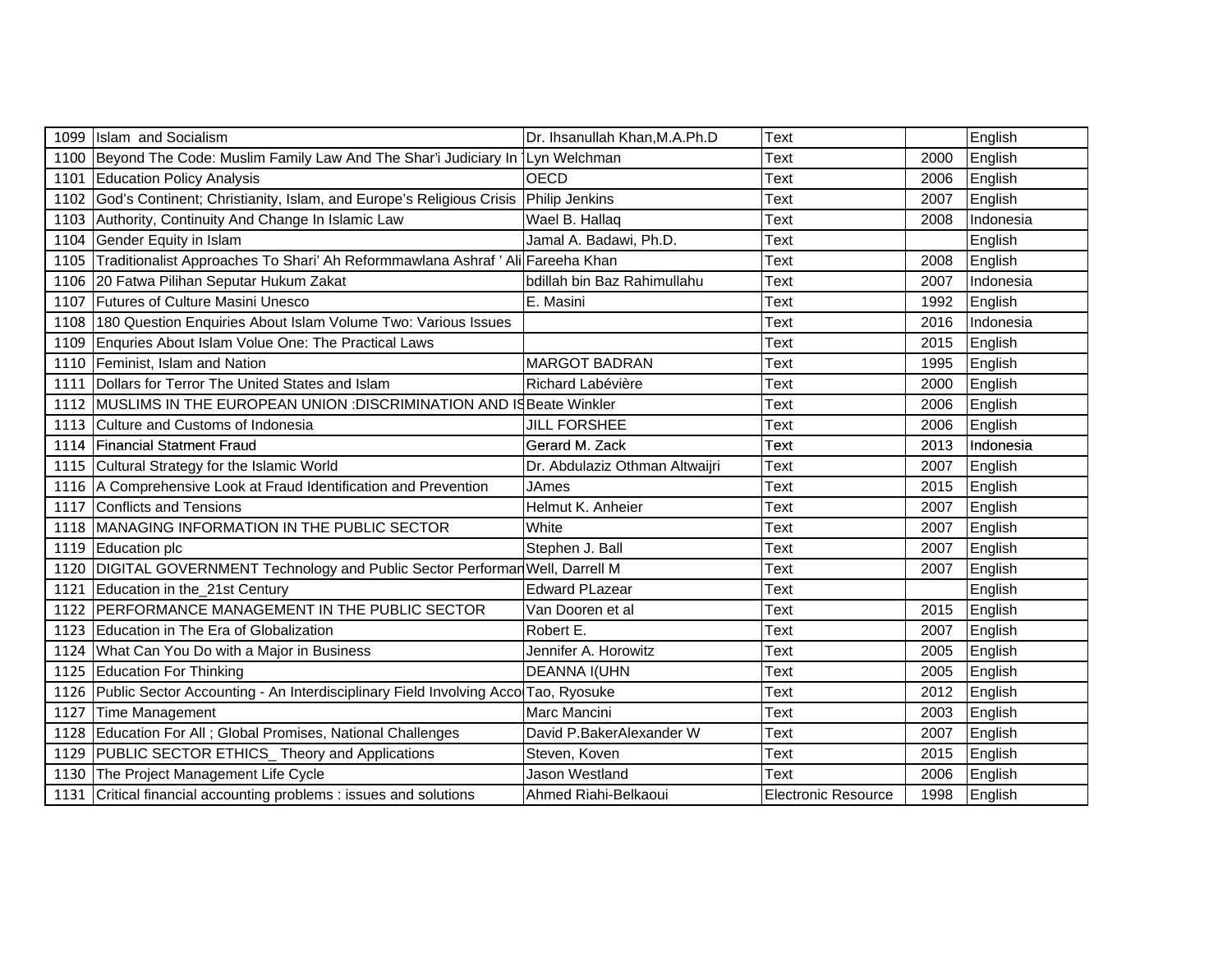| 1099 | Islam  and Socialism | Dr. Ihsanullah Khan,M.A.Ph.D | Text |  | English |
|---|---|---|---|---|---|
| 1100 | Beyond The Code: Muslim Family Law And The Shar'i Judiciary In | Lyn Welchman | Text | 2000 | English |
| 1101 | Education Policy Analysis | OECD | Text | 2006 | English |
| 1102 | God's Continent; Christianity, Islam, and Europe's Religious Crisis | Philip Jenkins | Text | 2007 | English |
| 1103 | Authority, Continuity And Change In Islamic Law | Wael B. Hallaq | Text | 2008 | Indonesia |
| 1104 | Gender Equity in Islam | Jamal A. Badawi, Ph.D. | Text |  | English |
| 1105 | Traditionalist Approaches To Shari' Ah Reformmawlana Ashraf ' Ali | Fareeha Khan | Text | 2008 | English |
| 1106 | 20 Fatwa Pilihan Seputar Hukum Zakat | bdillah bin Baz Rahimullahu | Text | 2007 | Indonesia |
| 1107 | Futures of Culture Masini Unesco | E. Masini | Text | 1992 | English |
| 1108 | 180 Question Enquiries About Islam Volume Two: Various Issues |  | Text | 2016 | Indonesia |
| 1109 | Enquries About Islam Volue One: The Practical Laws |  | Text | 2015 | English |
| 1110 | Feminist, Islam and Nation | MARGOT BADRAN | Text | 1995 | English |
| 1111 | Dollars for Terror The United States and Islam | Richard Labévière | Text | 2000 | English |
| 1112 | MUSLIMS IN THE EUROPEAN UNION :DISCRIMINATION AND IS | Beate Winkler | Text | 2006 | English |
| 1113 | Culture and Customs of Indonesia | JILL FORSHEE | Text | 2006 | English |
| 1114 | Financial Statment Fraud | Gerard M. Zack | Text | 2013 | Indonesia |
| 1115 | Cultural Strategy for the Islamic World | Dr. Abdulaziz Othman Altwaijri | Text | 2007 | English |
| 1116 | A Comprehensive Look at Fraud Identification and Prevention | JAmes | Text | 2015 | English |
| 1117 | Conflicts and Tensions | Helmut K. Anheier | Text | 2007 | English |
| 1118 | MANAGING INFORMATION IN THE PUBLIC SECTOR | White | Text | 2007 | English |
| 1119 | Education plc | Stephen J. Ball | Text | 2007 | English |
| 1120 | DIGITAL GOVERNMENT Technology and Public Sector Performan | Well, Darrell M | Text | 2007 | English |
| 1121 | Education in the_21st Century | Edward PLazear | Text |  | English |
| 1122 | PERFORMANCE MANAGEMENT IN THE PUBLIC SECTOR | Van Dooren et al | Text | 2015 | English |
| 1123 | Education in The Era of Globalization | Robert E. | Text | 2007 | English |
| 1124 | What Can You Do with a Major in Business | Jennifer A. Horowitz | Text | 2005 | English |
| 1125 | Education For Thinking | DEANNA I(UHN | Text | 2005 | English |
| 1126 | Public Sector Accounting - An Interdisciplinary Field Involving Acco | Tao, Ryosuke | Text | 2012 | English |
| 1127 | Time Management | Marc Mancini | Text | 2003 | English |
| 1128 | Education For All ; Global Promises, National Challenges | David P.BakerAlexander W | Text | 2007 | English |
| 1129 | PUBLIC SECTOR ETHICS_ Theory and Applications | Steven, Koven | Text | 2015 | English |
| 1130 | The Project Management Life Cycle | Jason Westland | Text | 2006 | English |
| 1131 | Critical financial accounting problems : issues and solutions | Ahmed Riahi-Belkaoui | Electronic Resource | 1998 | English |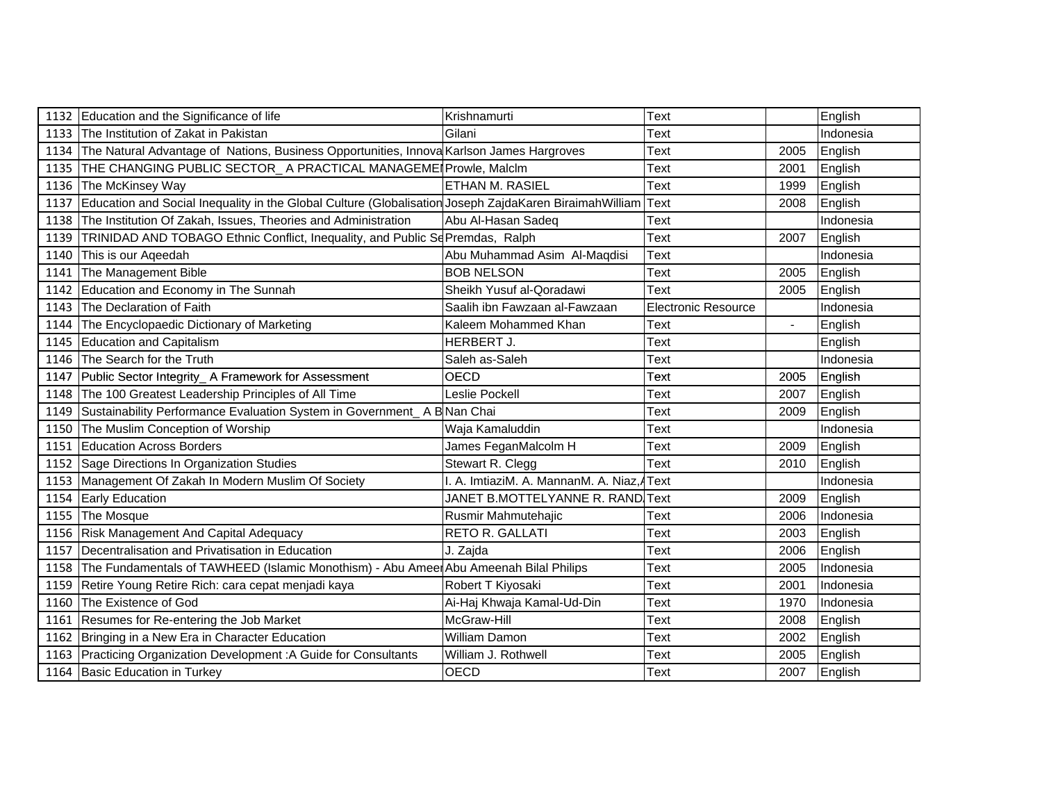| | | | | | |
|---|---|---|---|---|---|
| 1132 | Education and the Significance of life | Krishnamurti | Text | | English |
| 1133 | The Institution of Zakat in Pakistan | Gilani | Text | | Indonesia |
| 1134 | The Natural Advantage of Nations, Business Opportunities, Innova | Karlson James Hargroves | Text | 2005 | English |
| 1135 | THE CHANGING PUBLIC SECTOR_ A PRACTICAL MANAGEMEI | Prowle, Malclm | Text | 2001 | English |
| 1136 | The McKinsey Way | ETHAN M. RASIEL | Text | 1999 | English |
| 1137 | Education and Social Inequality in the Global Culture (Globalisation | Joseph ZajdaKaren BiraimahWilliam | Text | 2008 | English |
| 1138 | The Institution Of Zakah, Issues, Theories and Administration | Abu Al-Hasan Sadeq | Text | | Indonesia |
| 1139 | TRINIDAD AND TOBAGO Ethnic Conflict, Inequality, and Public Se | Premdas, Ralph | Text | 2007 | English |
| 1140 | This is our Aqeedah | Abu Muhammad Asim Al-Maqdisi | Text | | Indonesia |
| 1141 | The Management Bible | BOB NELSON | Text | 2005 | English |
| 1142 | Education and Economy in The Sunnah | Sheikh Yusuf al-Qoradawi | Text | 2005 | English |
| 1143 | The Declaration of Faith | Saalih ibn Fawzaan al-Fawzaan | Electronic Resource | | Indonesia |
| 1144 | The Encyclopaedic Dictionary of Marketing | Kaleem Mohammed Khan | Text | - | English |
| 1145 | Education and Capitalism | HERBERT J. | Text | | English |
| 1146 | The Search for the Truth | Saleh as-Saleh | Text | | Indonesia |
| 1147 | Public Sector Integrity_ A Framework for Assessment | OECD | Text | 2005 | English |
| 1148 | The 100 Greatest Leadership Principles of All Time | Leslie Pockell | Text | 2007 | English |
| 1149 | Sustainability Performance Evaluation System in Government_ A B | Nan Chai | Text | 2009 | English |
| 1150 | The Muslim Conception of Worship | Waja Kamaluddin | Text | | Indonesia |
| 1151 | Education Across Borders | James FeganMalcolm H | Text | 2009 | English |
| 1152 | Sage Directions In Organization Studies | Stewart R. Clegg | Text | 2010 | English |
| 1153 | Management Of Zakah In Modern Muslim Of Society | I. A. ImtiaziM. A. MannanM. A. Niaz,A | Text | | Indonesia |
| 1154 | Early Education | JANET B.MOTTELYANNE R. RAND | Text | 2009 | English |
| 1155 | The Mosque | Rusmir Mahmutehajic | Text | 2006 | Indonesia |
| 1156 | Risk Management And Capital Adequacy | RETO R. GALLATI | Text | 2003 | English |
| 1157 | Decentralisation and Privatisation in Education | J. Zajda | Text | 2006 | English |
| 1158 | The Fundamentals of TAWHEED (Islamic Monothism) - Abu Ameer | Abu Ameenah Bilal Philips | Text | 2005 | Indonesia |
| 1159 | Retire Young Retire Rich: cara cepat menjadi kaya | Robert T Kiyosaki | Text | 2001 | Indonesia |
| 1160 | The Existence of God | Ai-Haj Khwaja Kamal-Ud-Din | Text | 1970 | Indonesia |
| 1161 | Resumes for Re-entering the Job Market | McGraw-Hill | Text | 2008 | English |
| 1162 | Bringing in a New Era in Character Education | William Damon | Text | 2002 | English |
| 1163 | Practicing Organization Development :A Guide for Consultants | William J. Rothwell | Text | 2005 | English |
| 1164 | Basic Education in Turkey | OECD | Text | 2007 | English |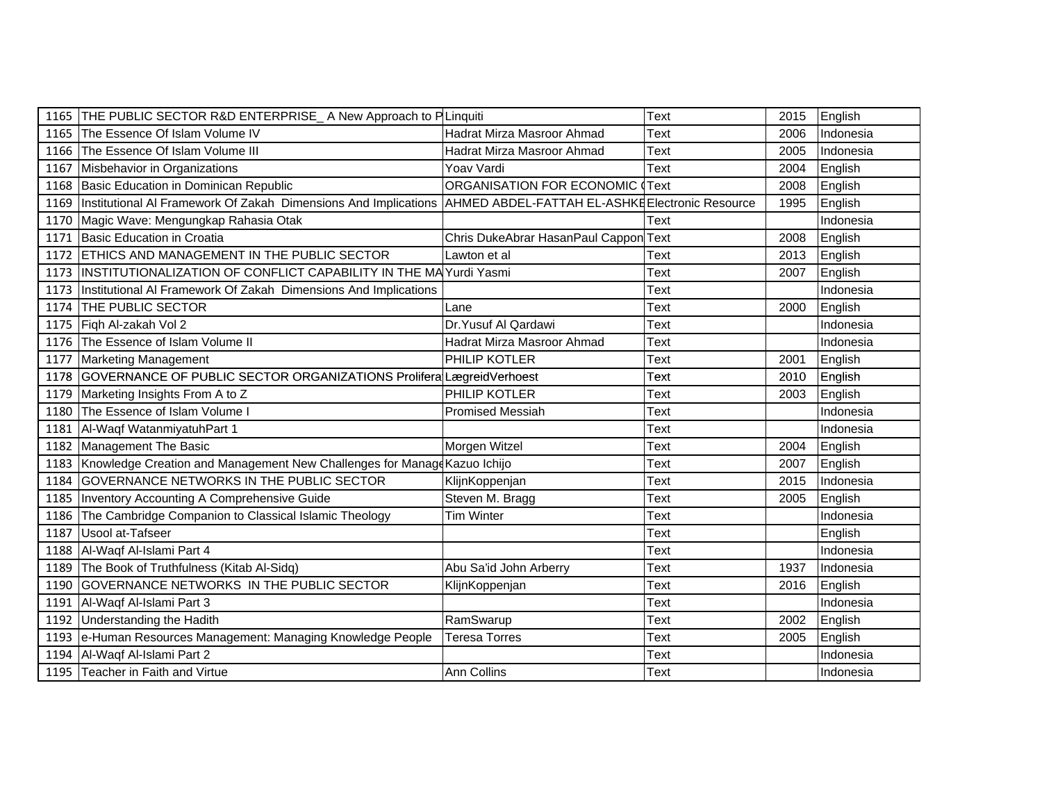| 1165 | THE PUBLIC SECTOR R&D ENTERPRISE_ A New Approach to P | Linquiti | Text | 2015 | English |
|---|---|---|---|---|---|
| 1165 | The Essence Of Islam Volume IV | Hadrat Mirza Masroor Ahmad | Text | 2006 | Indonesia |
| 1166 | The Essence Of Islam Volume III | Hadrat Mirza Masroor Ahmad | Text | 2005 | Indonesia |
| 1167 | Misbehavior in Organizations | Yoav Vardi | Text | 2004 | English |
| 1168 | Basic Education in Dominican Republic | ORGANISATION FOR ECONOMIC ( | Text | 2008 | English |
| 1169 | Institutional Al Framework Of Zakah Dimensions And Implications | AHMED ABDEL-FATTAH EL-ASHKE | Electronic Resource | 1995 | English |
| 1170 | Magic Wave: Mengungkap Rahasia Otak | | Text | | Indonesia |
| 1171 | Basic Education in Croatia | Chris DukeAbrar HasanPaul Cappon | Text | 2008 | English |
| 1172 | ETHICS AND MANAGEMENT IN THE PUBLIC SECTOR | Lawton et al | Text | 2013 | English |
| 1173 | INSTITUTIONALIZATION OF CONFLICT CAPABILITY IN THE MA | Yurdi Yasmi | Text | 2007 | English |
| 1173 | Institutional Al Framework Of Zakah Dimensions And Implications | | Text | | Indonesia |
| 1174 | THE PUBLIC SECTOR | Lane | Text | 2000 | English |
| 1175 | Fiqh Al-zakah Vol 2 | Dr.Yusuf Al Qardawi | Text | | Indonesia |
| 1176 | The Essence of Islam Volume II | Hadrat Mirza Masroor Ahmad | Text | | Indonesia |
| 1177 | Marketing Management | PHILIP KOTLER | Text | 2001 | English |
| 1178 | GOVERNANCE OF PUBLIC SECTOR ORGANIZATIONS Prolifera | LægreidVerhoest | Text | 2010 | English |
| 1179 | Marketing Insights From A to Z | PHILIP KOTLER | Text | 2003 | English |
| 1180 | The Essence of Islam Volume I | Promised Messiah | Text | | Indonesia |
| 1181 | Al-Waqf WatanmiyatuhPart 1 | | Text | | Indonesia |
| 1182 | Management The Basic | Morgen Witzel | Text | 2004 | English |
| 1183 | Knowledge Creation and Management New Challenges for Manage | Kazuo Ichijo | Text | 2007 | English |
| 1184 | GOVERNANCE NETWORKS IN THE PUBLIC SECTOR | KlijnKoppenjan | Text | 2015 | Indonesia |
| 1185 | Inventory Accounting A Comprehensive Guide | Steven M. Bragg | Text | 2005 | English |
| 1186 | The Cambridge Companion to Classical Islamic Theology | Tim Winter | Text | | Indonesia |
| 1187 | Usool at-Tafseer | | Text | | English |
| 1188 | Al-Waqf Al-Islami Part 4 | | Text | | Indonesia |
| 1189 | The Book of Truthfulness (Kitab Al-Sidq) | Abu Sa'id John Arberry | Text | 1937 | Indonesia |
| 1190 | GOVERNANCE NETWORKS IN THE PUBLIC SECTOR | KlijnKoppenjan | Text | 2016 | English |
| 1191 | Al-Waqf Al-Islami Part 3 | | Text | | Indonesia |
| 1192 | Understanding the Hadith | RamSwarup | Text | 2002 | English |
| 1193 | e-Human Resources Management: Managing Knowledge People | Teresa Torres | Text | 2005 | English |
| 1194 | Al-Waqf Al-Islami Part 2 | | Text | | Indonesia |
| 1195 | Teacher in Faith and Virtue | Ann Collins | Text | | Indonesia |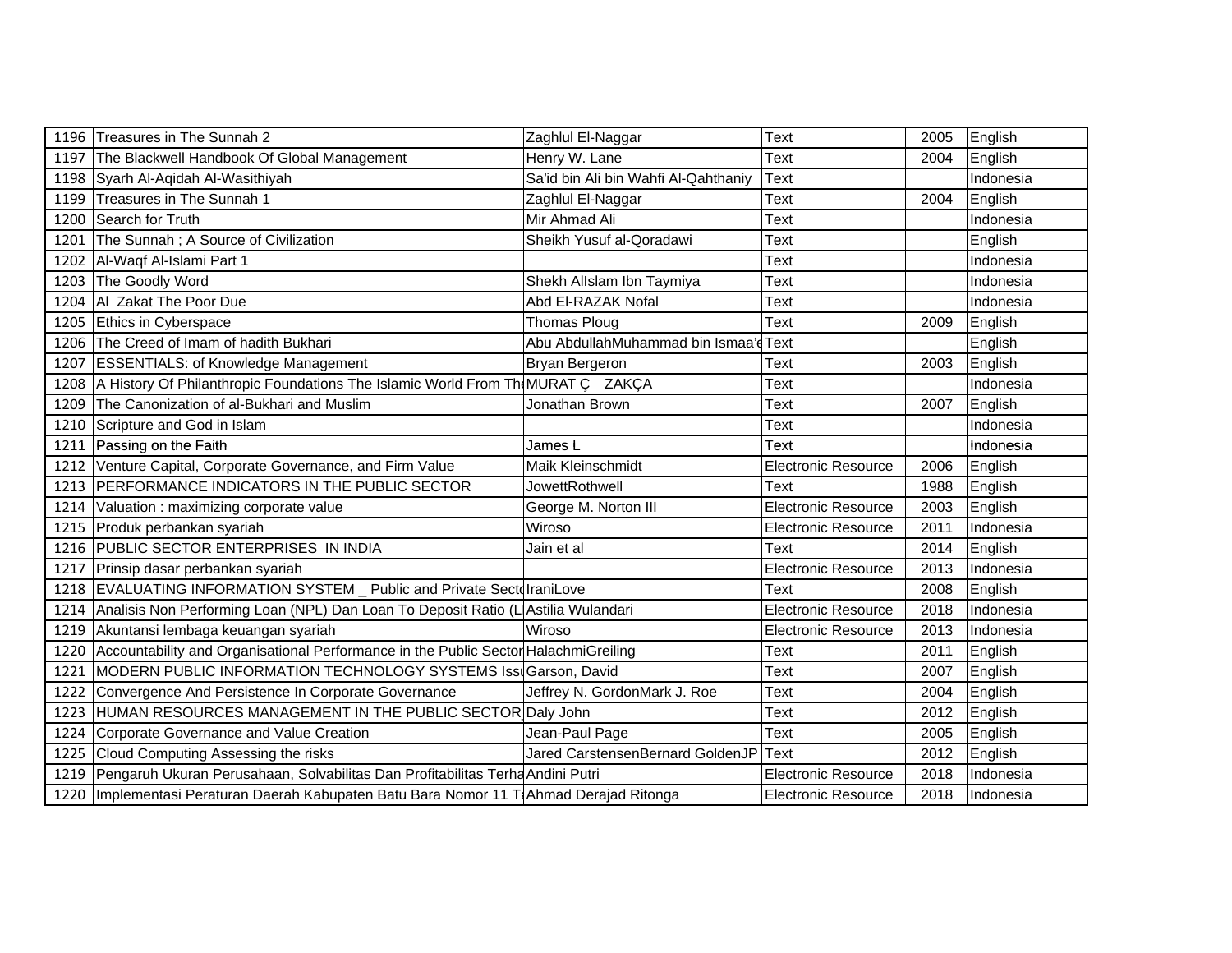| | | | | | |
|---|---|---|---|---|---|
| 1196 | Treasures in The Sunnah 2 | Zaghlul El-Naggar | Text | 2005 | English |
| 1197 | The Blackwell Handbook Of Global Management | Henry W. Lane | Text | 2004 | English |
| 1198 | Syarh Al-Aqidah Al-Wasithiyah | Sa'id bin Ali bin Wahfi Al-Qahthaniy | Text | | Indonesia |
| 1199 | Treasures in The Sunnah 1 | Zaghlul El-Naggar | Text | 2004 | English |
| 1200 | Search for Truth | Mir Ahmad Ali | Text | | Indonesia |
| 1201 | The Sunnah ; A Source of Civilization | Sheikh Yusuf al-Qoradawi | Text | | English |
| 1202 | Al-Waqf Al-Islami Part 1 | | Text | | Indonesia |
| 1203 | The Goodly Word | Shekh AlIslam Ibn Taymiya | Text | | Indonesia |
| 1204 | Al Zakat The Poor Due | Abd El-RAZAK Nofal | Text | | Indonesia |
| 1205 | Ethics in Cyberspace | Thomas Ploug | Text | 2009 | English |
| 1206 | The Creed of Imam of hadith Bukhari | Abu AbdullahMuhammad bin Ismaa'e | Text | | English |
| 1207 | ESSENTIALS: of Knowledge Management | Bryan Bergeron | Text | 2003 | English |
| 1208 | A History Of Philanthropic Foundations The Islamic World From The | MURAT Ç ZAKÇA | Text | | Indonesia |
| 1209 | The Canonization of al-Bukhari and Muslim | Jonathan Brown | Text | 2007 | English |
| 1210 | Scripture and God in Islam | | Text | | Indonesia |
| 1211 | Passing on the Faith | James L | Text | | Indonesia |
| 1212 | Venture Capital, Corporate Governance, and Firm Value | Maik Kleinschmidt | Electronic Resource | 2006 | English |
| 1213 | PERFORMANCE INDICATORS IN THE PUBLIC SECTOR | JowettRothwell | Text | 1988 | English |
| 1214 | Valuation : maximizing corporate value | George M. Norton III | Electronic Resource | 2003 | English |
| 1215 | Produk perbankan syariah | Wiroso | Electronic Resource | 2011 | Indonesia |
| 1216 | PUBLIC SECTOR ENTERPRISES IN INDIA | Jain et al | Text | 2014 | English |
| 1217 | Prinsip dasar perbankan syariah | | Electronic Resource | 2013 | Indonesia |
| 1218 | EVALUATING INFORMATION SYSTEM _ Public and Private Secto | IraniLove | Text | 2008 | English |
| 1214 | Analisis Non Performing Loan (NPL) Dan Loan To Deposit Ratio (L | Astilia Wulandari | Electronic Resource | 2018 | Indonesia |
| 1219 | Akuntansi lembaga keuangan syariah | Wiroso | Electronic Resource | 2013 | Indonesia |
| 1220 | Accountability and Organisational Performance in the Public Sector | HalachmiGreiling | Text | 2011 | English |
| 1221 | MODERN PUBLIC INFORMATION TECHNOLOGY SYSTEMS Issu | Garson, David | Text | 2007 | English |
| 1222 | Convergence And Persistence In Corporate Governance | Jeffrey N. GordonMark J. Roe | Text | 2004 | English |
| 1223 | HUMAN RESOURCES MANAGEMENT IN THE PUBLIC SECTOR | Daly John | Text | 2012 | English |
| 1224 | Corporate Governance and Value Creation | Jean-Paul Page | Text | 2005 | English |
| 1225 | Cloud Computing Assessing the risks | Jared CarstensenBernard GoldenJP | Text | 2012 | English |
| 1219 | Pengaruh Ukuran Perusahaan, Solvabilitas Dan Profitabilitas Terha | Andini Putri | Electronic Resource | 2018 | Indonesia |
| 1220 | Implementasi Peraturan Daerah Kabupaten Batu Bara Nomor 11 Ta | Ahmad Derajad Ritonga | Electronic Resource | 2018 | Indonesia |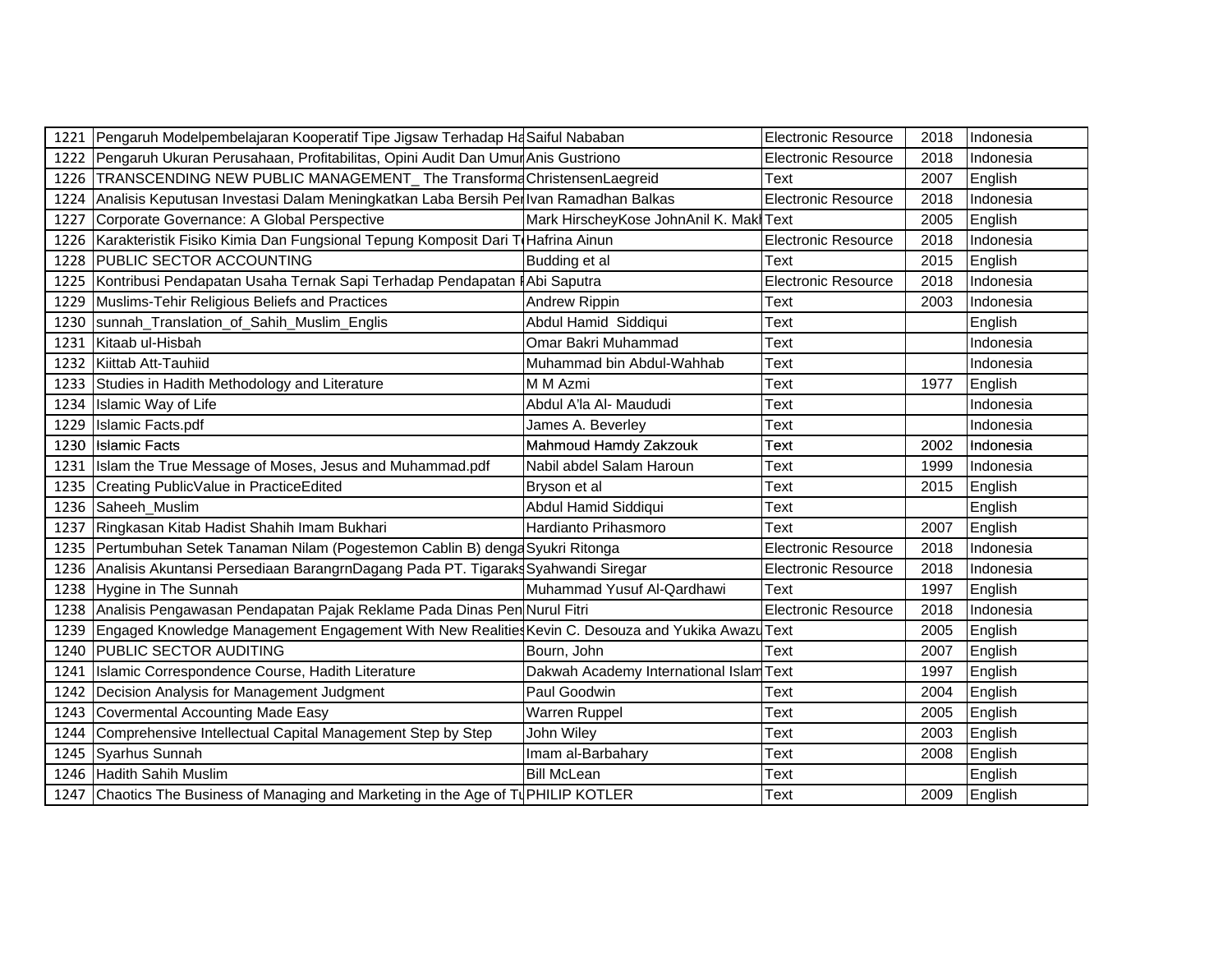| | | | | | |
|---|---|---|---|---|---|
| 1221 | Pengaruh Modelpembelajaran Kooperatif Tipe Jigsaw Terhadap Ha | Saiful Nababan | Electronic Resource | 2018 | Indonesia |
| 1222 | Pengaruh Ukuran Perusahaan, Profitabilitas, Opini Audit Dan Umur | Anis Gustriono | Electronic Resource | 2018 | Indonesia |
| 1226 | TRANSCENDING NEW PUBLIC MANAGEMENT_ The Transforma | ChristensenLaegreid | Text | 2007 | English |
| 1224 | Analisis Keputusan Investasi Dalam Meningkatkan Laba Bersih Per | Ivan Ramadhan Balkas | Electronic Resource | 2018 | Indonesia |
| 1227 | Corporate Governance: A Global Perspective | Mark HirscheyKose JohnAnil K. Makh | Text | 2005 | English |
| 1226 | Karakteristik Fisiko Kimia Dan Fungsional Tepung Komposit Dari Te | Hafrina Ainun | Electronic Resource | 2018 | Indonesia |
| 1228 | PUBLIC SECTOR ACCOUNTING | Budding et al | Text | 2015 | English |
| 1225 | Kontribusi Pendapatan Usaha Ternak Sapi Terhadap Pendapatan F | Abi Saputra | Electronic Resource | 2018 | Indonesia |
| 1229 | Muslims-Tehir Religious Beliefs and Practices | Andrew Rippin | Text | 2003 | Indonesia |
| 1230 | sunnah_Translation_of_Sahih_Muslim_Englis | Abdul Hamid Siddiqui | Text | | English |
| 1231 | Kitaab ul-Hisbah | Omar Bakri Muhammad | Text | | Indonesia |
| 1232 | Kiittab Att-Tauhiid | Muhammad bin Abdul-Wahhab | Text | | Indonesia |
| 1233 | Studies in Hadith Methodology and Literature | M M Azmi | Text | 1977 | English |
| 1234 | Islamic Way of Life | Abdul A'la Al- Maududi | Text | | Indonesia |
| 1229 | Islamic Facts.pdf | James A. Beverley | Text | | Indonesia |
| 1230 | Islamic Facts | Mahmoud Hamdy Zakzouk | Text | 2002 | Indonesia |
| 1231 | Islam the True Message of Moses, Jesus and Muhammad.pdf | Nabil abdel Salam Haroun | Text | 1999 | Indonesia |
| 1235 | Creating PublicValue in PracticeEdited | Bryson et al | Text | 2015 | English |
| 1236 | Saheeh_Muslim | Abdul Hamid Siddiqui | Text | | English |
| 1237 | Ringkasan Kitab Hadist Shahih Imam Bukhari | Hardianto Prihasmoro | Text | 2007 | English |
| 1235 | Pertumbuhan Setek Tanaman Nilam (Pogestemon Cablin B) denga | Syukri Ritonga | Electronic Resource | 2018 | Indonesia |
| 1236 | Analisis Akuntansi Persediaan BarangrnDagang Pada PT. Tigaraks | Syahwandi Siregar | Electronic Resource | 2018 | Indonesia |
| 1238 | Hygine in The Sunnah | Muhammad Yusuf Al-Qardhawi | Text | 1997 | English |
| 1238 | Analisis Pengawasan Pendapatan Pajak Reklame Pada Dinas Pen | Nurul Fitri | Electronic Resource | 2018 | Indonesia |
| 1239 | Engaged Knowledge Management Engagement With New Realities | Kevin C. Desouza and Yukika Awazu | Text | 2005 | English |
| 1240 | PUBLIC SECTOR AUDITING | Bourn, John | Text | 2007 | English |
| 1241 | Islamic Correspondence Course, Hadith Literature | Dakwah Academy International Islam | Text | 1997 | English |
| 1242 | Decision Analysis for Management Judgment | Paul Goodwin | Text | 2004 | English |
| 1243 | Covermental Accounting Made Easy | Warren Ruppel | Text | 2005 | English |
| 1244 | Comprehensive Intellectual Capital Management Step by Step | John Wiley | Text | 2003 | English |
| 1245 | Syarhus Sunnah | Imam al-Barbahary | Text | 2008 | English |
| 1246 | Hadith Sahih Muslim | Bill McLean | Text | | English |
| 1247 | Chaotics The Business of Managing and Marketing in the Age of Tu | PHILIP KOTLER | Text | 2009 | English |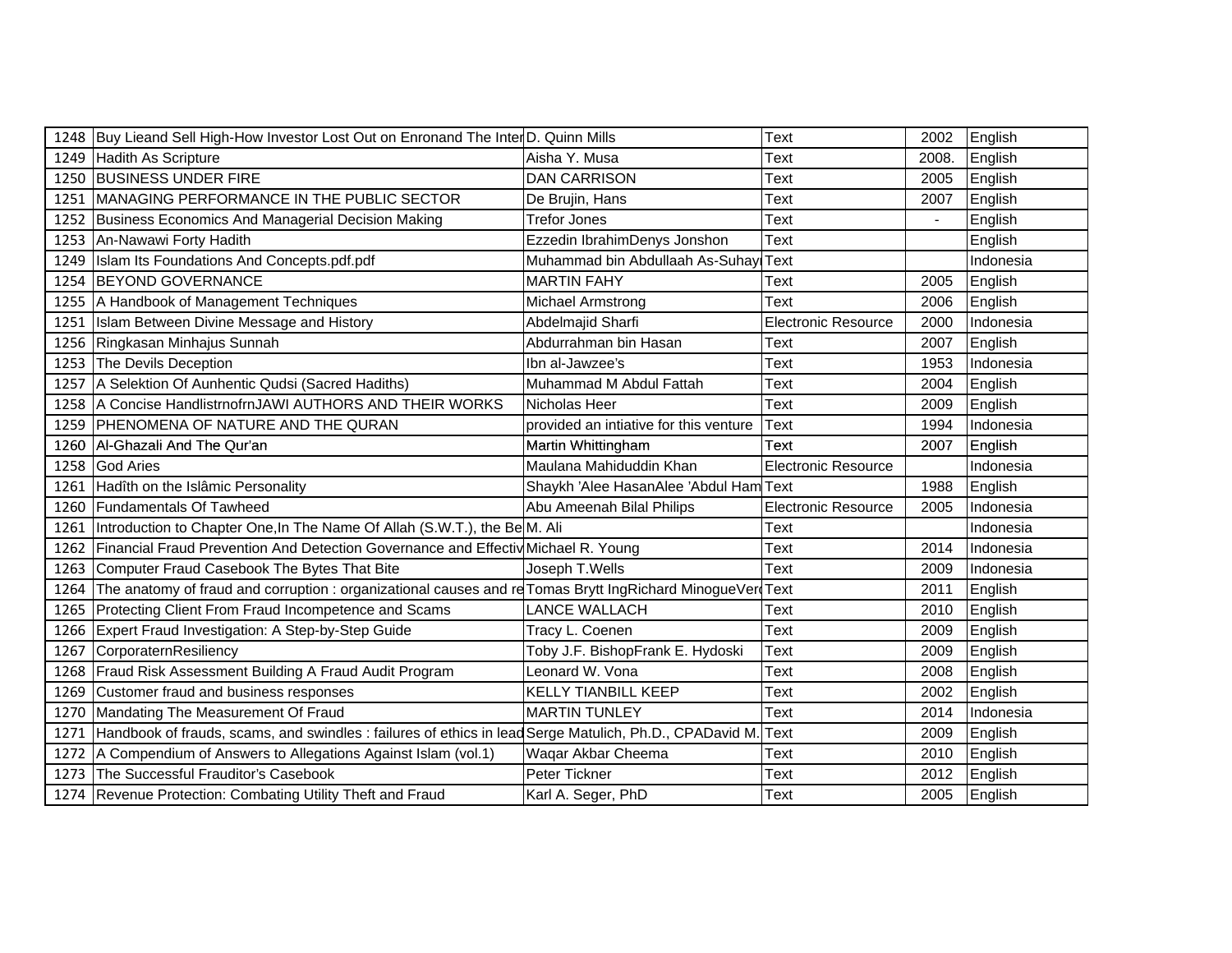| | | | | | |
|---|---|---|---|---|---|
| 1248 | Buy Lieand Sell High-How Investor Lost Out on Enronand The Inter | D. Quinn Mills | Text | 2002 | English |
| 1249 | Hadith As Scripture | Aisha Y. Musa | Text | 2008. | English |
| 1250 | BUSINESS UNDER FIRE | DAN CARRISON | Text | 2005 | English |
| 1251 | MANAGING PERFORMANCE IN THE PUBLIC SECTOR | De Brujin, Hans | Text | 2007 | English |
| 1252 | Business Economics And Managerial Decision Making | Trefor Jones | Text | - | English |
| 1253 | An-Nawawi Forty Hadith | Ezzedin IbrahimDenys Jonshon | Text | | English |
| 1249 | Islam Its Foundations And Concepts.pdf.pdf | Muhammad bin Abdullaah As-Suhay | Text | | Indonesia |
| 1254 | BEYOND GOVERNANCE | MARTIN FAHY | Text | 2005 | English |
| 1255 | A Handbook of Management Techniques | Michael Armstrong | Text | 2006 | English |
| 1251 | Islam Between Divine Message and History | Abdelmajid Sharfi | Electronic Resource | 2000 | Indonesia |
| 1256 | Ringkasan Minhajus Sunnah | Abdurrahman bin Hasan | Text | 2007 | English |
| 1253 | The Devils Deception | Ibn al-Jawzee's | Text | 1953 | Indonesia |
| 1257 | A Selektion Of Aunhentic Qudsi (Sacred Hadiths) | Muhammad M Abdul Fattah | Text | 2004 | English |
| 1258 | A Concise HandlistrnofrnJAWI AUTHORS AND THEIR WORKS | Nicholas Heer | Text | 2009 | English |
| 1259 | PHENOMENA OF NATURE AND THE QURAN | provided an intiative for this venture | Text | 1994 | Indonesia |
| 1260 | Al-Ghazali And The Qur'an | Martin Whittingham | Text | 2007 | English |
| 1258 | God Aries | Maulana Mahiduddin Khan | Electronic Resource | | Indonesia |
| 1261 | Hadîth on the Islâmic Personality | Shaykh 'Alee HasanAlee 'Abdul Ham | Text | 1988 | English |
| 1260 | Fundamentals Of Tawheed | Abu Ameenah Bilal Philips | Electronic Resource | 2005 | Indonesia |
| 1261 | Introduction to Chapter One,In The Name Of Allah (S.W.T.), the Be | M. Ali | Text | | Indonesia |
| 1262 | Financial Fraud Prevention And Detection Governance and Effectiv | Michael R. Young | Text | 2014 | Indonesia |
| 1263 | Computer Fraud Casebook The Bytes That Bite | Joseph T.Wells | Text | 2009 | Indonesia |
| 1264 | The anatomy of fraud and corruption : organizational causes and re | Tomas Brytt IngRichard MinogueVer | Text | 2011 | English |
| 1265 | Protecting Client From Fraud Incompetence and Scams | LANCE WALLACH | Text | 2010 | English |
| 1266 | Expert Fraud Investigation: A Step-by-Step Guide | Tracy L. Coenen | Text | 2009 | English |
| 1267 | CorporaternResiliency | Toby J.F. BishopFrank E. Hydoski | Text | 2009 | English |
| 1268 | Fraud Risk Assessment Building A Fraud Audit Program | Leonard W. Vona | Text | 2008 | English |
| 1269 | Customer fraud and business responses | KELLY TIANBILL KEEP | Text | 2002 | English |
| 1270 | Mandating The Measurement Of Fraud | MARTIN TUNLEY | Text | 2014 | Indonesia |
| 1271 | Handbook of frauds, scams, and swindles : failures of ethics in lead | Serge Matulich, Ph.D., CPADavid M. | Text | 2009 | English |
| 1272 | A Compendium of Answers to Allegations Against Islam (vol.1) | Waqar Akbar Cheema | Text | 2010 | English |
| 1273 | The Successful Frauditor's Casebook | Peter Tickner | Text | 2012 | English |
| 1274 | Revenue Protection: Combating Utility Theft and Fraud | Karl A. Seger, PhD | Text | 2005 | English |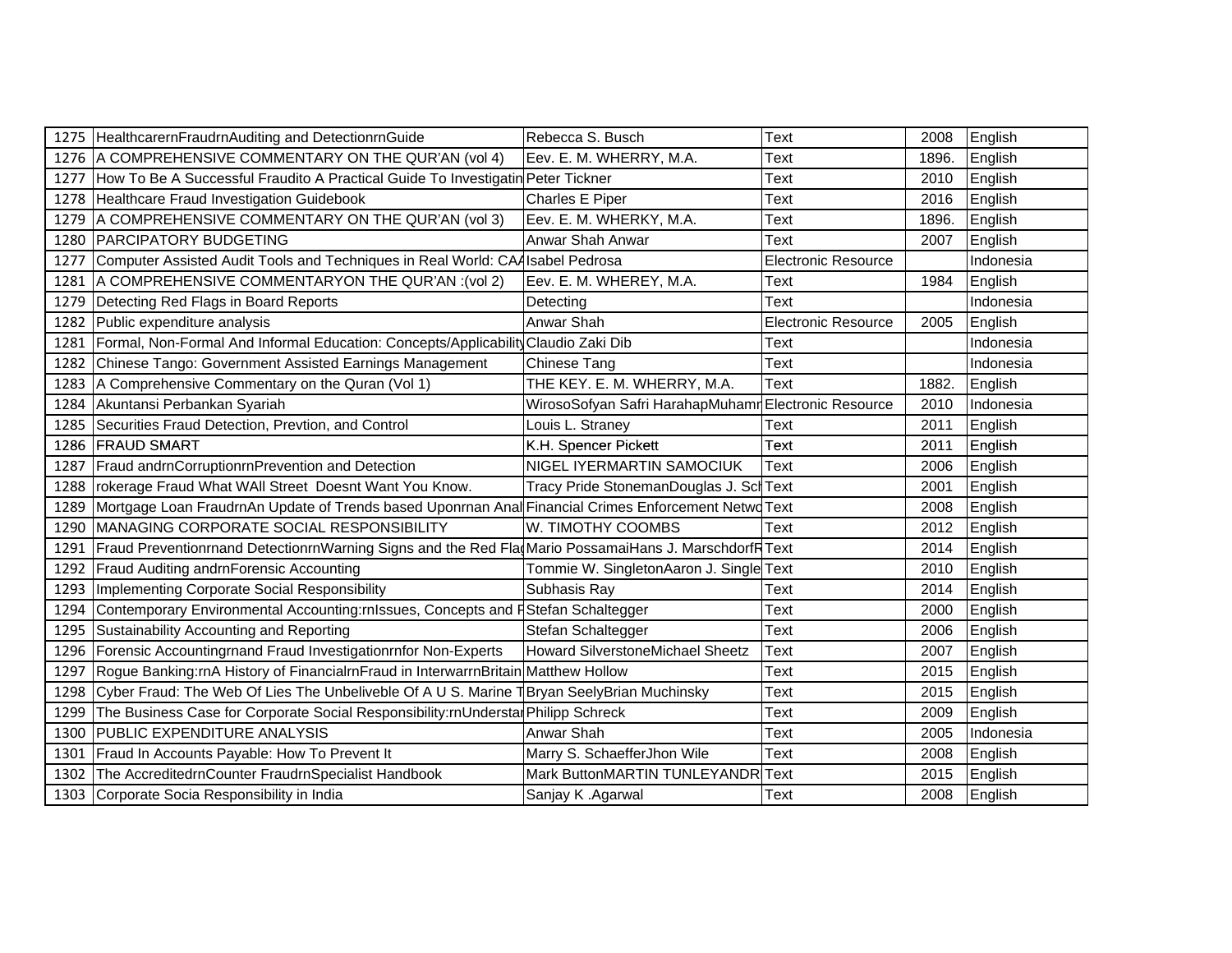| | | | | | |
|---|---|---|---|---|---|
| 1275 | HealthcarernFraudrnAuditing and DetectionrnGuide | Rebecca S. Busch | Text | 2008 | English |
| 1276 | A COMPREHENSIVE COMMENTARY ON THE QUR'AN (vol 4) | Eev. E. M. WHERRY, M.A. | Text | 1896. | English |
| 1277 | How To Be A Successful Fraudito A Practical Guide To Investigatin | Peter Tickner | Text | 2010 | English |
| 1278 | Healthcare Fraud Investigation Guidebook | Charles E Piper | Text | 2016 | English |
| 1279 | A COMPREHENSIVE COMMENTARY ON THE QUR'AN (vol 3) | Eev. E. M. WHERKY, M.A. | Text | 1896. | English |
| 1280 | PARCIPATORY BUDGETING | Anwar Shah Anwar | Text | 2007 | English |
| 1277 | Computer Assisted Audit Tools and Techniques in Real World: CAA | Isabel Pedrosa | Electronic Resource | | Indonesia |
| 1281 | A COMPREHENSIVE COMMENTARYON THE QUR'AN :(vol 2) | Eev. E. M. WHEREY, M.A. | Text | 1984 | English |
| 1279 | Detecting Red Flags in Board Reports | Detecting | Text | | Indonesia |
| 1282 | Public expenditure analysis | Anwar Shah | Electronic Resource | 2005 | English |
| 1281 | Formal, Non-Formal And Informal Education: Concepts/Applicability | Claudio Zaki Dib | Text | | Indonesia |
| 1282 | Chinese Tango: Government Assisted Earnings Management | Chinese Tang | Text | | Indonesia |
| 1283 | A Comprehensive Commentary on the Quran (Vol 1) | THE KEY. E. M. WHERRY, M.A. | Text | 1882. | English |
| 1284 | Akuntansi Perbankan Syariah | WirosoSofyan Safri HarahapMuhamr | Electronic Resource | 2010 | Indonesia |
| 1285 | Securities Fraud Detection, Prevtion, and Control | Louis L. Straney | Text | 2011 | English |
| 1286 | FRAUD SMART | K.H. Spencer Pickett | Text | 2011 | English |
| 1287 | Fraud andrnCorruptionrnPrevention and Detection | NIGEL IYERMARTIN SAMOCIUK | Text | 2006 | English |
| 1288 | rokerage Fraud What WAll Street Doesnt Want You Know. | Tracy Pride StonemanDouglas J. Sch | Text | 2001 | English |
| 1289 | Mortgage Loan FraudrnAn Update of Trends based Uponrnan Anal | Financial Crimes Enforcement Netwo | Text | 2008 | English |
| 1290 | MANAGING CORPORATE SOCIAL RESPONSIBILITY | W. TIMOTHY COOMBS | Text | 2012 | English |
| 1291 | Fraud Preventionrnand DetectionrnWarning Signs and the Red Fla | Mario PossamaiHans J. MarschdorfR | Text | 2014 | English |
| 1292 | Fraud Auditing andrnForensic Accounting | Tommie W. SingletonAaron J. Single | Text | 2010 | English |
| 1293 | Implementing Corporate Social Responsibility | Subhasis Ray | Text | 2014 | English |
| 1294 | Contemporary Environmental Accounting:rnIssues, Concepts and F | Stefan Schaltegger | Text | 2000 | English |
| 1295 | Sustainability Accounting and Reporting | Stefan Schaltegger | Text | 2006 | English |
| 1296 | Forensic Accountingrnand Fraud Investigationrnfor Non-Experts | Howard SilverstoneMichael Sheetz | Text | 2007 | English |
| 1297 | Rogue Banking:rnA History of FinancialrnFraud in InterwarrnBritain | Matthew Hollow | Text | 2015 | English |
| 1298 | Cyber Fraud: The Web Of Lies The Unbeliveble Of A U S. Marine T | Bryan SeelyBrian Muchinsky | Text | 2015 | English |
| 1299 | The Business Case for Corporate Social Responsibility:rnUndersta | Philipp Schreck | Text | 2009 | English |
| 1300 | PUBLIC EXPENDITURE ANALYSIS | Anwar Shah | Text | 2005 | Indonesia |
| 1301 | Fraud In Accounts Payable: How To Prevent It | Marry S. SchaefferJhon Wile | Text | 2008 | English |
| 1302 | The AccreditedrnCounter FraudrnSpecialist Handbook | Mark ButtonMARTIN TUNLEYANDR | Text | 2015 | English |
| 1303 | Corporate Socia Responsibility in India | Sanjay K .Agarwal | Text | 2008 | English |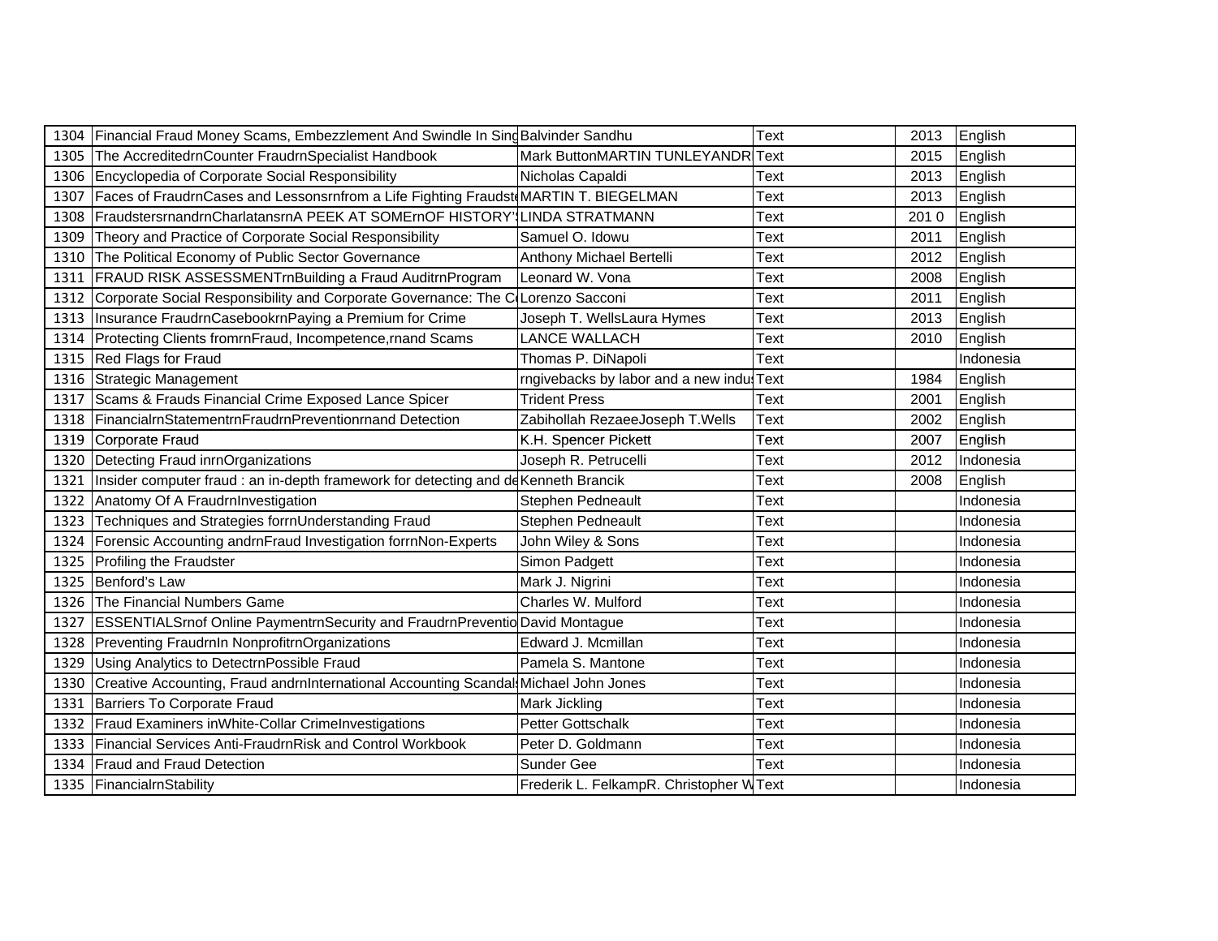| | | | | | |
|---|---|---|---|---|---|
| 1304 | Financial Fraud Money Scams, Embezzlement And Swindle In Sing | Balvinder Sandhu | Text | 2013 | English |
| 1305 | The AccreditedrnCounter FraudrnSpecialist Handbook | Mark ButtonMARTIN TUNLEYANDR | Text | 2015 | English |
| 1306 | Encyclopedia of Corporate Social Responsibility | Nicholas Capaldi | Text | 2013 | English |
| 1307 | Faces of FraudrnCases and Lessonsrnfrom a Life Fighting Fraudste | MARTIN T. BIEGELMAN | Text | 2013 | English |
| 1308 | FraudstersrnandrnCharlatansrnA PEEK AT SOMErnOF HISTORY'S | LINDA STRATMANN | Text | 201 0 | English |
| 1309 | Theory and Practice of Corporate Social Responsibility | Samuel O. Idowu | Text | 2011 | English |
| 1310 | The Political Economy of Public Sector Governance | Anthony Michael Bertelli | Text | 2012 | English |
| 1311 | FRAUD RISK ASSESSMENTrnBuilding a Fraud AuditrnProgram | Leonard W. Vona | Text | 2008 | English |
| 1312 | Corporate Social Responsibility and Corporate Governance: The Co | Lorenzo Sacconi | Text | 2011 | English |
| 1313 | Insurance FraudrnCasebookrnPaying a Premium for Crime | Joseph T. WellsLaura Hymes | Text | 2013 | English |
| 1314 | Protecting Clients fromrnFraud, Incompetence,rnand Scams | LANCE WALLACH | Text | 2010 | English |
| 1315 | Red Flags for Fraud | Thomas P. DiNapoli | Text | | Indonesia |
| 1316 | Strategic Management | rngivebacks by labor and a new indus | Text | 1984 | English |
| 1317 | Scams & Frauds Financial Crime Exposed Lance Spicer | Trident Press | Text | 2001 | English |
| 1318 | FinancialrnStatementrnFraudrnPreventionrnand Detection | Zabihollah RezaeeJoseph T.Wells | Text | 2002 | English |
| 1319 | Corporate Fraud | K.H. Spencer Pickett | Text | 2007 | English |
| 1320 | Detecting Fraud inrnOrganizations | Joseph R. Petrucelli | Text | 2012 | Indonesia |
| 1321 | Insider computer fraud : an in-depth framework for detecting and de | Kenneth Brancik | Text | 2008 | English |
| 1322 | Anatomy Of A FraudrnInvestigation | Stephen Pedneault | Text | | Indonesia |
| 1323 | Techniques and Strategies forrnUnderstanding Fraud | Stephen Pedneault | Text | | Indonesia |
| 1324 | Forensic Accounting andrnFraud Investigation forrnNon-Experts | John Wiley & Sons | Text | | Indonesia |
| 1325 | Profiling the Fraudster | Simon Padgett | Text | | Indonesia |
| 1325 | Benford's Law | Mark J. Nigrini | Text | | Indonesia |
| 1326 | The Financial Numbers Game | Charles W. Mulford | Text | | Indonesia |
| 1327 | ESSENTIALSrnof Online PaymentrnSecurity and FraudrnPreventio | David Montague | Text | | Indonesia |
| 1328 | Preventing FraudrnIn NonprofitrnOrganizations | Edward J. Mcmillan | Text | | Indonesia |
| 1329 | Using Analytics to DetectrnPossible Fraud | Pamela S. Mantone | Text | | Indonesia |
| 1330 | Creative Accounting, Fraud andrnInternational Accounting Scandals | Michael John Jones | Text | | Indonesia |
| 1331 | Barriers To Corporate Fraud | Mark Jickling | Text | | Indonesia |
| 1332 | Fraud Examiners inWhite-Collar CrimeInvestigations | Petter Gottschalk | Text | | Indonesia |
| 1333 | Financial Services Anti-FraudrnRisk and Control Workbook | Peter D. Goldmann | Text | | Indonesia |
| 1334 | Fraud and Fraud Detection | Sunder Gee | Text | | Indonesia |
| 1335 | FinancialrnStability | Frederik L. FelkampR. Christopher W | Text | | Indonesia |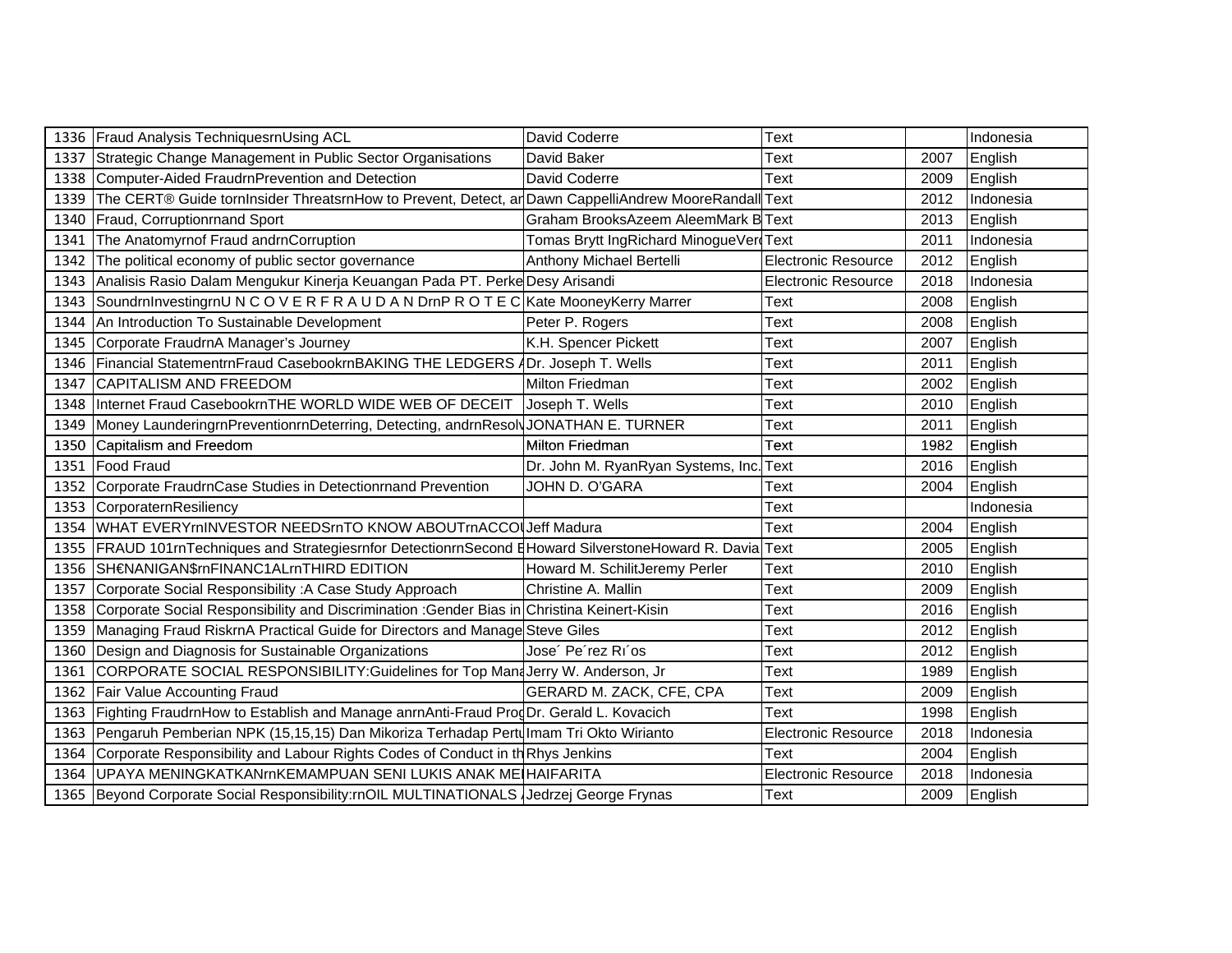| 1336 | Fraud Analysis TechniquesrnUsing ACL | David Coderre | Text | | Indonesia |
|---|---|---|---|---|---|
| 1337 | Strategic Change Management in Public Sector Organisations | David Baker | Text | 2007 | English |
| 1338 | Computer-Aided FraudrnPrevention and Detection | David Coderre | Text | 2009 | English |
| 1339 | The CERT® Guide tornInsider ThreatsrnHow to Prevent, Detect, ar | Dawn CappelliAndrew MooreRandall | Text | 2012 | Indonesia |
| 1340 | Fraud, Corruptionrnand Sport | Graham BrooksAzeem AleemMark B | Text | 2013 | English |
| 1341 | The Anatomyrnof Fraud andrnCorruption | Tomas Brytt IngRichard MinogueVer | Text | 2011 | Indonesia |
| 1342 | The political economy of public sector governance | Anthony Michael Bertelli | Electronic Resource | 2012 | English |
| 1343 | Analisis Rasio Dalam Mengukur Kinerja Keuangan Pada PT. Perke | Desy Arisandi | Electronic Resource | 2018 | Indonesia |
| 1343 | SoundrnInvestingrnU N C O V E R F R A U D A N DrnP R O T E C | Kate MooneyKerry Marrer | Text | 2008 | English |
| 1344 | An Introduction To Sustainable Development | Peter P. Rogers | Text | 2008 | English |
| 1345 | Corporate FraudrnA Manager's Journey | K.H. Spencer Pickett | Text | 2007 | English |
| 1346 | Financial StatementrnFraud CasebookrnBAKING THE LEDGERS A | Dr. Joseph T. Wells | Text | 2011 | English |
| 1347 | CAPITALISM AND FREEDOM | Milton Friedman | Text | 2002 | English |
| 1348 | Internet Fraud CasebookrnTHE WORLD WIDE WEB OF DECEIT | Joseph T. Wells | Text | 2010 | English |
| 1349 | Money LaunderingrnPreventionrnDeterring, Detecting, andrnResolv | JONATHAN E. TURNER | Text | 2011 | English |
| 1350 | Capitalism and Freedom | Milton Friedman | Text | 1982 | English |
| 1351 | Food Fraud | Dr. John M. RyanRyan Systems, Inc. | Text | 2016 | English |
| 1352 | Corporate FraudrnCase Studies in Detectionrnand Prevention | JOHN D. O'GARA | Text | 2004 | English |
| 1353 | CorporaternResiliency | | Text | | Indonesia |
| 1354 | WHAT EVERYrnINVESTOR NEEDSrnTO KNOW ABOUTrnACCOU | Jeff Madura | Text | 2004 | English |
| 1355 | FRAUD 101rnTechniques and Strategiesrnfor DetectionrnSecond E | Howard SilverstoneHoward R. Davia | Text | 2005 | English |
| 1356 | SH€NANIGAN$rnFINANC1ALrnTHIRD EDITION | Howard M. SchilitJeremy Perler | Text | 2010 | English |
| 1357 | Corporate Social Responsibility :A Case Study Approach | Christine A. Mallin | Text | 2009 | English |
| 1358 | Corporate Social Responsibility and Discrimination :Gender Bias in | Christina Keinert-Kisin | Text | 2016 | English |
| 1359 | Managing Fraud RiskrnA Practical Guide for Directors and Manage | Steve Giles | Text | 2012 | English |
| 1360 | Design and Diagnosis for Sustainable Organizations | Jose´ Pe´rez Rı´os | Text | 2012 | English |
| 1361 | CORPORATE SOCIAL RESPONSIBILITY:Guidelines for Top Mana | Jerry W. Anderson, Jr | Text | 1989 | English |
| 1362 | Fair Value Accounting Fraud | GERARD M. ZACK, CFE, CPA | Text | 2009 | English |
| 1363 | Fighting FraudrnHow to Establish and Manage anrnAnti-Fraud Prog | Dr. Gerald L. Kovacich | Text | 1998 | English |
| 1363 | Pengaruh Pemberian NPK (15,15,15) Dan Mikoriza Terhadap Pertu | Imam Tri Okto Wirianto | Electronic Resource | 2018 | Indonesia |
| 1364 | Corporate Responsibility and Labour Rights Codes of Conduct in th | Rhys Jenkins | Text | 2004 | English |
| 1364 | UPAYA MENINGKATKANrnKEMAMPUAN SENI LUKIS ANAK ME | HAIFARITA | Electronic Resource | 2018 | Indonesia |
| 1365 | Beyond Corporate Social Responsibility:rnOIL MULTINATIONALS A | Jedrzej George Frynas | Text | 2009 | English |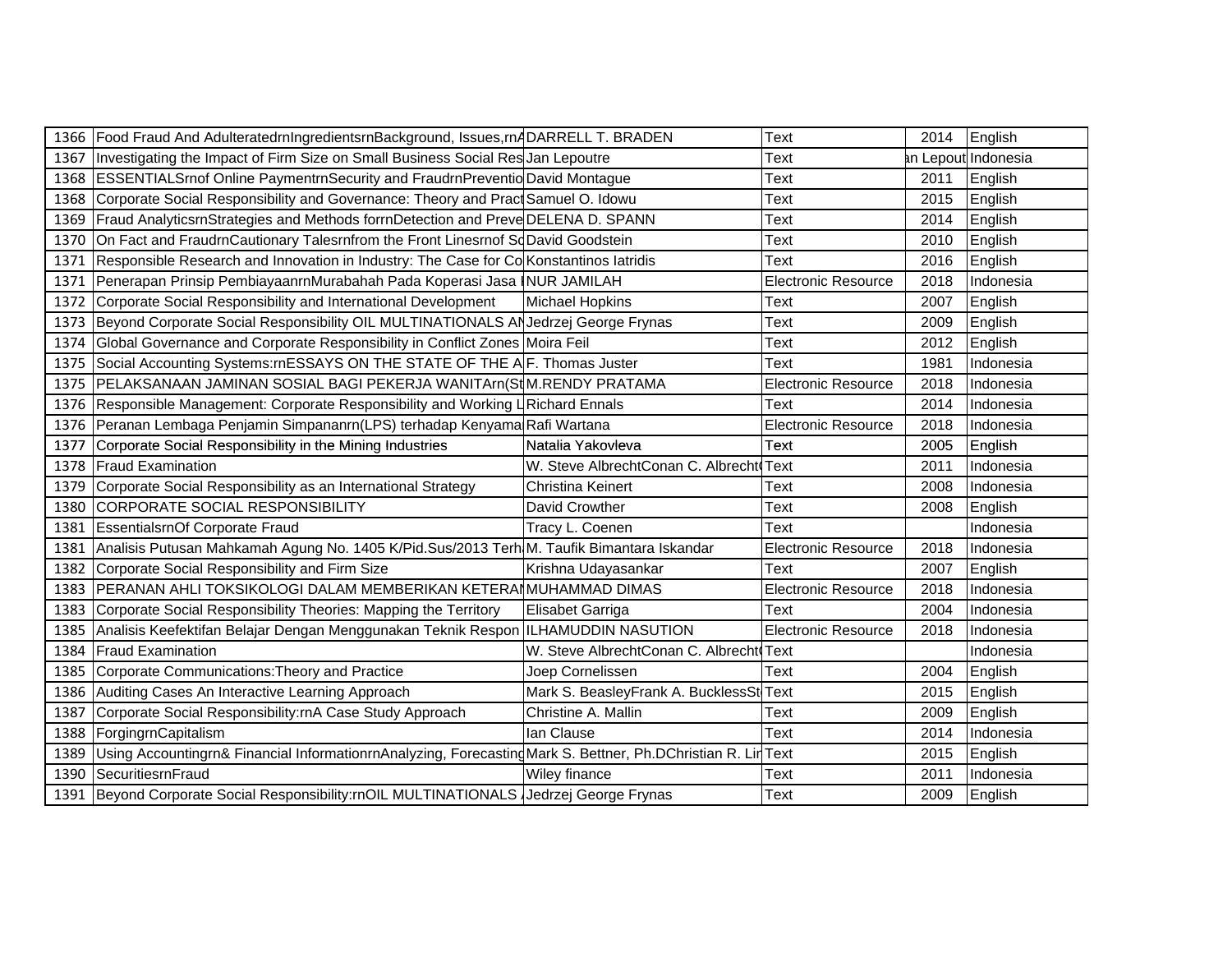| 1366 | Food Fraud And AdulteratedrnIngredientsrnBackground, Issues,rnA | DARRELL T. BRADEN | Text | 2014 | English |
|---|---|---|---|---|---|
| 1367 | Investigating the Impact of Firm Size on Small Business Social Res | Jan Lepoutre | Text | an Lepout | Indonesia |
| 1368 | ESSENTIALSrnof Online PaymentrnSecurity and FraudrnPreventio | David Montague | Text | 2011 | English |
| 1368 | Corporate Social Responsibility and Governance: Theory and Pract | Samuel O. Idowu | Text | 2015 | English |
| 1369 | Fraud AnalyticsrnStrategies and Methods forrnDetection and Preve | DELENA D. SPANN | Text | 2014 | English |
| 1370 | On Fact and FraudrnCautionary Talesrnfrom the Front Linesrnof Sc | David Goodstein | Text | 2010 | English |
| 1371 | Responsible Research and Innovation in Industry: The Case for Co | Konstantinos Iatridis | Text | 2016 | English |
| 1371 | Penerapan Prinsip PembiayaanrnMurabahah Pada Koperasi Jasa I | NUR JAMILAH | Electronic Resource | 2018 | Indonesia |
| 1372 | Corporate Social Responsibility and International Development | Michael Hopkins | Text | 2007 | English |
| 1373 | Beyond Corporate Social Responsibility OIL MULTINATIONALS AN | Jedrzej George Frynas | Text | 2009 | English |
| 1374 | Global Governance and Corporate Responsibility in Conflict Zones | Moira Feil | Text | 2012 | English |
| 1375 | Social Accounting Systems:rnESSAYS ON THE STATE OF THE A | F. Thomas Juster | Text | 1981 | Indonesia |
| 1375 | PELAKSANAAN JAMINAN SOSIAL BAGI PEKERJA WANITArn(St | M.RENDY PRATAMA | Electronic Resource | 2018 | Indonesia |
| 1376 | Responsible Management: Corporate Responsibility and Working L | Richard Ennals | Text | 2014 | Indonesia |
| 1376 | Peranan Lembaga Penjamin Simpananrn(LPS) terhadap Kenyama | Rafi Wartana | Electronic Resource | 2018 | Indonesia |
| 1377 | Corporate Social Responsibility in the Mining Industries | Natalia Yakovleva | Text | 2005 | English |
| 1378 | Fraud Examination | W. Steve AlbrechtConan C. Albrecht | Text | 2011 | Indonesia |
| 1379 | Corporate Social Responsibility as an International Strategy | Christina Keinert | Text | 2008 | Indonesia |
| 1380 | CORPORATE SOCIAL RESPONSIBILITY | David Crowther | Text | 2008 | English |
| 1381 | EssentialsrnOf Corporate Fraud | Tracy L. Coenen | Text | | Indonesia |
| 1381 | Analisis Putusan Mahkamah Agung No. 1405 K/Pid.Sus/2013 Terh | M. Taufik Bimantara Iskandar | Electronic Resource | 2018 | Indonesia |
| 1382 | Corporate Social Responsibility and Firm Size | Krishna Udayasankar | Text | 2007 | English |
| 1383 | PERANAN AHLI TOKSIKOLOGI DALAM MEMBERIKAN KETERAN | MUHAMMAD DIMAS | Electronic Resource | 2018 | Indonesia |
| 1383 | Corporate Social Responsibility Theories: Mapping the Territory | Elisabet Garriga | Text | 2004 | Indonesia |
| 1385 | Analisis Keefektifan Belajar Dengan Menggunakan Teknik Respon | ILHAMUDDIN NASUTION | Electronic Resource | 2018 | Indonesia |
| 1384 | Fraud Examination | W. Steve AlbrechtConan C. Albrecht | Text | | Indonesia |
| 1385 | Corporate Communications:Theory and Practice | Joep Cornelissen | Text | 2004 | English |
| 1386 | Auditing Cases An Interactive Learning Approach | Mark S. BeasleyFrank A. BucklessSt | Text | 2015 | English |
| 1387 | Corporate Social Responsibility:rnA Case Study Approach | Christine A. Mallin | Text | 2009 | English |
| 1388 | ForgingrnCapitalism | Ian Clause | Text | 2014 | Indonesia |
| 1389 | Using Accountingrn& Financial InformationrnAnalyzing, Forecasting | Mark S. Bettner, Ph.DChristian R. Lir | Text | 2015 | English |
| 1390 | SecuritiesrnFraud | Wiley finance | Text | 2011 | Indonesia |
| 1391 | Beyond Corporate Social Responsibility:rnOIL MULTINATIONALS A | Jedrzej George Frynas | Text | 2009 | English |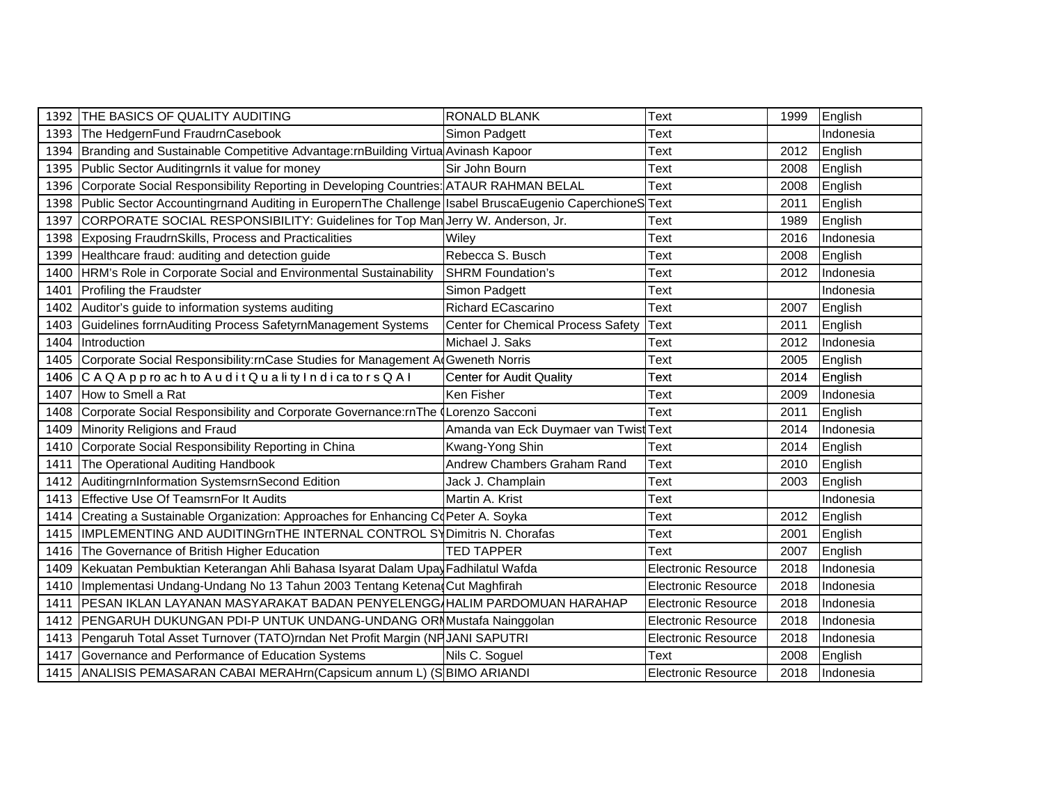| 1392 | THE BASICS OF QUALITY AUDITING | RONALD BLANK | Text | 1999 | English |
|---|---|---|---|---|---|
| 1393 | The HedgernFund FraudrnCasebook | Simon Padgett | Text | | Indonesia |
| 1394 | Branding and Sustainable Competitive Advantage:rnBuilding Virtua | Avinash Kapoor | Text | 2012 | English |
| 1395 | Public Sector AuditingrnIs it value for money | Sir John Bourn | Text | 2008 | English |
| 1396 | Corporate Social Responsibility Reporting in Developing Countries: | ATAUR RAHMAN BELAL | Text | 2008 | English |
| 1398 | Public Sector Accountingrnand Auditing in EuropernThe Challenge | Isabel BruscaEugenio CaperchioneS | Text | 2011 | English |
| 1397 | CORPORATE SOCIAL RESPONSIBILITY: Guidelines for Top Man | Jerry W. Anderson, Jr. | Text | 1989 | English |
| 1398 | Exposing FraudrnSkills, Process and Practicalities | Wiley | Text | 2016 | Indonesia |
| 1399 | Healthcare fraud: auditing and detection guide | Rebecca S. Busch | Text | 2008 | English |
| 1400 | HRM's Role in Corporate Social and Environmental Sustainability | SHRM Foundation's | Text | 2012 | Indonesia |
| 1401 | Profiling the Fraudster | Simon Padgett | Text | | Indonesia |
| 1402 | Auditor's guide to information systems auditing | Richard ECascarino | Text | 2007 | English |
| 1403 | Guidelines forrnAuditing Process SafetyrnManagement Systems | Center for Chemical Process Safety | Text | 2011 | English |
| 1404 | Introduction | Michael J. Saks | Text | 2012 | Indonesia |
| 1405 | Corporate Social Responsibility:rnCase Studies for Management A | Gweneth Norris | Text | 2005 | English |
| 1406 | C A Q A p p ro ac h to A u d i t Q u a li ty I n d i ca to r s Q A I | Center for Audit Quality | Text | 2014 | English |
| 1407 | How to Smell a Rat | Ken Fisher | Text | 2009 | Indonesia |
| 1408 | Corporate Social Responsibility and Corporate Governance:rnThe ( | Lorenzo Sacconi | Text | 2011 | English |
| 1409 | Minority Religions and Fraud | Amanda van Eck Duymaer van Twist | Text | 2014 | Indonesia |
| 1410 | Corporate Social Responsibility Reporting in China | Kwang-Yong Shin | Text | 2014 | English |
| 1411 | The Operational Auditing Handbook | Andrew Chambers Graham Rand | Text | 2010 | English |
| 1412 | AuditingrnInformation SystemsrnSecond Edition | Jack J. Champlain | Text | 2003 | English |
| 1413 | Effective Use Of TeamsrnFor It Audits | Martin A. Krist | Text | | Indonesia |
| 1414 | Creating a Sustainable Organization: Approaches for Enhancing Co | Peter A. Soyka | Text | 2012 | English |
| 1415 | IMPLEMENTING AND AUDITINGrnTHE INTERNAL CONTROL SY | Dimitris N. Chorafas | Text | 2001 | English |
| 1416 | The Governance of British Higher Education | TED TAPPER | Text | 2007 | English |
| 1409 | Kekuatan Pembuktian Keterangan Ahli Bahasa Isyarat Dalam Upay | Fadhilatul Wafda | Electronic Resource | 2018 | Indonesia |
| 1410 | Implementasi Undang-Undang No 13 Tahun 2003 Tentang Ketena | Cut Maghfirah | Electronic Resource | 2018 | Indonesia |
| 1411 | PESAN IKLAN LAYANAN MASYARAKAT BADAN PENYELENGG | HALIM PARDOMUAN HARAHAP | Electronic Resource | 2018 | Indonesia |
| 1412 | PENGARUH DUKUNGAN PDI-P UNTUK UNDANG-UNDANG OR | Mustafa Nainggolan | Electronic Resource | 2018 | Indonesia |
| 1413 | Pengaruh Total Asset Turnover (TATO)rndan Net Profit Margin (NP | JANI SAPUTRI | Electronic Resource | 2018 | Indonesia |
| 1417 | Governance and Performance of Education Systems | Nils C. Soguel | Text | 2008 | English |
| 1415 | ANALISIS PEMASARAN CABAI MERAHrn(Capsicum annum L) (S | BIMO ARIANDI | Electronic Resource | 2018 | Indonesia |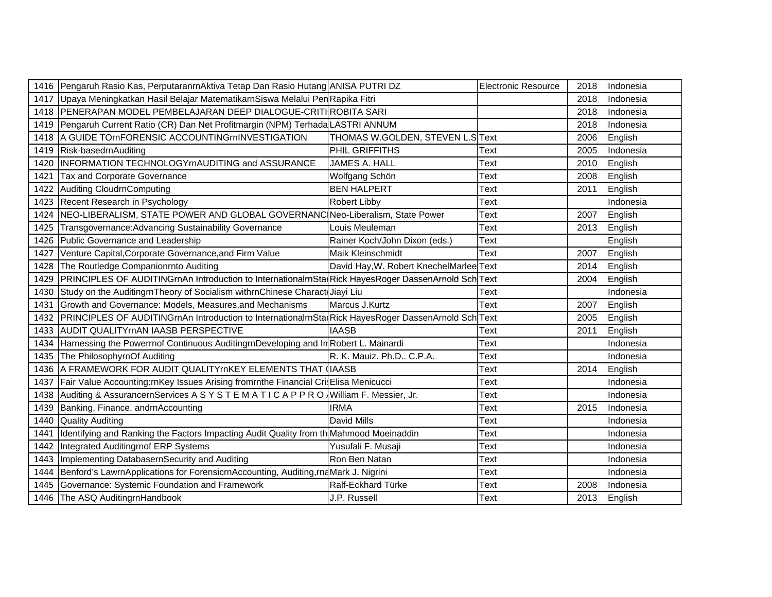| 1416 | Pengaruh Rasio Kas, PerputaranrnAktiva Tetap Dan Rasio Hutang | ANISA PUTRI DZ | Electronic Resource | 2018 | Indonesia |
|---|---|---|---|---|---|
| 1417 | Upaya Meningkatkan Hasil Belajar MatematikarnSiswa Melalui Pen | Rapika Fitri | | 2018 | Indonesia |
| 1418 | PENERAPAN MODEL PEMBELAJARAN DEEP DIALOGUE-CRITI | ROBITA SARI | | 2018 | Indonesia |
| 1419 | Pengaruh Current Ratio (CR) Dan Net Profitmargin (NPM) Terhada | LASTRI ANNUM | | 2018 | Indonesia |
| 1418 | A GUIDE TOrnFORENSIC ACCOUNTINGrnINVESTIGATION | THOMAS W.GOLDEN, STEVEN L.S | Text | 2006 | English |
| 1419 | Risk-basedrnAuditing | PHIL GRIFFITHS | Text | 2005 | Indonesia |
| 1420 | INFORMATION TECHNOLOGYrnAUDITING and ASSURANCE | JAMES A. HALL | Text | 2010 | English |
| 1421 | Tax and Corporate Governance | Wolfgang Schön | Text | 2008 | English |
| 1422 | Auditing CloudrnComputing | BEN HALPERT | Text | 2011 | English |
| 1423 | Recent Research in Psychology | Robert Libby | Text | | Indonesia |
| 1424 | NEO-LIBERALISM, STATE POWER AND GLOBAL GOVERNANC | Neo-Liberalism, State Power | Text | 2007 | English |
| 1425 | Transgovernance:Advancing Sustainability Governance | Louis Meuleman | Text | 2013 | English |
| 1426 | Public Governance and Leadership | Rainer Koch/John Dixon (eds.) | Text | | English |
| 1427 | Venture Capital,Corporate Governance,and Firm Value | Maik Kleinschmidt | Text | 2007 | English |
| 1428 | The Routledge Companionrnto Auditing | David Hay,W. Robert KnechelMarlee | Text | 2014 | English |
| 1429 | PRINCIPLES OF AUDITINGrnAn Introduction to InternationalrnSta | Rick HayesRoger DassenArnold Sch | Text | 2004 | English |
| 1430 | Study on the AuditingrnTheory of Socialism withrnChinese Charact | Jiayi Liu | Text | | Indonesia |
| 1431 | Growth and Governance: Models, Measures,and Mechanisms | Marcus J.Kurtz | Text | 2007 | English |
| 1432 | PRINCIPLES OF AUDITINGrnAn Introduction to InternationalrnSta | Rick HayesRoger DassenArnold Sch | Text | 2005 | English |
| 1433 | AUDIT QUALITYrnAN IAASB PERSPECTIVE | IAASB | Text | 2011 | English |
| 1434 | Harnessing the Powerrnof Continuous AuditingrnDeveloping and In | Robert L. Mainardi | Text | | Indonesia |
| 1435 | The PhilosophyrnOf Auditing | R. K. Mauiz. Ph.D.. C.P.A. | Text | | Indonesia |
| 1436 | A FRAMEWORK FOR AUDIT QUALITYrnKEY ELEMENTS THAT ( | IAASB | Text | 2014 | English |
| 1437 | Fair Value Accounting:rnKey Issues Arising fromrnthe Financial Cri | Elisa Menicucci | Text | | Indonesia |
| 1438 | Auditing & AssurancernServices A S Y S T E M A T I C A P P R O | William F. Messier, Jr. | Text | | Indonesia |
| 1439 | Banking, Finance, andrnAccounting | IRMA | Text | 2015 | Indonesia |
| 1440 | Quality Auditing | David Mills | Text | | Indonesia |
| 1441 | Identifying and Ranking the Factors Impacting Audit Quality from th | Mahmood Moeinaddin | Text | | Indonesia |
| 1442 | Integrated Auditingrnof ERP Systems | Yusufali F. Musaji | Text | | Indonesia |
| 1443 | Implementing DatabasernSecurity and Auditing | Ron Ben Natan | Text | | Indonesia |
| 1444 | Benford's LawrnApplications for ForensicrnAccounting, Auditing,rna | Mark J. Nigrini | Text | | Indonesia |
| 1445 | Governance: Systemic Foundation and Framework | Ralf-Eckhard Türke | Text | 2008 | Indonesia |
| 1446 | The ASQ AuditingrnHandbook | J.P. Russell | Text | 2013 | English |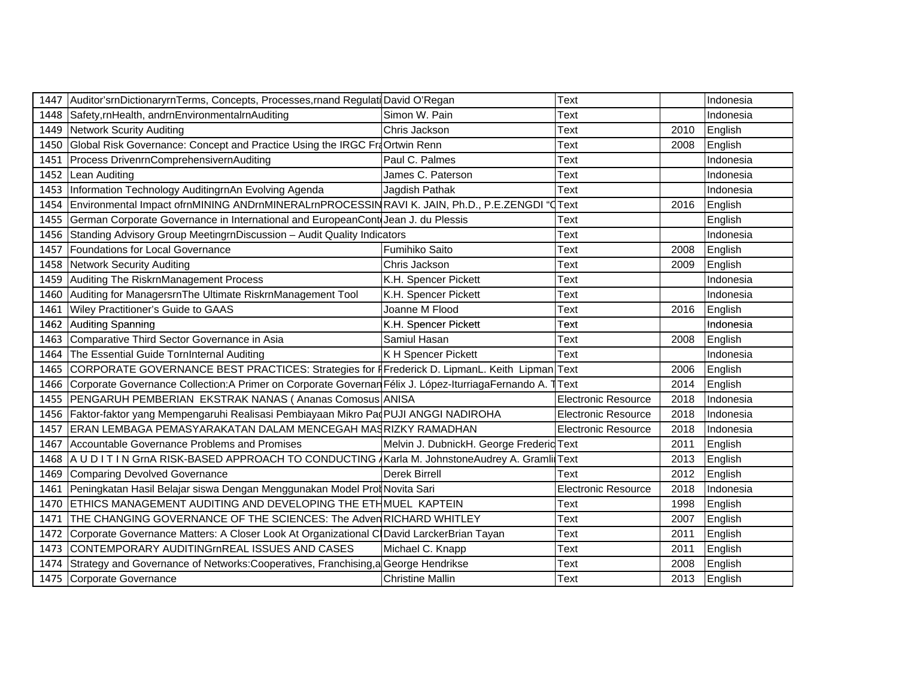| | | | | | |
|---|---|---|---|---|---|
| 1447 | Auditor'srnDictionaryrnTerms, Concepts, Processes,rnand Regulati | David O'Regan | Text | | Indonesia |
| 1448 | Safety,rnHealth, andrnEnvironmentalrnAuditing | Simon W. Pain | Text | | Indonesia |
| 1449 | Network Scurity Auditing | Chris Jackson | Text | 2010 | English |
| 1450 | Global Risk Governance: Concept and Practice Using the IRGC Fra | Ortwin Renn | Text | 2008 | English |
| 1451 | Process DrivenrnComprehensivernAuditing | Paul C. Palmes | Text | | Indonesia |
| 1452 | Lean Auditing | James C. Paterson | Text | | Indonesia |
| 1453 | Information Technology AuditingrnAn Evolving Agenda | Jagdish Pathak | Text | | Indonesia |
| 1454 | Environmental Impact ofrnMINING ANDrnMINERALrnPROCESSIN | RAVI K. JAIN, Ph.D., P.E.ZENGDI "C | Text | 2016 | English |
| 1455 | German Corporate Governance in International and EuropeanCont | Jean J. du Plessis | Text | | English |
| 1456 | Standing Advisory Group MeetingrnDiscussion – Audit Quality Indicators | | Text | | Indonesia |
| 1457 | Foundations for Local Governance | Fumihiko Saito | Text | 2008 | English |
| 1458 | Network Security Auditing | Chris Jackson | Text | 2009 | English |
| 1459 | Auditing The RiskrnManagement Process | K.H. Spencer Pickett | Text | | Indonesia |
| 1460 | Auditing for ManagersrnThe Ultimate RiskrnManagement Tool | K.H. Spencer Pickett | Text | | Indonesia |
| 1461 | Wiley Practitioner's Guide to GAAS | Joanne M Flood | Text | 2016 | English |
| 1462 | Auditing Spanning | K.H. Spencer Pickett | Text | | Indonesia |
| 1463 | Comparative Third Sector Governance in Asia | Samiul Hasan | Text | 2008 | English |
| 1464 | The Essential Guide TornInternal Auditing | K H Spencer Pickett | Text | | Indonesia |
| 1465 | CORPORATE GOVERNANCE BEST PRACTICES: Strategies for F | Frederick D. LipmanL. Keith Lipman | Text | 2006 | English |
| 1466 | Corporate Governance Collection:A Primer on Corporate Governan | Félix J. López-IturriagaFernando A. T | Text | 2014 | English |
| 1455 | PENGARUH PEMBERIAN EKSTRAK NANAS ( Ananas Comosus | ANISA | Electronic Resource | 2018 | Indonesia |
| 1456 | Faktor-faktor yang Mempengaruhi Realisasi Pembiayaan Mikro Pad | PUJI ANGGI NADIROHA | Electronic Resource | 2018 | Indonesia |
| 1457 | ERAN LEMBAGA PEMASYARAKATAN DALAM MENCEGAH MAS | RIZKY RAMADHAN | Electronic Resource | 2018 | Indonesia |
| 1467 | Accountable Governance Problems and Promises | Melvin J. DubnickH. George Frederic | Text | 2011 | English |
| 1468 | A U D I T I N GrnA RISK-BASED APPROACH TO CONDUCTING A | Karla M. JohnstoneAudrey A. Gramli | Text | 2013 | English |
| 1469 | Comparing Devolved Governance | Derek Birrell | Text | 2012 | English |
| 1461 | Peningkatan Hasil Belajar siswa Dengan Menggunakan Model Prob | Novita Sari | Electronic Resource | 2018 | Indonesia |
| 1470 | ETHICS MANAGEMENT AUDITING AND DEVELOPING THE ETH | MUEL KAPTEIN | Text | 1998 | English |
| 1471 | THE CHANGING GOVERNANCE OF THE SCIENCES: The Adven | RICHARD WHITLEY | Text | 2007 | English |
| 1472 | Corporate Governance Matters: A Closer Look At Organizational Cl | David LarckerBrian Tayan | Text | 2011 | English |
| 1473 | CONTEMPORARY AUDITINGrnREAL ISSUES AND CASES | Michael C. Knapp | Text | 2011 | English |
| 1474 | Strategy and Governance of Networks:Cooperatives, Franchising,a | George Hendrikse | Text | 2008 | English |
| 1475 | Corporate Governance | Christine Mallin | Text | 2013 | English |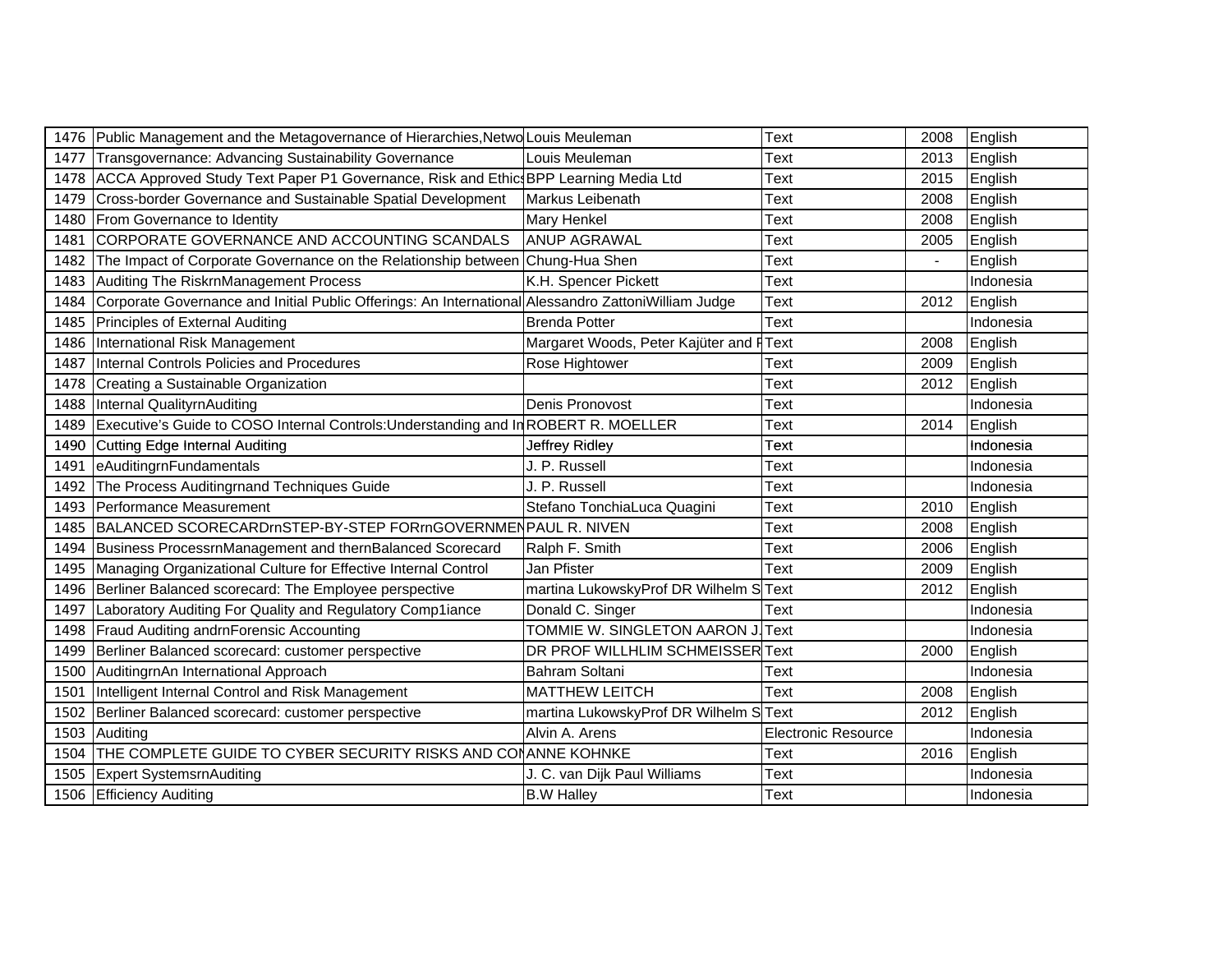| 1476 | Public Management and the Metagovernance of Hierarchies,Netwo | Louis Meuleman | Text | 2008 | English |
|---|---|---|---|---|---|
| 1477 | Transgovernance: Advancing Sustainability Governance | Louis Meuleman | Text | 2013 | English |
| 1478 | ACCA Approved Study Text Paper P1 Governance, Risk and Ethics | BPP Learning Media Ltd | Text | 2015 | English |
| 1479 | Cross-border Governance and Sustainable Spatial Development | Markus Leibenath | Text | 2008 | English |
| 1480 | From Governance to Identity | Mary Henkel | Text | 2008 | English |
| 1481 | CORPORATE GOVERNANCE AND ACCOUNTING SCANDALS | ANUP AGRAWAL | Text | 2005 | English |
| 1482 | The Impact of Corporate Governance on the Relationship between | Chung-Hua Shen | Text | - | English |
| 1483 | Auditing The RiskrnManagement Process | K.H. Spencer Pickett | Text | | Indonesia |
| 1484 | Corporate Governance and Initial Public Offerings: An International | Alessandro ZattoniWilliam Judge | Text | 2012 | English |
| 1485 | Principles of External Auditing | Brenda Potter | Text | | Indonesia |
| 1486 | International Risk Management | Margaret Woods, Peter Kajüter and F | Text | 2008 | English |
| 1487 | Internal Controls Policies and Procedures | Rose Hightower | Text | 2009 | English |
| 1478 | Creating a Sustainable Organization | | Text | 2012 | English |
| 1488 | Internal QualityrnAuditing | Denis Pronovost | Text | | Indonesia |
| 1489 | Executive's Guide to COSO Internal Controls:Understanding and In | ROBERT R. MOELLER | Text | 2014 | English |
| 1490 | Cutting Edge Internal Auditing | Jeffrey Ridley | Text | | Indonesia |
| 1491 | eAuditingrnFundamentals | J. P. Russell | Text | | Indonesia |
| 1492 | The Process Auditingrnand Techniques Guide | J. P. Russell | Text | | Indonesia |
| 1493 | Performance Measurement | Stefano TonchiaLuca Quagini | Text | 2010 | English |
| 1485 | BALANCED SCORECARDrnSTEP-BY-STEP FORrnGOVERNMEN | PAUL R. NIVEN | Text | 2008 | English |
| 1494 | Business ProcessrnManagement and thernBalanced Scorecard | Ralph F. Smith | Text | 2006 | English |
| 1495 | Managing Organizational Culture for Effective Internal Control | Jan Pfister | Text | 2009 | English |
| 1496 | Berliner Balanced scorecard: The Employee perspective | martina LukowskyProf DR Wilhelm S | Text | 2012 | English |
| 1497 | Laboratory Auditing For Quality and Regulatory Comp1iance | Donald C. Singer | Text | | Indonesia |
| 1498 | Fraud Auditing andrnForensic Accounting | TOMMIE W. SINGLETON AARON J. | Text | | Indonesia |
| 1499 | Berliner Balanced scorecard: customer perspective | DR PROF WILLHLIM SCHMEISSER | Text | 2000 | English |
| 1500 | AuditingrnAn International Approach | Bahram Soltani | Text | | Indonesia |
| 1501 | Intelligent Internal Control and Risk Management | MATTHEW LEITCH | Text | 2008 | English |
| 1502 | Berliner Balanced scorecard: customer perspective | martina LukowskyProf DR Wilhelm S | Text | 2012 | English |
| 1503 | Auditing | Alvin A. Arens | Electronic Resource | | Indonesia |
| 1504 | THE COMPLETE GUIDE TO CYBER SECURITY RISKS AND CON | ANNE KOHNKE | Text | 2016 | English |
| 1505 | Expert SystemsrnAuditing | J. C. van Dijk Paul Williams | Text | | Indonesia |
| 1506 | Efficiency Auditing | B.W Halley | Text | | Indonesia |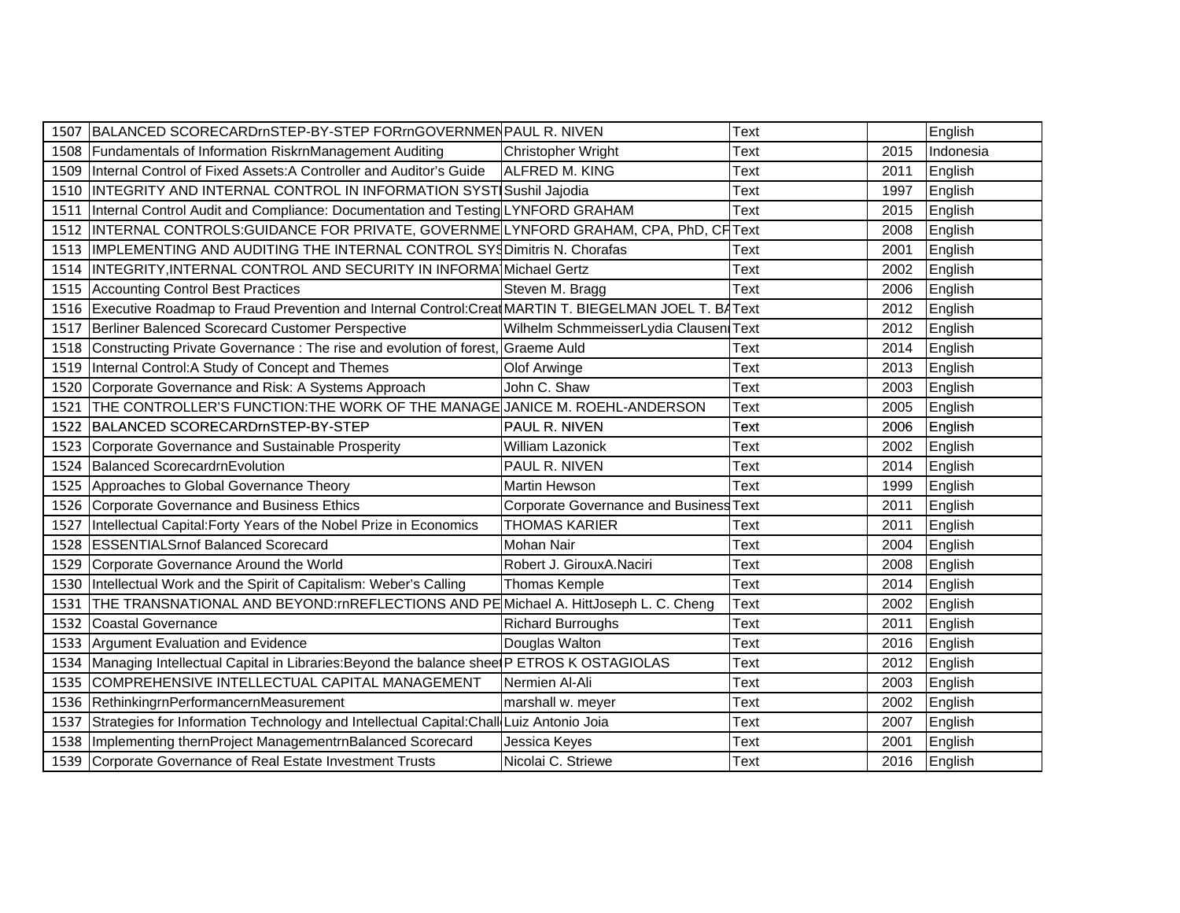| | | | | | |
|---|---|---|---|---|---|
| 1507 | BALANCED SCORECARDrnSTEP-BY-STEP FORrnGOVERNMEN | PAUL R. NIVEN | Text | | English |
| 1508 | Fundamentals of Information RiskrnManagement Auditing | Christopher Wright | Text | 2015 | Indonesia |
| 1509 | Internal Control of Fixed Assets:A Controller and Auditor's Guide | ALFRED M. KING | Text | 2011 | English |
| 1510 | INTEGRITY AND INTERNAL CONTROL IN INFORMATION SYST | Sushil Jajodia | Text | 1997 | English |
| 1511 | Internal Control Audit and Compliance: Documentation and Testing | LYNFORD GRAHAM | Text | 2015 | English |
| 1512 | INTERNAL CONTROLS:GUIDANCE FOR PRIVATE, GOVERNME | LYNFORD GRAHAM, CPA, PhD, CF | Text | 2008 | English |
| 1513 | IMPLEMENTING AND AUDITING THE INTERNAL CONTROL SYS | Dimitris N. Chorafas | Text | 2001 | English |
| 1514 | INTEGRITY,INTERNAL CONTROL AND SECURITY IN INFORMA | Michael Gertz | Text | 2002 | English |
| 1515 | Accounting Control Best Practices | Steven M. Bragg | Text | 2006 | English |
| 1516 | Executive Roadmap to Fraud Prevention and Internal Control:Creat | MARTIN T. BIEGELMAN JOEL T. BA | Text | 2012 | English |
| 1517 | Berliner Balenced Scorecard Customer Perspective | Wilhelm SchmmeisserLydia Clausen | Text | 2012 | English |
| 1518 | Constructing Private Governance : The rise and evolution of forest, | Graeme Auld | Text | 2014 | English |
| 1519 | Internal Control:A Study of Concept and Themes | Olof Arwinge | Text | 2013 | English |
| 1520 | Corporate Governance and Risk: A Systems Approach | John C. Shaw | Text | 2003 | English |
| 1521 | THE CONTROLLER'S FUNCTION:THE WORK OF THE MANAGE | JANICE M. ROEHL-ANDERSON | Text | 2005 | English |
| 1522 | BALANCED SCORECARDrnSTEP-BY-STEP | PAUL R. NIVEN | Text | 2006 | English |
| 1523 | Corporate Governance and Sustainable Prosperity | William Lazonick | Text | 2002 | English |
| 1524 | Balanced ScorecardrnEvolution | PAUL R. NIVEN | Text | 2014 | English |
| 1525 | Approaches to Global Governance Theory | Martin Hewson | Text | 1999 | English |
| 1526 | Corporate Governance and Business Ethics | Corporate Governance and Business | Text | 2011 | English |
| 1527 | Intellectual Capital:Forty Years of the Nobel Prize in Economics | THOMAS KARIER | Text | 2011 | English |
| 1528 | ESSENTIALSrnof Balanced Scorecard | Mohan Nair | Text | 2004 | English |
| 1529 | Corporate Governance Around the World | Robert J. GirouxA.Naciri | Text | 2008 | English |
| 1530 | Intellectual Work and the Spirit of Capitalism: Weber's Calling | Thomas Kemple | Text | 2014 | English |
| 1531 | THE TRANSNATIONAL AND BEYOND:rnREFLECTIONS AND PE | Michael A. HittJoseph L. C. Cheng | Text | 2002 | English |
| 1532 | Coastal Governance | Richard Burroughs | Text | 2011 | English |
| 1533 | Argument Evaluation and Evidence | Douglas Walton | Text | 2016 | English |
| 1534 | Managing Intellectual Capital in Libraries:Beyond the balance shee | P ETROS K OSTAGIOLAS | Text | 2012 | English |
| 1535 | COMPREHENSIVE INTELLECTUAL CAPITAL MANAGEMENT | Nermien Al-Ali | Text | 2003 | English |
| 1536 | RethinkingrnPerformancernMeasurement | marshall w. meyer | Text | 2002 | English |
| 1537 | Strategies for Information Technology and Intellectual Capital:Chall | Luiz Antonio Joia | Text | 2007 | English |
| 1538 | Implementing thernProject ManagementrnBalanced Scorecard | Jessica Keyes | Text | 2001 | English |
| 1539 | Corporate Governance of Real Estate Investment Trusts | Nicolai C. Striewe | Text | 2016 | English |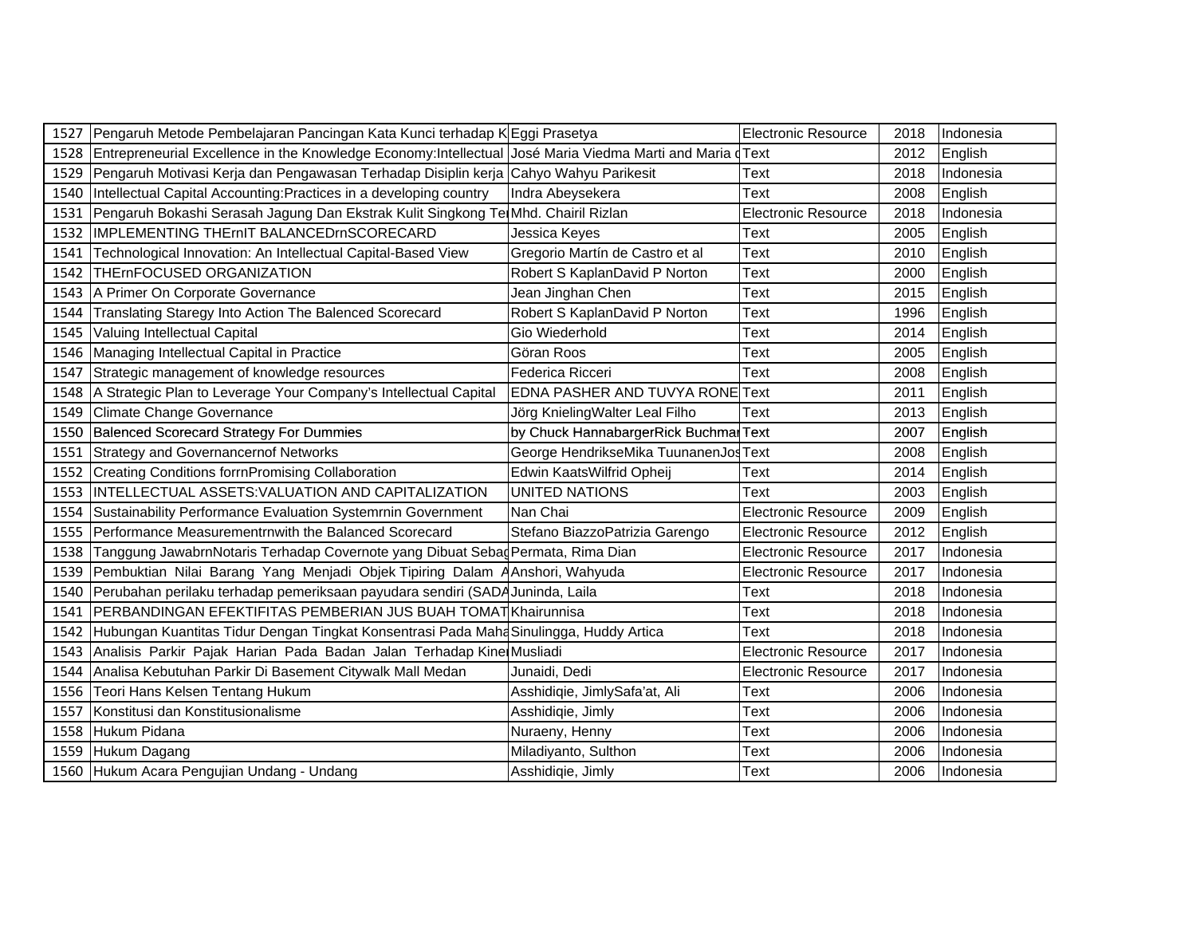| 1527 | Pengaruh Metode Pembelajaran Pancingan Kata Kunci terhadap K | Eggi Prasetya | Electronic Resource | 2018 | Indonesia |
|---|---|---|---|---|---|
| 1528 | Entrepreneurial Excellence in the Knowledge Economy:Intellectual | José Maria Viedma Marti and Maria d | Text | 2012 | English |
| 1529 | Pengaruh Motivasi Kerja dan Pengawasan Terhadap Disiplin kerja | Cahyo Wahyu Parikesit | Text | 2018 | Indonesia |
| 1540 | Intellectual Capital Accounting:Practices in a developing country | Indra Abeysekera | Text | 2008 | English |
| 1531 | Pengaruh Bokashi Serasah Jagung Dan Ekstrak Kulit Singkong Te | Mhd. Chairil Rizlan | Electronic Resource | 2018 | Indonesia |
| 1532 | IMPLEMENTING THErnIT BALANCEDrnSCORECARD | Jessica Keyes | Text | 2005 | English |
| 1541 | Technological Innovation: An Intellectual Capital-Based View | Gregorio Martín de Castro et al | Text | 2010 | English |
| 1542 | THErnFOCUSED ORGANIZATION | Robert S KaplanDavid P Norton | Text | 2000 | English |
| 1543 | A Primer On Corporate Governance | Jean Jinghan Chen | Text | 2015 | English |
| 1544 | Translating Staregy Into Action The Balenced Scorecard | Robert S KaplanDavid P Norton | Text | 1996 | English |
| 1545 | Valuing Intellectual Capital | Gio Wiederhold | Text | 2014 | English |
| 1546 | Managing Intellectual Capital in Practice | Göran Roos | Text | 2005 | English |
| 1547 | Strategic management of knowledge resources | Federica Ricceri | Text | 2008 | English |
| 1548 | A Strategic Plan to Leverage Your Company's Intellectual Capital | EDNA PASHER AND TUVYA RONE | Text | 2011 | English |
| 1549 | Climate Change Governance | Jörg KnielingWalter Leal Filho | Text | 2013 | English |
| 1550 | Balenced Scorecard Strategy For Dummies | by Chuck HannabargerRick Buchma | Text | 2007 | English |
| 1551 | Strategy and Governancernof Networks | George HendrikseMika TuunanenJos | Text | 2008 | English |
| 1552 | Creating Conditions forrnPromising Collaboration | Edwin KaatsWilfrid Opheij | Text | 2014 | English |
| 1553 | INTELLECTUAL ASSETS:VALUATION AND CAPITALIZATION | UNITED NATIONS | Text | 2003 | English |
| 1554 | Sustainability Performance Evaluation Systemrnin Government | Nan Chai | Electronic Resource | 2009 | English |
| 1555 | Performance Measurementrnwith the Balanced Scorecard | Stefano BiazzoPatrizia Garengo | Electronic Resource | 2012 | English |
| 1538 | Tanggung JawabrnNotaris Terhadap Covernote yang Dibuat Seba | Permata, Rima Dian | Electronic Resource | 2017 | Indonesia |
| 1539 | Pembuktian Nilai Barang Yang Menjadi Objek Tipiring Dalam A | Anshori, Wahyuda | Electronic Resource | 2017 | Indonesia |
| 1540 | Perubahan perilaku terhadap pemeriksaan payudara sendiri (SADA | Juninda, Laila | Text | 2018 | Indonesia |
| 1541 | PERBANDINGAN EFEKTIFITAS PEMBERIAN JUS BUAH TOMAT | Khairunnisa | Text | 2018 | Indonesia |
| 1542 | Hubungan Kuantitas Tidur Dengan Tingkat Konsentrasi Pada Maha | Sinulingga, Huddy Artica | Text | 2018 | Indonesia |
| 1543 | Analisis Parkir Pajak Harian Pada Badan Jalan Terhadap Kine | Musliadi | Electronic Resource | 2017 | Indonesia |
| 1544 | Analisa Kebutuhan Parkir Di Basement Citywalk Mall Medan | Junaidi, Dedi | Electronic Resource | 2017 | Indonesia |
| 1556 | Teori Hans Kelsen Tentang Hukum | Asshidiqie, JimlySafa'at, Ali | Text | 2006 | Indonesia |
| 1557 | Konstitusi dan Konstitusionalisme | Asshidiqie, Jimly | Text | 2006 | Indonesia |
| 1558 | Hukum Pidana | Nuraeny, Henny | Text | 2006 | Indonesia |
| 1559 | Hukum Dagang | Miladiyanto, Sulthon | Text | 2006 | Indonesia |
| 1560 | Hukum Acara Pengujian Undang - Undang | Asshidiqie, Jimly | Text | 2006 | Indonesia |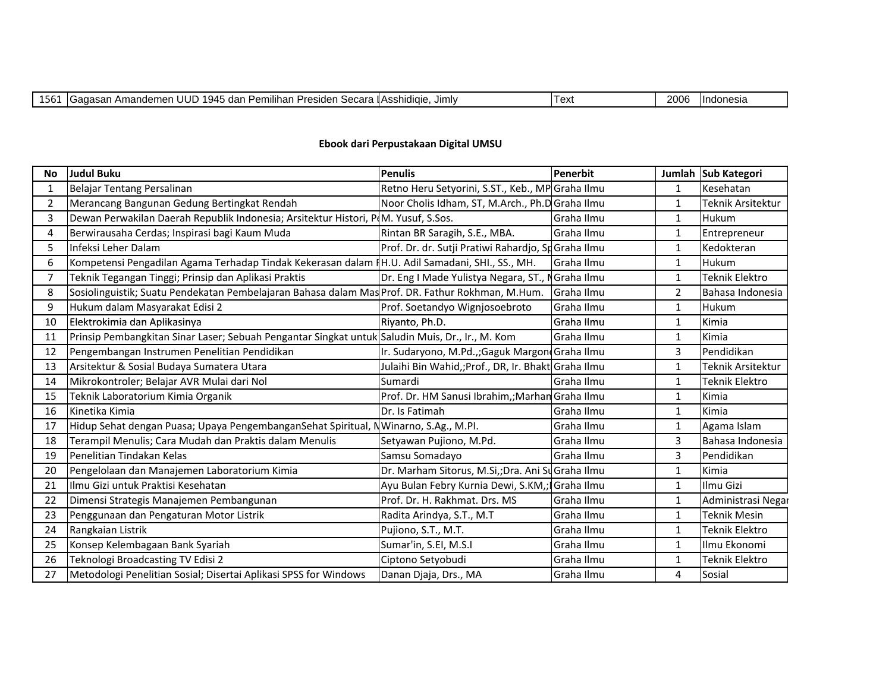| 1561 | Gagasan Amandemen UUD 1945 dan Pemilihan Presiden Secara I | Asshidiqie, Jimly | Text | 2006 | Indonesia |
|---|---|---|---|---|---|

**Ebook dari Perpustakaan Digital UMSU**

| No | Judul Buku | Penulis | Penerbit | Jumlah | Sub Kategori |
|---|---|---|---|---|---|
| 1 | Belajar Tentang Persalinan | Retno Heru Setyorini, S.ST., Keb., MP | Graha Ilmu | 1 | Kesehatan |
| 2 | Merancang Bangunan Gedung Bertingkat Rendah | Noor Cholis Idham, ST, M.Arch., Ph.D | Graha Ilmu | 1 | Teknik Arsitektur |
| 3 | Dewan Perwakilan Daerah Republik Indonesia; Arsitektur Histori, P | M. Yusuf, S.Sos. | Graha Ilmu | 1 | Hukum |
| 4 | Berwirausaha Cerdas; Inspirasi bagi Kaum Muda | Rintan BR Saragih, S.E., MBA. | Graha Ilmu | 1 | Entrepreneur |
| 5 | Infeksi Leher Dalam | Prof. Dr. dr. Sutji Pratiwi Rahardjo, Sp | Graha Ilmu | 1 | Kedokteran |
| 6 | Kompetensi Pengadilan Agama Terhadap Tindak Kekerasan dalam I | H.U. Adil Samadani, SHI., SS., MH. | Graha Ilmu | 1 | Hukum |
| 7 | Teknik Tegangan Tinggi; Prinsip dan Aplikasi Praktis | Dr. Eng I Made Yulistya Negara, ST., N | Graha Ilmu | 1 | Teknik Elektro |
| 8 | Sosiolinguistik; Suatu Pendekatan Pembelajaran Bahasa dalam Mas | Prof. DR. Fathur Rokhman, M.Hum. | Graha Ilmu | 2 | Bahasa Indonesia |
| 9 | Hukum dalam Masyarakat Edisi 2 | Prof. Soetandyo Wignjosoebroto | Graha Ilmu | 1 | Hukum |
| 10 | Elektrokimia dan Aplikasinya | Riyanto, Ph.D. | Graha Ilmu | 1 | Kimia |
| 11 | Prinsip Pembangkitan Sinar Laser; Sebuah Pengantar Singkat untuk | Saludin Muis, Dr., Ir., M. Kom | Graha Ilmu | 1 | Kimia |
| 12 | Pengembangan Instrumen Penelitian Pendidikan | Ir. Sudaryono, M.Pd.,;Gaguk Margon | Graha Ilmu | 3 | Pendidikan |
| 13 | Arsitektur & Sosial Budaya Sumatera Utara | Julaihi Bin Wahid,;Prof., DR, Ir. Bhakt | Graha Ilmu | 1 | Teknik Arsitektur |
| 14 | Mikrokontroler; Belajar AVR Mulai dari Nol | Sumardi | Graha Ilmu | 1 | Teknik Elektro |
| 15 | Teknik Laboratorium Kimia Organik | Prof. Dr. HM Sanusi Ibrahim,;Marhan | Graha Ilmu | 1 | Kimia |
| 16 | Kinetika Kimia | Dr. Is Fatimah | Graha Ilmu | 1 | Kimia |
| 17 | Hidup Sehat dengan Puasa; Upaya PengembanganSehat Spiritual, N | Winarno, S.Ag., M.PI. | Graha Ilmu | 1 | Agama Islam |
| 18 | Terampil Menulis; Cara Mudah dan Praktis dalam Menulis | Setyawan Pujiono, M.Pd. | Graha Ilmu | 3 | Bahasa Indonesia |
| 19 | Penelitian Tindakan Kelas | Samsu Somadayo | Graha Ilmu | 3 | Pendidikan |
| 20 | Pengelolaan dan Manajemen Laboratorium Kimia | Dr. Marham Sitorus, M.Si,;Dra. Ani Su | Graha Ilmu | 1 | Kimia |
| 21 | Ilmu Gizi untuk Praktisi Kesehatan | Ayu Bulan Febry Kurnia Dewi, S.KM,; | Graha Ilmu | 1 | Ilmu Gizi |
| 22 | Dimensi Strategis Manajemen Pembangunan | Prof. Dr. H. Rakhmat. Drs. MS | Graha Ilmu | 1 | Administrasi Negar |
| 23 | Penggunaan dan Pengaturan Motor Listrik | Radita Arindya, S.T., M.T | Graha Ilmu | 1 | Teknik Mesin |
| 24 | Rangkaian Listrik | Pujiono, S.T., M.T. | Graha Ilmu | 1 | Teknik Elektro |
| 25 | Konsep Kelembagaan Bank Syariah | Sumar'in, S.EI, M.S.I | Graha Ilmu | 1 | Ilmu Ekonomi |
| 26 | Teknologi Broadcasting TV Edisi 2 | Ciptono Setyobudi | Graha Ilmu | 1 | Teknik Elektro |
| 27 | Metodologi Penelitian Sosial; Disertai Aplikasi SPSS for Windows | Danan Djaja, Drs., MA | Graha Ilmu | 4 | Sosial |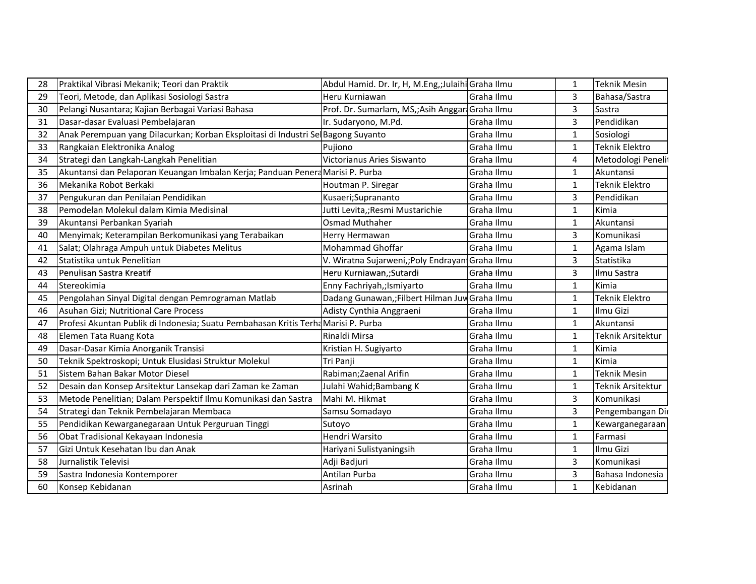| 28 | Praktikal Vibrasi Mekanik; Teori dan Praktik | Abdul Hamid. Dr. Ir, H, M.Eng,;Julaihi | Graha Ilmu | 1 | Teknik Mesin |
|---|---|---|---|---|---|
| 29 | Teori, Metode, dan Aplikasi Sosiologi Sastra | Heru Kurniawan | Graha Ilmu | 3 | Bahasa/Sastra |
| 30 | Pelangi Nusantara; Kajian Berbagai Variasi Bahasa | Prof. Dr. Sumarlam, MS,;Asih Anggara | Graha Ilmu | 3 | Sastra |
| 31 | Dasar-dasar Evaluasi Pembelajaran | Ir. Sudaryono, M.Pd. | Graha Ilmu | 3 | Pendidikan |
| 32 | Anak Perempuan yang Dilacurkan; Korban Eksploitasi di Industri Sel | Bagong Suyanto | Graha Ilmu | 1 | Sosiologi |
| 33 | Rangkaian Elektronika Analog | Pujiono | Graha Ilmu | 1 | Teknik Elektro |
| 34 | Strategi dan Langkah-Langkah Penelitian | Victorianus Aries Siswanto | Graha Ilmu | 4 | Metodologi Penelit |
| 35 | Akuntansi dan Pelaporan Keuangan Imbalan Kerja; Panduan Penera | Marisi P. Purba | Graha Ilmu | 1 | Akuntansi |
| 36 | Mekanika Robot Berkaki | Houtman P. Siregar | Graha Ilmu | 1 | Teknik Elektro |
| 37 | Pengukuran dan Penilaian Pendidikan | Kusaeri;Suprananto | Graha Ilmu | 3 | Pendidikan |
| 38 | Pemodelan Molekul dalam Kimia Medisinal | Jutti Levita,;Resmi Mustarichie | Graha Ilmu | 1 | Kimia |
| 39 | Akuntansi Perbankan Syariah | Osmad Muthaher | Graha Ilmu | 1 | Akuntansi |
| 40 | Menyimak; Keterampilan Berkomunikasi yang Terabaikan | Herry Hermawan | Graha Ilmu | 3 | Komunikasi |
| 41 | Salat; Olahraga Ampuh untuk Diabetes Melitus | Mohammad Ghoffar | Graha Ilmu | 1 | Agama Islam |
| 42 | Statistika untuk Penelitian | V. Wiratna Sujarweni,;Poly Endrayant | Graha Ilmu | 3 | Statistika |
| 43 | Penulisan Sastra Kreatif | Heru Kurniawan,;Sutardi | Graha Ilmu | 3 | Ilmu Sastra |
| 44 | Stereokimia | Enny Fachriyah,;Ismiyarto | Graha Ilmu | 1 | Kimia |
| 45 | Pengolahan Sinyal Digital dengan Pemrograman Matlab | Dadang Gunawan,;Filbert Hilman Juw | Graha Ilmu | 1 | Teknik Elektro |
| 46 | Asuhan Gizi; Nutritional Care Process | Adisty Cynthia Anggraeni | Graha Ilmu | 1 | Ilmu Gizi |
| 47 | Profesi Akuntan Publik di Indonesia; Suatu Pembahasan Kritis Terha | Marisi P. Purba | Graha Ilmu | 1 | Akuntansi |
| 48 | Elemen Tata Ruang Kota | Rinaldi Mirsa | Graha Ilmu | 1 | Teknik Arsitektur |
| 49 | Dasar-Dasar Kimia Anorganik Transisi | Kristian H. Sugiyarto | Graha Ilmu | 1 | Kimia |
| 50 | Teknik Spektroskopi; Untuk Elusidasi Struktur Molekul | Tri Panji | Graha Ilmu | 1 | Kimia |
| 51 | Sistem Bahan Bakar Motor Diesel | Rabiman;Zaenal Arifin | Graha Ilmu | 1 | Teknik Mesin |
| 52 | Desain dan Konsep Arsitektur Lansekap dari Zaman ke Zaman | Julahi Wahid;Bambang K | Graha Ilmu | 1 | Teknik Arsitektur |
| 53 | Metode Penelitian; Dalam Perspektif Ilmu Komunikasi dan Sastra | Mahi M. Hikmat | Graha Ilmu | 3 | Komunikasi |
| 54 | Strategi dan Teknik Pembelajaran Membaca | Samsu Somadayo | Graha Ilmu | 3 | Pengembangan Di |
| 55 | Pendidikan Kewarganegaraan Untuk Perguruan Tinggi | Sutoyo | Graha Ilmu | 1 | Kewarganegaraan |
| 56 | Obat Tradisional Kekayaan Indonesia | Hendri Warsito | Graha Ilmu | 1 | Farmasi |
| 57 | Gizi Untuk Kesehatan Ibu dan Anak | Hariyani Sulistyaningsih | Graha Ilmu | 1 | Ilmu Gizi |
| 58 | Jurnalistik Televisi | Adji Badjuri | Graha Ilmu | 3 | Komunikasi |
| 59 | Sastra Indonesia Kontemporer | Antilan Purba | Graha Ilmu | 3 | Bahasa Indonesia |
| 60 | Konsep Kebidanan | Asrinah | Graha Ilmu | 1 | Kebidanan |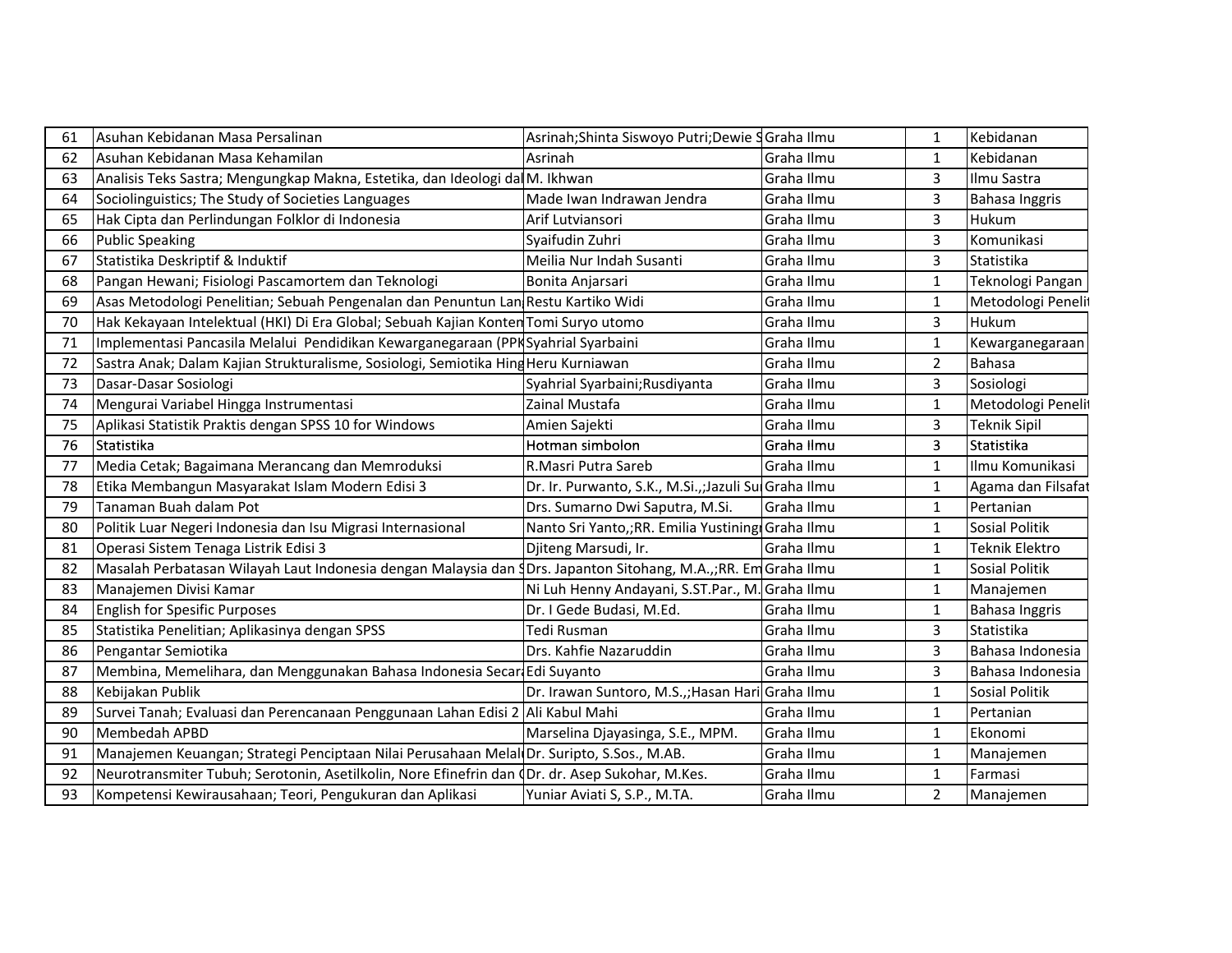| 61 | Asuhan Kebidanan Masa Persalinan | Asrinah;Shinta Siswoyo Putri;Dewie S | Graha Ilmu | 1 | Kebidanan |
|---|---|---|---|---|---|
| 62 | Asuhan Kebidanan Masa Kehamilan | Asrinah | Graha Ilmu | 1 | Kebidanan |
| 63 | Analisis Teks Sastra; Mengungkap Makna, Estetika, dan Ideologi dal | M. Ikhwan | Graha Ilmu | 3 | Ilmu Sastra |
| 64 | Sociolinguistics; The Study of Societies Languages | Made Iwan Indrawan Jendra | Graha Ilmu | 3 | Bahasa Inggris |
| 65 | Hak Cipta dan Perlindungan Folklor di Indonesia | Arif Lutviansori | Graha Ilmu | 3 | Hukum |
| 66 | Public Speaking | Syaifudin Zuhri | Graha Ilmu | 3 | Komunikasi |
| 67 | Statistika Deskriptif & Induktif | Meilia Nur Indah Susanti | Graha Ilmu | 3 | Statistika |
| 68 | Pangan Hewani; Fisiologi Pascamortem dan Teknologi | Bonita Anjarsari | Graha Ilmu | 1 | Teknologi Pangan |
| 69 | Asas Metodologi Penelitian; Sebuah Pengenalan dan Penuntun Lan | Restu Kartiko Widi | Graha Ilmu | 1 | Metodologi Penelit |
| 70 | Hak Kekayaan Intelektual (HKI) Di Era Global; Sebuah Kajian Konten | Tomi Suryo utomo | Graha Ilmu | 3 | Hukum |
| 71 | Implementasi Pancasila Melalui Pendidikan Kewarganegaraan (PPK | Syahrial Syarbaini | Graha Ilmu | 1 | Kewarganegaraan |
| 72 | Sastra Anak; Dalam Kajian Strukturalisme, Sosiologi, Semiotika Hing | Heru Kurniawan | Graha Ilmu | 2 | Bahasa |
| 73 | Dasar-Dasar Sosiologi | Syahrial Syarbaini;Rusdiyanta | Graha Ilmu | 3 | Sosiologi |
| 74 | Mengurai Variabel Hingga Instrumentasi | Zainal Mustafa | Graha Ilmu | 1 | Metodologi Penelit |
| 75 | Aplikasi Statistik Praktis dengan SPSS 10 for Windows | Amien Sajekti | Graha Ilmu | 3 | Teknik Sipil |
| 76 | Statistika | Hotman simbolon | Graha Ilmu | 3 | Statistika |
| 77 | Media Cetak; Bagaimana Merancang dan Memroduksi | R.Masri Putra Sareb | Graha Ilmu | 1 | Ilmu Komunikasi |
| 78 | Etika Membangun Masyarakat Islam Modern Edisi 3 | Dr. Ir. Purwanto, S.K., M.Si.,;Jazuli Su | Graha Ilmu | 1 | Agama dan Filsafat |
| 79 | Tanaman Buah dalam Pot | Drs. Sumarno Dwi Saputra, M.Si. | Graha Ilmu | 1 | Pertanian |
| 80 | Politik Luar Negeri Indonesia dan Isu Migrasi Internasional | Nanto Sri Yanto,;RR. Emilia Yustining | Graha Ilmu | 1 | Sosial Politik |
| 81 | Operasi Sistem Tenaga Listrik Edisi 3 | Djiteng Marsudi, Ir. | Graha Ilmu | 1 | Teknik Elektro |
| 82 | Masalah Perbatasan Wilayah Laut Indonesia dengan Malaysia dan S | Drs. Japanton Sitohang, M.A.,;RR. Em | Graha Ilmu | 1 | Sosial Politik |
| 83 | Manajemen Divisi Kamar | Ni Luh Henny Andayani, S.ST.Par., M. | Graha Ilmu | 1 | Manajemen |
| 84 | English for Spesific Purposes | Dr. I Gede Budasi, M.Ed. | Graha Ilmu | 1 | Bahasa Inggris |
| 85 | Statistika Penelitian; Aplikasinya dengan SPSS | Tedi Rusman | Graha Ilmu | 3 | Statistika |
| 86 | Pengantar Semiotika | Drs. Kahfie Nazaruddin | Graha Ilmu | 3 | Bahasa Indonesia |
| 87 | Membina, Memelihara, dan Menggunakan Bahasa Indonesia Secar | Edi Suyanto | Graha Ilmu | 3 | Bahasa Indonesia |
| 88 | Kebijakan Publik | Dr. Irawan Suntoro, M.S.,;Hasan Hari | Graha Ilmu | 1 | Sosial Politik |
| 89 | Survei Tanah; Evaluasi dan Perencanaan Penggunaan Lahan Edisi 2 | Ali Kabul Mahi | Graha Ilmu | 1 | Pertanian |
| 90 | Membedah APBD | Marselina Djayasinga, S.E., MPM. | Graha Ilmu | 1 | Ekonomi |
| 91 | Manajemen Keuangan; Strategi Penciptaan Nilai Perusahaan Melal | Dr. Suripto, S.Sos., M.AB. | Graha Ilmu | 1 | Manajemen |
| 92 | Neurotransmiter Tubuh; Serotonin, Asetilkolin, Nore Efinefrin dan ( | Dr. dr. Asep Sukohar, M.Kes. | Graha Ilmu | 1 | Farmasi |
| 93 | Kompetensi Kewirausahaan; Teori, Pengukuran dan Aplikasi | Yuniar Aviati S, S.P., M.TA. | Graha Ilmu | 2 | Manajemen |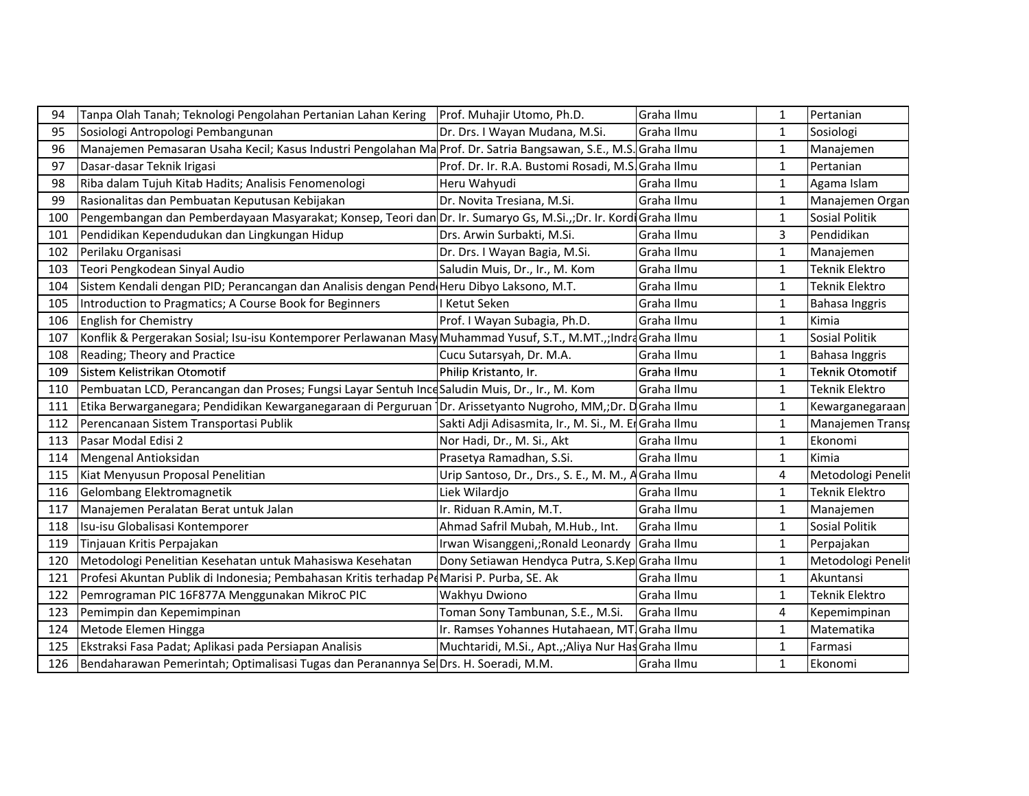| 94 | Tanpa Olah Tanah; Teknologi Pengolahan Pertanian Lahan Kering | Prof. Muhajir Utomo, Ph.D. | Graha Ilmu | 1 | Pertanian |
|---|---|---|---|---|---|
| 95 | Sosiologi Antropologi Pembangunan | Dr. Drs. I Wayan Mudana, M.Si. | Graha Ilmu | 1 | Sosiologi |
| 96 | Manajemen Pemasaran Usaha Kecil; Kasus Industri Pengolahan Ma | Prof. Dr. Satria Bangsawan, S.E., M.S. | Graha Ilmu | 1 | Manajemen |
| 97 | Dasar-dasar Teknik Irigasi | Prof. Dr. Ir. R.A. Bustomi Rosadi, M.S. | Graha Ilmu | 1 | Pertanian |
| 98 | Riba dalam Tujuh Kitab Hadits; Analisis Fenomenologi | Heru Wahyudi | Graha Ilmu | 1 | Agama Islam |
| 99 | Rasionalitas dan Pembuatan Keputusan Kebijakan | Dr. Novita Tresiana, M.Si. | Graha Ilmu | 1 | Manajemen Organ |
| 100 | Pengembangan dan Pemberdayaan Masyarakat; Konsep, Teori dan | Dr. Ir. Sumaryo Gs, M.Si.,;Dr. Ir. Kordi | Graha Ilmu | 1 | Sosial Politik |
| 101 | Pendidikan Kependudukan dan Lingkungan Hidup | Drs. Arwin Surbakti, M.Si. | Graha Ilmu | 3 | Pendidikan |
| 102 | Perilaku Organisasi | Dr. Drs. I Wayan Bagia, M.Si. | Graha Ilmu | 1 | Manajemen |
| 103 | Teori Pengkodean Sinyal Audio | Saludin Muis, Dr., Ir., M. Kom | Graha Ilmu | 1 | Teknik Elektro |
| 104 | Sistem Kendali dengan PID; Perancangan dan Analisis dengan Pend | Heru Dibyo Laksono, M.T. | Graha Ilmu | 1 | Teknik Elektro |
| 105 | Introduction to Pragmatics; A Course Book for Beginners | I Ketut Seken | Graha Ilmu | 1 | Bahasa Inggris |
| 106 | English for Chemistry | Prof. I Wayan Subagia, Ph.D. | Graha Ilmu | 1 | Kimia |
| 107 | Konflik & Pergerakan Sosial; Isu-isu Kontemporer Perlawanan Masy | Muhammad Yusuf, S.T., M.MT.,;Indra | Graha Ilmu | 1 | Sosial Politik |
| 108 | Reading; Theory and Practice | Cucu Sutarsyah, Dr. M.A. | Graha Ilmu | 1 | Bahasa Inggris |
| 109 | Sistem Kelistrikan Otomotif | Philip Kristanto, Ir. | Graha Ilmu | 1 | Teknik Otomotif |
| 110 | Pembuatan LCD, Perancangan dan Proses; Fungsi Layar Sentuh Ince | Saludin Muis, Dr., Ir., M. Kom | Graha Ilmu | 1 | Teknik Elektro |
| 111 | Etika Berwarganegara; Pendidikan Kewarganegaraan di Perguruan | Dr. Arissetyanto Nugroho, MM,;Dr. D | Graha Ilmu | 1 | Kewarganegaraan |
| 112 | Perencanaan Sistem Transportasi Publik | Sakti Adji Adisasmita, Ir., M. Si., M. Er | Graha Ilmu | 1 | Manajemen Transp |
| 113 | Pasar Modal Edisi 2 | Nor Hadi, Dr., M. Si., Akt | Graha Ilmu | 1 | Ekonomi |
| 114 | Mengenal Antioksidan | Prasetya Ramadhan, S.Si. | Graha Ilmu | 1 | Kimia |
| 115 | Kiat Menyusun Proposal Penelitian | Urip Santoso, Dr., Drs., S. E., M. M., A | Graha Ilmu | 4 | Metodologi Peneli |
| 116 | Gelombang Elektromagnetik | Liek Wilardjo | Graha Ilmu | 1 | Teknik Elektro |
| 117 | Manajemen Peralatan Berat untuk Jalan | Ir. Riduan R.Amin, M.T. | Graha Ilmu | 1 | Manajemen |
| 118 | Isu-isu Globalisasi Kontemporer | Ahmad Safril Mubah, M.Hub., Int. | Graha Ilmu | 1 | Sosial Politik |
| 119 | Tinjauan Kritis Perpajakan | Irwan Wisanggeni,;Ronald Leonardy | Graha Ilmu | 1 | Perpajakan |
| 120 | Metodologi Penelitian Kesehatan untuk Mahasiswa Kesehatan | Dony Setiawan Hendyca Putra, S.Kep | Graha Ilmu | 1 | Metodologi Peneli |
| 121 | Profesi Akuntan Publik di Indonesia; Pembahasan Kritis terhadap Pe | Marisi P. Purba, SE. Ak | Graha Ilmu | 1 | Akuntansi |
| 122 | Pemrograman PIC 16F877A Menggunakan MikroC PIC | Wakhyu Dwiono | Graha Ilmu | 1 | Teknik Elektro |
| 123 | Pemimpin dan Kepemimpinan | Toman Sony Tambunan, S.E., M.Si. | Graha Ilmu | 4 | Kepemimpinan |
| 124 | Metode Elemen Hingga | Ir. Ramses Yohannes Hutahaean, MT. | Graha Ilmu | 1 | Matematika |
| 125 | Ekstraksi Fasa Padat; Aplikasi pada Persiapan Analisis | Muchtaridi, M.Si., Apt.,;Aliya Nur Has | Graha Ilmu | 1 | Farmasi |
| 126 | Bendaharawan Pemerintah; Optimalisasi Tugas dan Peranannya Se | Drs. H. Soeradi, M.M. | Graha Ilmu | 1 | Ekonomi |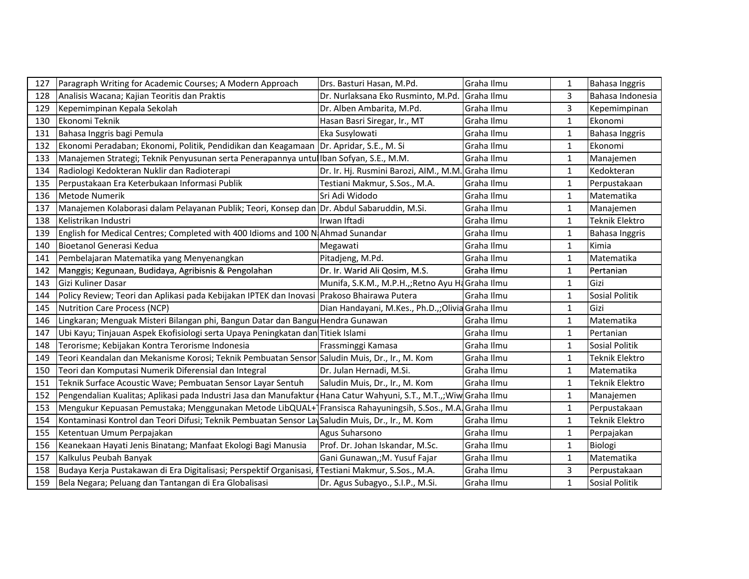| | | | | | |
|---|---|---|---|---|---|
| 127 | Paragraph Writing for Academic Courses; A Modern Approach | Drs. Basturi Hasan, M.Pd. | Graha Ilmu | 1 | Bahasa Inggris |
| 128 | Analisis Wacana; Kajian Teoritis dan Praktis | Dr. Nurlaksana Eko Rusminto, M.Pd. | Graha Ilmu | 3 | Bahasa Indonesia |
| 129 | Kepemimpinan Kepala Sekolah | Dr. Alben Ambarita, M.Pd. | Graha Ilmu | 3 | Kepemimpinan |
| 130 | Ekonomi Teknik | Hasan Basri Siregar, Ir., MT | Graha Ilmu | 1 | Ekonomi |
| 131 | Bahasa Inggris bagi Pemula | Eka Susylowati | Graha Ilmu | 1 | Bahasa Inggris |
| 132 | Ekonomi Peradaban; Ekonomi, Politik, Pendidikan dan Keagamaan | Dr. Apridar, S.E., M. Si | Graha Ilmu | 1 | Ekonomi |
| 133 | Manajemen Strategi; Teknik Penyusunan serta Penerapannya untul | Iban Sofyan, S.E., M.M. | Graha Ilmu | 1 | Manajemen |
| 134 | Radiologi Kedokteran Nuklir dan Radioterapi | Dr. Ir. Hj. Rusmini Barozi, AIM., M.M. | Graha Ilmu | 1 | Kedokteran |
| 135 | Perpustakaan Era Keterbukaan Informasi Publik | Testiani Makmur, S.Sos., M.A. | Graha Ilmu | 1 | Perpustakaan |
| 136 | Metode Numerik | Sri Adi Widodo | Graha Ilmu | 1 | Matematika |
| 137 | Manajemen Kolaborasi dalam Pelayanan Publik; Teori, Konsep dan | Dr. Abdul Sabaruddin, M.Si. | Graha Ilmu | 1 | Manajemen |
| 138 | Kelistrikan Industri | Irwan Iftadi | Graha Ilmu | 1 | Teknik Elektro |
| 139 | English for Medical Centres; Completed with 400 Idioms and 100 N | Ahmad Sunandar | Graha Ilmu | 1 | Bahasa Inggris |
| 140 | Bioetanol Generasi Kedua | Megawati | Graha Ilmu | 1 | Kimia |
| 141 | Pembelajaran Matematika yang Menyenangkan | Pitadjeng, M.Pd. | Graha Ilmu | 1 | Matematika |
| 142 | Manggis; Kegunaan, Budidaya, Agribisnis & Pengolahan | Dr. Ir. Warid Ali Qosim, M.S. | Graha Ilmu | 1 | Pertanian |
| 143 | Gizi Kuliner Dasar | Munifa, S.K.M., M.P.H.,;Retno Ayu Ha | Graha Ilmu | 1 | Gizi |
| 144 | Policy Review; Teori dan Aplikasi pada Kebijakan IPTEK dan Inovasi | Prakoso Bhairawa Putera | Graha Ilmu | 1 | Sosial Politik |
| 145 | Nutrition Care Process (NCP) | Dian Handayani, M.Kes., Ph.D.,;Olivia | Graha Ilmu | 1 | Gizi |
| 146 | Lingkaran; Menguak Misteri Bilangan phi, Bangun Datar dan Bangu | Hendra Gunawan | Graha Ilmu | 1 | Matematika |
| 147 | Ubi Kayu; Tinjauan Aspek Ekofisiologi serta Upaya Peningkatan dan | Titiek Islami | Graha Ilmu | 1 | Pertanian |
| 148 | Terorisme; Kebijakan Kontra Terorisme Indonesia | Frassminggi Kamasa | Graha Ilmu | 1 | Sosial Politik |
| 149 | Teori Keandalan dan Mekanisme Korosi; Teknik Pembuatan Sensor | Saludin Muis, Dr., Ir., M. Kom | Graha Ilmu | 1 | Teknik Elektro |
| 150 | Teori dan Komputasi Numerik Diferensial dan Integral | Dr. Julan Hernadi, M.Si. | Graha Ilmu | 1 | Matematika |
| 151 | Teknik Surface Acoustic Wave; Pembuatan Sensor Layar Sentuh | Saludin Muis, Dr., Ir., M. Kom | Graha Ilmu | 1 | Teknik Elektro |
| 152 | Pengendalian Kualitas; Aplikasi pada Industri Jasa dan Manufaktur ( | Hana Catur Wahyuni, S.T., M.T.,;Wiw | Graha Ilmu | 1 | Manajemen |
| 153 | Mengukur Kepuasan Pemustaka; Menggunakan Metode LibQUAL+T | Fransisca Rahayuningsih, S.Sos., M.A. | Graha Ilmu | 1 | Perpustakaan |
| 154 | Kontaminasi Kontrol dan Teori Difusi; Teknik Pembuatan Sensor La | Saludin Muis, Dr., Ir., M. Kom | Graha Ilmu | 1 | Teknik Elektro |
| 155 | Ketentuan Umum Perpajakan | Agus Suharsono | Graha Ilmu | 1 | Perpajakan |
| 156 | Keanekaan Hayati Jenis Binatang; Manfaat Ekologi Bagi Manusia | Prof. Dr. Johan Iskandar, M.Sc. | Graha Ilmu | 1 | Biologi |
| 157 | Kalkulus Peubah Banyak | Gani Gunawan,;M. Yusuf Fajar | Graha Ilmu | 1 | Matematika |
| 158 | Budaya Kerja Pustakawan di Era Digitalisasi; Perspektif Organisasi, I | Testiani Makmur, S.Sos., M.A. | Graha Ilmu | 3 | Perpustakaan |
| 159 | Bela Negara; Peluang dan Tantangan di Era Globalisasi | Dr. Agus Subagyo., S.I.P., M.Si. | Graha Ilmu | 1 | Sosial Politik |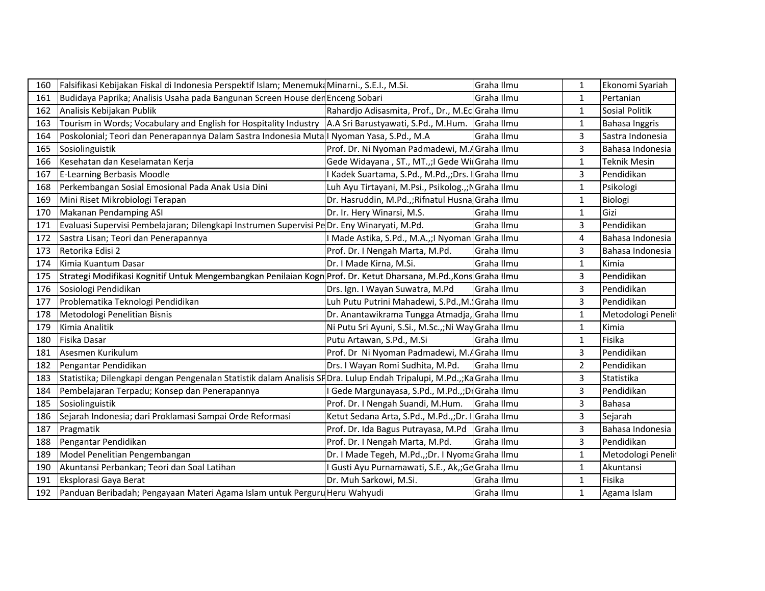| | | | | | |
|---|---|---|---|---|---|
| 160 | Falsifikasi Kebijakan Fiskal di Indonesia Perspektif Islam; Menemuka | Minarni., S.E.I., M.Si. | Graha Ilmu | 1 | Ekonomi Syariah |
| 161 | Budidaya Paprika; Analisis Usaha pada Bangunan Screen House den | Enceng Sobari | Graha Ilmu | 1 | Pertanian |
| 162 | Analisis Kebijakan Publik | Rahardjo Adisasmita, Prof., Dr., M.Ec | Graha Ilmu | 1 | Sosial Politik |
| 163 | Tourism in Words; Vocabulary and English for Hospitality Industry | A.A Sri Barustyawati, S.Pd., M.Hum. | Graha Ilmu | 1 | Bahasa Inggris |
| 164 | Poskolonial; Teori dan Penerapannya Dalam Sastra Indonesia Muta | I Nyoman Yasa, S.Pd., M.A | Graha Ilmu | 3 | Sastra Indonesia |
| 165 | Sosiolinguistik | Prof. Dr. Ni Nyoman Padmadewi, M.A | Graha Ilmu | 3 | Bahasa Indonesia |
| 166 | Kesehatan dan Keselamatan Kerja | Gede Widayana , ST., MT.,;I Gede Wi | Graha Ilmu | 1 | Teknik Mesin |
| 167 | E-Learning Berbasis Moodle | I Kadek Suartama, S.Pd., M.Pd.,;Drs. I | Graha Ilmu | 3 | Pendidikan |
| 168 | Perkembangan Sosial Emosional Pada Anak Usia Dini | Luh Ayu Tirtayani, M.Psi., Psikolog.,;N | Graha Ilmu | 1 | Psikologi |
| 169 | Mini Riset Mikrobiologi Terapan | Dr. Hasruddin, M.Pd.,;Rifnatul Husna | Graha Ilmu | 1 | Biologi |
| 170 | Makanan Pendamping ASI | Dr. Ir. Hery Winarsi, M.S. | Graha Ilmu | 1 | Gizi |
| 171 | Evaluasi Supervisi Pembelajaran; Dilengkapi Instrumen Supervisi Pe | Dr. Eny Winaryati, M.Pd. | Graha Ilmu | 3 | Pendidikan |
| 172 | Sastra Lisan; Teori dan Penerapannya | I Made Astika, S.Pd., M.A.,;I Nyoman | Graha Ilmu | 4 | Bahasa Indonesia |
| 173 | Retorika Edisi 2 | Prof. Dr. I Nengah Marta, M.Pd. | Graha Ilmu | 3 | Bahasa Indonesia |
| 174 | Kimia Kuantum Dasar | Dr. I Made Kirna, M.Si. | Graha Ilmu | 1 | Kimia |
| 175 | Strategi Modifikasi Kognitif Untuk Mengembangkan Penilaian Kogn | Prof. Dr. Ketut Dharsana, M.Pd.,Kons | Graha Ilmu | 3 | Pendidikan |
| 176 | Sosiologi Pendidikan | Drs. Ign. I Wayan Suwatra, M.Pd | Graha Ilmu | 3 | Pendidikan |
| 177 | Problematika Teknologi Pendidikan | Luh Putu Putrini Mahadewi, S.Pd.,M. | Graha Ilmu | 3 | Pendidikan |
| 178 | Metodologi Penelitian Bisnis | Dr. Anantawikrama Tungga Atmadja, | Graha Ilmu | 1 | Metodologi Peneli |
| 179 | Kimia Analitik | Ni Putu Sri Ayuni, S.Si., M.Sc.,;Ni Way | Graha Ilmu | 1 | Kimia |
| 180 | Fisika Dasar | Putu Artawan, S.Pd., M.Si | Graha Ilmu | 1 | Fisika |
| 181 | Asesmen Kurikulum | Prof. Dr Ni Nyoman Padmadewi, M.A | Graha Ilmu | 3 | Pendidikan |
| 182 | Pengantar Pendidikan | Drs. I Wayan Romi Sudhita, M.Pd. | Graha Ilmu | 2 | Pendidikan |
| 183 | Statistika; Dilengkapi dengan Pengenalan Statistik dalam Analisis SP | Dra. Lulup Endah Tripalupi, M.Pd.,;Ka | Graha Ilmu | 3 | Statistika |
| 184 | Pembelajaran Terpadu; Konsep dan Penerapannya | I Gede Margunayasa, S.Pd., M.Pd.,;Dı | Graha Ilmu | 3 | Pendidikan |
| 185 | Sosiolinguistik | Prof. Dr. I Nengah Suandi, M.Hum. | Graha Ilmu | 3 | Bahasa |
| 186 | Sejarah Indonesia; dari Proklamasi Sampai Orde Reformasi | Ketut Sedana Arta, S.Pd., M.Pd.,;Dr. I | Graha Ilmu | 3 | Sejarah |
| 187 | Pragmatik | Prof. Dr. Ida Bagus Putrayasa, M.Pd | Graha Ilmu | 3 | Bahasa Indonesia |
| 188 | Pengantar Pendidikan | Prof. Dr. I Nengah Marta, M.Pd. | Graha Ilmu | 3 | Pendidikan |
| 189 | Model Penelitian Pengembangan | Dr. I Made Tegeh, M.Pd.,;Dr. I Nyoma | Graha Ilmu | 1 | Metodologi Peneli |
| 190 | Akuntansi Perbankan; Teori dan Soal Latihan | I Gusti Ayu Purnamawati, S.E., Ak,;Ge | Graha Ilmu | 1 | Akuntansi |
| 191 | Eksplorasi Gaya Berat | Dr. Muh Sarkowi, M.Si. | Graha Ilmu | 1 | Fisika |
| 192 | Panduan Beribadah; Pengayaan Materi Agama Islam untuk Perguru | Heru Wahyudi | Graha Ilmu | 1 | Agama Islam |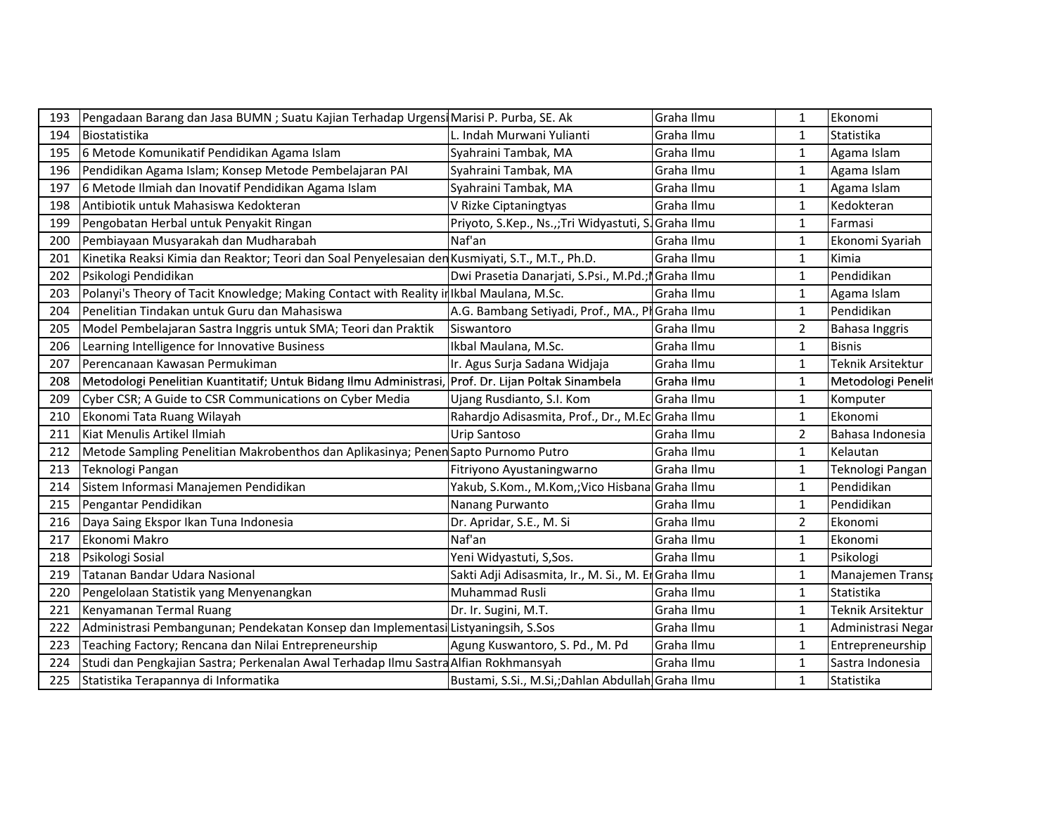| 193 | Pengadaan Barang dan Jasa BUMN ; Suatu Kajian Terhadap Urgensi | Marisi P. Purba, SE. Ak | Graha Ilmu | 1 | Ekonomi |
|---|---|---|---|---|---|
| 194 | Biostatistika | L. Indah Murwani Yulianti | Graha Ilmu | 1 | Statistika |
| 195 | 6 Metode Komunikatif Pendidikan Agama Islam | Syahraini Tambak, MA | Graha Ilmu | 1 | Agama Islam |
| 196 | Pendidikan Agama Islam; Konsep Metode Pembelajaran PAI | Syahraini Tambak, MA | Graha Ilmu | 1 | Agama Islam |
| 197 | 6 Metode Ilmiah dan Inovatif Pendidikan Agama Islam | Syahraini Tambak, MA | Graha Ilmu | 1 | Agama Islam |
| 198 | Antibiotik untuk Mahasiswa Kedokteran | V Rizke Ciptaningtyas | Graha Ilmu | 1 | Kedokteran |
| 199 | Pengobatan Herbal untuk Penyakit Ringan | Priyoto, S.Kep., Ns.,;Tri Widyastuti, S. | Graha Ilmu | 1 | Farmasi |
| 200 | Pembiayaan Musyarakah dan Mudharabah | Naf'an | Graha Ilmu | 1 | Ekonomi Syariah |
| 201 | Kinetika Reaksi Kimia dan Reaktor; Teori dan Soal Penyelesaian den | Kusmiyati, S.T., M.T., Ph.D. | Graha Ilmu | 1 | Kimia |
| 202 | Psikologi Pendidikan | Dwi Prasetia Danarjati, S.Psi., M.Pd.;I | Graha Ilmu | 1 | Pendidikan |
| 203 | Polanyi's Theory of Tacit Knowledge; Making Contact with Reality ir | Ikbal Maulana, M.Sc. | Graha Ilmu | 1 | Agama Islam |
| 204 | Penelitian Tindakan untuk Guru dan Mahasiswa | A.G. Bambang Setiyadi, Prof., MA., Pl | Graha Ilmu | 1 | Pendidikan |
| 205 | Model Pembelajaran Sastra Inggris untuk SMA; Teori dan Praktik | Siswantoro | Graha Ilmu | 2 | Bahasa Inggris |
| 206 | Learning Intelligence for Innovative Business | Ikbal Maulana, M.Sc. | Graha Ilmu | 1 | Bisnis |
| 207 | Perencanaan Kawasan Permukiman | Ir. Agus Surja Sadana Widjaja | Graha Ilmu | 1 | Teknik Arsitektur |
| 208 | Metodologi Penelitian Kuantitatif; Untuk Bidang Ilmu Administrasi, | Prof. Dr. Lijan Poltak Sinambela | Graha Ilmu | 1 | Metodologi Peneliti |
| 209 | Cyber CSR; A Guide to CSR Communications on Cyber Media | Ujang Rusdianto, S.I. Kom | Graha Ilmu | 1 | Komputer |
| 210 | Ekonomi Tata Ruang Wilayah | Rahardjo Adisasmita, Prof., Dr., M.Ec | Graha Ilmu | 1 | Ekonomi |
| 211 | Kiat Menulis Artikel Ilmiah | Urip Santoso | Graha Ilmu | 2 | Bahasa Indonesia |
| 212 | Metode Sampling Penelitian Makrobenthos dan Aplikasinya; Penen | Sapto Purnomo Putro | Graha Ilmu | 1 | Kelautan |
| 213 | Teknologi Pangan | Fitriyono Ayustaningwarno | Graha Ilmu | 1 | Teknologi Pangan |
| 214 | Sistem Informasi Manajemen Pendidikan | Yakub, S.Kom., M.Kom,;Vico Hisbana | Graha Ilmu | 1 | Pendidikan |
| 215 | Pengantar Pendidikan | Nanang Purwanto | Graha Ilmu | 1 | Pendidikan |
| 216 | Daya Saing Ekspor Ikan Tuna Indonesia | Dr. Apridar, S.E., M. Si | Graha Ilmu | 2 | Ekonomi |
| 217 | Ekonomi Makro | Naf'an | Graha Ilmu | 1 | Ekonomi |
| 218 | Psikologi Sosial | Yeni Widyastuti, S,Sos. | Graha Ilmu | 1 | Psikologi |
| 219 | Tatanan Bandar Udara Nasional | Sakti Adji Adisasmita, Ir., M. Si., M. Er | Graha Ilmu | 1 | Manajemen Transp |
| 220 | Pengelolaan Statistik yang Menyenangkan | Muhammad Rusli | Graha Ilmu | 1 | Statistika |
| 221 | Kenyamanan Termal Ruang | Dr. Ir. Sugini, M.T. | Graha Ilmu | 1 | Teknik Arsitektur |
| 222 | Administrasi Pembangunan; Pendekatan Konsep dan Implementasi | Listyaningsih, S.Sos | Graha Ilmu | 1 | Administrasi Negar |
| 223 | Teaching Factory; Rencana dan Nilai Entrepreneurship | Agung Kuswantoro, S. Pd., M. Pd | Graha Ilmu | 1 | Entrepreneurship |
| 224 | Studi dan Pengkajian Sastra; Perkenalan Awal Terhadap Ilmu Sastra | Alfian Rokhmansyah | Graha Ilmu | 1 | Sastra Indonesia |
| 225 | Statistika Terapannya di Informatika | Bustami, S.Si., M.Si,;Dahlan Abdullah | Graha Ilmu | 1 | Statistika |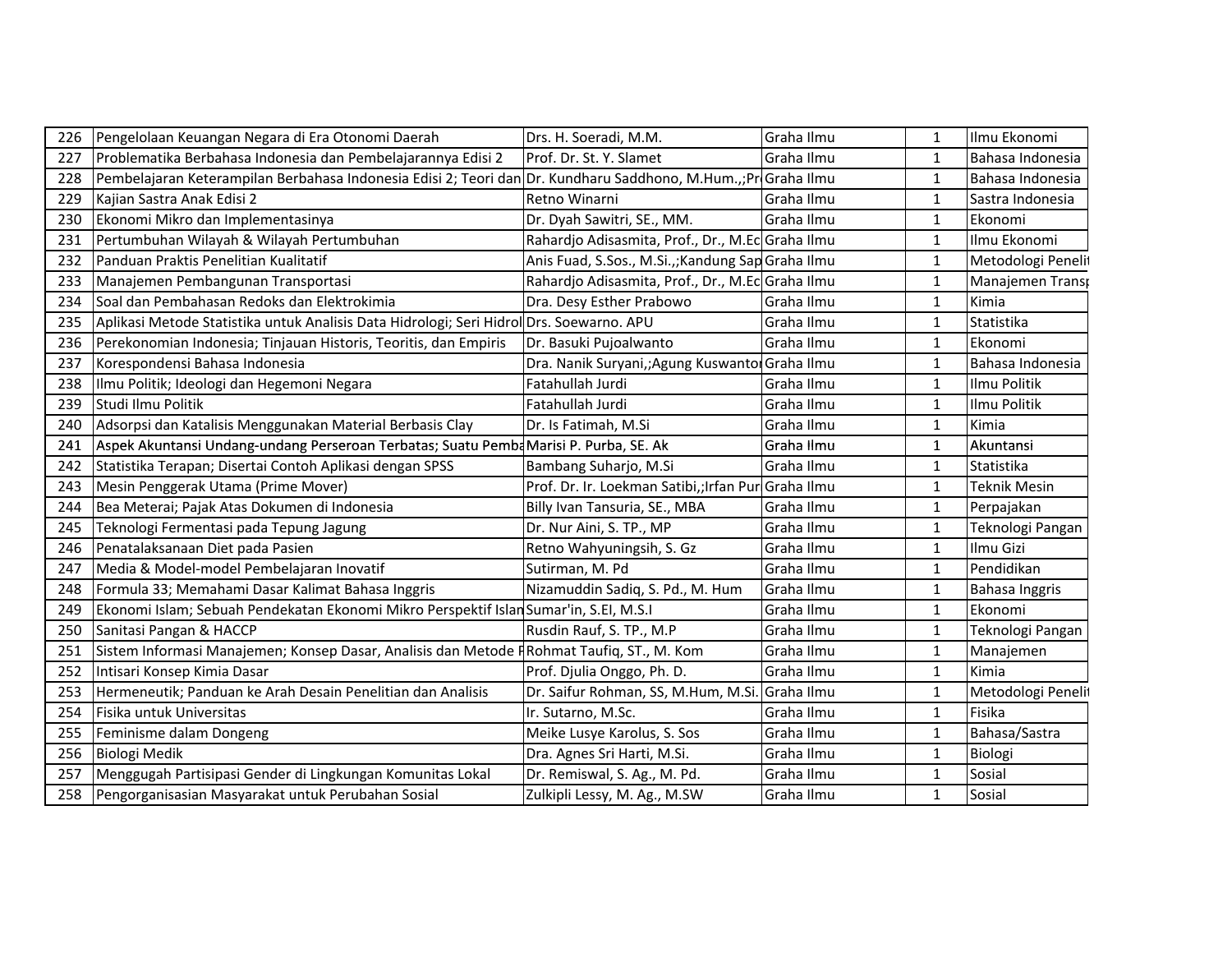| | | | | | |
|---|---|---|---|---|---|
| 226 | Pengelolaan Keuangan Negara di Era Otonomi Daerah | Drs. H. Soeradi, M.M. | Graha Ilmu | 1 | Ilmu Ekonomi |
| 227 | Problematika Berbahasa Indonesia dan Pembelajarannya Edisi 2 | Prof. Dr. St. Y. Slamet | Graha Ilmu | 1 | Bahasa Indonesia |
| 228 | Pembelajaran Keterampilan Berbahasa Indonesia Edisi 2; Teori dan | Dr. Kundharu Saddhono, M.Hum.,;Pr | Graha Ilmu | 1 | Bahasa Indonesia |
| 229 | Kajian Sastra Anak Edisi 2 | Retno Winarni | Graha Ilmu | 1 | Sastra Indonesia |
| 230 | Ekonomi Mikro dan Implementasinya | Dr. Dyah Sawitri, SE., MM. | Graha Ilmu | 1 | Ekonomi |
| 231 | Pertumbuhan Wilayah & Wilayah Pertumbuhan | Rahardjo Adisasmita, Prof., Dr., M.Ec | Graha Ilmu | 1 | Ilmu Ekonomi |
| 232 | Panduan Praktis Penelitian Kualitatif | Anis Fuad, S.Sos., M.Si.,;Kandung Sap | Graha Ilmu | 1 | Metodologi Peneli |
| 233 | Manajemen Pembangunan Transportasi | Rahardjo Adisasmita, Prof., Dr., M.Ec | Graha Ilmu | 1 | Manajemen Trans |
| 234 | Soal dan Pembahasan Redoks dan Elektrokimia | Dra. Desy Esther Prabowo | Graha Ilmu | 1 | Kimia |
| 235 | Aplikasi Metode Statistika untuk Analisis Data Hidrologi; Seri Hidrol | Drs. Soewarno. APU | Graha Ilmu | 1 | Statistika |
| 236 | Perekonomian Indonesia; Tinjauan Historis, Teoritis, dan Empiris | Dr. Basuki Pujoalwanto | Graha Ilmu | 1 | Ekonomi |
| 237 | Korespondensi Bahasa Indonesia | Dra. Nanik Suryani,;Agung Kuswanto | Graha Ilmu | 1 | Bahasa Indonesia |
| 238 | Ilmu Politik; Ideologi dan Hegemoni Negara | Fatahullah Jurdi | Graha Ilmu | 1 | Ilmu Politik |
| 239 | Studi Ilmu Politik | Fatahullah Jurdi | Graha Ilmu | 1 | Ilmu Politik |
| 240 | Adsorpsi dan Katalisis Menggunakan Material Berbasis Clay | Dr. Is Fatimah, M.Si | Graha Ilmu | 1 | Kimia |
| 241 | Aspek Akuntansi Undang-undang Perseroan Terbatas; Suatu Pemba | Marisi P. Purba, SE. Ak | Graha Ilmu | 1 | Akuntansi |
| 242 | Statistika Terapan; Disertai Contoh Aplikasi dengan SPSS | Bambang Suharjo, M.Si | Graha Ilmu | 1 | Statistika |
| 243 | Mesin Penggerak Utama (Prime Mover) | Prof. Dr. Ir. Loekman Satibi,;Irfan Pur | Graha Ilmu | 1 | Teknik Mesin |
| 244 | Bea Meterai; Pajak Atas Dokumen di Indonesia | Billy Ivan Tansuria, SE., MBA | Graha Ilmu | 1 | Perpajakan |
| 245 | Teknologi Fermentasi pada Tepung Jagung | Dr. Nur Aini, S. TP., MP | Graha Ilmu | 1 | Teknologi Pangan |
| 246 | Penatalaksanaan Diet pada Pasien | Retno Wahyuningsih, S. Gz | Graha Ilmu | 1 | Ilmu Gizi |
| 247 | Media & Model-model Pembelajaran Inovatif | Sutirman, M. Pd | Graha Ilmu | 1 | Pendidikan |
| 248 | Formula 33; Memahami Dasar Kalimat Bahasa Inggris | Nizamuddin Sadiq, S. Pd., M. Hum | Graha Ilmu | 1 | Bahasa Inggris |
| 249 | Ekonomi Islam; Sebuah Pendekatan Ekonomi Mikro Perspektif Islan | Sumar'in, S.EI, M.S.I | Graha Ilmu | 1 | Ekonomi |
| 250 | Sanitasi Pangan & HACCP | Rusdin Rauf, S. TP., M.P | Graha Ilmu | 1 | Teknologi Pangan |
| 251 | Sistem Informasi Manajemen; Konsep Dasar, Analisis dan Metode F | Rohmat Taufiq, ST., M. Kom | Graha Ilmu | 1 | Manajemen |
| 252 | Intisari Konsep Kimia Dasar | Prof. Djulia Onggo, Ph. D. | Graha Ilmu | 1 | Kimia |
| 253 | Hermeneutik; Panduan ke Arah Desain Penelitian dan Analisis | Dr. Saifur Rohman, SS, M.Hum, M.Si. | Graha Ilmu | 1 | Metodologi Peneli |
| 254 | Fisika untuk Universitas | Ir. Sutarno, M.Sc. | Graha Ilmu | 1 | Fisika |
| 255 | Feminisme dalam Dongeng | Meike Lusye Karolus, S. Sos | Graha Ilmu | 1 | Bahasa/Sastra |
| 256 | Biologi Medik | Dra. Agnes Sri Harti, M.Si. | Graha Ilmu | 1 | Biologi |
| 257 | Menggugah Partisipasi Gender di Lingkungan Komunitas Lokal | Dr. Remiswal, S. Ag., M. Pd. | Graha Ilmu | 1 | Sosial |
| 258 | Pengorganisasian Masyarakat untuk Perubahan Sosial | Zulkipli Lessy, M. Ag., M.SW | Graha Ilmu | 1 | Sosial |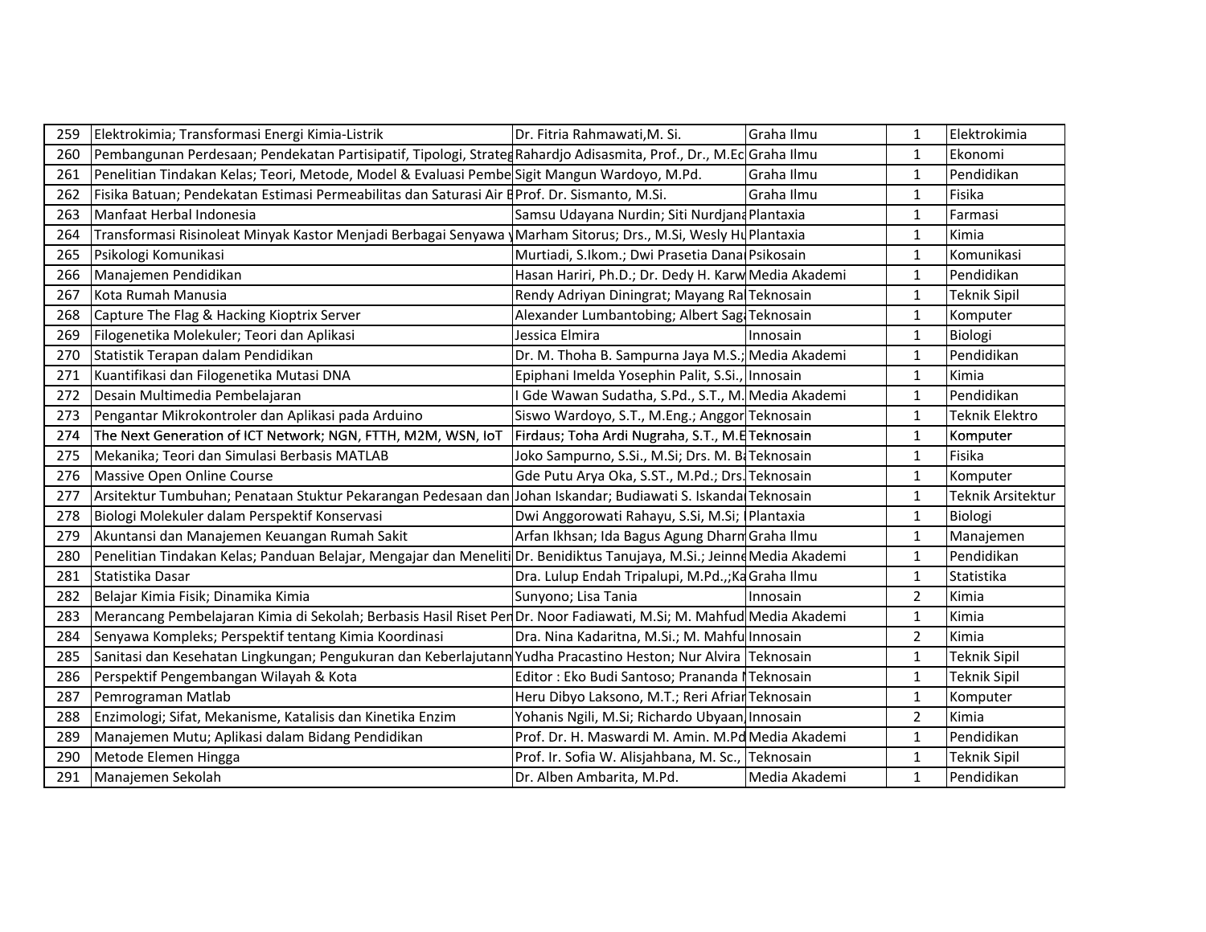| | | | | | |
|---|---|---|---|---|---|
| 259 | Elektrokimia; Transformasi Energi Kimia-Listrik | Dr. Fitria Rahmawati,M. Si. | Graha Ilmu | 1 | Elektrokimia |
| 260 | Pembangunan Perdesaan; Pendekatan Partisipatif, Tipologi, Strateg | Rahardjo Adisasmita, Prof., Dr., M.Ec | Graha Ilmu | 1 | Ekonomi |
| 261 | Penelitian Tindakan Kelas; Teori, Metode, Model & Evaluasi Pembe | Sigit Mangun Wardoyo, M.Pd. | Graha Ilmu | 1 | Pendidikan |
| 262 | Fisika Batuan; Pendekatan Estimasi Permeabilitas dan Saturasi Air E | Prof. Dr. Sismanto, M.Si. | Graha Ilmu | 1 | Fisika |
| 263 | Manfaat Herbal Indonesia | Samsu Udayana Nurdin; Siti Nurdjana | Plantaxia | 1 | Farmasi |
| 264 | Transformasi Risinoleat Minyak Kastor Menjadi Berbagai Senyawa y | Marham Sitorus; Drs., M.Si, Wesly Hu | Plantaxia | 1 | Kimia |
| 265 | Psikologi Komunikasi | Murtiadi, S.Ikom.; Dwi Prasetia Dana | Psikosain | 1 | Komunikasi |
| 266 | Manajemen Pendidikan | Hasan Hariri, Ph.D.; Dr. Dedy H. Karw | Media Akademi | 1 | Pendidikan |
| 267 | Kota Rumah Manusia | Rendy Adriyan Diningrat; Mayang Ra | Teknosain | 1 | Teknik Sipil |
| 268 | Capture The Flag & Hacking Kioptrix Server | Alexander Lumbantobing; Albert Saga | Teknosain | 1 | Komputer |
| 269 | Filogenetika Molekuler; Teori dan Aplikasi | Jessica Elmira | Innosain | 1 | Biologi |
| 270 | Statistik Terapan dalam Pendidikan | Dr. M. Thoha B. Sampurna Jaya M.S.; | Media Akademi | 1 | Pendidikan |
| 271 | Kuantifikasi dan Filogenetika Mutasi DNA | Epiphani Imelda Yosephin Palit, S.Si., | Innosain | 1 | Kimia |
| 272 | Desain Multimedia Pembelajaran | I Gde Wawan Sudatha, S.Pd., S.T., M. | Media Akademi | 1 | Pendidikan |
| 273 | Pengantar Mikrokontroler dan Aplikasi pada Arduino | Siswo Wardoyo, S.T., M.Eng.; Anggor | Teknosain | 1 | Teknik Elektro |
| 274 | The Next Generation of ICT Network; NGN, FTTH, M2M, WSN, IoT | Firdaus; Toha Ardi Nugraha, S.T., M.E | Teknosain | 1 | Komputer |
| 275 | Mekanika; Teori dan Simulasi Berbasis MATLAB | Joko Sampurno, S.Si., M.Si; Drs. M. Ba | Teknosain | 1 | Fisika |
| 276 | Massive Open Online Course | Gde Putu Arya Oka, S.ST., M.Pd.; Drs. | Teknosain | 1 | Komputer |
| 277 | Arsitektur Tumbuhan; Penataan Stuktur Pekarangan Pedesaan dan | Johan Iskandar; Budiawati S. Iskanda | Teknosain | 1 | Teknik Arsitektur |
| 278 | Biologi Molekuler dalam Perspektif Konservasi | Dwi Anggorowati Rahayu, S.Si, M.Si; I | Plantaxia | 1 | Biologi |
| 279 | Akuntansi dan Manajemen Keuangan Rumah Sakit | Arfan Ikhsan; Ida Bagus Agung Dharm | Graha Ilmu | 1 | Manajemen |
| 280 | Penelitian Tindakan Kelas; Panduan Belajar, Mengajar dan Meneliti | Dr. Benidiktus Tanujaya, M.Si.; Jeinne | Media Akademi | 1 | Pendidikan |
| 281 | Statistika Dasar | Dra. Lulup Endah Tripalupi, M.Pd.,;Ka | Graha Ilmu | 1 | Statistika |
| 282 | Belajar Kimia Fisik; Dinamika Kimia | Sunyono; Lisa Tania | Innosain | 2 | Kimia |
| 283 | Merancang Pembelajaran Kimia di Sekolah; Berbasis Hasil Riset Pen | Dr. Noor Fadiawati, M.Si; M. Mahfud | Media Akademi | 1 | Kimia |
| 284 | Senyawa Kompleks; Perspektif tentang Kimia Koordinasi | Dra. Nina Kadaritna, M.Si.; M. Mahfu | Innosain | 2 | Kimia |
| 285 | Sanitasi dan Kesehatan Lingkungan; Pengukuran dan Keberlajutann | Yudha Pracastino Heston; Nur Alvira | Teknosain | 1 | Teknik Sipil |
| 286 | Perspektif Pengembangan Wilayah & Kota | Editor : Eko Budi Santoso; Prananda I | Teknosain | 1 | Teknik Sipil |
| 287 | Pemrograman Matlab | Heru Dibyo Laksono, M.T.; Reri Afriar | Teknosain | 1 | Komputer |
| 288 | Enzimologi; Sifat, Mekanisme, Katalisis dan Kinetika Enzim | Yohanis Ngili, M.Si; Richardo Ubyaan, | Innosain | 2 | Kimia |
| 289 | Manajemen Mutu; Aplikasi dalam Bidang Pendidikan | Prof. Dr. H. Maswardi M. Amin. M.Pd | Media Akademi | 1 | Pendidikan |
| 290 | Metode Elemen Hingga | Prof. Ir. Sofia W. Alisjahbana, M. Sc., | Teknosain | 1 | Teknik Sipil |
| 291 | Manajemen Sekolah | Dr. Alben Ambarita, M.Pd. | Media Akademi | 1 | Pendidikan |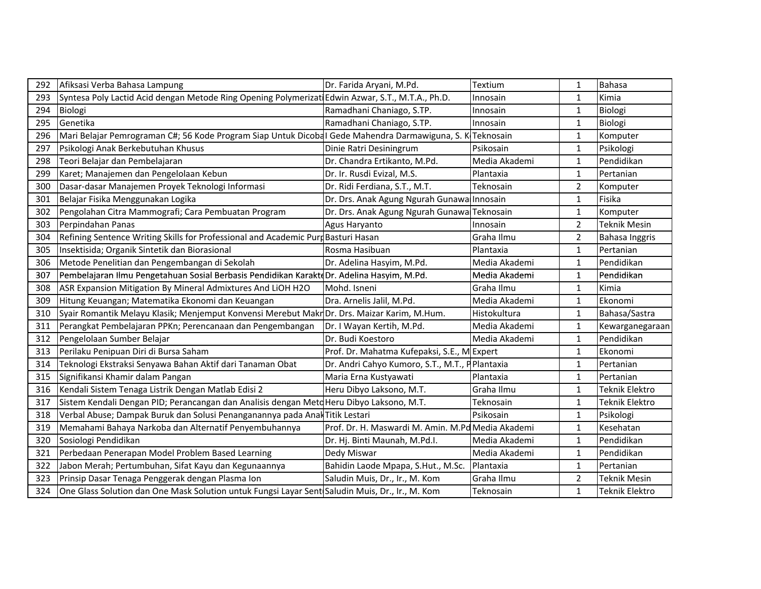| | | | | | |
|---|---|---|---|---|---|
| 292 | Afiksasi Verba Bahasa Lampung | Dr. Farida Aryani, M.Pd. | Textium | 1 | Bahasa |
| 293 | Syntesa Poly Lactid Acid dengan Metode Ring Opening Polymerizati | Edwin Azwar, S.T., M.T.A., Ph.D. | Innosain | 1 | Kimia |
| 294 | Biologi | Ramadhani Chaniago, S.TP. | Innosain | 1 | Biologi |
| 295 | Genetika | Ramadhani Chaniago, S.TP. | Innosain | 1 | Biologi |
| 296 | Mari Belajar Pemrograman C#; 56 Kode Program Siap Untuk Dicoba | I Gede Mahendra Darmawiguna, S. K | Teknosain | 1 | Komputer |
| 297 | Psikologi Anak Berkebutuhan Khusus | Dinie Ratri Desiningrum | Psikosain | 1 | Psikologi |
| 298 | Teori Belajar dan Pembelajaran | Dr. Chandra Ertikanto, M.Pd. | Media Akademi | 1 | Pendidikan |
| 299 | Karet; Manajemen dan Pengelolaan Kebun | Dr. Ir. Rusdi Evizal, M.S. | Plantaxia | 1 | Pertanian |
| 300 | Dasar-dasar Manajemen Proyek Teknologi Informasi | Dr. Ridi Ferdiana, S.T., M.T. | Teknosain | 2 | Komputer |
| 301 | Belajar Fisika Menggunakan Logika | Dr. Drs. Anak Agung Ngurah Gunawa | Innosain | 1 | Fisika |
| 302 | Pengolahan Citra Mammografi; Cara Pembuatan Program | Dr. Drs. Anak Agung Ngurah Gunawa | Teknosain | 1 | Komputer |
| 303 | Perpindahan Panas | Agus Haryanto | Innosain | 2 | Teknik Mesin |
| 304 | Refining Sentence Writing Skills for Professional and Academic Purp | Basturi Hasan | Graha Ilmu | 2 | Bahasa Inggris |
| 305 | Insektisida; Organik Sintetik dan Biorasional | Rosma Hasibuan | Plantaxia | 1 | Pertanian |
| 306 | Metode Penelitian dan Pengembangan di Sekolah | Dr. Adelina Hasyim, M.Pd. | Media Akademi | 1 | Pendidikan |
| 307 | Pembelajaran Ilmu Pengetahuan Sosial Berbasis Pendidikan Karakte | Dr. Adelina Hasyim, M.Pd. | Media Akademi | 1 | Pendidikan |
| 308 | ASR Expansion Mitigation By Mineral Admixtures And LiOH H2O | Mohd. Isneni | Graha Ilmu | 1 | Kimia |
| 309 | Hitung Keuangan; Matematika Ekonomi dan Keuangan | Dra. Arnelis Jalil, M.Pd. | Media Akademi | 1 | Ekonomi |
| 310 | Syair Romantik Melayu Klasik; Menjemput Konvensi Merebut Makr | Dr. Drs. Maizar Karim, M.Hum. | Histokultura | 1 | Bahasa/Sastra |
| 311 | Perangkat Pembelajaran PPKn; Perencanaan dan Pengembangan | Dr. I Wayan Kertih, M.Pd. | Media Akademi | 1 | Kewarganegaraan |
| 312 | Pengelolaan Sumber Belajar | Dr. Budi Koestoro | Media Akademi | 1 | Pendidikan |
| 313 | Perilaku Penipuan Diri di Bursa Saham | Prof. Dr. Mahatma Kufepaksi, S.E., M | Expert | 1 | Ekonomi |
| 314 | Teknologi Ekstraksi Senyawa Bahan Aktif dari Tanaman Obat | Dr. Andri Cahyo Kumoro, S.T., M.T., P | Plantaxia | 1 | Pertanian |
| 315 | Signifikansi Khamir dalam Pangan | Maria Erna Kustyawati | Plantaxia | 1 | Pertanian |
| 316 | Kendali Sistem Tenaga Listrik Dengan Matlab Edisi 2 | Heru Dibyo Laksono, M.T. | Graha Ilmu | 1 | Teknik Elektro |
| 317 | Sistem Kendali Dengan PID; Perancangan dan Analisis dengan Meto | Heru Dibyo Laksono, M.T. | Teknosain | 1 | Teknik Elektro |
| 318 | Verbal Abuse; Dampak Buruk dan Solusi Penanganannya pada Anak | Titik Lestari | Psikosain | 1 | Psikologi |
| 319 | Memahami Bahaya Narkoba dan Alternatif Penyembuhannya | Prof. Dr. H. Maswardi M. Amin. M.Pd | Media Akademi | 1 | Kesehatan |
| 320 | Sosiologi Pendidikan | Dr. Hj. Binti Maunah, M.Pd.I. | Media Akademi | 1 | Pendidikan |
| 321 | Perbedaan Penerapan Model Problem Based Learning | Dedy Miswar | Media Akademi | 1 | Pendidikan |
| 322 | Jabon Merah; Pertumbuhan, Sifat Kayu dan Kegunaannya | Bahidin Laode Mpapa, S.Hut., M.Sc. | Plantaxia | 1 | Pertanian |
| 323 | Prinsip Dasar Tenaga Penggerak dengan Plasma Ion | Saludin Muis, Dr., Ir., M. Kom | Graha Ilmu | 2 | Teknik Mesin |
| 324 | One Glass Solution dan One Mask Solution untuk Fungsi Layar Sent | Saludin Muis, Dr., Ir., M. Kom | Teknosain | 1 | Teknik Elektro |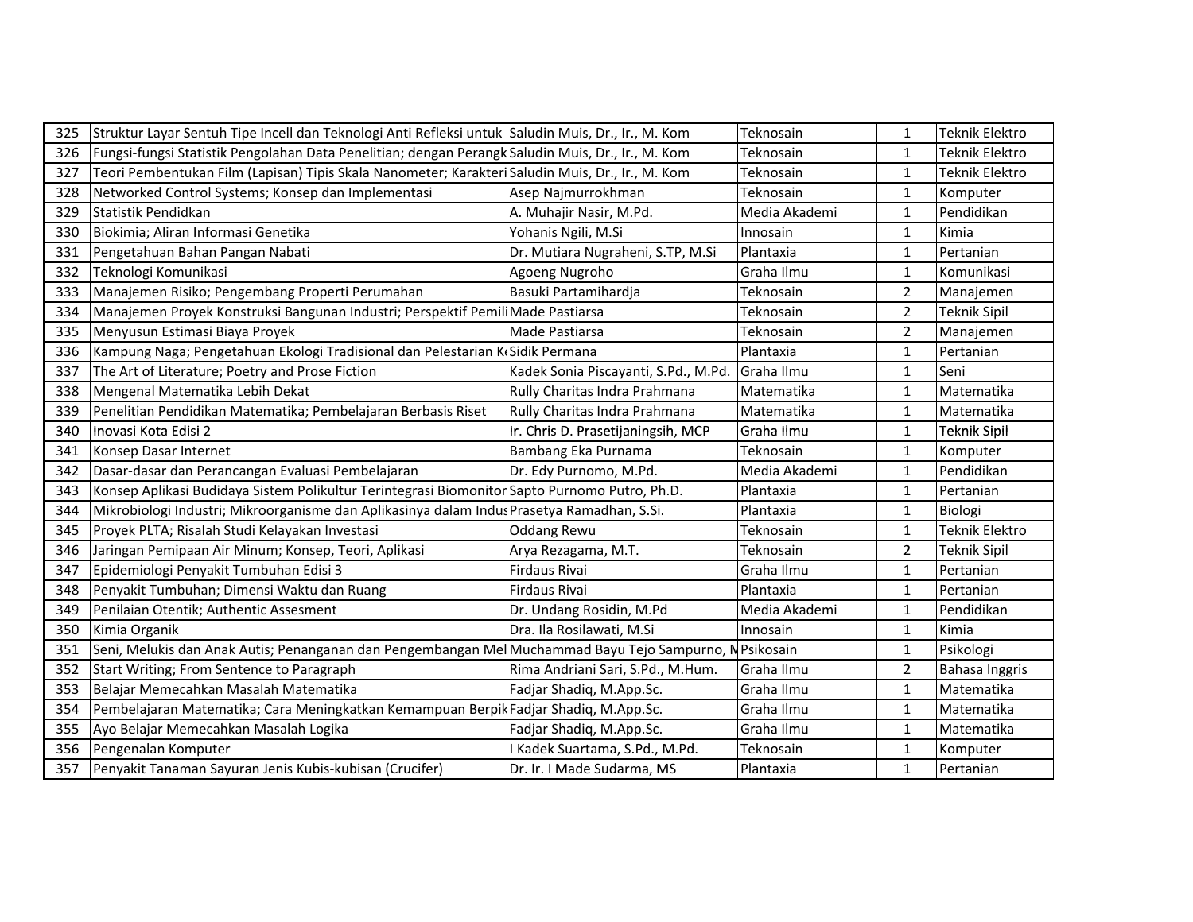| 325 | Struktur Layar Sentuh Tipe Incell dan Teknologi Anti Refleksi untuk | Saludin Muis, Dr., Ir., M. Kom | Teknosain | 1 | Teknik Elektro |
|---|---|---|---|---|---|
| 326 | Fungsi-fungsi Statistik Pengolahan Data Penelitian; dengan Perangk | Saludin Muis, Dr., Ir., M. Kom | Teknosain | 1 | Teknik Elektro |
| 327 | Teori Pembentukan Film (Lapisan) Tipis Skala Nanometer; Karakteri | Saludin Muis, Dr., Ir., M. Kom | Teknosain | 1 | Teknik Elektro |
| 328 | Networked Control Systems; Konsep dan Implementasi | Asep Najmurrokhman | Teknosain | 1 | Komputer |
| 329 | Statistik Pendidkan | A. Muhajir Nasir, M.Pd. | Media Akademi | 1 | Pendidikan |
| 330 | Biokimia; Aliran Informasi Genetika | Yohanis Ngili, M.Si | Innosain | 1 | Kimia |
| 331 | Pengetahuan Bahan Pangan Nabati | Dr. Mutiara Nugraheni, S.TP, M.Si | Plantaxia | 1 | Pertanian |
| 332 | Teknologi Komunikasi | Agoeng Nugroho | Graha Ilmu | 1 | Komunikasi |
| 333 | Manajemen Risiko; Pengembang Properti Perumahan | Basuki Partamihardja | Teknosain | 2 | Manajemen |
| 334 | Manajemen Proyek Konstruksi Bangunan Industri; Perspektif Pemili | Made Pastiarsa | Teknosain | 2 | Teknik Sipil |
| 335 | Menyusun Estimasi Biaya Proyek | Made Pastiarsa | Teknosain | 2 | Manajemen |
| 336 | Kampung Naga; Pengetahuan Ekologi Tradisional dan Pelestarian K | Sidik Permana | Plantaxia | 1 | Pertanian |
| 337 | The Art of Literature; Poetry and Prose Fiction | Kadek Sonia Piscayanti, S.Pd., M.Pd. | Graha Ilmu | 1 | Seni |
| 338 | Mengenal Matematika Lebih Dekat | Rully Charitas Indra Prahmana | Matematika | 1 | Matematika |
| 339 | Penelitian Pendidikan Matematika; Pembelajaran Berbasis Riset | Rully Charitas Indra Prahmana | Matematika | 1 | Matematika |
| 340 | Inovasi Kota Edisi 2 | Ir. Chris D. Prasetijaningsih, MCP | Graha Ilmu | 1 | Teknik Sipil |
| 341 | Konsep Dasar Internet | Bambang Eka Purnama | Teknosain | 1 | Komputer |
| 342 | Dasar-dasar dan Perancangan Evaluasi Pembelajaran | Dr. Edy Purnomo, M.Pd. | Media Akademi | 1 | Pendidikan |
| 343 | Konsep Aplikasi Budidaya Sistem Polikultur Terintegrasi Biomonitor | Sapto Purnomo Putro, Ph.D. | Plantaxia | 1 | Pertanian |
| 344 | Mikrobiologi Industri; Mikroorganisme dan Aplikasinya dalam Indus | Prasetya Ramadhan, S.Si. | Plantaxia | 1 | Biologi |
| 345 | Proyek PLTA; Risalah Studi Kelayakan Investasi | Oddang Rewu | Teknosain | 1 | Teknik Elektro |
| 346 | Jaringan Pemipaan Air Minum; Konsep, Teori, Aplikasi | Arya Rezagama, M.T. | Teknosain | 2 | Teknik Sipil |
| 347 | Epidemiologi Penyakit Tumbuhan Edisi 3 | Firdaus Rivai | Graha Ilmu | 1 | Pertanian |
| 348 | Penyakit Tumbuhan; Dimensi Waktu dan Ruang | Firdaus Rivai | Plantaxia | 1 | Pertanian |
| 349 | Penilaian Otentik; Authentic Assesment | Dr. Undang Rosidin, M.Pd | Media Akademi | 1 | Pendidikan |
| 350 | Kimia Organik | Dra. Ila Rosilawati, M.Si | Innosain | 1 | Kimia |
| 351 | Seni, Melukis dan Anak Autis; Penanganan dan Pengembangan Mel | Muchammad Bayu Tejo Sampurno, M | Psikosain | 1 | Psikologi |
| 352 | Start Writing; From Sentence to Paragraph | Rima Andriani Sari, S.Pd., M.Hum. | Graha Ilmu | 2 | Bahasa Inggris |
| 353 | Belajar Memecahkan Masalah Matematika | Fadjar Shadiq, M.App.Sc. | Graha Ilmu | 1 | Matematika |
| 354 | Pembelajaran Matematika; Cara Meningkatkan Kemampuan Berpik | Fadjar Shadiq, M.App.Sc. | Graha Ilmu | 1 | Matematika |
| 355 | Ayo Belajar Memecahkan Masalah Logika | Fadjar Shadiq, M.App.Sc. | Graha Ilmu | 1 | Matematika |
| 356 | Pengenalan Komputer | I Kadek Suartama, S.Pd., M.Pd. | Teknosain | 1 | Komputer |
| 357 | Penyakit Tanaman Sayuran Jenis Kubis-kubisan (Crucifer) | Dr. Ir. I Made Sudarma, MS | Plantaxia | 1 | Pertanian |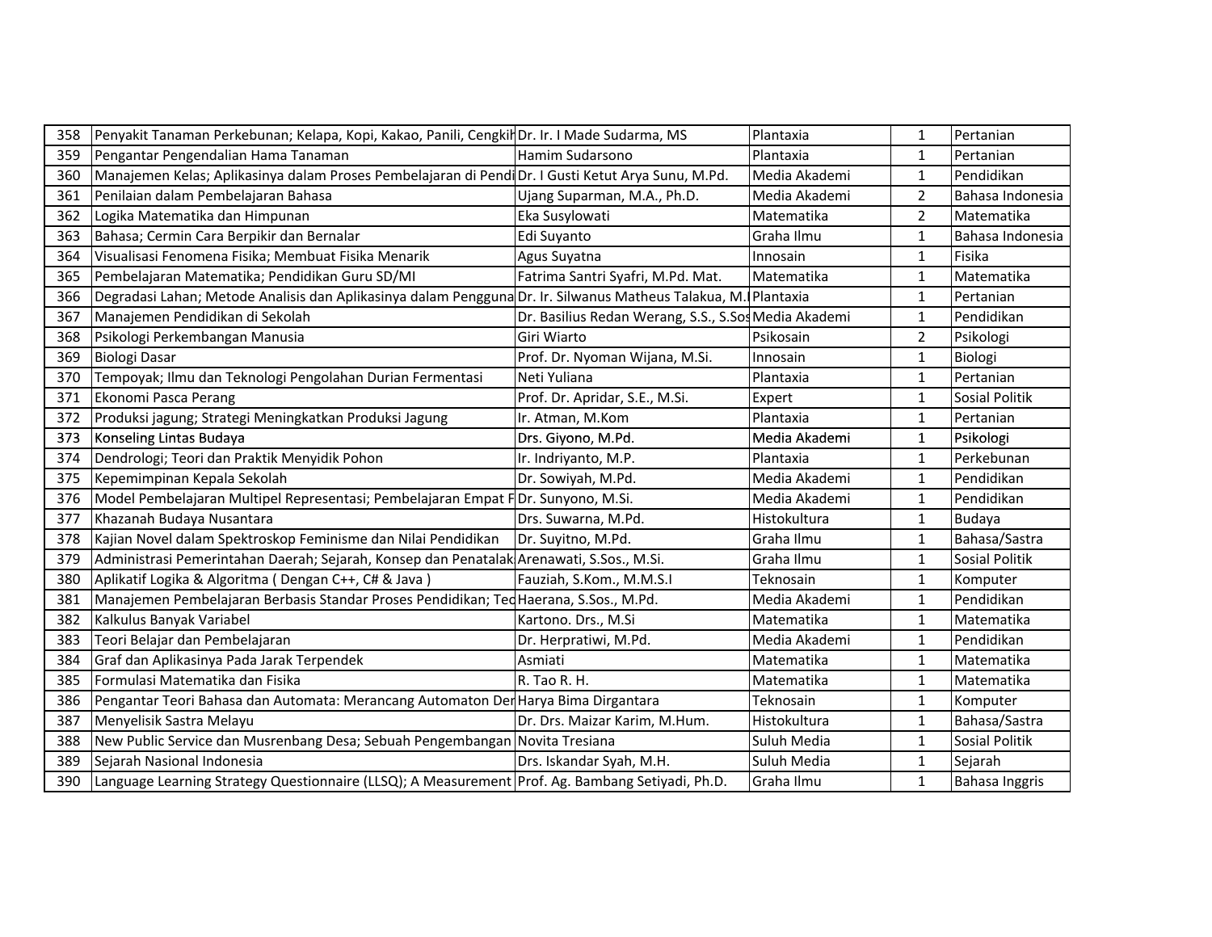| 358 | Penyakit Tanaman Perkebunan; Kelapa, Kopi, Kakao, Panili, Cengkih | Dr. Ir. I Made Sudarma, MS | Plantaxia | 1 | Pertanian |
|---|---|---|---|---|---|
| 359 | Pengantar Pengendalian Hama Tanaman | Hamim Sudarsono | Plantaxia | 1 | Pertanian |
| 360 | Manajemen Kelas; Aplikasinya dalam Proses Pembelajaran di Pendi | Dr. I Gusti Ketut Arya Sunu, M.Pd. | Media Akademi | 1 | Pendidikan |
| 361 | Penilaian dalam Pembelajaran Bahasa | Ujang Suparman, M.A., Ph.D. | Media Akademi | 2 | Bahasa Indonesia |
| 362 | Logika Matematika dan Himpunan | Eka Susylowati | Matematika | 2 | Matematika |
| 363 | Bahasa; Cermin Cara Berpikir dan Bernalar | Edi Suyanto | Graha Ilmu | 1 | Bahasa Indonesia |
| 364 | Visualisasi Fenomena Fisika; Membuat Fisika Menarik | Agus Suyatna | Innosain | 1 | Fisika |
| 365 | Pembelajaran Matematika; Pendidikan Guru SD/MI | Fatrima Santri Syafri, M.Pd. Mat. | Matematika | 1 | Matematika |
| 366 | Degradasi Lahan; Metode Analisis dan Aplikasinya dalam Pengguna | Dr. Ir. Silwanus Matheus Talakua, M.I | Plantaxia | 1 | Pertanian |
| 367 | Manajemen Pendidikan di Sekolah | Dr. Basilius Redan Werang, S.S., S.Sos | Media Akademi | 1 | Pendidikan |
| 368 | Psikologi Perkembangan Manusia | Giri Wiarto | Psikosain | 2 | Psikologi |
| 369 | Biologi Dasar | Prof. Dr. Nyoman Wijana, M.Si. | Innosain | 1 | Biologi |
| 370 | Tempoyak; Ilmu dan Teknologi Pengolahan Durian Fermentasi | Neti Yuliana | Plantaxia | 1 | Pertanian |
| 371 | Ekonomi Pasca Perang | Prof. Dr. Apridar, S.E., M.Si. | Expert | 1 | Sosial Politik |
| 372 | Produksi jagung; Strategi Meningkatkan Produksi Jagung | Ir. Atman, M.Kom | Plantaxia | 1 | Pertanian |
| 373 | Konseling Lintas Budaya | Drs. Giyono, M.Pd. | Media Akademi | 1 | Psikologi |
| 374 | Dendrologi; Teori dan Praktik Menyidik Pohon | Ir. Indriyanto, M.P. | Plantaxia | 1 | Perkebunan |
| 375 | Kepemimpinan Kepala Sekolah | Dr. Sowiyah, M.Pd. | Media Akademi | 1 | Pendidikan |
| 376 | Model Pembelajaran Multipel Representasi; Pembelajaran Empat F | Dr. Sunyono, M.Si. | Media Akademi | 1 | Pendidikan |
| 377 | Khazanah Budaya Nusantara | Drs. Suwarna, M.Pd. | Histokultura | 1 | Budaya |
| 378 | Kajian Novel dalam Spektroskop Feminisme dan Nilai Pendidikan | Dr. Suyitno, M.Pd. | Graha Ilmu | 1 | Bahasa/Sastra |
| 379 | Administrasi Pemerintahan Daerah; Sejarah, Konsep dan Penatalak | Arenawati, S.Sos., M.Si. | Graha Ilmu | 1 | Sosial Politik |
| 380 | Aplikatif Logika & Algoritma ( Dengan C++, C# & Java ) | Fauziah, S.Kom., M.M.S.I | Teknosain | 1 | Komputer |
| 381 | Manajemen Pembelajaran Berbasis Standar Proses Pendidikan; Teo | Haerana, S.Sos., M.Pd. | Media Akademi | 1 | Pendidikan |
| 382 | Kalkulus Banyak Variabel | Kartono. Drs., M.Si | Matematika | 1 | Matematika |
| 383 | Teori Belajar dan Pembelajaran | Dr. Herpratiwi, M.Pd. | Media Akademi | 1 | Pendidikan |
| 384 | Graf dan Aplikasinya Pada Jarak Terpendek | Asmiati | Matematika | 1 | Matematika |
| 385 | Formulasi Matematika dan Fisika | R. Tao R. H. | Matematika | 1 | Matematika |
| 386 | Pengantar Teori Bahasa dan Automata: Merancang Automaton Der | Harya Bima Dirgantara | Teknosain | 1 | Komputer |
| 387 | Menyelisik Sastra Melayu | Dr. Drs. Maizar Karim, M.Hum. | Histokultura | 1 | Bahasa/Sastra |
| 388 | New Public Service dan Musrenbang Desa; Sebuah Pengembangan | Novita Tresiana | Suluh Media | 1 | Sosial Politik |
| 389 | Sejarah Nasional Indonesia | Drs. Iskandar Syah, M.H. | Suluh Media | 1 | Sejarah |
| 390 | Language Learning Strategy Questionnaire (LLSQ); A Measurement | Prof. Ag. Bambang Setiyadi, Ph.D. | Graha Ilmu | 1 | Bahasa Inggris |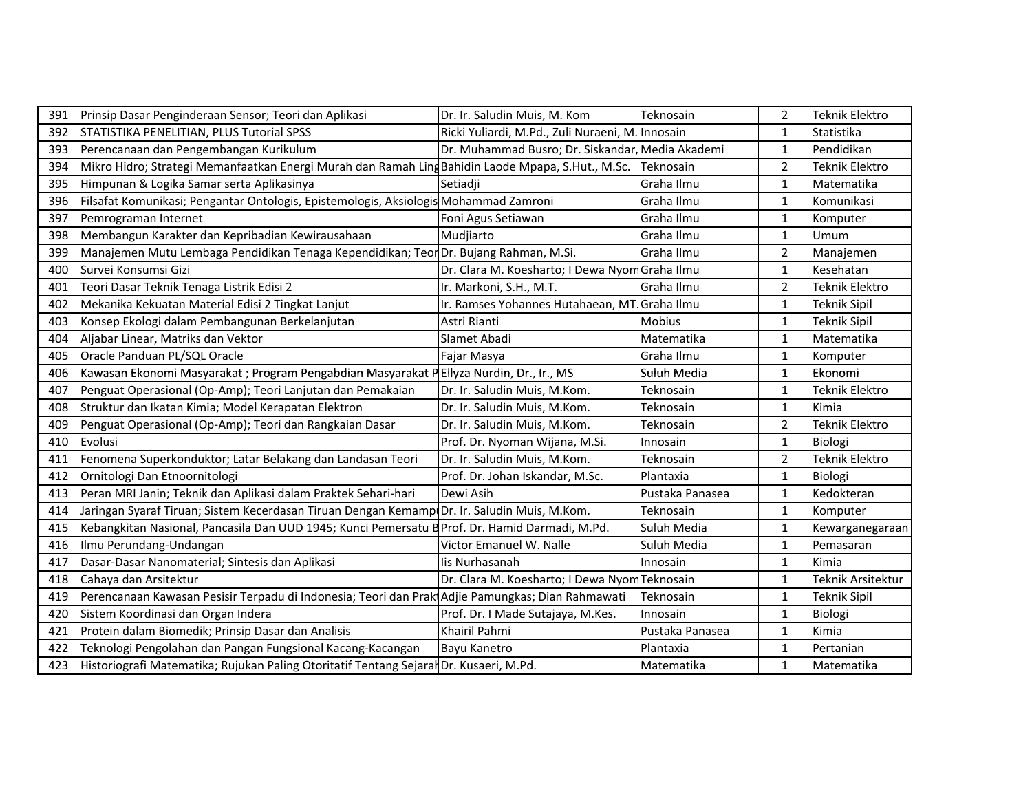| 391 | Prinsip Dasar Penginderaan Sensor; Teori dan Aplikasi | Dr. Ir. Saludin Muis, M. Kom | Teknosain | 2 | Teknik Elektro |
|---|---|---|---|---|---|
| 392 | STATISTIKA PENELITIAN, PLUS Tutorial SPSS | Ricki Yuliardi, M.Pd., Zuli Nuraeni, M. | Innosain | 1 | Statistika |
| 393 | Perencanaan dan Pengembangan Kurikulum | Dr. Muhammad Busro; Dr. Siskandar, | Media Akademi | 1 | Pendidikan |
| 394 | Mikro Hidro; Strategi Memanfaatkan Energi Murah dan Ramah Ling | Bahidin Laode Mpapa, S.Hut., M.Sc. | Teknosain | 2 | Teknik Elektro |
| 395 | Himpunan & Logika Samar serta Aplikasinya | Setiadji | Graha Ilmu | 1 | Matematika |
| 396 | Filsafat Komunikasi; Pengantar Ontologis, Epistemologis, Aksiologis | Mohammad Zamroni | Graha Ilmu | 1 | Komunikasi |
| 397 | Pemrograman Internet | Foni Agus Setiawan | Graha Ilmu | 1 | Komputer |
| 398 | Membangun Karakter dan Kepribadian Kewirausahaan | Mudjiarto | Graha Ilmu | 1 | Umum |
| 399 | Manajemen Mutu Lembaga Pendidikan Tenaga Kependidikan; Teor | Dr. Bujang Rahman, M.Si. | Graha Ilmu | 2 | Manajemen |
| 400 | Survei Konsumsi Gizi | Dr. Clara M. Koesharto; I Dewa Nyom | Graha Ilmu | 1 | Kesehatan |
| 401 | Teori Dasar Teknik Tenaga Listrik Edisi 2 | Ir. Markoni, S.H., M.T. | Graha Ilmu | 2 | Teknik Elektro |
| 402 | Mekanika Kekuatan Material Edisi 2 Tingkat Lanjut | Ir. Ramses Yohannes Hutahaean, MT. | Graha Ilmu | 1 | Teknik Sipil |
| 403 | Konsep Ekologi dalam Pembangunan Berkelanjutan | Astri Rianti | Mobius | 1 | Teknik Sipil |
| 404 | Aljabar Linear, Matriks dan Vektor | Slamet Abadi | Matematika | 1 | Matematika |
| 405 | Oracle Panduan PL/SQL Oracle | Fajar Masya | Graha Ilmu | 1 | Komputer |
| 406 | Kawasan Ekonomi Masyarakat ; Program Pengabdian Masyarakat P | Ellyza Nurdin, Dr., Ir., MS | Suluh Media | 1 | Ekonomi |
| 407 | Penguat Operasional (Op-Amp); Teori Lanjutan dan Pemakaian | Dr. Ir. Saludin Muis, M.Kom. | Teknosain | 1 | Teknik Elektro |
| 408 | Struktur dan Ikatan Kimia; Model Kerapatan Elektron | Dr. Ir. Saludin Muis, M.Kom. | Teknosain | 1 | Kimia |
| 409 | Penguat Operasional (Op-Amp); Teori dan Rangkaian Dasar | Dr. Ir. Saludin Muis, M.Kom. | Teknosain | 2 | Teknik Elektro |
| 410 | Evolusi | Prof. Dr. Nyoman Wijana, M.Si. | Innosain | 1 | Biologi |
| 411 | Fenomena Superkonduktor; Latar Belakang dan Landasan Teori | Dr. Ir. Saludin Muis, M.Kom. | Teknosain | 2 | Teknik Elektro |
| 412 | Ornitologi Dan Etnoornitologi | Prof. Dr. Johan Iskandar, M.Sc. | Plantaxia | 1 | Biologi |
| 413 | Peran MRI Janin; Teknik dan Aplikasi dalam Praktek Sehari-hari | Dewi Asih | Pustaka Panasea | 1 | Kedokteran |
| 414 | Jaringan Syaraf Tiruan; Sistem Kecerdasan Tiruan Dengan Kemamp | Dr. Ir. Saludin Muis, M.Kom. | Teknosain | 1 | Komputer |
| 415 | Kebangkitan Nasional, Pancasila Dan UUD 1945; Kunci Pemersatu B | Prof. Dr. Hamid Darmadi, M.Pd. | Suluh Media | 1 | Kewarganegaraan |
| 416 | Ilmu Perundang-Undangan | Victor Emanuel W. Nalle | Suluh Media | 1 | Pemasaran |
| 417 | Dasar-Dasar Nanomaterial; Sintesis dan Aplikasi | Iis Nurhasanah | Innosain | 1 | Kimia |
| 418 | Cahaya dan Arsitektur | Dr. Clara M. Koesharto; I Dewa Nyom | Teknosain | 1 | Teknik Arsitektur |
| 419 | Perencanaan Kawasan Pesisir Terpadu di Indonesia; Teori dan Prakt | Adjie Pamungkas; Dian Rahmawati | Teknosain | 1 | Teknik Sipil |
| 420 | Sistem Koordinasi dan Organ Indera | Prof. Dr. I Made Sutajaya, M.Kes. | Innosain | 1 | Biologi |
| 421 | Protein dalam Biomedik; Prinsip Dasar dan Analisis | Khairil Pahmi | Pustaka Panasea | 1 | Kimia |
| 422 | Teknologi Pengolahan dan Pangan Fungsional Kacang-Kacangan | Bayu Kanetro | Plantaxia | 1 | Pertanian |
| 423 | Historiografi Matematika; Rujukan Paling Otoritatif Tentang Sejarah | Dr. Kusaeri, M.Pd. | Matematika | 1 | Matematika |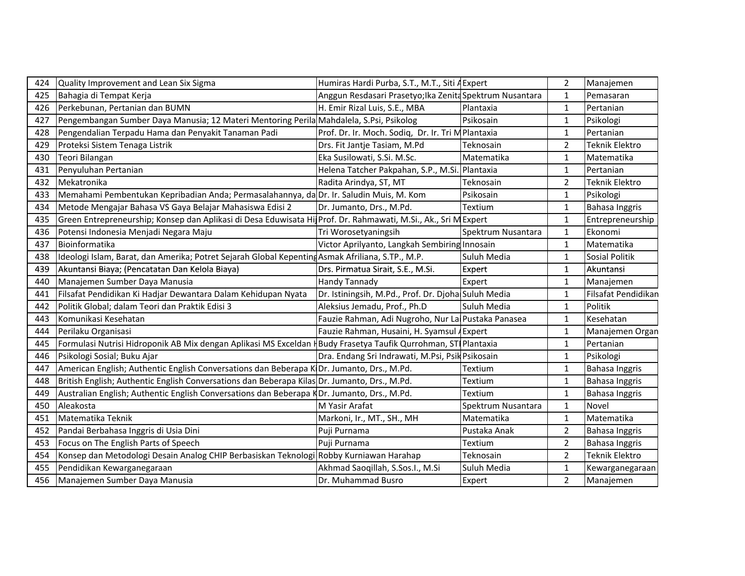| 424 | Quality Improvement and Lean Six Sigma | Humiras Hardi Purba, S.T., M.T., Siti A | Expert | 2 | Manajemen |
|---|---|---|---|---|---|
| 425 | Bahagia di Tempat Kerja | Anggun Resdasari Prasetyo;Ika Zenita | Spektrum Nusantara | 1 | Pemasaran |
| 426 | Perkebunan, Pertanian dan BUMN | H. Emir Rizal Luis, S.E., MBA | Plantaxia | 1 | Pertanian |
| 427 | Pengembangan Sumber Daya Manusia; 12 Materi Mentoring Perila | Mahdalela, S.Psi, Psikolog | Psikosain | 1 | Psikologi |
| 428 | Pengendalian Terpadu Hama dan Penyakit Tanaman Padi | Prof. Dr. Ir. Moch. Sodiq, Dr. Ir. Tri M | Plantaxia | 1 | Pertanian |
| 429 | Proteksi Sistem Tenaga Listrik | Drs. Fit Jantje Tasiam, M.Pd | Teknosain | 2 | Teknik Elektro |
| 430 | Teori Bilangan | Eka Susilowati, S.Si. M.Sc. | Matematika | 1 | Matematika |
| 431 | Penyuluhan Pertanian | Helena Tatcher Pakpahan, S.P., M.Si. | Plantaxia | 1 | Pertanian |
| 432 | Mekatronika | Radita Arindya, ST, MT | Teknosain | 2 | Teknik Elektro |
| 433 | Memahami Pembentukan Kepribadian Anda; Permasalahannya, da | Dr. Ir. Saludin Muis, M. Kom | Psikosain | 1 | Psikologi |
| 434 | Metode Mengajar Bahasa VS Gaya Belajar Mahasiswa Edisi 2 | Dr. Jumanto, Drs., M.Pd. | Textium | 1 | Bahasa Inggris |
| 435 | Green Entrepreneurship; Konsep dan Aplikasi di Desa Eduwisata Hi | Prof. Dr. Rahmawati, M.Si., Ak., Sri M | Expert | 1 | Entrepreneurship |
| 436 | Potensi Indonesia Menjadi Negara Maju | Tri Worosetyaningsih | Spektrum Nusantara | 1 | Ekonomi |
| 437 | Bioinformatika | Victor Aprilyanto, Langkah Sembiring | Innosain | 1 | Matematika |
| 438 | Ideologi Islam, Barat, dan Amerika; Potret Sejarah Global Kepenting | Asmak Afriliana, S.TP., M.P. | Suluh Media | 1 | Sosial Politik |
| 439 | Akuntansi Biaya; (Pencatatan Dan Kelola Biaya) | Drs. Pirmatua Sirait, S.E., M.Si. | Expert | 1 | Akuntansi |
| 440 | Manajemen Sumber Daya Manusia | Handy Tannady | Expert | 1 | Manajemen |
| 441 | Filsafat Pendidikan Ki Hadjar Dewantara Dalam Kehidupan Nyata | Dr. Istiningsih, M.Pd., Prof. Dr. Djoha | Suluh Media | 1 | Filsafat Pendidikan |
| 442 | Politik Global; dalam Teori dan Praktik Edisi 3 | Aleksius Jemadu, Prof., Ph.D | Suluh Media | 1 | Politik |
| 443 | Komunikasi Kesehatan | Fauzie Rahman, Adi Nugroho, Nur La | Pustaka Panasea | 1 | Kesehatan |
| 444 | Perilaku Organisasi | Fauzie Rahman, Husaini, H. Syamsul A | Expert | 1 | Manajemen Organ |
| 445 | Formulasi Nutrisi Hidroponik AB Mix dengan Aplikasi MS Exceldan H | Budy Frasetya Taufik Qurrohman, STI | Plantaxia | 1 | Pertanian |
| 446 | Psikologi Sosial; Buku Ajar | Dra. Endang Sri Indrawati, M.Psi, Psik | Psikosain | 1 | Psikologi |
| 447 | American English; Authentic English Conversations dan Beberapa K | Dr. Jumanto, Drs., M.Pd. | Textium | 1 | Bahasa Inggris |
| 448 | British English; Authentic English Conversations dan Beberapa Kilas | Dr. Jumanto, Drs., M.Pd. | Textium | 1 | Bahasa Inggris |
| 449 | Australian English; Authentic English Conversations dan Beberapa K | Dr. Jumanto, Drs., M.Pd. | Textium | 1 | Bahasa Inggris |
| 450 | Aleakosta | M Yasir Arafat | Spektrum Nusantara | 1 | Novel |
| 451 | Matematika Teknik | Markoni, Ir., MT., SH., MH | Matematika | 1 | Matematika |
| 452 | Pandai Berbahasa Inggris di Usia Dini | Puji Purnama | Pustaka Anak | 2 | Bahasa Inggris |
| 453 | Focus on The English Parts of Speech | Puji Purnama | Textium | 2 | Bahasa Inggris |
| 454 | Konsep dan Metodologi Desain Analog CHIP Berbasiskan Teknologi | Robby Kurniawan Harahap | Teknosain | 2 | Teknik Elektro |
| 455 | Pendidikan Kewarganegaraan | Akhmad Saoqillah, S.Sos.I., M.Si | Suluh Media | 1 | Kewarganegaraan |
| 456 | Manajemen Sumber Daya Manusia | Dr. Muhammad Busro | Expert | 2 | Manajemen |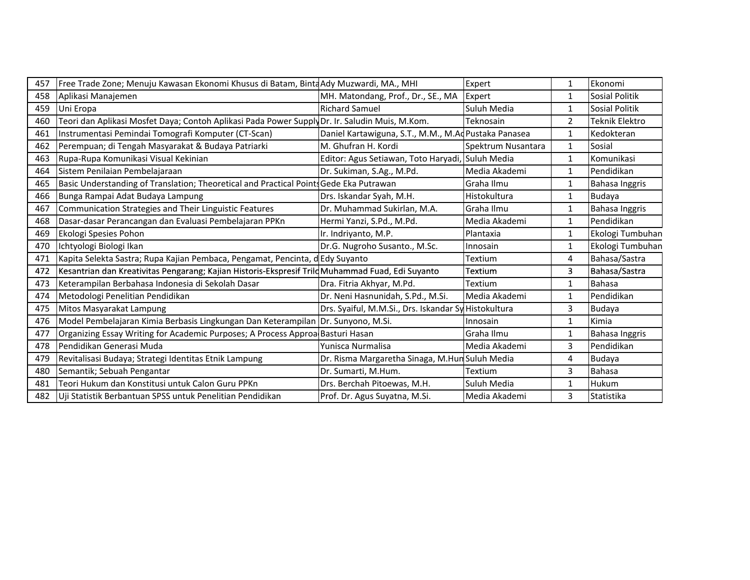| | | | | | |
|---|---|---|---|---|---|
| 457 | Free Trade Zone; Menuju Kawasan Ekonomi Khusus di Batam, Binta | Ady Muzwardi, MA., MHI | Expert | 1 | Ekonomi |
| 458 | Aplikasi Manajemen | MH. Matondang, Prof., Dr., SE., MA | Expert | 1 | Sosial Politik |
| 459 | Uni Eropa | Richard Samuel | Suluh Media | 1 | Sosial Politik |
| 460 | Teori dan Aplikasi Mosfet Daya; Contoh Aplikasi Pada Power Supply | Dr. Ir. Saludin Muis, M.Kom. | Teknosain | 2 | Teknik Elektro |
| 461 | Instrumentasi Pemindai Tomografi Komputer (CT-Scan) | Daniel Kartawiguna, S.T., M.M., M.Ac | Pustaka Panasea | 1 | Kedokteran |
| 462 | Perempuan; di Tengah Masyarakat & Budaya Patriarki | M. Ghufran H. Kordi | Spektrum Nusantara | 1 | Sosial |
| 463 | Rupa-Rupa Komunikasi Visual Kekinian | Editor: Agus Setiawan, Toto Haryadi, | Suluh Media | 1 | Komunikasi |
| 464 | Sistem Penilaian Pembelajaraan | Dr. Sukiman, S.Ag., M.Pd. | Media Akademi | 1 | Pendidikan |
| 465 | Basic Understanding of Translation; Theoretical and Practical Points | Gede Eka Putrawan | Graha Ilmu | 1 | Bahasa Inggris |
| 466 | Bunga Rampai Adat Budaya Lampung | Drs. Iskandar Syah, M.H. | Histokultura | 1 | Budaya |
| 467 | Communication Strategies and Their Linguistic Features | Dr. Muhammad Sukirlan, M.A. | Graha Ilmu | 1 | Bahasa Inggris |
| 468 | Dasar-dasar Perancangan dan Evaluasi Pembelajaran PPKn | Hermi Yanzi, S.Pd., M.Pd. | Media Akademi | 1 | Pendidikan |
| 469 | Ekologi Spesies Pohon | Ir. Indriyanto, M.P. | Plantaxia | 1 | Ekologi Tumbuhan |
| 470 | Ichtyologi Biologi Ikan | Dr.G. Nugroho Susanto., M.Sc. | Innosain | 1 | Ekologi Tumbuhan |
| 471 | Kapita Selekta Sastra; Rupa Kajian Pembaca, Pengamat, Pencinta, d | Edy Suyanto | Textium | 4 | Bahasa/Sastra |
| 472 | Kesantrian dan Kreativitas Pengarang; Kajian Historis-Ekspresif Trilo | Muhammad Fuad, Edi Suyanto | Textium | 3 | Bahasa/Sastra |
| 473 | Keterampilan Berbahasa Indonesia di Sekolah Dasar | Dra. Fitria Akhyar, M.Pd. | Textium | 1 | Bahasa |
| 474 | Metodologi Penelitian Pendidikan | Dr. Neni Hasnunidah, S.Pd., M.Si. | Media Akademi | 1 | Pendidikan |
| 475 | Mitos Masyarakat Lampung | Drs. Syaiful, M.M.Si., Drs. Iskandar Sy | Histokultura | 3 | Budaya |
| 476 | Model Pembelajaran Kimia Berbasis Lingkungan Dan Keterampilan | Dr. Sunyono, M.Si. | Innosain | 1 | Kimia |
| 477 | Organizing Essay Writing for Academic Purposes; A Process Approa | Basturi Hasan | Graha Ilmu | 1 | Bahasa Inggris |
| 478 | Pendidikan Generasi Muda | Yunisca Nurmalisa | Media Akademi | 3 | Pendidikan |
| 479 | Revitalisasi Budaya; Strategi Identitas Etnik Lampung | Dr. Risma Margaretha Sinaga, M.Hum | Suluh Media | 4 | Budaya |
| 480 | Semantik; Sebuah Pengantar | Dr. Sumarti, M.Hum. | Textium | 3 | Bahasa |
| 481 | Teori Hukum dan Konstitusi untuk Calon Guru PPKn | Drs. Berchah Pitoewas, M.H. | Suluh Media | 1 | Hukum |
| 482 | Uji Statistik Berbantuan SPSS untuk Penelitian Pendidikan | Prof. Dr. Agus Suyatna, M.Si. | Media Akademi | 3 | Statistika |